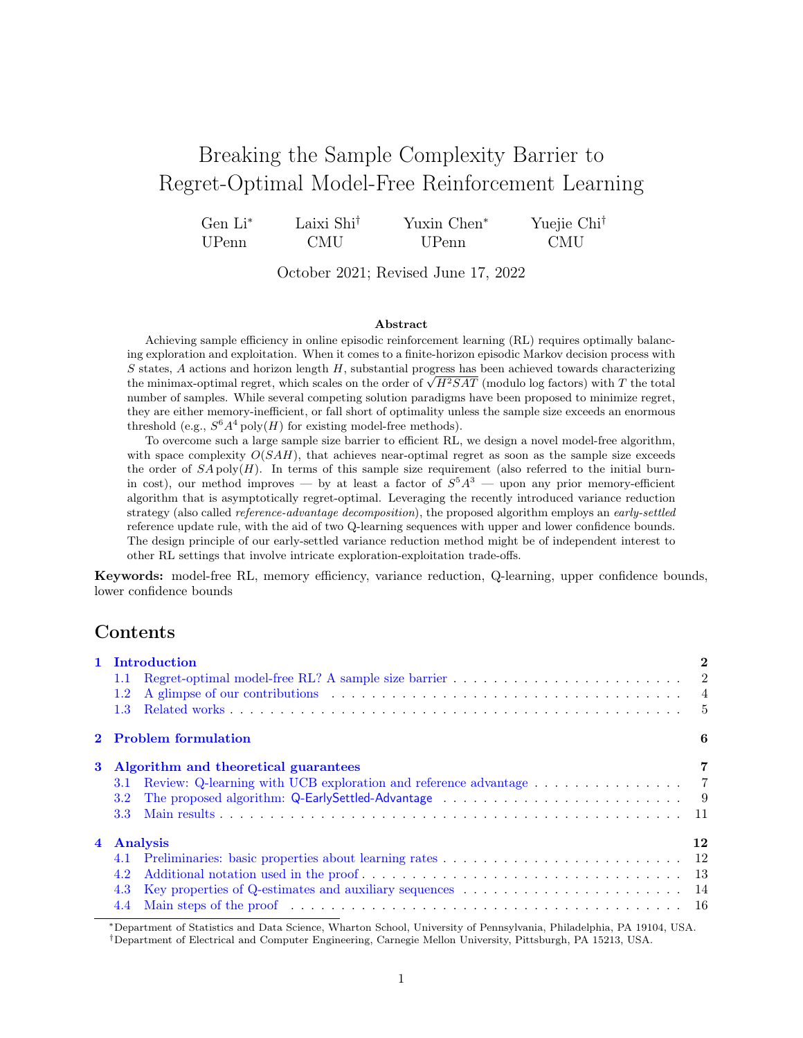# Breaking the Sample Complexity Barrier to Regret-Optimal Model-Free Reinforcement Learning

Gen Li[*] UPenn Laixi Shi[†] CMU Yuxin Chen[*] UPenn Yuejie Chi[†] CMU

October 2021; Revised June 17, 2022

### Abstract

Achieving sample efficiency in online episodic reinforcement learning (RL) requires optimally balancing exploration and exploitation. When it comes to a finite-horizon episodic Markov decision process with $S$ states, $A$ actions and horizon length $H$, substantial progress has been achieved towards characterizing the minimax-optimal regret, which scales on the order of $\sqrt{H^2SAT}$ (modulo log factors) with $T$ the total number of samples. While several competing solution paradigms have been proposed to minimize regret, they are either memory-inefficient, or fall short of optimality unless the sample size exceeds an enormous threshold (e.g., $S^6A^4 \, \mathrm{poly}(H)$ for existing model-free methods).

To overcome such a large sample size barrier to efficient RL, we design a novel model-free algorithm, with space complexity $O(SAH)$, that achieves near-optimal regret as soon as the sample size exceeds the order of $SA \, \mathrm{poly}(H)$. In terms of this sample size requirement (also referred to the initial burn-in cost), our method improves — by at least a factor of $S^5A^3$ — upon any prior memory-efficient algorithm that is asymptotically regret-optimal. Leveraging the recently introduced variance reduction strategy (also called *reference-advantage decomposition*), the proposed algorithm employs an *early-settled* reference update rule, with the aid of two Q-learning sequences with upper and lower confidence bounds. The design principle of our early-settled variance reduction method might be of independent interest to other RL settings that involve intricate exploration-exploitation trade-offs.

**Keywords:** model-free RL, memory efficiency, variance reduction, Q-learning, upper confidence bounds, lower confidence bounds

## Contents

- 1 Introduction — 2
  - 1.1 Regret-optimal model-free RL? A sample size barrier — 2
  - 1.2 A glimpse of our contributions — 4
  - 1.3 Related works — 5
- 2 Problem formulation — 6
- 3 Algorithm and theoretical guarantees — 7
  - 3.1 Review: Q-learning with UCB exploration and reference advantage — 7
  - 3.2 The proposed algorithm: Q-EarlySettled-Advantage — 9
  - 3.3 Main results — 11
- 4 Analysis — 12
  - 4.1 Preliminaries: basic properties about learning rates — 12
  - 4.2 Additional notation used in the proof — 13
  - 4.3 Key properties of Q-estimates and auxiliary sequences — 14
  - 4.4 Main steps of the proof — 16

[*]Department of Statistics and Data Science, Wharton School, University of Pennsylvania, Philadelphia, PA 19104, USA.
[†]Department of Electrical and Computer Engineering, Carnegie Mellon University, Pittsburgh, PA 15213, USA.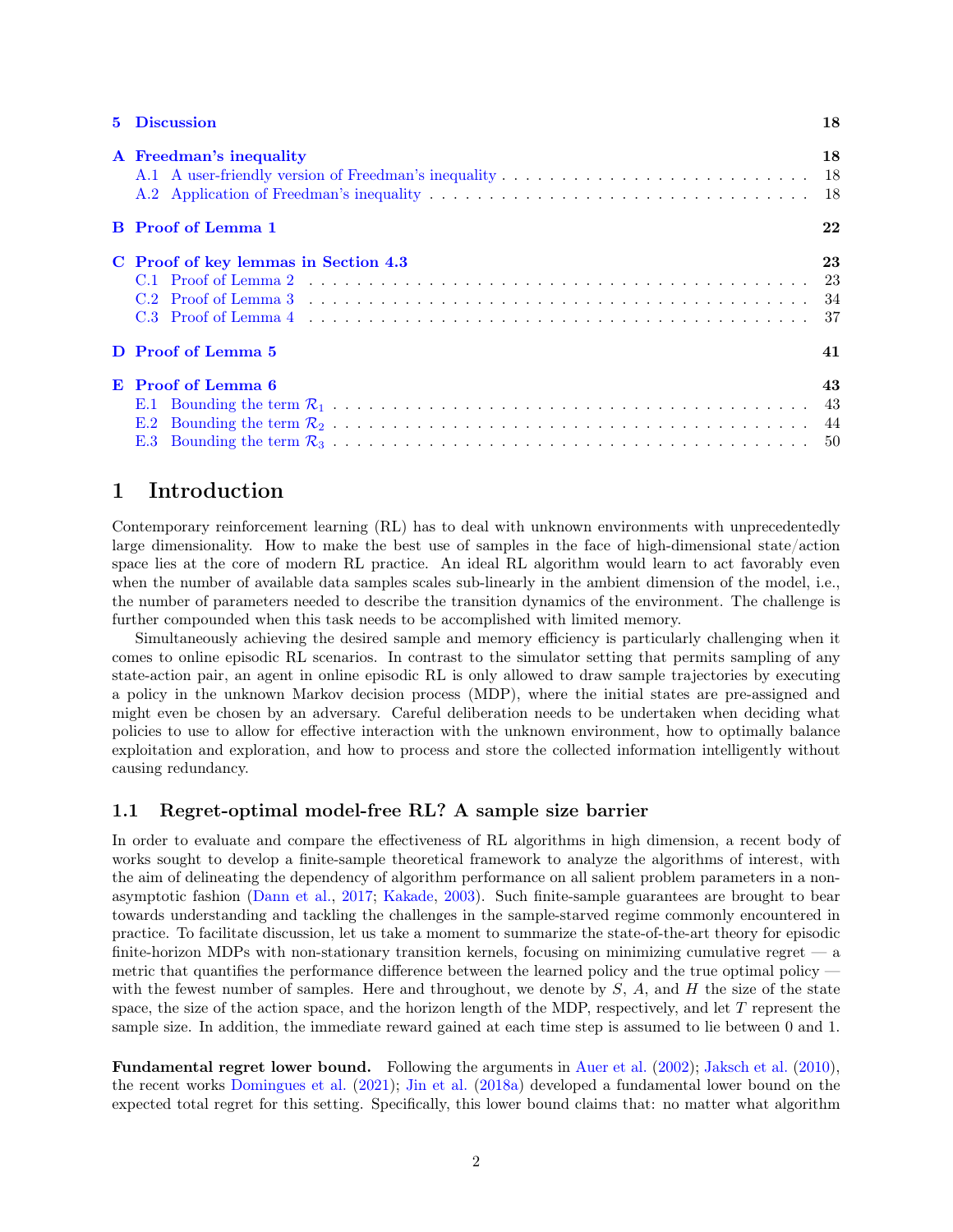| | | |
|---|---|---|
| **5** | **Discussion** | **18** |
| **A** | **Freedman's inequality** | **18** |
| | A.1 A user-friendly version of Freedman's inequality | 18 |
| | A.2 Application of Freedman's inequality | 18 |
| **B** | **Proof of Lemma 1** | **22** |
| **C** | **Proof of key lemmas in Section 4.3** | **23** |
| | C.1 Proof of Lemma 2 | 23 |
| | C.2 Proof of Lemma 3 | 34 |
| | C.3 Proof of Lemma 4 | 37 |
| **D** | **Proof of Lemma 5** | **41** |
| **E** | **Proof of Lemma 6** | **43** |
| | E.1 Bounding the term $\mathcal{R}_1$ | 43 |
| | E.2 Bounding the term $\mathcal{R}_2$ | 44 |
| | E.3 Bounding the term $\mathcal{R}_3$ | 50 |

# 1 Introduction

Contemporary reinforcement learning (RL) has to deal with unknown environments with unprecedentedly large dimensionality. How to make the best use of samples in the face of high-dimensional state/action space lies at the core of modern RL practice. An ideal RL algorithm would learn to act favorably even when the number of available data samples scales sub-linearly in the ambient dimension of the model, i.e., the number of parameters needed to describe the transition dynamics of the environment. The challenge is further compounded when this task needs to be accomplished with limited memory.

Simultaneously achieving the desired sample and memory efficiency is particularly challenging when it comes to online episodic RL scenarios. In contrast to the simulator setting that permits sampling of any state-action pair, an agent in online episodic RL is only allowed to draw sample trajectories by executing a policy in the unknown Markov decision process (MDP), where the initial states are pre-assigned and might even be chosen by an adversary. Careful deliberation needs to be undertaken when deciding what policies to use to allow for effective interaction with the unknown environment, how to optimally balance exploitation and exploration, and how to process and store the collected information intelligently without causing redundancy.

## 1.1 Regret-optimal model-free RL? A sample size barrier

In order to evaluate and compare the effectiveness of RL algorithms in high dimension, a recent body of works sought to develop a finite-sample theoretical framework to analyze the algorithms of interest, with the aim of delineating the dependency of algorithm performance on all salient problem parameters in a non-asymptotic fashion (Dann et al., 2017; Kakade, 2003). Such finite-sample guarantees are brought to bear towards understanding and tackling the challenges in the sample-starved regime commonly encountered in practice. To facilitate discussion, let us take a moment to summarize the state-of-the-art theory for episodic finite-horizon MDPs with non-stationary transition kernels, focusing on minimizing cumulative regret — a metric that quantifies the performance difference between the learned policy and the true optimal policy — with the fewest number of samples. Here and throughout, we denote by $S$, $A$, and $H$ the size of the state space, the size of the action space, and the horizon length of the MDP, respectively, and let $T$ represent the sample size. In addition, the immediate reward gained at each time step is assumed to lie between 0 and 1.

**Fundamental regret lower bound.** Following the arguments in Auer et al. (2002); Jaksch et al. (2010), the recent works Domingues et al. (2021); Jin et al. (2018a) developed a fundamental lower bound on the expected total regret for this setting. Specifically, this lower bound claims that: no matter what algorithm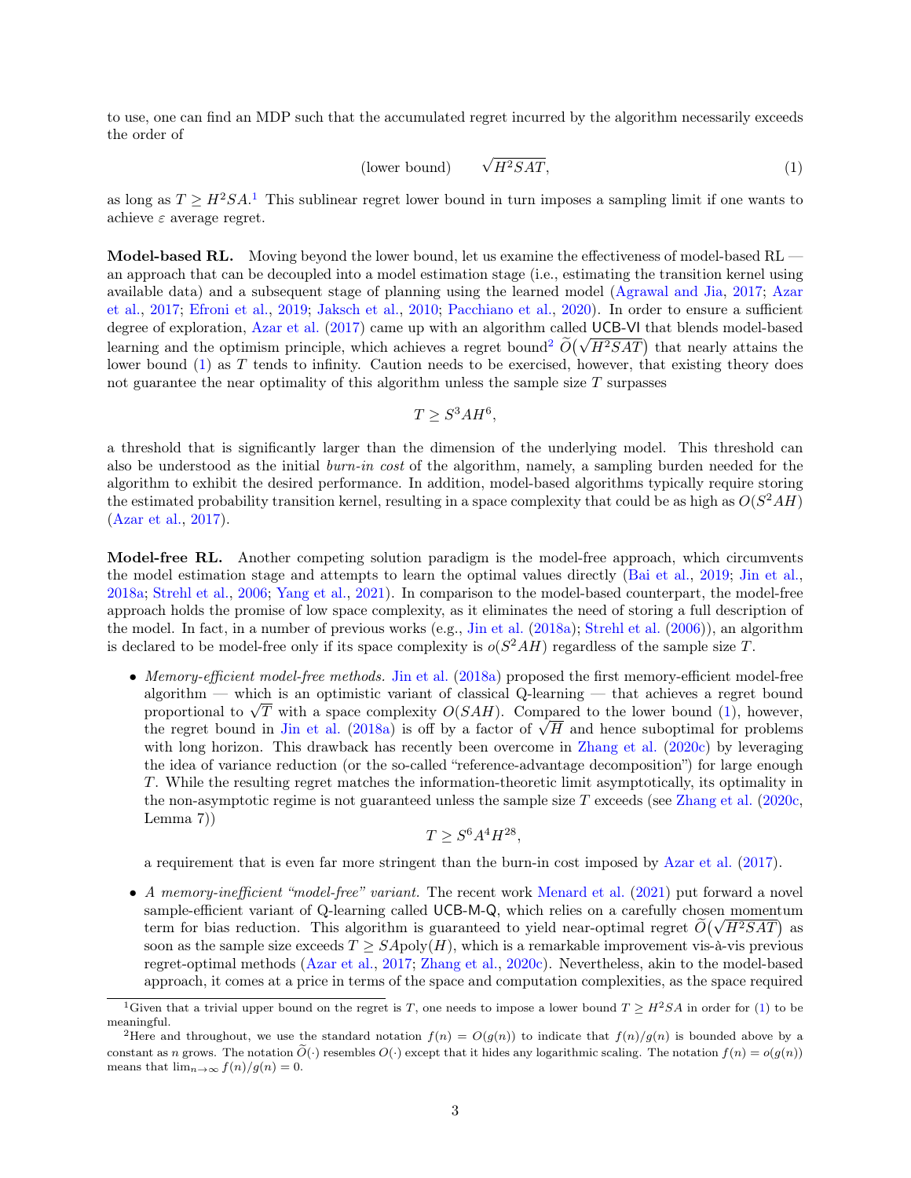to use, one can find an MDP such that the accumulated regret incurred by the algorithm necessarily exceeds the order of

$$\text{(lower bound)} \qquad \sqrt{H^2SAT}, \tag{1}$$

as long as $T \geq H^2SA$.[1] This sublinear regret lower bound in turn imposes a sampling limit if one wants to achieve $\varepsilon$ average regret.

**Model-based RL.** Moving beyond the lower bound, let us examine the effectiveness of model-based RL — an approach that can be decoupled into a model estimation stage (i.e., estimating the transition kernel using available data) and a subsequent stage of planning using the learned model (Agrawal and Jia, 2017; Azar et al., 2017; Efroni et al., 2019; Jaksch et al., 2010; Pacchiano et al., 2020). In order to ensure a sufficient degree of exploration, Azar et al. (2017) came up with an algorithm called UCB-VI that blends model-based learning and the optimism principle, which achieves a regret bound[2] $\widetilde{O}\big(\sqrt{H^2SAT}\big)$ that nearly attains the lower bound (1) as $T$ tends to infinity. Caution needs to be exercised, however, that existing theory does not guarantee the near optimality of this algorithm unless the sample size $T$ surpasses

$$T \geq S^3AH^6,$$

a threshold that is significantly larger than the dimension of the underlying model. This threshold can also be understood as the initial *burn-in cost* of the algorithm, namely, a sampling burden needed for the algorithm to exhibit the desired performance. In addition, model-based algorithms typically require storing the estimated probability transition kernel, resulting in a space complexity that could be as high as $O(S^2AH)$ (Azar et al., 2017).

**Model-free RL.** Another competing solution paradigm is the model-free approach, which circumvents the model estimation stage and attempts to learn the optimal values directly (Bai et al., 2019; Jin et al., 2018a; Strehl et al., 2006; Yang et al., 2021). In comparison to the model-based counterpart, the model-free approach holds the promise of low space complexity, as it eliminates the need of storing a full description of the model. In fact, in a number of previous works (e.g., Jin et al. (2018a); Strehl et al. (2006)), an algorithm is declared to be model-free only if its space complexity is $o(S^2AH)$ regardless of the sample size $T$.

- *Memory-efficient model-free methods.* Jin et al. (2018a) proposed the first memory-efficient model-free algorithm — which is an optimistic variant of classical Q-learning — that achieves a regret bound proportional to $\sqrt{T}$ with a space complexity $O(SAH)$. Compared to the lower bound (1), however, the regret bound in Jin et al. (2018a) is off by a factor of $\sqrt{H}$ and hence suboptimal for problems with long horizon. This drawback has recently been overcome in Zhang et al. (2020c) by leveraging the idea of variance reduction (or the so-called "reference-advantage decomposition") for large enough $T$. While the resulting regret matches the information-theoretic limit asymptotically, its optimality in the non-asymptotic regime is not guaranteed unless the sample size $T$ exceeds (see Zhang et al. (2020c, Lemma 7))

$$T \geq S^6A^4H^{28},$$

a requirement that is even far more stringent than the burn-in cost imposed by Azar et al. (2017).

- *A memory-inefficient "model-free" variant.* The recent work Menard et al. (2021) put forward a novel sample-efficient variant of Q-learning called UCB-M-Q, which relies on a carefully chosen momentum term for bias reduction. This algorithm is guaranteed to yield near-optimal regret $\widetilde{O}\big(\sqrt{H^2SAT}\big)$ as soon as the sample size exceeds $T \geq SA\text{poly}(H)$, which is a remarkable improvement vis-à-vis previous regret-optimal methods (Azar et al., 2017; Zhang et al., 2020c). Nevertheless, akin to the model-based approach, it comes at a price in terms of the space and computation complexities, as the space required

[1] Given that a trivial upper bound on the regret is $T$, one needs to impose a lower bound $T \geq H^2SA$ in order for (1) to be meaningful.

[2] Here and throughout, we use the standard notation $f(n) = O(g(n))$ to indicate that $f(n)/g(n)$ is bounded above by a constant as $n$ grows. The notation $\widetilde{O}(\cdot)$ resembles $O(\cdot)$ except that it hides any logarithmic scaling. The notation $f(n) = o(g(n))$ means that $\lim_{n\to\infty} f(n)/g(n) = 0$.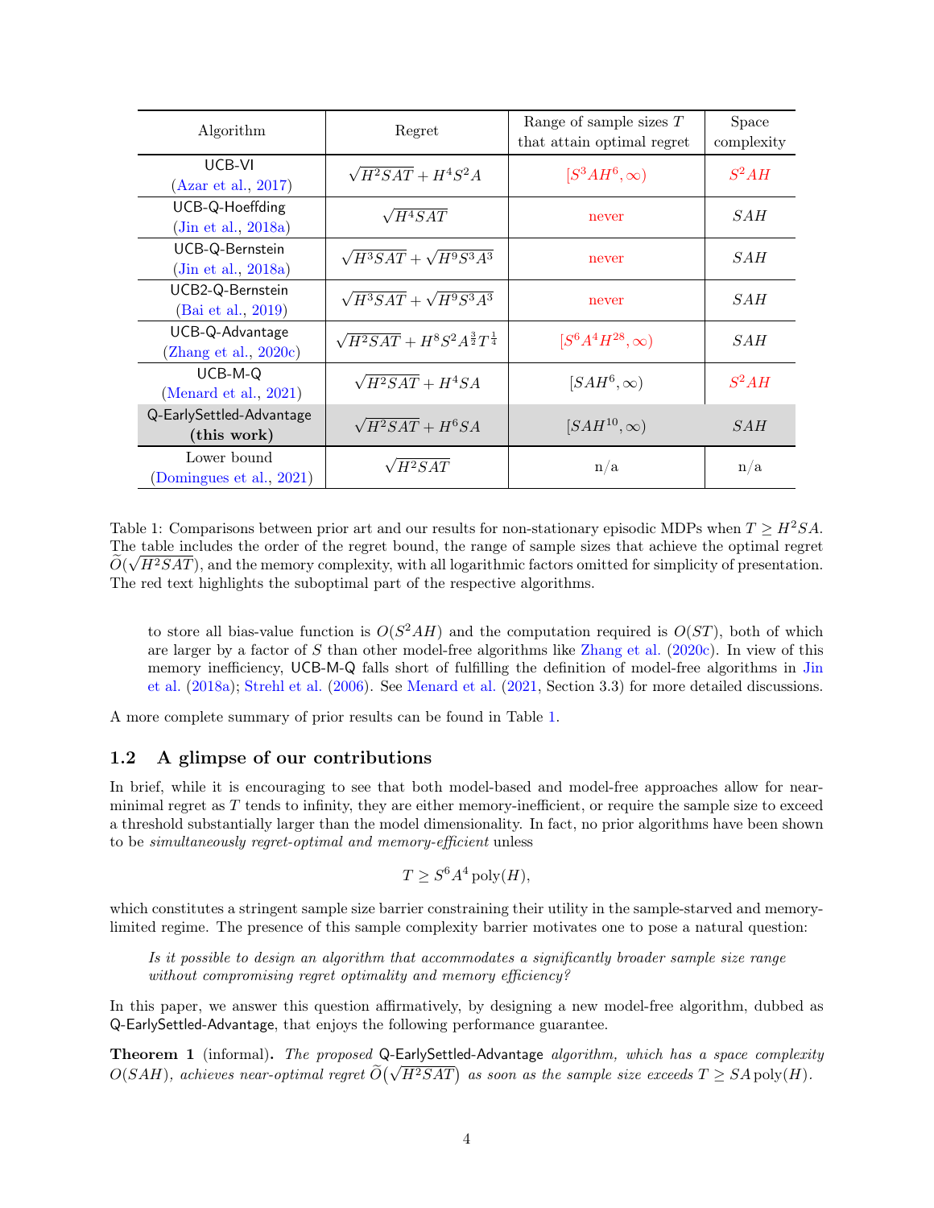| Algorithm | Regret | Range of sample sizes $T$ that attain optimal regret | Space complexity |
|---|---|---|---|
| UCB-VI (Azar et al., 2017) | $\sqrt{H^2SAT} + H^4S^2A$ | $[S^3AH^6, \infty)$ | $S^2AH$ |
| UCB-Q-Hoeffding (Jin et al., 2018a) | $\sqrt{H^4SAT}$ | never | $SAH$ |
| UCB-Q-Bernstein (Jin et al., 2018a) | $\sqrt{H^3SAT} + \sqrt{H^9S^3A^3}$ | never | $SAH$ |
| UCB2-Q-Bernstein (Bai et al., 2019) | $\sqrt{H^3SAT} + \sqrt{H^9S^3A^3}$ | never | $SAH$ |
| UCB-Q-Advantage (Zhang et al., 2020c) | $\sqrt{H^2SAT} + H^8S^2A^{\frac{3}{2}}T^{\frac{1}{4}}$ | $[S^6A^4H^{28}, \infty)$ | $SAH$ |
| UCB-M-Q (Menard et al., 2021) | $\sqrt{H^2SAT} + H^4SA$ | $[SAH^6, \infty)$ | $S^2AH$ |
| Q-EarlySettled-Advantage **(this work)** | $\sqrt{H^2SAT} + H^6SA$ | $[SAH^{10}, \infty)$ | $SAH$ |
| Lower bound (Domingues et al., 2021) | $\sqrt{H^2SAT}$ | n/a | n/a |

Table 1: Comparisons between prior art and our results for non-stationary episodic MDPs when $T \geq H^2SA$. The table includes the order of the regret bound, the range of sample sizes that achieve the optimal regret $\widetilde{O}(\sqrt{H^2SAT})$, and the memory complexity, with all logarithmic factors omitted for simplicity of presentation. The red text highlights the suboptimal part of the respective algorithms.

> to store all bias-value function is $O(S^2AH)$ and the computation required is $O(ST)$, both of which are larger by a factor of $S$ than other model-free algorithms like Zhang et al. (2020c). In view of this memory inefficiency, UCB-M-Q falls short of fulfilling the definition of model-free algorithms in Jin et al. (2018a); Strehl et al. (2006). See Menard et al. (2021, Section 3.3) for more detailed discussions.

A more complete summary of prior results can be found in Table 1.

## 1.2 A glimpse of our contributions

In brief, while it is encouraging to see that both model-based and model-free approaches allow for near-minimal regret as $T$ tends to infinity, they are either memory-inefficient, or require the sample size to exceed a threshold substantially larger than the model dimensionality. In fact, no prior algorithms have been shown to be *simultaneously regret-optimal and memory-efficient* unless

$$T \geq S^6A^4 \operatorname{poly}(H),$$

which constitutes a stringent sample size barrier constraining their utility in the sample-starved and memory-limited regime. The presence of this sample complexity barrier motivates one to pose a natural question:

> *Is it possible to design an algorithm that accommodates a significantly broader sample size range without compromising regret optimality and memory efficiency?*

In this paper, we answer this question affirmatively, by designing a new model-free algorithm, dubbed as Q-EarlySettled-Advantage, that enjoys the following performance guarantee.

**Theorem 1** (informal)**.** *The proposed* Q-EarlySettled-Advantage *algorithm, which has a space complexity $O(SAH)$, achieves near-optimal regret $\widetilde{O}\big(\sqrt{H^2SAT}\big)$ as soon as the sample size exceeds $T \geq SA \operatorname{poly}(H)$.*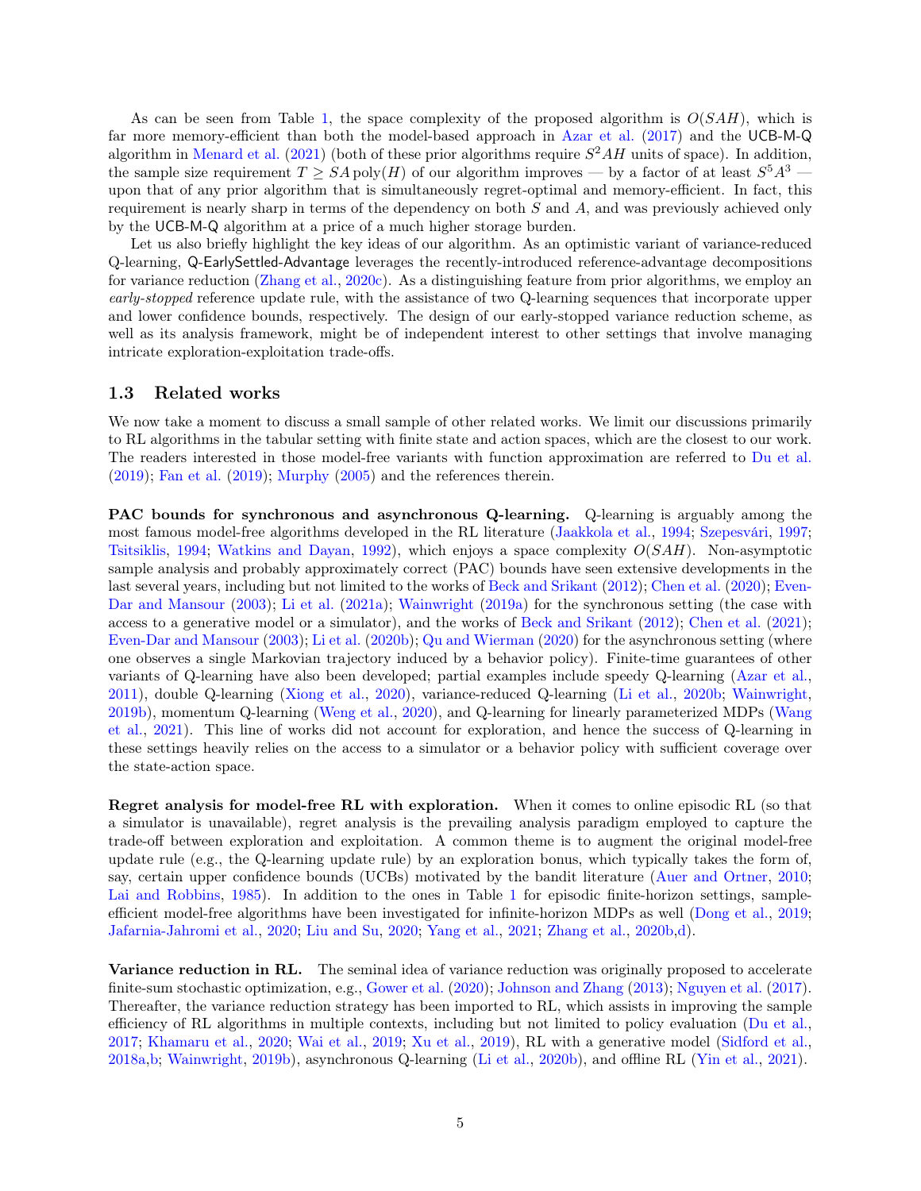As can be seen from Table 1, the space complexity of the proposed algorithm is $O(SAH)$, which is far more memory-efficient than both the model-based approach in Azar et al. (2017) and the UCB-M-Q algorithm in Menard et al. (2021) (both of these prior algorithms require $S^2AH$ units of space). In addition, the sample size requirement $T \geq SA\,\mathrm{poly}(H)$ of our algorithm improves — by a factor of at least $S^5A^3$ — upon that of any prior algorithm that is simultaneously regret-optimal and memory-efficient. In fact, this requirement is nearly sharp in terms of the dependency on both $S$ and $A$, and was previously achieved only by the UCB-M-Q algorithm at a price of a much higher storage burden.

Let us also briefly highlight the key ideas of our algorithm. As an optimistic variant of variance-reduced Q-learning, Q-EarlySettled-Advantage leverages the recently-introduced reference-advantage decompositions for variance reduction (Zhang et al., 2020c). As a distinguishing feature from prior algorithms, we employ an *early-stopped* reference update rule, with the assistance of two Q-learning sequences that incorporate upper and lower confidence bounds, respectively. The design of our early-stopped variance reduction scheme, as well as its analysis framework, might be of independent interest to other settings that involve managing intricate exploration-exploitation trade-offs.

### 1.3 Related works

We now take a moment to discuss a small sample of other related works. We limit our discussions primarily to RL algorithms in the tabular setting with finite state and action spaces, which are the closest to our work. The readers interested in those model-free variants with function approximation are referred to Du et al. (2019); Fan et al. (2019); Murphy (2005) and the references therein.

**PAC bounds for synchronous and asynchronous Q-learning.** Q-learning is arguably among the most famous model-free algorithms developed in the RL literature (Jaakkola et al., 1994; Szepesvári, 1997; Tsitsiklis, 1994; Watkins and Dayan, 1992), which enjoys a space complexity $O(SAH)$. Non-asymptotic sample analysis and probably approximately correct (PAC) bounds have seen extensive developments in the last several years, including but not limited to the works of Beck and Srikant (2012); Chen et al. (2020); Even-Dar and Mansour (2003); Li et al. (2021a); Wainwright (2019a) for the synchronous setting (the case with access to a generative model or a simulator), and the works of Beck and Srikant (2012); Chen et al. (2021); Even-Dar and Mansour (2003); Li et al. (2020b); Qu and Wierman (2020) for the asynchronous setting (where one observes a single Markovian trajectory induced by a behavior policy). Finite-time guarantees of other variants of Q-learning have also been developed; partial examples include speedy Q-learning (Azar et al., 2011), double Q-learning (Xiong et al., 2020), variance-reduced Q-learning (Li et al., 2020b; Wainwright, 2019b), momentum Q-learning (Weng et al., 2020), and Q-learning for linearly parameterized MDPs (Wang et al., 2021). This line of works did not account for exploration, and hence the success of Q-learning in these settings heavily relies on the access to a simulator or a behavior policy with sufficient coverage over the state-action space.

**Regret analysis for model-free RL with exploration.** When it comes to online episodic RL (so that a simulator is unavailable), regret analysis is the prevailing analysis paradigm employed to capture the trade-off between exploration and exploitation. A common theme is to augment the original model-free update rule (e.g., the Q-learning update rule) by an exploration bonus, which typically takes the form of, say, certain upper confidence bounds (UCBs) motivated by the bandit literature (Auer and Ortner, 2010; Lai and Robbins, 1985). In addition to the ones in Table 1 for episodic finite-horizon settings, sample-efficient model-free algorithms have been investigated for infinite-horizon MDPs as well (Dong et al., 2019; Jafarnia-Jahromi et al., 2020; Liu and Su, 2020; Yang et al., 2021; Zhang et al., 2020b,d).

**Variance reduction in RL.** The seminal idea of variance reduction was originally proposed to accelerate finite-sum stochastic optimization, e.g., Gower et al. (2020); Johnson and Zhang (2013); Nguyen et al. (2017). Thereafter, the variance reduction strategy has been imported to RL, which assists in improving the sample efficiency of RL algorithms in multiple contexts, including but not limited to policy evaluation (Du et al., 2017; Khamaru et al., 2020; Wai et al., 2019; Xu et al., 2019), RL with a generative model (Sidford et al., 2018a,b; Wainwright, 2019b), asynchronous Q-learning (Li et al., 2020b), and offline RL (Yin et al., 2021).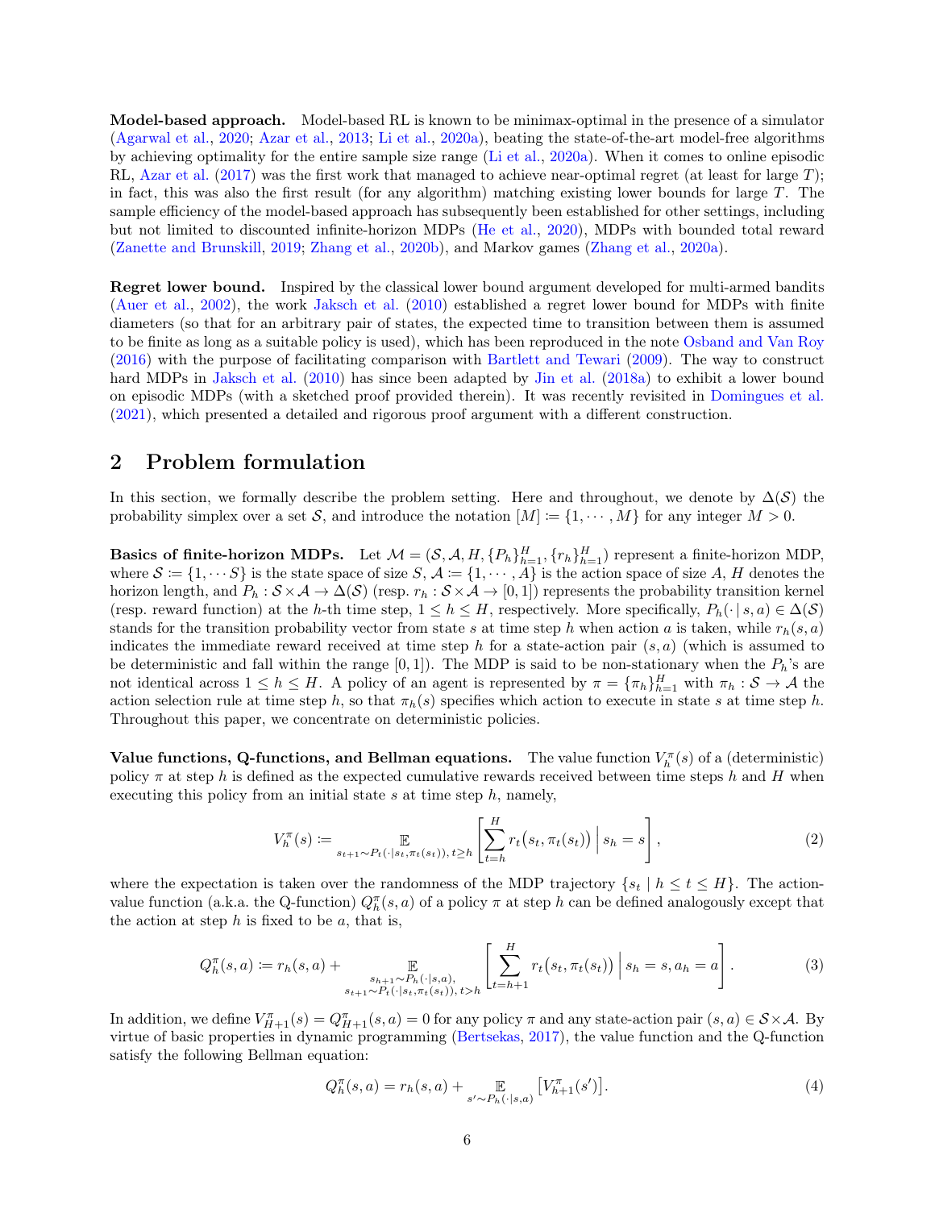**Model-based approach.** Model-based RL is known to be minimax-optimal in the presence of a simulator (Agarwal et al., 2020; Azar et al., 2013; Li et al., 2020a), beating the state-of-the-art model-free algorithms by achieving optimality for the entire sample size range (Li et al., 2020a). When it comes to online episodic RL, Azar et al. (2017) was the first work that managed to achieve near-optimal regret (at least for large $T$); in fact, this was also the first result (for any algorithm) matching existing lower bounds for large $T$. The sample efficiency of the model-based approach has subsequently been established for other settings, including but not limited to discounted infinite-horizon MDPs (He et al., 2020), MDPs with bounded total reward (Zanette and Brunskill, 2019; Zhang et al., 2020b), and Markov games (Zhang et al., 2020a).

**Regret lower bound.** Inspired by the classical lower bound argument developed for multi-armed bandits (Auer et al., 2002), the work Jaksch et al. (2010) established a regret lower bound for MDPs with finite diameters (so that for an arbitrary pair of states, the expected time to transition between them is assumed to be finite as long as a suitable policy is used), which has been reproduced in the note Osband and Van Roy (2016) with the purpose of facilitating comparison with Bartlett and Tewari (2009). The way to construct hard MDPs in Jaksch et al. (2010) has since been adapted by Jin et al. (2018a) to exhibit a lower bound on episodic MDPs (with a sketched proof provided therein). It was recently revisited in Domingues et al. (2021), which presented a detailed and rigorous proof argument with a different construction.

## 2 Problem formulation

In this section, we formally describe the problem setting. Here and throughout, we denote by $\Delta(\mathcal{S})$ the probability simplex over a set $\mathcal{S}$, and introduce the notation $[M] \coloneqq \{1, \cdots, M\}$ for any integer $M > 0$.

**Basics of finite-horizon MDPs.** Let $\mathcal{M} = (\mathcal{S}, \mathcal{A}, H, \{P_h\}_{h=1}^H, \{r_h\}_{h=1}^H)$ represent a finite-horizon MDP, where $\mathcal{S} \coloneqq \{1, \cdots S\}$ is the state space of size $S$, $\mathcal{A} \coloneqq \{1, \cdots, A\}$ is the action space of size $A$, $H$ denotes the horizon length, and $P_h : \mathcal{S} \times \mathcal{A} \to \Delta(\mathcal{S})$ (resp. $r_h : \mathcal{S} \times \mathcal{A} \to [0, 1]$) represents the probability transition kernel (resp. reward function) at the $h$-th time step, $1 \leq h \leq H$, respectively. More specifically, $P_h(\cdot \mid s, a) \in \Delta(\mathcal{S})$ stands for the transition probability vector from state $s$ at time step $h$ when action $a$ is taken, while $r_h(s, a)$ indicates the immediate reward received at time step $h$ for a state-action pair $(s, a)$ (which is assumed to be deterministic and fall within the range $[0, 1]$). The MDP is said to be non-stationary when the $P_h$'s are not identical across $1 \leq h \leq H$. A policy of an agent is represented by $\pi = \{\pi_h\}_{h=1}^H$ with $\pi_h : \mathcal{S} \to \mathcal{A}$ the action selection rule at time step $h$, so that $\pi_h(s)$ specifies which action to execute in state $s$ at time step $h$. Throughout this paper, we concentrate on deterministic policies.

**Value functions, Q-functions, and Bellman equations.** The value function $V_h^\pi(s)$ of a (deterministic) policy $\pi$ at step $h$ is defined as the expected cumulative rewards received between time steps $h$ and $H$ when executing this policy from an initial state $s$ at time step $h$, namely,

$$V_h^\pi(s) \coloneqq \mathop{\mathbb{E}}_{s_{t+1} \sim P_t(\cdot \mid s_t, \pi_t(s_t)),\, t \geq h} \left[ \sum_{t=h}^{H} r_t\big(s_t, \pi_t(s_t)\big) \,\Big|\, s_h = s \right], \tag{2}$$

where the expectation is taken over the randomness of the MDP trajectory $\{s_t \mid h \leq t \leq H\}$. The action-value function (a.k.a. the Q-function) $Q_h^\pi(s, a)$ of a policy $\pi$ at step $h$ can be defined analogously except that the action at step $h$ is fixed to be $a$, that is,

$$Q_h^\pi(s, a) \coloneqq r_h(s, a) + \mathop{\mathbb{E}}_{\substack{s_{h+1} \sim P_h(\cdot \mid s, a), \\ s_{t+1} \sim P_t(\cdot \mid s_t, \pi_t(s_t)),\, t > h}} \left[ \sum_{t=h+1}^{H} r_t\big(s_t, \pi_t(s_t)\big) \,\Big|\, s_h = s, a_h = a \right]. \tag{3}$$

In addition, we define $V_{H+1}^\pi(s) = Q_{H+1}^\pi(s, a) = 0$ for any policy $\pi$ and any state-action pair $(s, a) \in \mathcal{S} \times \mathcal{A}$. By virtue of basic properties in dynamic programming (Bertsekas, 2017), the value function and the Q-function satisfy the following Bellman equation:

$$Q_h^\pi(s, a) = r_h(s, a) + \mathop{\mathbb{E}}_{s' \sim P_h(\cdot \mid s, a)} \big[ V_{h+1}^\pi(s') \big]. \tag{4}$$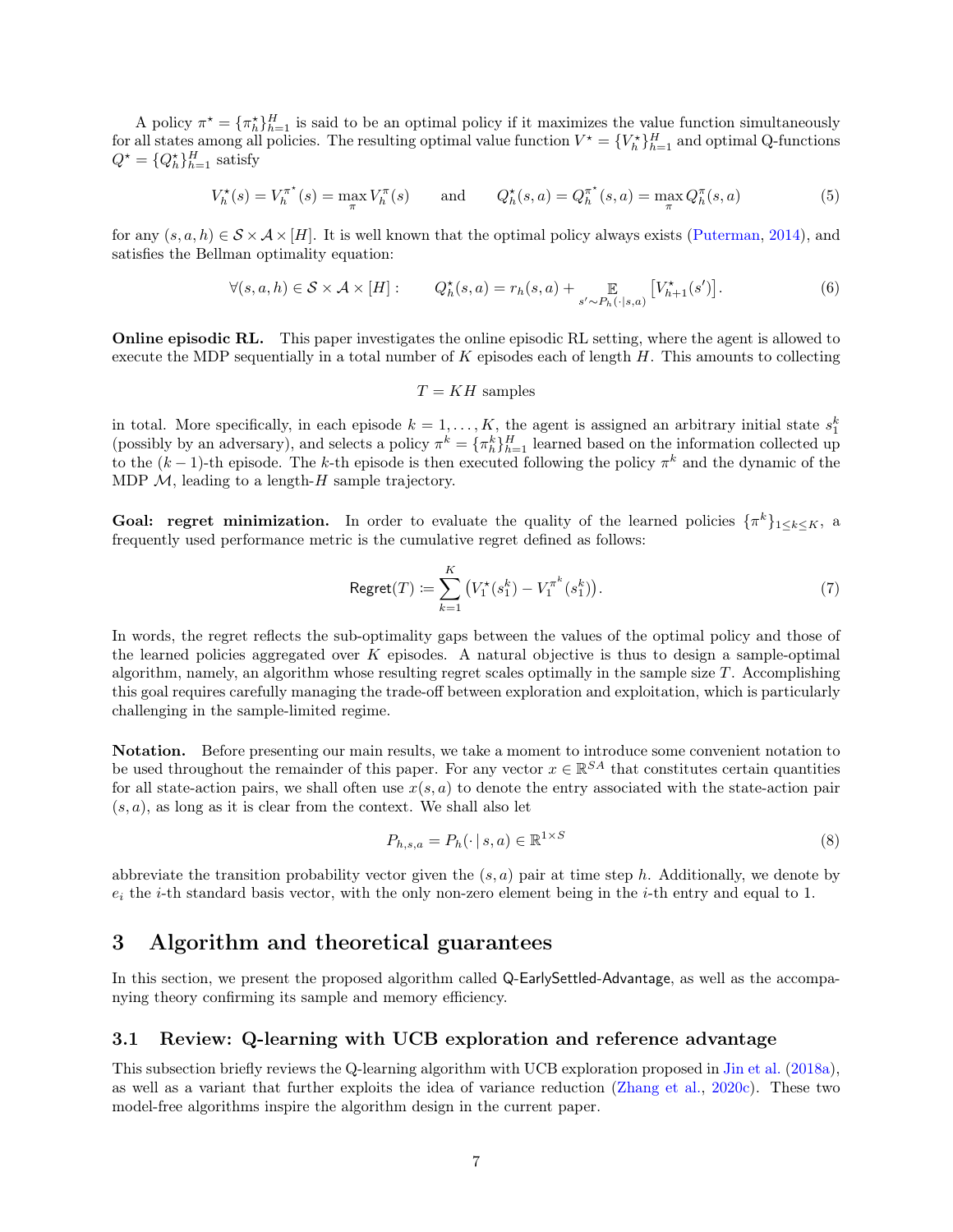A policy $\pi^\star = \{\pi_h^\star\}_{h=1}^H$ is said to be an optimal policy if it maximizes the value function simultaneously for all states among all policies. The resulting optimal value function $V^\star = \{V_h^\star\}_{h=1}^H$ and optimal Q-functions $Q^\star = \{Q_h^\star\}_{h=1}^H$ satisfy

$$V_h^\star(s) = V_h^{\pi^\star}(s) = \max_\pi V_h^\pi(s) \qquad \text{and} \qquad Q_h^\star(s,a) = Q_h^{\pi^\star}(s,a) = \max_\pi Q_h^\pi(s,a) \tag{5}$$

for any $(s,a,h) \in \mathcal{S} \times \mathcal{A} \times [H]$. It is well known that the optimal policy always exists (Puterman, 2014), and satisfies the Bellman optimality equation:

$$\forall (s,a,h) \in \mathcal{S} \times \mathcal{A} \times [H]: \qquad Q_h^\star(s,a) = r_h(s,a) + \mathop{\mathbb{E}}_{s' \sim P_h(\cdot \mid s,a)} \big[ V_{h+1}^\star(s') \big]. \tag{6}$$

**Online episodic RL.** This paper investigates the online episodic RL setting, where the agent is allowed to execute the MDP sequentially in a total number of $K$ episodes each of length $H$. This amounts to collecting

$$T = KH \text{ samples}$$

in total. More specifically, in each episode $k = 1, \ldots, K$, the agent is assigned an arbitrary initial state $s_1^k$ (possibly by an adversary), and selects a policy $\pi^k = \{\pi_h^k\}_{h=1}^H$ learned based on the information collected up to the $(k-1)$-th episode. The $k$-th episode is then executed following the policy $\pi^k$ and the dynamic of the MDP $\mathcal{M}$, leading to a length-$H$ sample trajectory.

**Goal: regret minimization.** In order to evaluate the quality of the learned policies $\{\pi^k\}_{1 \le k \le K}$, a frequently used performance metric is the cumulative regret defined as follows:

$$\mathsf{Regret}(T) \coloneqq \sum_{k=1}^{K} \big( V_1^\star(s_1^k) - V_1^{\pi^k}(s_1^k) \big). \tag{7}$$

In words, the regret reflects the sub-optimality gaps between the values of the optimal policy and those of the learned policies aggregated over $K$ episodes. A natural objective is thus to design a sample-optimal algorithm, namely, an algorithm whose resulting regret scales optimally in the sample size $T$. Accomplishing this goal requires carefully managing the trade-off between exploration and exploitation, which is particularly challenging in the sample-limited regime.

**Notation.** Before presenting our main results, we take a moment to introduce some convenient notation to be used throughout the remainder of this paper. For any vector $x \in \mathbb{R}^{SA}$ that constitutes certain quantities for all state-action pairs, we shall often use $x(s,a)$ to denote the entry associated with the state-action pair $(s,a)$, as long as it is clear from the context. We shall also let

$$P_{h,s,a} = P_h(\cdot \mid s,a) \in \mathbb{R}^{1 \times S} \tag{8}$$

abbreviate the transition probability vector given the $(s,a)$ pair at time step $h$. Additionally, we denote by $e_i$ the $i$-th standard basis vector, with the only non-zero element being in the $i$-th entry and equal to 1.

# 3 Algorithm and theoretical guarantees

In this section, we present the proposed algorithm called Q-EarlySettled-Advantage, as well as the accompanying theory confirming its sample and memory efficiency.

## 3.1 Review: Q-learning with UCB exploration and reference advantage

This subsection briefly reviews the Q-learning algorithm with UCB exploration proposed in Jin et al. (2018a), as well as a variant that further exploits the idea of variance reduction (Zhang et al., 2020c). These two model-free algorithms inspire the algorithm design in the current paper.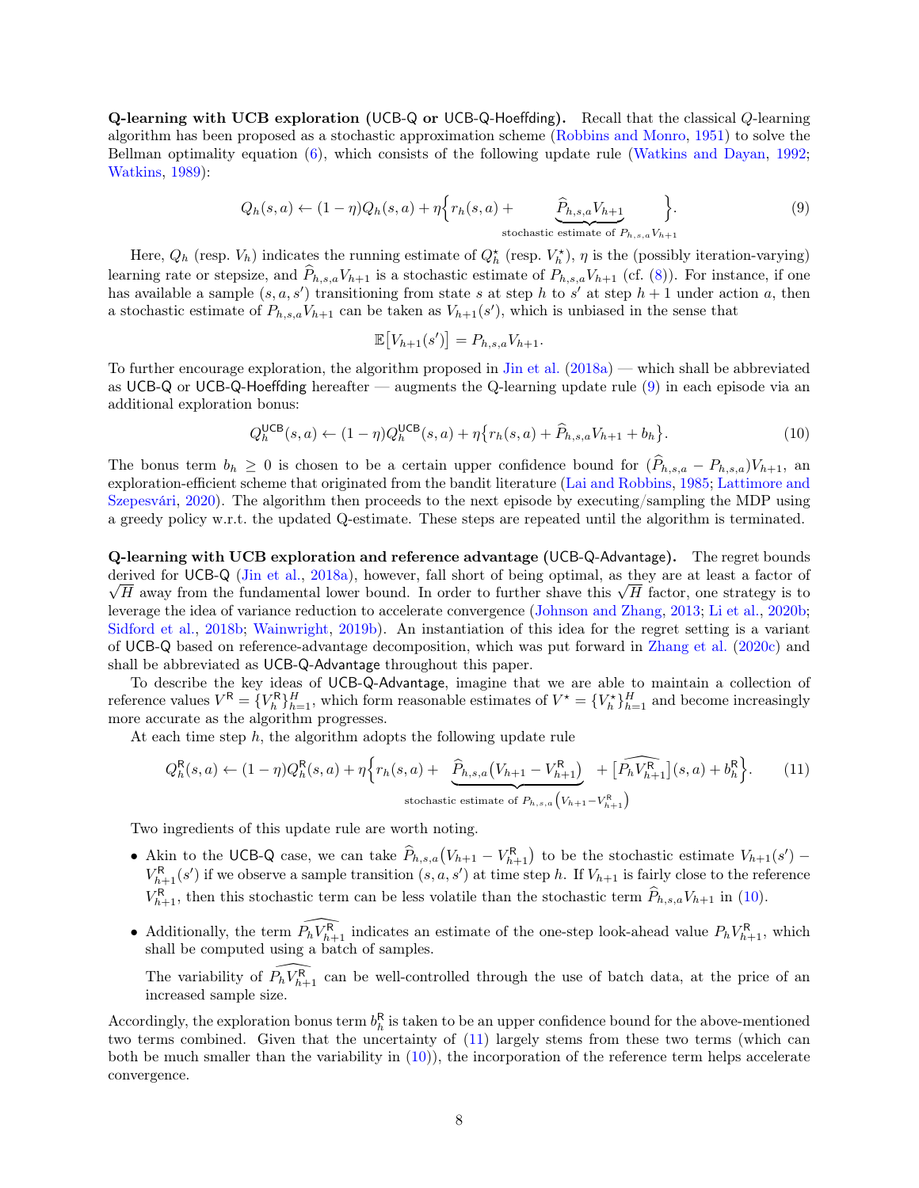**Q-learning with UCB exploration (UCB-Q or UCB-Q-Hoeffding).** Recall that the classical $Q$-learning algorithm has been proposed as a stochastic approximation scheme (Robbins and Monro, 1951) to solve the Bellman optimality equation (6), which consists of the following update rule (Watkins and Dayan, 1992; Watkins, 1989):

$$Q_h(s,a) \leftarrow (1-\eta) Q_h(s,a) + \eta \Big\{ r_h(s,a) + \underbrace{\widehat{P}_{h,s,a} V_{h+1}}_{\text{stochastic estimate of } P_{h,s,a} V_{h+1}} \Big\}. \tag{9}$$

Here, $Q_h$ (resp. $V_h$) indicates the running estimate of $Q_h^\star$ (resp. $V_h^\star$), $\eta$ is the (possibly iteration-varying) learning rate or stepsize, and $\widehat{P}_{h,s,a} V_{h+1}$ is a stochastic estimate of $P_{h,s,a} V_{h+1}$ (cf. (8)). For instance, if one has available a sample $(s,a,s')$ transitioning from state $s$ at step $h$ to $s'$ at step $h+1$ under action $a$, then a stochastic estimate of $P_{h,s,a} V_{h+1}$ can be taken as $V_{h+1}(s')$, which is unbiased in the sense that

$$\mathbb{E}\big[V_{h+1}(s')\big] = P_{h,s,a} V_{h+1}.$$

To further encourage exploration, the algorithm proposed in Jin et al. (2018a) — which shall be abbreviated as UCB-Q or UCB-Q-Hoeffding hereafter — augments the Q-learning update rule (9) in each episode via an additional exploration bonus:

$$Q_h^{\mathsf{UCB}}(s,a) \leftarrow (1-\eta) Q_h^{\mathsf{UCB}}(s,a) + \eta \big\{ r_h(s,a) + \widehat{P}_{h,s,a} V_{h+1} + b_h \big\}. \tag{10}$$

The bonus term $b_h \geq 0$ is chosen to be a certain upper confidence bound for $(\widehat{P}_{h,s,a} - P_{h,s,a}) V_{h+1}$, an exploration-efficient scheme that originated from the bandit literature (Lai and Robbins, 1985; Lattimore and Szepesvári, 2020). The algorithm then proceeds to the next episode by executing/sampling the MDP using a greedy policy w.r.t. the updated Q-estimate. These steps are repeated until the algorithm is terminated.

**Q-learning with UCB exploration and reference advantage (UCB-Q-Advantage).** The regret bounds derived for UCB-Q (Jin et al., 2018a), however, fall short of being optimal, as they are at least a factor of $\sqrt{H}$ away from the fundamental lower bound. In order to further shave this $\sqrt{H}$ factor, one strategy is to leverage the idea of variance reduction to accelerate convergence (Johnson and Zhang, 2013; Li et al., 2020b; Sidford et al., 2018b; Wainwright, 2019b). An instantiation of this idea for the regret setting is a variant of UCB-Q based on reference-advantage decomposition, which was put forward in Zhang et al. (2020c) and shall be abbreviated as UCB-Q-Advantage throughout this paper.

To describe the key ideas of UCB-Q-Advantage, imagine that we are able to maintain a collection of reference values $V^{\mathsf{R}} = \{V_h^{\mathsf{R}}\}_{h=1}^H$, which form reasonable estimates of $V^\star = \{V_h^\star\}_{h=1}^H$ and become increasingly more accurate as the algorithm progresses.

At each time step $h$, the algorithm adopts the following update rule

$$Q_h^{\mathsf{R}}(s,a) \leftarrow (1-\eta) Q_h^{\mathsf{R}}(s,a) + \eta \Big\{ r_h(s,a) + \underbrace{\widehat{P}_{h,s,a}\big(V_{h+1} - V_{h+1}^{\mathsf{R}}\big)}_{\text{stochastic estimate of } P_{h,s,a}\left(V_{h+1} - V_{h+1}^{\mathsf{R}}\right)} + \big[\widehat{P_h V_{h+1}^{\mathsf{R}}}\big](s,a) + b_h^{\mathsf{R}} \Big\}. \tag{11}$$

Two ingredients of this update rule are worth noting.

- Akin to the UCB-Q case, we can take $\widehat{P}_{h,s,a}\big(V_{h+1} - V_{h+1}^{\mathsf{R}}\big)$ to be the stochastic estimate $V_{h+1}(s') - V_{h+1}^{\mathsf{R}}(s')$ if we observe a sample transition $(s,a,s')$ at time step $h$. If $V_{h+1}$ is fairly close to the reference $V_{h+1}^{\mathsf{R}}$, then this stochastic term can be less volatile than the stochastic term $\widehat{P}_{h,s,a} V_{h+1}$ in (10).
- Additionally, the term $\widehat{P_h V_{h+1}^{\mathsf{R}}}$ indicates an estimate of the one-step look-ahead value $P_h V_{h+1}^{\mathsf{R}}$, which shall be computed using a batch of samples.

  The variability of $\widehat{P_h V_{h+1}^{\mathsf{R}}}$ can be well-controlled through the use of batch data, at the price of an increased sample size.

Accordingly, the exploration bonus term $b_h^{\mathsf{R}}$ is taken to be an upper confidence bound for the above-mentioned two terms combined. Given that the uncertainty of (11) largely stems from these two terms (which can both be much smaller than the variability in (10)), the incorporation of the reference term helps accelerate convergence.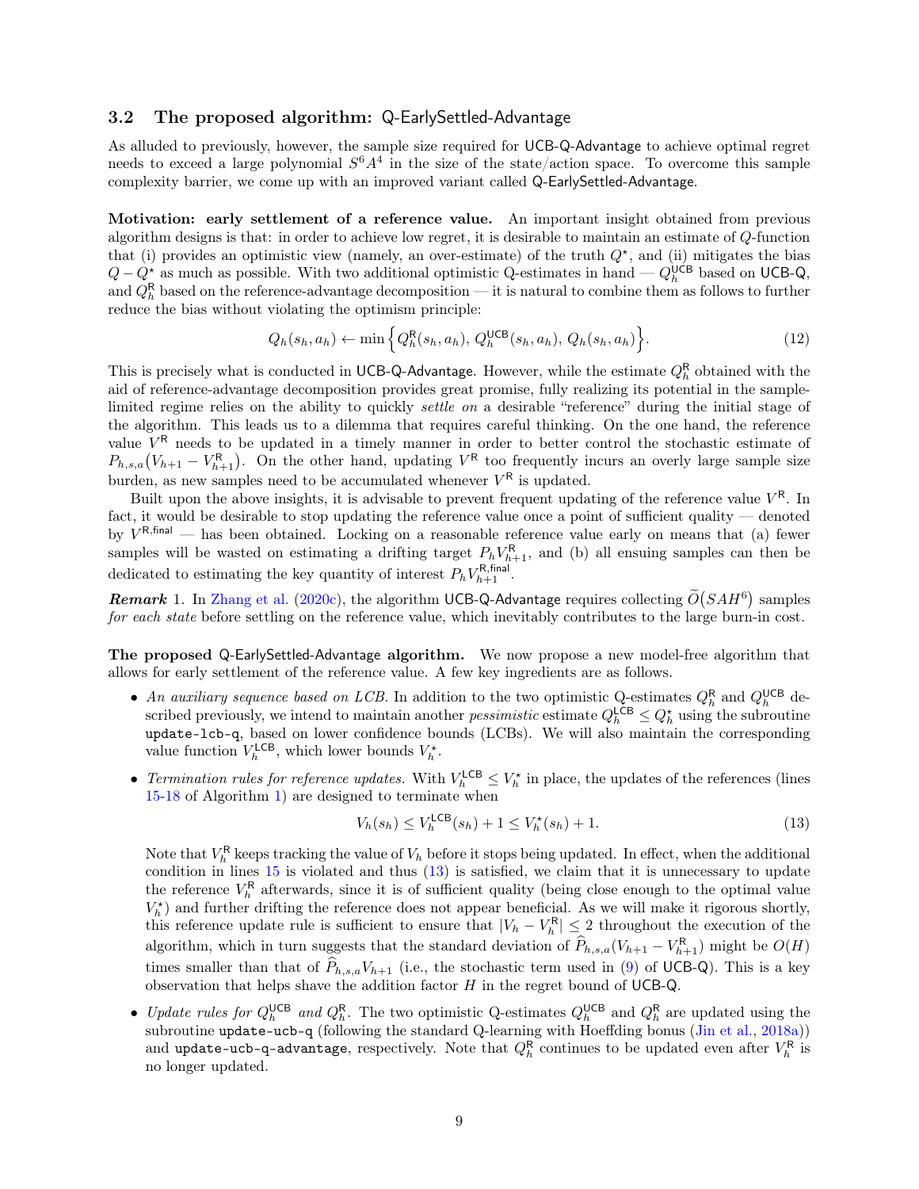### 3.2 The proposed algorithm: Q-EarlySettled-Advantage

As alluded to previously, however, the sample size required for UCB-Q-Advantage to achieve optimal regret needs to exceed a large polynomial $S^6A^4$ in the size of the state/action space. To overcome this sample complexity barrier, we come up with an improved variant called Q-EarlySettled-Advantage.

**Motivation: early settlement of a reference value.** An important insight obtained from previous algorithm designs is that: in order to achieve low regret, it is desirable to maintain an estimate of $Q$-function that (i) provides an optimistic view (namely, an over-estimate) of the truth $Q^\star$, and (ii) mitigates the bias $Q - Q^\star$ as much as possible. With two additional optimistic Q-estimates in hand — $Q_h^{\mathsf{UCB}}$ based on UCB-Q, and $Q_h^{\mathsf{R}}$ based on the reference-advantage decomposition — it is natural to combine them as follows to further reduce the bias without violating the optimism principle:

$$Q_h(s_h, a_h) \leftarrow \min\Big\{ Q_h^{\mathsf{R}}(s_h, a_h),\, Q_h^{\mathsf{UCB}}(s_h, a_h),\, Q_h(s_h, a_h) \Big\}. \tag{12}$$

This is precisely what is conducted in UCB-Q-Advantage. However, while the estimate $Q_h^{\mathsf{R}}$ obtained with the aid of reference-advantage decomposition provides great promise, fully realizing its potential in the sample-limited regime relies on the ability to quickly *settle on* a desirable "reference" during the initial stage of the algorithm. This leads us to a dilemma that requires careful thinking. On the one hand, the reference value $V^{\mathsf{R}}$ needs to be updated in a timely manner in order to better control the stochastic estimate of $P_{h,s,a}\big(V_{h+1} - V_{h+1}^{\mathsf{R}}\big)$. On the other hand, updating $V^{\mathsf{R}}$ too frequently incurs an overly large sample size burden, as new samples need to be accumulated whenever $V^{\mathsf{R}}$ is updated.

Built upon the above insights, it is advisable to prevent frequent updating of the reference value $V^{\mathsf{R}}$. In fact, it would be desirable to stop updating the reference value once a point of sufficient quality — denoted by $V^{\mathsf{R,final}}$ — has been obtained. Locking on a reasonable reference value early on means that (a) fewer samples will be wasted on estimating a drifting target $P_h V_{h+1}^{\mathsf{R}}$, and (b) all ensuing samples can then be dedicated to estimating the key quantity of interest $P_h V_{h+1}^{\mathsf{R,final}}$.

***Remark* 1.** In Zhang et al. (2020c), the algorithm UCB-Q-Advantage requires collecting $\widetilde{O}\big(SAH^6\big)$ samples *for each state* before settling on the reference value, which inevitably contributes to the large burn-in cost.

**The proposed Q-EarlySettled-Advantage algorithm.** We now propose a new model-free algorithm that allows for early settlement of the reference value. A few key ingredients are as follows.

- *An auxiliary sequence based on LCB.* In addition to the two optimistic Q-estimates $Q_h^{\mathsf{R}}$ and $Q_h^{\mathsf{UCB}}$ described previously, we intend to maintain another *pessimistic* estimate $Q_h^{\mathsf{LCB}} \le Q_h^\star$ using the subroutine `update-lcb-q`, based on lower confidence bounds (LCBs). We will also maintain the corresponding value function $V_h^{\mathsf{LCB}}$, which lower bounds $V_h^\star$.
- *Termination rules for reference updates.* With $V_h^{\mathsf{LCB}} \le V_h^\star$ in place, the updates of the references (lines 15-18 of Algorithm 1) are designed to terminate when

$$V_h(s_h) \le V_h^{\mathsf{LCB}}(s_h) + 1 \le V_h^\star(s_h) + 1. \tag{13}$$

  Note that $V_h^{\mathsf{R}}$ keeps tracking the value of $V_h$ before it stops being updated. In effect, when the additional condition in lines 15 is violated and thus (13) is satisfied, we claim that it is unnecessary to update the reference $V_h^{\mathsf{R}}$ afterwards, since it is of sufficient quality (being close enough to the optimal value $V_h^\star$) and further drifting the reference does not appear beneficial. As we will make it rigorous shortly, this reference update rule is sufficient to ensure that $|V_h - V_h^{\mathsf{R}}| \le 2$ throughout the execution of the algorithm, which in turn suggests that the standard deviation of $\widehat{P}_{h,s,a}(V_{h+1} - V_{h+1}^{\mathsf{R}})$ might be $O(H)$ times smaller than that of $\widehat{P}_{h,s,a}V_{h+1}$ (i.e., the stochastic term used in (9) of UCB-Q). This is a key observation that helps shave the addition factor $H$ in the regret bound of UCB-Q.
- *Update rules for $Q_h^{\mathsf{UCB}}$ and $Q_h^{\mathsf{R}}$.* The two optimistic Q-estimates $Q_h^{\mathsf{UCB}}$ and $Q_h^{\mathsf{R}}$ are updated using the subroutine `update-ucb-q` (following the standard Q-learning with Hoeffding bonus (Jin et al., 2018a)) and `update-ucb-q-advantage`, respectively. Note that $Q_h^{\mathsf{R}}$ continues to be updated even after $V_h^{\mathsf{R}}$ is no longer updated.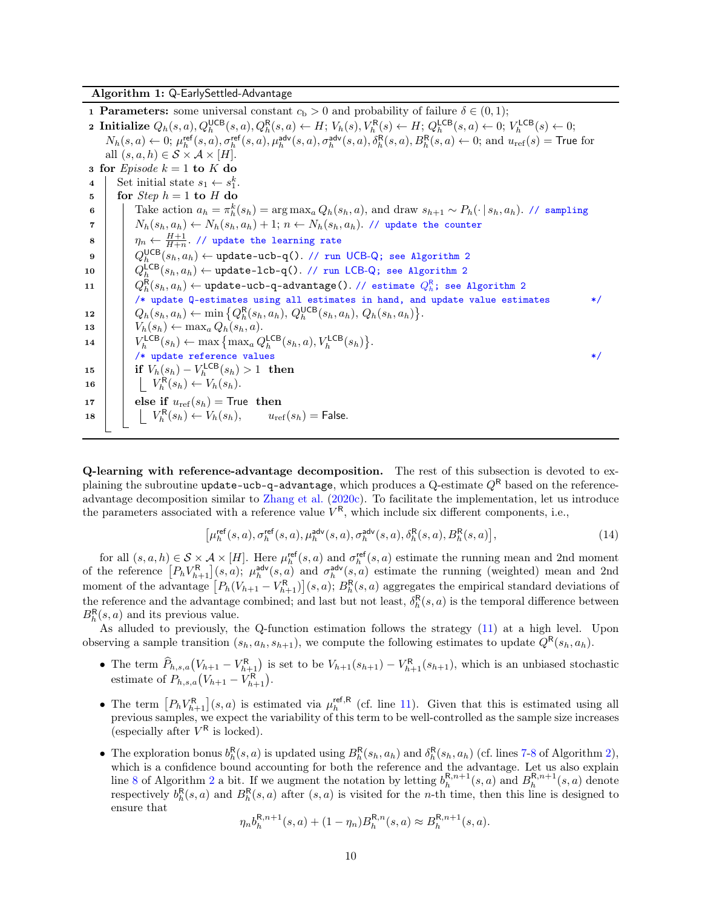**Algorithm 1:** Q-EarlySettled-Advantage

```
1  Parameters: some universal constant c_b > 0 and probability of failure δ ∈ (0,1);
2  Initialize Q_h(s,a), Q_h^UCB(s,a), Q_h^R(s,a) ← H; V_h(s), V_h^R(s) ← H; Q_h^LCB(s,a) ← 0; V_h^LCB(s) ← 0;
   N_h(s,a) ← 0; μ_h^ref(s,a), σ_h^ref(s,a), μ_h^adv(s,a), σ_h^adv(s,a), δ_h^R(s,a), B_h^R(s,a) ← 0; and u_ref(s) = True for
   all (s,a,h) ∈ S × A × [H].
3  for Episode k = 1 to K do
4      Set initial state s_1 ← s_1^k.
5      for Step h = 1 to H do
6          Take action a_h = π_h^k(s_h) = arg max_a Q_h(s_h, a), and draw s_{h+1} ~ P_h(· | s_h, a_h). // sampling
7          N_h(s_h, a_h) ← N_h(s_h, a_h) + 1; n ← N_h(s_h, a_h). // update the counter
8          η_n ← (H+1)/(H+n). // update the learning rate
9          Q_h^UCB(s_h, a_h) ← update-ucb-q(). // run UCB-Q; see Algorithm 2
10         Q_h^LCB(s_h, a_h) ← update-lcb-q(). // run LCB-Q; see Algorithm 2
11         Q_h^R(s_h, a_h) ← update-ucb-q-advantage(). // estimate Q_h^R; see Algorithm 2
           /* update Q-estimates using all estimates in hand, and update value estimates */
12         Q_h(s_h, a_h) ← min{ Q_h^R(s_h, a_h), Q_h^UCB(s_h, a_h), Q_h(s_h, a_h) }.
13         V_h(s_h) ← max_a Q_h(s_h, a).
14         V_h^LCB(s_h) ← max{ max_a Q_h^LCB(s_h, a), V_h^LCB(s_h) }.
           /* update reference values */
15         if V_h(s_h) − V_h^LCB(s_h) > 1 then
16             V_h^R(s_h) ← V_h(s_h).
17         else if u_ref(s_h) = True then
18             V_h^R(s_h) ← V_h(s_h),    u_ref(s_h) = False.
```

**Q-learning with reference-advantage decomposition.** The rest of this subsection is devoted to explaining the subroutine `update-ucb-q-advantage`, which produces a Q-estimate $Q^{\mathsf{R}}$ based on the reference-advantage decomposition similar to Zhang et al. (2020c). To facilitate the implementation, let us introduce the parameters associated with a reference value $V^{\mathsf{R}}$, which include six different components, i.e.,

$$\left[\mu_h^{\mathsf{ref}}(s,a), \sigma_h^{\mathsf{ref}}(s,a), \mu_h^{\mathsf{adv}}(s,a), \sigma_h^{\mathsf{adv}}(s,a), \delta_h^{\mathsf{R}}(s,a), B_h^{\mathsf{R}}(s,a)\right], \tag{14}$$

for all $(s,a,h) \in \mathcal{S} \times \mathcal{A} \times [H]$. Here $\mu_h^{\mathsf{ref}}(s,a)$ and $\sigma_h^{\mathsf{ref}}(s,a)$ estimate the running mean and 2nd moment of the reference $\left[P_h V_{h+1}^{\mathsf{R}}\right](s,a)$; $\mu_h^{\mathsf{adv}}(s,a)$ and $\sigma_h^{\mathsf{adv}}(s,a)$ estimate the running (weighted) mean and 2nd moment of the advantage $\left[P_h(V_{h+1} - V_{h+1}^{\mathsf{R}})\right](s,a)$; $B_h^{\mathsf{R}}(s,a)$ aggregates the empirical standard deviations of the reference and the advantage combined; and last but not least, $\delta_h^{\mathsf{R}}(s,a)$ is the temporal difference between $B_h^{\mathsf{R}}(s,a)$ and its previous value.

As alluded to previously, the Q-function estimation follows the strategy (11) at a high level. Upon observing a sample transition $(s_h, a_h, s_{h+1})$, we compute the following estimates to update $Q^{\mathsf{R}}(s_h, a_h)$.

- The term $\widehat{P}_{h,s,a}\big(V_{h+1} - V_{h+1}^{\mathsf{R}}\big)$ is set to be $V_{h+1}(s_{h+1}) - V_{h+1}^{\mathsf{R}}(s_{h+1})$, which is an unbiased stochastic estimate of $P_{h,s,a}\big(V_{h+1} - V_{h+1}^{\mathsf{R}}\big)$.
- The term $\left[P_h V_{h+1}^{\mathsf{R}}\right](s,a)$ is estimated via $\mu_h^{\mathsf{ref},\mathsf{R}}$ (cf. line 11). Given that this is estimated using all previous samples, we expect the variability of this term to be well-controlled as the sample size increases (especially after $V^{\mathsf{R}}$ is locked).
- The exploration bonus $b_h^{\mathsf{R}}(s,a)$ is updated using $B_h^{\mathsf{R}}(s_h,a_h)$ and $\delta_h^{\mathsf{R}}(s_h,a_h)$ (cf. lines 7-8 of Algorithm 2), which is a confidence bound accounting for both the reference and the advantage. Let us also explain line 8 of Algorithm 2 a bit. If we augment the notation by letting $b_h^{\mathsf{R},n+1}(s,a)$ and $B_h^{\mathsf{R},n+1}(s,a)$ denote respectively $b_h^{\mathsf{R}}(s,a)$ and $B_h^{\mathsf{R}}(s,a)$ after $(s,a)$ is visited for the $n$-th time, then this line is designed to ensure that

$$\eta_n b_h^{\mathsf{R},n+1}(s,a) + (1-\eta_n) B_h^{\mathsf{R},n}(s,a) \approx B_h^{\mathsf{R},n+1}(s,a).$$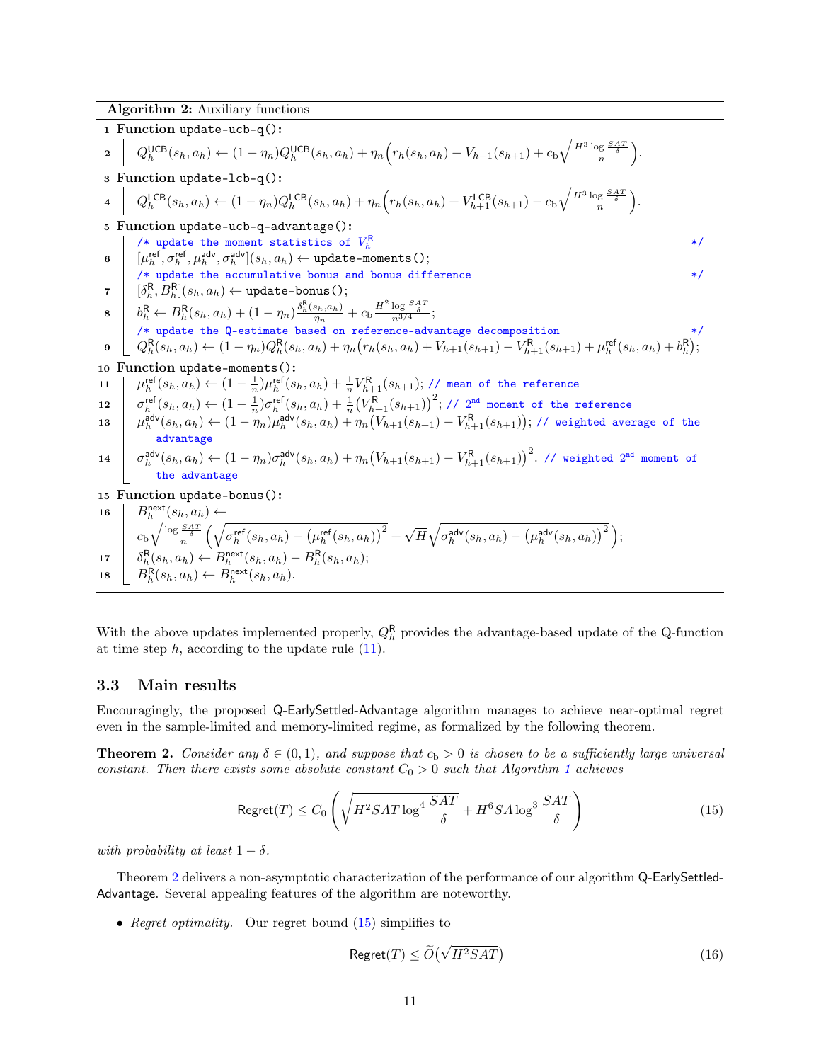**Algorithm 2:** Auxiliary functions

```
1  Function update-ucb-q():
2      Q_h^UCB(s_h, a_h) ← (1 − η_n) Q_h^UCB(s_h, a_h) + η_n ( r_h(s_h, a_h) + V_{h+1}(s_{h+1}) + c_b sqrt( H^3 log(SAT/δ) / n ) ).
3  Function update-lcb-q():
4      Q_h^LCB(s_h, a_h) ← (1 − η_n) Q_h^LCB(s_h, a_h) + η_n ( r_h(s_h, a_h) + V_{h+1}^LCB(s_{h+1}) − c_b sqrt( H^3 log(SAT/δ) / n ) ).
5  Function update-ucb-q-advantage():
       /* update the moment statistics of V_h^R */
6      [μ_h^ref, σ_h^ref, μ_h^adv, σ_h^adv](s_h, a_h) ← update-moments();
       /* update the accumulative bonus and bonus difference */
7      [δ_h^R, B_h^R](s_h, a_h) ← update-bonus();
8      b_h^R ← B_h^R(s_h, a_h) + (1 − η_n) δ_h^R(s_h, a_h)/η_n + c_b H^2 log(SAT/δ) / n^{3/4};
       /* update the Q-estimate based on reference-advantage decomposition */
9      Q_h^R(s_h, a_h) ← (1 − η_n) Q_h^R(s_h, a_h) + η_n ( r_h(s_h, a_h) + V_{h+1}(s_{h+1}) − V_{h+1}^R(s_{h+1}) + μ_h^ref(s_h, a_h) + b_h^R );
10 Function update-moments():
11     μ_h^ref(s_h, a_h) ← (1 − 1/n) μ_h^ref(s_h, a_h) + (1/n) V_{h+1}^R(s_{h+1}); // mean of the reference
12     σ_h^ref(s_h, a_h) ← (1 − 1/n) σ_h^ref(s_h, a_h) + (1/n) ( V_{h+1}^R(s_{h+1}) )^2; // 2nd moment of the reference
13     μ_h^adv(s_h, a_h) ← (1 − η_n) μ_h^adv(s_h, a_h) + η_n ( V_{h+1}(s_{h+1}) − V_{h+1}^R(s_{h+1}) ); // weighted average of the advantage
14     σ_h^adv(s_h, a_h) ← (1 − η_n) σ_h^adv(s_h, a_h) + η_n ( V_{h+1}(s_{h+1}) − V_{h+1}^R(s_{h+1}) )^2. // weighted 2nd moment of the advantage
15 Function update-bonus():
16     B_h^next(s_h, a_h) ←
           c_b sqrt( log(SAT/δ) / n ) ( sqrt( σ_h^ref(s_h, a_h) − (μ_h^ref(s_h, a_h))^2 ) + sqrt(H) sqrt( σ_h^adv(s_h, a_h) − (μ_h^adv(s_h, a_h))^2 ) );
17     δ_h^R(s_h, a_h) ← B_h^next(s_h, a_h) − B_h^R(s_h, a_h);
18     B_h^R(s_h, a_h) ← B_h^next(s_h, a_h).
```

With the above updates implemented properly, $Q_h^{\mathsf{R}}$ provides the advantage-based update of the Q-function at time step $h$, according to the update rule (11).

### 3.3 Main results

Encouragingly, the proposed Q-EarlySettled-Advantage algorithm manages to achieve near-optimal regret even in the sample-limited and memory-limited regime, as formalized by the following theorem.

**Theorem 2.** *Consider any $\delta \in (0,1)$, and suppose that $c_{\mathrm{b}} > 0$ is chosen to be a sufficiently large universal constant. Then there exists some absolute constant $C_0 > 0$ such that Algorithm 1 achieves*

$$\mathsf{Regret}(T) \le C_0 \left( \sqrt{H^2 SAT \log^4 \frac{SAT}{\delta}} + H^6 SA \log^3 \frac{SAT}{\delta} \right) \tag{15}$$

*with probability at least $1-\delta$.*

Theorem 2 delivers a non-asymptotic characterization of the performance of our algorithm Q-EarlySettled-Advantage. Several appealing features of the algorithm are noteworthy.

- *Regret optimality.* Our regret bound (15) simplifies to

$$\mathsf{Regret}(T) \le \widetilde{O}\big(\sqrt{H^2 SAT}\big) \tag{16}$$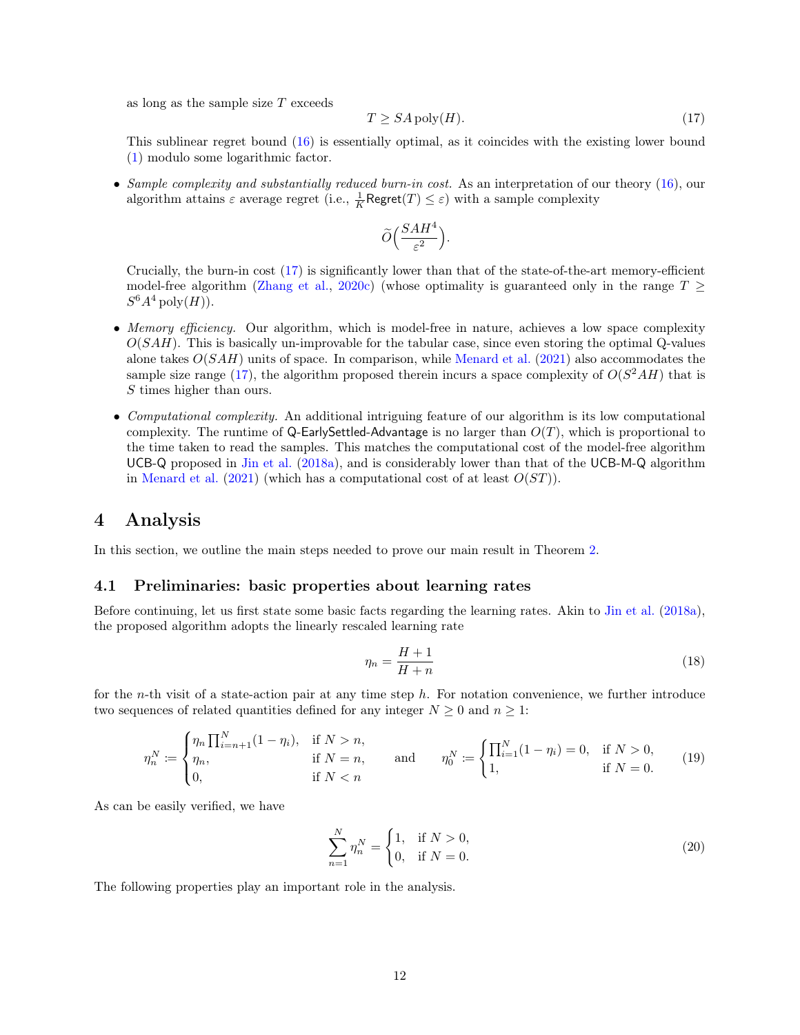as long as the sample size $T$ exceeds

$$T \geq SA \,\mathrm{poly}(H). \tag{17}$$

This sublinear regret bound (16) is essentially optimal, as it coincides with the existing lower bound (1) modulo some logarithmic factor.

- *Sample complexity and substantially reduced burn-in cost.* As an interpretation of our theory (16), our algorithm attains $\varepsilon$ average regret (i.e., $\frac{1}{K}\mathsf{Regret}(T) \leq \varepsilon$) with a sample complexity

$$\widetilde{O}\Big(\frac{SAH^4}{\varepsilon^2}\Big).$$

  Crucially, the burn-in cost (17) is significantly lower than that of the state-of-the-art memory-efficient model-free algorithm (Zhang et al., 2020c) (whose optimality is guaranteed only in the range $T \geq S^6A^4\,\mathrm{poly}(H)$).

- *Memory efficiency.* Our algorithm, which is model-free in nature, achieves a low space complexity $O(SAH)$. This is basically un-improvable for the tabular case, since even storing the optimal Q-values alone takes $O(SAH)$ units of space. In comparison, while Menard et al. (2021) also accommodates the sample size range (17), the algorithm proposed therein incurs a space complexity of $O(S^2AH)$ that is $S$ times higher than ours.

- *Computational complexity.* An additional intriguing feature of our algorithm is its low computational complexity. The runtime of Q-EarlySettled-Advantage is no larger than $O(T)$, which is proportional to the time taken to read the samples. This matches the computational cost of the model-free algorithm UCB-Q proposed in Jin et al. (2018a), and is considerably lower than that of the UCB-M-Q algorithm in Menard et al. (2021) (which has a computational cost of at least $O(ST)$).

# 4 Analysis

In this section, we outline the main steps needed to prove our main result in Theorem 2.

## 4.1 Preliminaries: basic properties about learning rates

Before continuing, let us first state some basic facts regarding the learning rates. Akin to Jin et al. (2018a), the proposed algorithm adopts the linearly rescaled learning rate

$$\eta_n = \frac{H+1}{H+n} \tag{18}$$

for the $n$-th visit of a state-action pair at any time step $h$. For notation convenience, we further introduce two sequences of related quantities defined for any integer $N \geq 0$ and $n \geq 1$:

$$\eta_n^N := \begin{cases} \eta_n \prod_{i=n+1}^{N}(1-\eta_i), & \text{if } N > n, \\ \eta_n, & \text{if } N = n, \\ 0, & \text{if } N < n \end{cases} \qquad \text{and} \qquad \eta_0^N := \begin{cases} \prod_{i=1}^{N}(1-\eta_i) = 0, & \text{if } N > 0, \\ 1, & \text{if } N = 0. \end{cases} \tag{19}$$

As can be easily verified, we have

$$\sum_{n=1}^{N} \eta_n^N = \begin{cases} 1, & \text{if } N > 0, \\ 0, & \text{if } N = 0. \end{cases} \tag{20}$$

The following properties play an important role in the analysis.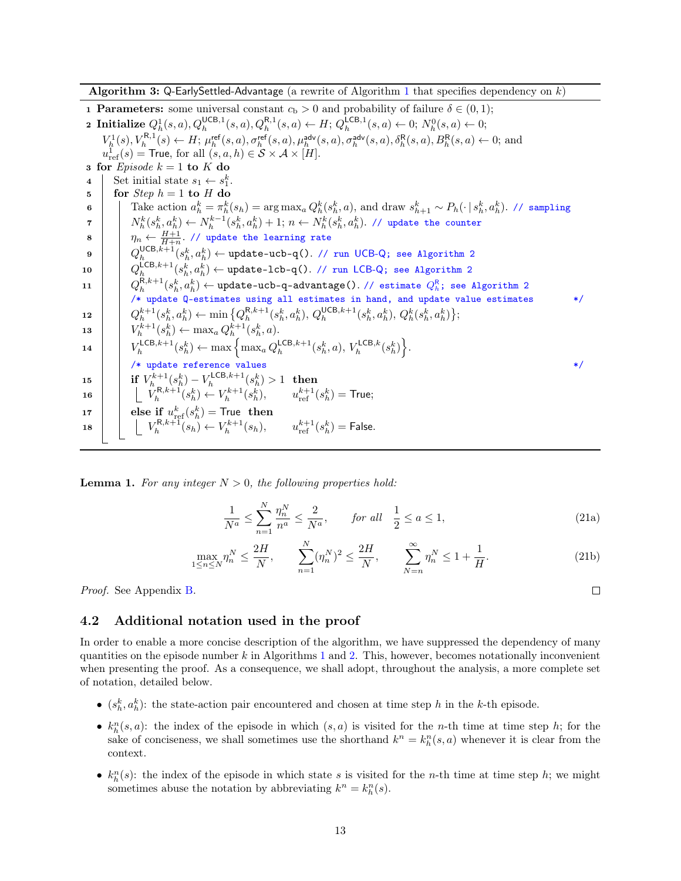**Algorithm 3:** Q-EarlySettled-Advantage (a rewrite of Algorithm 1 that specifies dependency on $k$)

1 **Parameters:** some universal constant $c_{\mathrm{b}} > 0$ and probability of failure $\delta \in (0,1)$;

2 **Initialize** $Q_h^1(s,a), Q_h^{\mathsf{UCB},1}(s,a), Q_h^{\mathsf{R},1}(s,a) \leftarrow H$; $Q_h^{\mathsf{LCB},1}(s,a) \leftarrow 0$; $N_h^0(s,a) \leftarrow 0$; $V_h^1(s), V_h^{\mathsf{R},1}(s) \leftarrow H$; $\mu_h^{\mathsf{ref}}(s,a), \sigma_h^{\mathsf{ref}}(s,a), \mu_h^{\mathsf{adv}}(s,a), \sigma_h^{\mathsf{adv}}(s,a), \delta_h^{\mathsf{R}}(s,a), B_h^{\mathsf{R}}(s,a) \leftarrow 0$; and $u_{\mathrm{ref}}^1(s) = \mathsf{True}$, for all $(s,a,h) \in \mathcal{S} \times \mathcal{A} \times [H]$.

3 **for** *Episode* $k = 1$ **to** $K$ **do**

4 &nbsp;&nbsp;&nbsp;&nbsp;Set initial state $s_1 \leftarrow s_1^k$.

5 &nbsp;&nbsp;&nbsp;&nbsp;**for** *Step* $h = 1$ **to** $H$ **do**

6 &nbsp;&nbsp;&nbsp;&nbsp;&nbsp;&nbsp;&nbsp;&nbsp;Take action $a_h^k = \pi_h^k(s_h) = \arg\max_a Q_h^k(s_h^k, a)$, and draw $s_{h+1}^k \sim P_h(\cdot \,|\, s_h^k, a_h^k)$. // sampling

7 &nbsp;&nbsp;&nbsp;&nbsp;&nbsp;&nbsp;&nbsp;&nbsp;$N_h^k(s_h^k, a_h^k) \leftarrow N_h^{k-1}(s_h^k, a_h^k) + 1$; $n \leftarrow N_h^k(s_h^k, a_h^k)$. // update the counter

8 &nbsp;&nbsp;&nbsp;&nbsp;&nbsp;&nbsp;&nbsp;&nbsp;$\eta_n \leftarrow \frac{H+1}{H+n}$. // update the learning rate

9 &nbsp;&nbsp;&nbsp;&nbsp;&nbsp;&nbsp;&nbsp;&nbsp;$Q_h^{\mathsf{UCB},k+1}(s_h^k, a_h^k) \leftarrow$ `update-ucb-q()`. // run UCB-Q; see Algorithm 2

10 &nbsp;&nbsp;&nbsp;&nbsp;&nbsp;&nbsp;&nbsp;&nbsp;$Q_h^{\mathsf{LCB},k+1}(s_h^k, a_h^k) \leftarrow$ `update-lcb-q()`. // run LCB-Q; see Algorithm 2

11 &nbsp;&nbsp;&nbsp;&nbsp;&nbsp;&nbsp;&nbsp;&nbsp;$Q_h^{\mathsf{R},k+1}(s_h^k, a_h^k) \leftarrow$ `update-ucb-q-advantage()`. // estimate $Q_h^{\mathsf{R}}$; see Algorithm 2

&nbsp;&nbsp;&nbsp;&nbsp;&nbsp;&nbsp;&nbsp;&nbsp;/* update Q-estimates using all estimates in hand, and update value estimates */

12 &nbsp;&nbsp;&nbsp;&nbsp;&nbsp;&nbsp;&nbsp;&nbsp;$Q_h^{k+1}(s_h^k, a_h^k) \leftarrow \min\big\{Q_h^{\mathsf{R},k+1}(s_h^k, a_h^k),\, Q_h^{\mathsf{UCB},k+1}(s_h^k, a_h^k),\, Q_h^k(s_h^k, a_h^k)\big\}$;

13 &nbsp;&nbsp;&nbsp;&nbsp;&nbsp;&nbsp;&nbsp;&nbsp;$V_h^{k+1}(s_h^k) \leftarrow \max_a Q_h^{k+1}(s_h^k, a)$.

14 &nbsp;&nbsp;&nbsp;&nbsp;&nbsp;&nbsp;&nbsp;&nbsp;$V_h^{\mathsf{LCB},k+1}(s_h^k) \leftarrow \max\Big\{\max_a Q_h^{\mathsf{LCB},k+1}(s_h^k, a),\, V_h^{\mathsf{LCB},k}(s_h^k)\Big\}$.

&nbsp;&nbsp;&nbsp;&nbsp;&nbsp;&nbsp;&nbsp;&nbsp;/* update reference values */

15 &nbsp;&nbsp;&nbsp;&nbsp;&nbsp;&nbsp;&nbsp;&nbsp;**if** $V_h^{k+1}(s_h^k) - V_h^{\mathsf{LCB},k+1}(s_h^k) > 1$ **then**

16 &nbsp;&nbsp;&nbsp;&nbsp;&nbsp;&nbsp;&nbsp;&nbsp;&nbsp;&nbsp;&nbsp;&nbsp;$V_h^{\mathsf{R},k+1}(s_h^k) \leftarrow V_h^{k+1}(s_h^k)$, &nbsp;&nbsp;&nbsp;&nbsp; $u_{\mathrm{ref}}^{k+1}(s_h^k) = \mathsf{True}$;

17 &nbsp;&nbsp;&nbsp;&nbsp;&nbsp;&nbsp;&nbsp;&nbsp;**else if** $u_{\mathrm{ref}}^k(s_h^k) = \mathsf{True}$ **then**

18 &nbsp;&nbsp;&nbsp;&nbsp;&nbsp;&nbsp;&nbsp;&nbsp;&nbsp;&nbsp;&nbsp;&nbsp;$V_h^{\mathsf{R},k+1}(s_h) \leftarrow V_h^{k+1}(s_h)$, &nbsp;&nbsp;&nbsp;&nbsp; $u_{\mathrm{ref}}^{k+1}(s_h^k) = \mathsf{False}$.

**Lemma 1.** *For any integer $N > 0$, the following properties hold:*

$$\frac{1}{N^a} \le \sum_{n=1}^{N} \frac{\eta_n^N}{n^a} \le \frac{2}{N^a}, \qquad \textit{for all} \;\; \frac{1}{2} \le a \le 1, \tag{21a}$$

$$\max_{1 \le n \le N} \eta_n^N \le \frac{2H}{N}, \qquad \sum_{n=1}^{N} (\eta_n^N)^2 \le \frac{2H}{N}, \qquad \sum_{N=n}^{\infty} \eta_n^N \le 1 + \frac{1}{H}. \tag{21b}$$

*Proof.* See Appendix B. $\square$

## 4.2 Additional notation used in the proof

In order to enable a more concise description of the algorithm, we have suppressed the dependency of many quantities on the episode number $k$ in Algorithms 1 and 2. This, however, becomes notationally inconvenient when presenting the proof. As a consequence, we shall adopt, throughout the analysis, a more complete set of notation, detailed below.

- $(s_h^k, a_h^k)$: the state-action pair encountered and chosen at time step $h$ in the $k$-th episode.
- $k_h^n(s,a)$: the index of the episode in which $(s,a)$ is visited for the $n$-th time at time step $h$; for the sake of conciseness, we shall sometimes use the shorthand $k^n = k_h^n(s,a)$ whenever it is clear from the context.
- $k_h^n(s)$: the index of the episode in which state $s$ is visited for the $n$-th time at time step $h$; we might sometimes abuse the notation by abbreviating $k^n = k_h^n(s)$.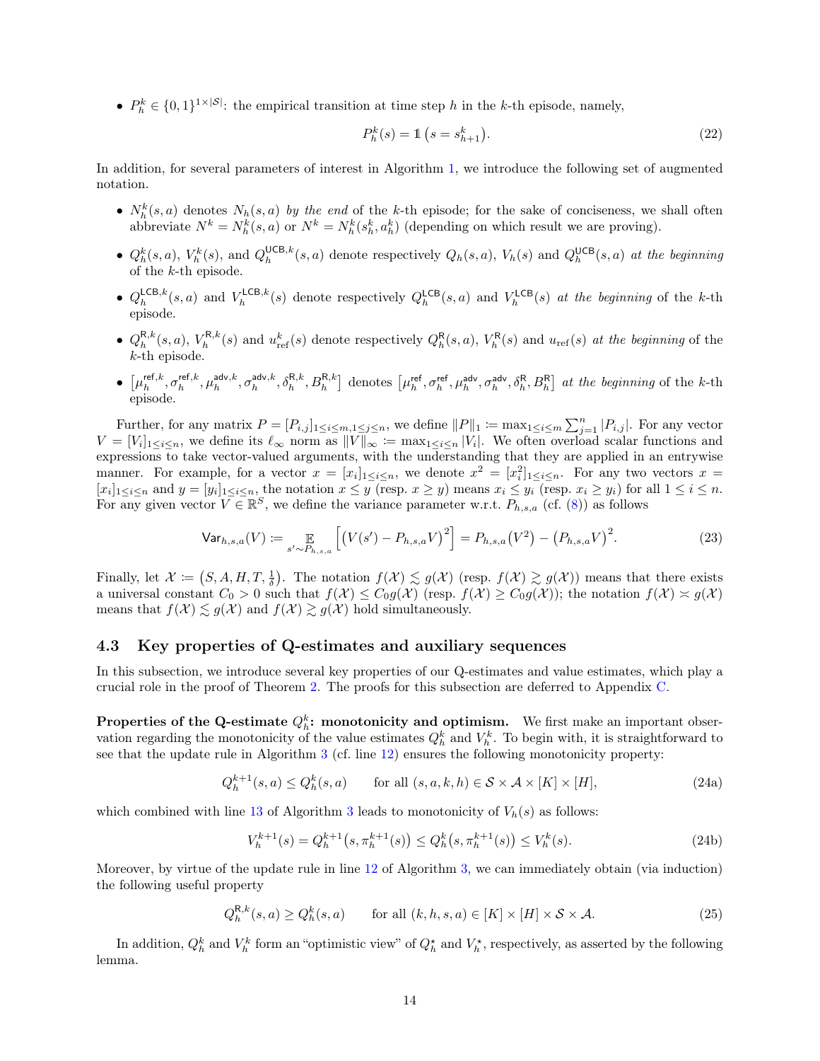- $P_h^k \in \{0,1\}^{1\times|\mathcal{S}|}$: the empirical transition at time step $h$ in the $k$-th episode, namely,

$$P_h^k(s) = \mathbb{1}\left(s = s_{h+1}^k\right). \tag{22}$$

In addition, for several parameters of interest in Algorithm 1, we introduce the following set of augmented notation.

- $N_h^k(s,a)$ denotes $N_h(s,a)$ *by the end* of the $k$-th episode; for the sake of conciseness, we shall often abbreviate $N^k = N_h^k(s,a)$ or $N^k = N_h^k(s_h^k, a_h^k)$ (depending on which result we are proving).
- $Q_h^k(s,a)$, $V_h^k(s)$, and $Q_h^{\mathsf{UCB},k}(s,a)$ denote respectively $Q_h(s,a)$, $V_h(s)$ and $Q_h^{\mathsf{UCB}}(s,a)$ *at the beginning* of the $k$-th episode.
- $Q_h^{\mathsf{LCB},k}(s,a)$ and $V_h^{\mathsf{LCB},k}(s)$ denote respectively $Q_h^{\mathsf{LCB}}(s,a)$ and $V_h^{\mathsf{LCB}}(s)$ *at the beginning* of the $k$-th episode.
- $Q_h^{\mathsf{R},k}(s,a)$, $V_h^{\mathsf{R},k}(s)$ and $u_{\mathrm{ref}}^k(s)$ denote respectively $Q_h^{\mathsf{R}}(s,a)$, $V_h^{\mathsf{R}}(s)$ and $u_{\mathrm{ref}}(s)$ *at the beginning* of the $k$-th episode.
- $\left[\mu_h^{\mathsf{ref},k}, \sigma_h^{\mathsf{ref},k}, \mu_h^{\mathsf{adv},k}, \sigma_h^{\mathsf{adv},k}, \delta_h^{\mathsf{R},k}, B_h^{\mathsf{R},k}\right]$ denotes $\left[\mu_h^{\mathsf{ref}}, \sigma_h^{\mathsf{ref}}, \mu_h^{\mathsf{adv}}, \sigma_h^{\mathsf{adv}}, \delta_h^{\mathsf{R}}, B_h^{\mathsf{R}}\right]$ *at the beginning* of the $k$-th episode.

Further, for any matrix $P = [P_{i,j}]_{1\leq i\leq m, 1\leq j\leq n}$, we define $\|P\|_1 := \max_{1\leq i\leq m}\sum_{j=1}^n |P_{i,j}|$. For any vector $V = [V_i]_{1\leq i\leq n}$, we define its $\ell_\infty$ norm as $\|V\|_\infty := \max_{1\leq i\leq n}|V_i|$. We often overload scalar functions and expressions to take vector-valued arguments, with the understanding that they are applied in an entrywise manner. For example, for a vector $x = [x_i]_{1\leq i\leq n}$, we denote $x^2 = [x_i^2]_{1\leq i\leq n}$. For any two vectors $x = [x_i]_{1\leq i\leq n}$ and $y = [y_i]_{1\leq i\leq n}$, the notation $x \leq y$ (resp. $x \geq y$) means $x_i \leq y_i$ (resp. $x_i \geq y_i$) for all $1 \leq i \leq n$. For any given vector $V \in \mathbb{R}^S$, we define the variance parameter w.r.t. $P_{h,s,a}$ (cf. (8)) as follows

$$\mathsf{Var}_{h,s,a}(V) := \mathop{\mathbb{E}}_{s'\sim P_{h,s,a}}\left[\left(V(s') - P_{h,s,a}V\right)^2\right] = P_{h,s,a}\left(V^2\right) - \left(P_{h,s,a}V\right)^2. \tag{23}$$

Finally, let $\mathcal{X} := \left(S, A, H, T, \frac{1}{\delta}\right)$. The notation $f(\mathcal{X}) \lesssim g(\mathcal{X})$ (resp. $f(\mathcal{X}) \gtrsim g(\mathcal{X})$) means that there exists a universal constant $C_0 > 0$ such that $f(\mathcal{X}) \leq C_0 g(\mathcal{X})$ (resp. $f(\mathcal{X}) \geq C_0 g(\mathcal{X})$); the notation $f(\mathcal{X}) \asymp g(\mathcal{X})$ means that $f(\mathcal{X}) \lesssim g(\mathcal{X})$ and $f(\mathcal{X}) \gtrsim g(\mathcal{X})$ hold simultaneously.

### 4.3 Key properties of Q-estimates and auxiliary sequences

In this subsection, we introduce several key properties of our Q-estimates and value estimates, which play a crucial role in the proof of Theorem 2. The proofs for this subsection are deferred to Appendix C.

**Properties of the Q-estimate $Q_h^k$: monotonicity and optimism.** We first make an important observation regarding the monotonicity of the value estimates $Q_h^k$ and $V_h^k$. To begin with, it is straightforward to see that the update rule in Algorithm 3 (cf. line 12) ensures the following monotonicity property:

$$Q_h^{k+1}(s,a) \leq Q_h^k(s,a) \qquad \text{for all } (s,a,k,h) \in \mathcal{S}\times\mathcal{A}\times[K]\times[H], \tag{24a}$$

which combined with line 13 of Algorithm 3 leads to monotonicity of $V_h(s)$ as follows:

$$V_h^{k+1}(s) = Q_h^{k+1}\big(s, \pi_h^{k+1}(s)\big) \leq Q_h^k\big(s, \pi_h^{k+1}(s)\big) \leq V_h^k(s). \tag{24b}$$

Moreover, by virtue of the update rule in line 12 of Algorithm 3, we can immediately obtain (via induction) the following useful property

$$Q_h^{\mathsf{R},k}(s,a) \geq Q_h^k(s,a) \qquad \text{for all } (k,h,s,a) \in [K]\times[H]\times\mathcal{S}\times\mathcal{A}. \tag{25}$$

In addition, $Q_h^k$ and $V_h^k$ form an "optimistic view" of $Q_h^\star$ and $V_h^\star$, respectively, as asserted by the following lemma.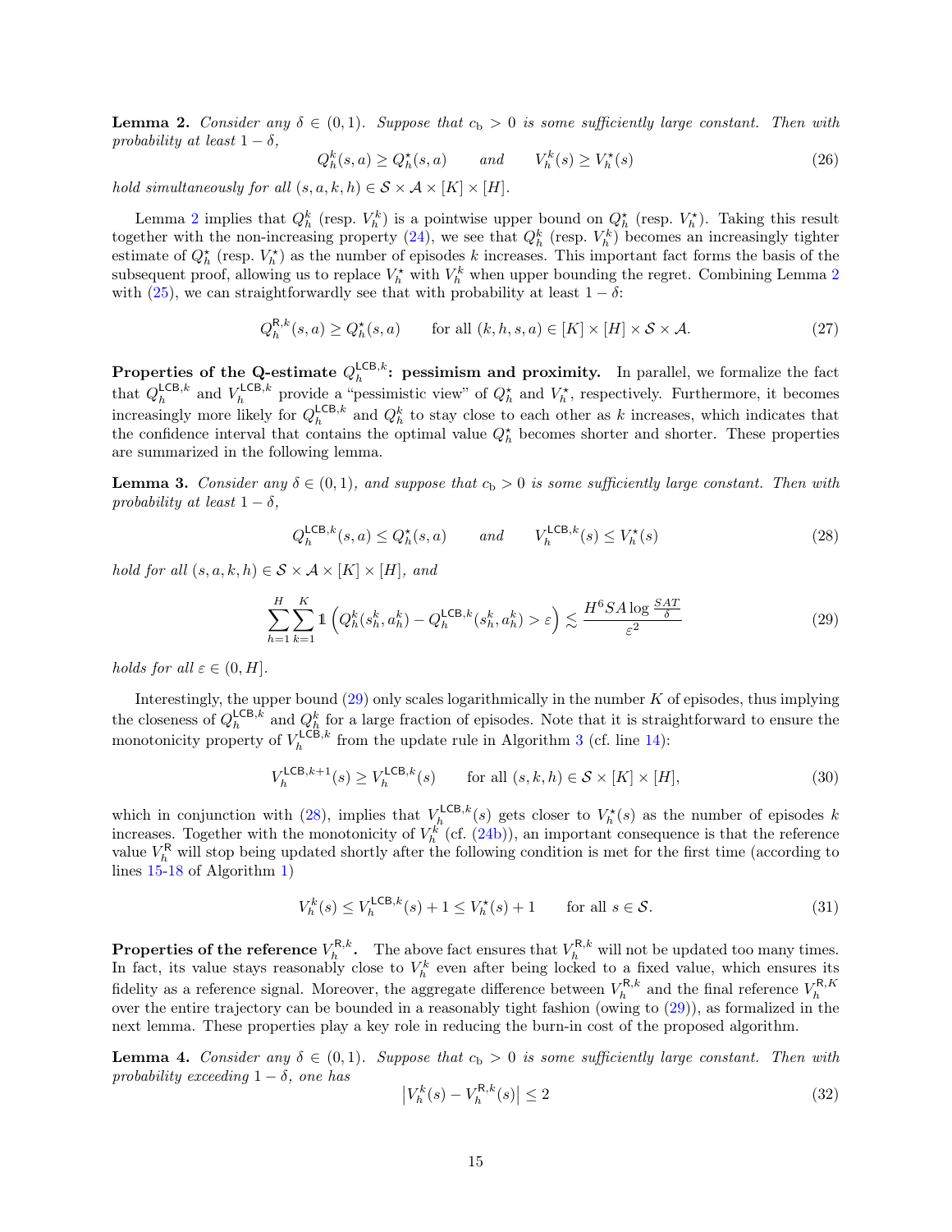**Lemma 2.** *Consider any $\delta \in (0,1)$. Suppose that $c_\mathrm{b} > 0$ is some sufficiently large constant. Then with probability at least $1-\delta$,*

$$Q_h^k(s,a) \geq Q_h^\star(s,a) \qquad \textit{and} \qquad V_h^k(s) \geq V_h^\star(s) \tag{26}$$

*hold simultaneously for all $(s,a,k,h) \in \mathcal{S} \times \mathcal{A} \times [K] \times [H]$.*

Lemma 2 implies that $Q_h^k$ (resp. $V_h^k$) is a pointwise upper bound on $Q_h^\star$ (resp. $V_h^\star$). Taking this result together with the non-increasing property (24), we see that $Q_h^k$ (resp. $V_h^k$) becomes an increasingly tighter estimate of $Q_h^\star$ (resp. $V_h^\star$) as the number of episodes $k$ increases. This important fact forms the basis of the subsequent proof, allowing us to replace $V_h^\star$ with $V_h^k$ when upper bounding the regret. Combining Lemma 2 with (25), we can straightforwardly see that with probability at least $1-\delta$:

$$Q_h^{\mathsf{R},k}(s,a) \geq Q_h^\star(s,a) \qquad \text{for all } (k,h,s,a) \in [K] \times [H] \times \mathcal{S} \times \mathcal{A}. \tag{27}$$

**Properties of the Q-estimate $Q_h^{\mathsf{LCB},k}$: pessimism and proximity.** In parallel, we formalize the fact that $Q_h^{\mathsf{LCB},k}$ and $V_h^{\mathsf{LCB},k}$ provide a "pessimistic view" of $Q_h^\star$ and $V_h^\star$, respectively. Furthermore, it becomes increasingly more likely for $Q_h^{\mathsf{LCB},k}$ and $Q_h^k$ to stay close to each other as $k$ increases, which indicates that the confidence interval that contains the optimal value $Q_h^\star$ becomes shorter and shorter. These properties are summarized in the following lemma.

**Lemma 3.** *Consider any $\delta \in (0,1)$, and suppose that $c_\mathrm{b} > 0$ is some sufficiently large constant. Then with probability at least $1-\delta$,*

$$Q_h^{\mathsf{LCB},k}(s,a) \leq Q_h^\star(s,a) \qquad \textit{and} \qquad V_h^{\mathsf{LCB},k}(s) \leq V_h^\star(s) \tag{28}$$

*hold for all $(s,a,k,h) \in \mathcal{S} \times \mathcal{A} \times [K] \times [H]$, and*

$$\sum_{h=1}^{H}\sum_{k=1}^{K} \mathbb{1}\left(Q_h^k(s_h^k,a_h^k) - Q_h^{\mathsf{LCB},k}(s_h^k,a_h^k) > \varepsilon\right) \lesssim \frac{H^6 SA \log\frac{SAT}{\delta}}{\varepsilon^2} \tag{29}$$

*holds for all $\varepsilon \in (0,H]$.*

Interestingly, the upper bound (29) only scales logarithmically in the number $K$ of episodes, thus implying the closeness of $Q_h^{\mathsf{LCB},k}$ and $Q_h^k$ for a large fraction of episodes. Note that it is straightforward to ensure the monotonicity property of $V_h^{\mathsf{LCB},k}$ from the update rule in Algorithm 3 (cf. line 14):

$$V_h^{\mathsf{LCB},k+1}(s) \geq V_h^{\mathsf{LCB},k}(s) \qquad \text{for all } (s,k,h) \in \mathcal{S} \times [K] \times [H], \tag{30}$$

which in conjunction with (28), implies that $V_h^{\mathsf{LCB},k}(s)$ gets closer to $V_h^\star(s)$ as the number of episodes $k$ increases. Together with the monotonicity of $V_h^k$ (cf. (24b)), an important consequence is that the reference value $V_h^\mathsf{R}$ will stop being updated shortly after the following condition is met for the first time (according to lines 15-18 of Algorithm 1)

$$V_h^k(s) \leq V_h^{\mathsf{LCB},k}(s) + 1 \leq V_h^\star(s) + 1 \qquad \text{for all } s \in \mathcal{S}. \tag{31}$$

**Properties of the reference $V_h^{\mathsf{R},k}$.** The above fact ensures that $V_h^{\mathsf{R},k}$ will not be updated too many times. In fact, its value stays reasonably close to $V_h^k$ even after being locked to a fixed value, which ensures its fidelity as a reference signal. Moreover, the aggregate difference between $V_h^{\mathsf{R},k}$ and the final reference $V_h^{\mathsf{R},K}$ over the entire trajectory can be bounded in a reasonably tight fashion (owing to (29)), as formalized in the next lemma. These properties play a key role in reducing the burn-in cost of the proposed algorithm.

**Lemma 4.** *Consider any $\delta \in (0,1)$. Suppose that $c_\mathrm{b} > 0$ is some sufficiently large constant. Then with probability exceeding $1-\delta$, one has*

$$\left|V_h^k(s) - V_h^{\mathsf{R},k}(s)\right| \leq 2 \tag{32}$$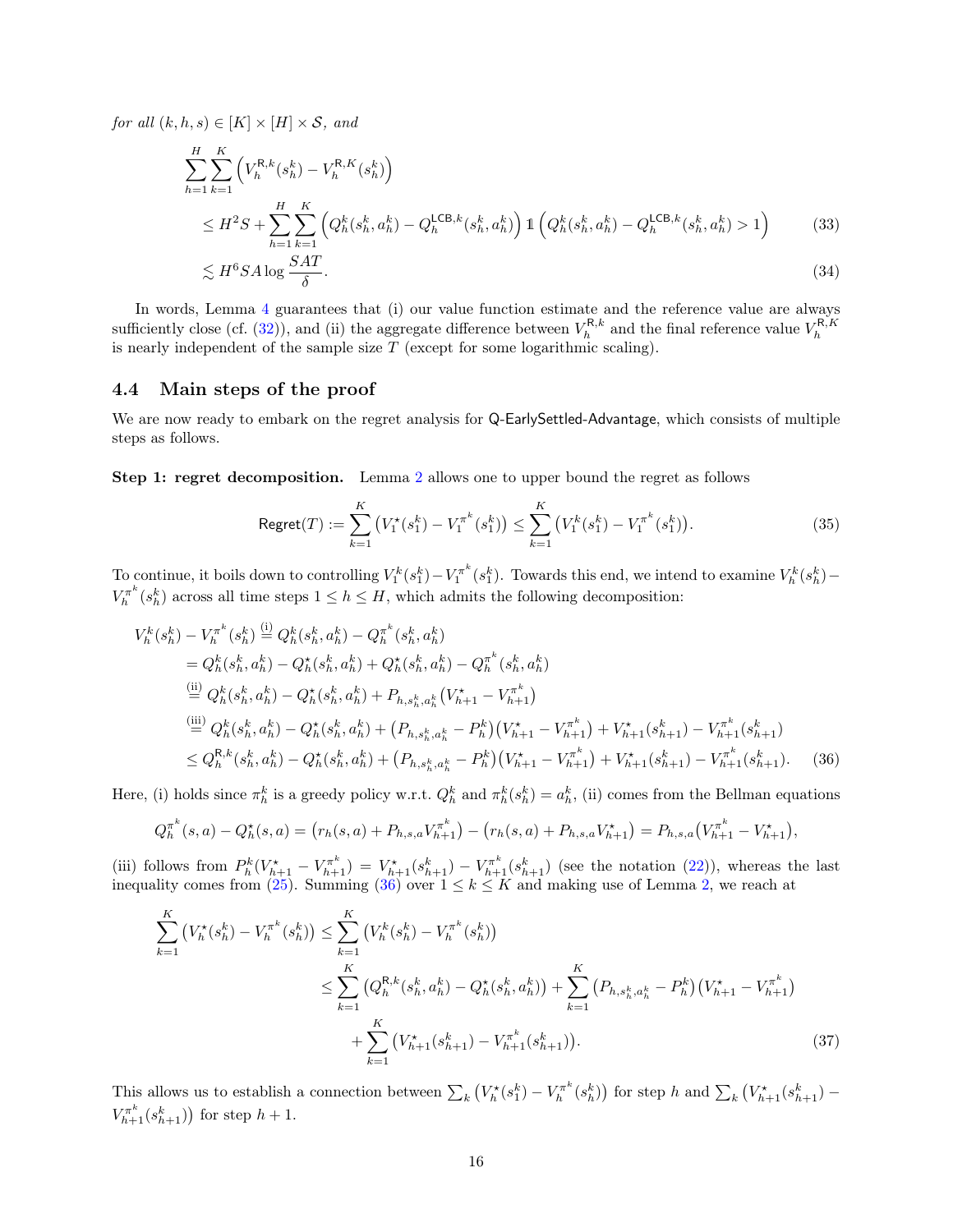*for all* $(k, h, s) \in [K] \times [H] \times \mathcal{S}$*, and*

$$
\begin{aligned}
\sum_{h=1}^{H}\sum_{k=1}^{K}\Big(V_h^{\mathsf{R},k}(s_h^k) - V_h^{\mathsf{R},K}(s_h^k)\Big) \\
&\leq H^2 S + \sum_{h=1}^{H}\sum_{k=1}^{K}\Big(Q_h^k(s_h^k,a_h^k) - Q_h^{\mathsf{LCB},k}(s_h^k,a_h^k)\Big)\,\mathbb{1}\Big(Q_h^k(s_h^k,a_h^k) - Q_h^{\mathsf{LCB},k}(s_h^k,a_h^k) > 1\Big) \qquad (33)\\
&\lesssim H^6 SA \log\frac{SAT}{\delta}. \qquad (34)
\end{aligned}
$$

In words, Lemma 4 guarantees that (i) our value function estimate and the reference value are always sufficiently close (cf. (32)), and (ii) the aggregate difference between $V_h^{\mathsf{R},k}$ and the final reference value $V_h^{\mathsf{R},K}$ is nearly independent of the sample size $T$ (except for some logarithmic scaling).

## 4.4 Main steps of the proof

We are now ready to embark on the regret analysis for Q-EarlySettled-Advantage, which consists of multiple steps as follows.

**Step 1: regret decomposition.** Lemma 2 allows one to upper bound the regret as follows

$$
\mathsf{Regret}(T) := \sum_{k=1}^{K}\big(V_1^{\star}(s_1^k) - V_1^{\pi^k}(s_1^k)\big) \leq \sum_{k=1}^{K}\big(V_1^{k}(s_1^k) - V_1^{\pi^k}(s_1^k)\big). \qquad (35)
$$

To continue, it boils down to controlling $V_1^k(s_1^k) - V_1^{\pi^k}(s_1^k)$. Towards this end, we intend to examine $V_h^k(s_h^k) - V_h^{\pi^k}(s_h^k)$ across all time steps $1 \leq h \leq H$, which admits the following decomposition:

$$
\begin{aligned}
V_h^k(s_h^k) - V_h^{\pi^k}(s_h^k) &\overset{\text{(i)}}{=} Q_h^k(s_h^k,a_h^k) - Q_h^{\pi^k}(s_h^k,a_h^k)\\
&= Q_h^k(s_h^k,a_h^k) - Q_h^{\star}(s_h^k,a_h^k) + Q_h^{\star}(s_h^k,a_h^k) - Q_h^{\pi^k}(s_h^k,a_h^k)\\
&\overset{\text{(ii)}}{=} Q_h^k(s_h^k,a_h^k) - Q_h^{\star}(s_h^k,a_h^k) + P_{h,s_h^k,a_h^k}\big(V_{h+1}^{\star} - V_{h+1}^{\pi^k}\big)\\
&\overset{\text{(iii)}}{=} Q_h^k(s_h^k,a_h^k) - Q_h^{\star}(s_h^k,a_h^k) + \big(P_{h,s_h^k,a_h^k} - P_h^k\big)\big(V_{h+1}^{\star} - V_{h+1}^{\pi^k}\big) + V_{h+1}^{\star}(s_{h+1}^k) - V_{h+1}^{\pi^k}(s_{h+1}^k)\\
&\leq Q_h^{\mathsf{R},k}(s_h^k,a_h^k) - Q_h^{\star}(s_h^k,a_h^k) + \big(P_{h,s_h^k,a_h^k} - P_h^k\big)\big(V_{h+1}^{\star} - V_{h+1}^{\pi^k}\big) + V_{h+1}^{\star}(s_{h+1}^k) - V_{h+1}^{\pi^k}(s_{h+1}^k). \qquad (36)
\end{aligned}
$$

Here, (i) holds since $\pi_h^k$ is a greedy policy w.r.t. $Q_h^k$ and $\pi_h^k(s_h^k) = a_h^k$, (ii) comes from the Bellman equations

$$
Q_h^{\pi^k}(s,a) - Q_h^{\star}(s,a) = \big(r_h(s,a) + P_{h,s,a}V_{h+1}^{\pi^k}\big) - \big(r_h(s,a) + P_{h,s,a}V_{h+1}^{\star}\big) = P_{h,s,a}\big(V_{h+1}^{\pi^k} - V_{h+1}^{\star}\big),
$$

(iii) follows from $P_h^k(V_{h+1}^{\star} - V_{h+1}^{\pi^k}) = V_{h+1}^{\star}(s_{h+1}^k) - V_{h+1}^{\pi^k}(s_{h+1}^k)$ (see the notation (22)), whereas the last inequality comes from (25). Summing (36) over $1 \leq k \leq K$ and making use of Lemma 2, we reach at

$$
\begin{aligned}
\sum_{k=1}^{K}\big(V_h^{\star}(s_h^k) - V_h^{\pi^k}(s_h^k)\big) &\leq \sum_{k=1}^{K}\big(V_h^{k}(s_h^k) - V_h^{\pi^k}(s_h^k)\big)\\
&\leq \sum_{k=1}^{K}\big(Q_h^{\mathsf{R},k}(s_h^k,a_h^k) - Q_h^{\star}(s_h^k,a_h^k)\big) + \sum_{k=1}^{K}\big(P_{h,s_h^k,a_h^k} - P_h^k\big)\big(V_{h+1}^{\star} - V_{h+1}^{\pi^k}\big)\\
&\quad + \sum_{k=1}^{K}\big(V_{h+1}^{\star}(s_{h+1}^k) - V_{h+1}^{\pi^k}(s_{h+1}^k)\big). \qquad (37)
\end{aligned}
$$

This allows us to establish a connection between $\sum_k\big(V_h^{\star}(s_1^k) - V_h^{\pi^k}(s_h^k)\big)$ for step $h$ and $\sum_k\big(V_{h+1}^{\star}(s_{h+1}^k) - V_{h+1}^{\pi^k}(s_{h+1}^k)\big)$ for step $h+1$.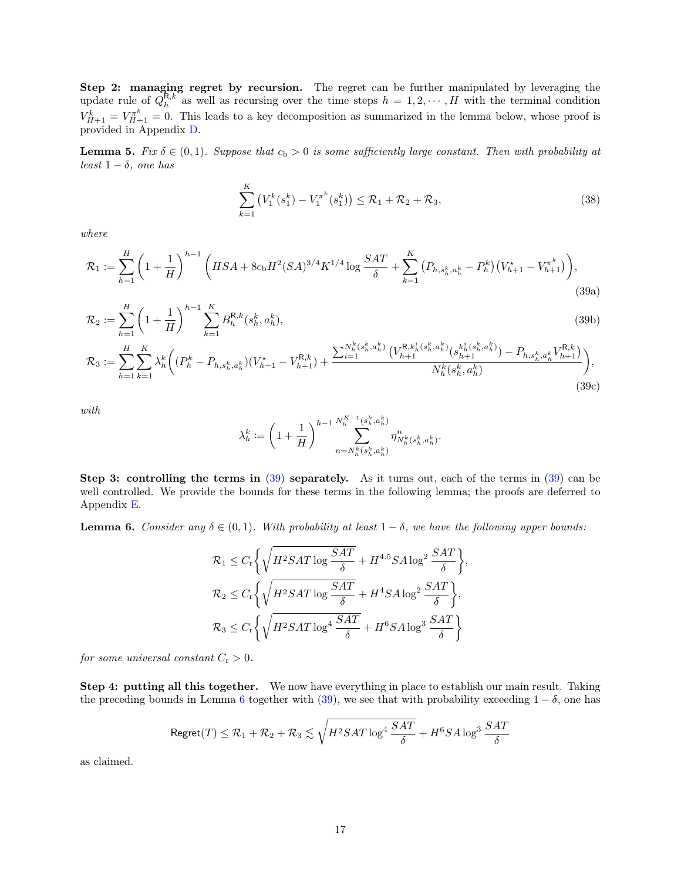**Step 2: managing regret by recursion.** The regret can be further manipulated by leveraging the update rule of $Q_h^{\mathsf{R},k}$ as well as recursing over the time steps $h = 1, 2, \cdots, H$ with the terminal condition $V_{H+1}^k = V_{H+1}^{\pi^k} = 0$. This leads to a key decomposition as summarized in the lemma below, whose proof is provided in Appendix D.

**Lemma 5.** *Fix $\delta \in (0,1)$. Suppose that $c_{\mathrm{b}} > 0$ is some sufficiently large constant. Then with probability at least $1-\delta$, one has*

$$\sum_{k=1}^{K} \big(V_1^k(s_1^k) - V_1^{\pi^k}(s_1^k)\big) \le \mathcal{R}_1 + \mathcal{R}_2 + \mathcal{R}_3, \tag{38}$$

*where*

$$\mathcal{R}_1 := \sum_{h=1}^{H} \left(1+\frac{1}{H}\right)^{h-1} \left( HSA + 8c_{\mathrm{b}} H^2 (SA)^{3/4} K^{1/4} \log \frac{SAT}{\delta} + \sum_{k=1}^{K} \big(P_{h,s_h^k,a_h^k} - P_h^k\big)\big(V_{h+1}^\star - V_{h+1}^{\pi^k}\big) \right), \tag{39a}$$

$$\mathcal{R}_2 := \sum_{h=1}^{H} \left(1+\frac{1}{H}\right)^{h-1} \sum_{k=1}^{K} B_h^{\mathsf{R},k}(s_h^k, a_h^k), \tag{39b}$$

$$\mathcal{R}_3 := \sum_{h=1}^{H}\sum_{k=1}^{K} \lambda_h^k \bigg( (P_h^k - P_{h,s_h^k,a_h^k})(V_{h+1}^\star - V_{h+1}^{\mathsf{R},k}) + \frac{\sum_{i=1}^{N_h^k(s_h^k,a_h^k)} \big( V_{h+1}^{\mathsf{R},k_h^i(s_h^k,a_h^k)}(s_{h+1}^{k_h^i(s_h^k,a_h^k)}) - P_{h,s_h^k,a_h^k} V_{h+1}^{\mathsf{R},k} \big)}{N_h^k(s_h^k,a_h^k)} \bigg), \tag{39c}$$

*with*

$$\lambda_h^k := \left(1+\frac{1}{H}\right)^{h-1} \sum_{n=N_h^k(s_h^k,a_h^k)}^{N_h^{K-1}(s_h^k,a_h^k)} \eta_{N_h^k(s_h^k,a_h^k)}^n.$$

**Step 3: controlling the terms in (39) separately.** As it turns out, each of the terms in (39) can be well controlled. We provide the bounds for these terms in the following lemma; the proofs are deferred to Appendix E.

**Lemma 6.** *Consider any $\delta \in (0,1)$. With probability at least $1-\delta$, we have the following upper bounds:*

$$\mathcal{R}_1 \le C_{\mathrm{r}} \left\{ \sqrt{H^2 SAT \log \frac{SAT}{\delta}} + H^{4.5} SA \log^2 \frac{SAT}{\delta} \right\},$$

$$\mathcal{R}_2 \le C_{\mathrm{r}} \left\{ \sqrt{H^2 SAT \log \frac{SAT}{\delta}} + H^{4} SA \log^2 \frac{SAT}{\delta} \right\},$$

$$\mathcal{R}_3 \le C_{\mathrm{r}} \left\{ \sqrt{H^2 SAT \log^4 \frac{SAT}{\delta}} + H^{6} SA \log^3 \frac{SAT}{\delta} \right\}$$

*for some universal constant $C_{\mathrm{r}} > 0$.*

**Step 4: putting all this together.** We now have everything in place to establish our main result. Taking the preceding bounds in Lemma 6 together with (39), we see that with probability exceeding $1-\delta$, one has

$$\mathsf{Regret}(T) \le \mathcal{R}_1 + \mathcal{R}_2 + \mathcal{R}_3 \lesssim \sqrt{H^2 SAT \log^4 \frac{SAT}{\delta}} + H^6 SA \log^3 \frac{SAT}{\delta}$$

as claimed.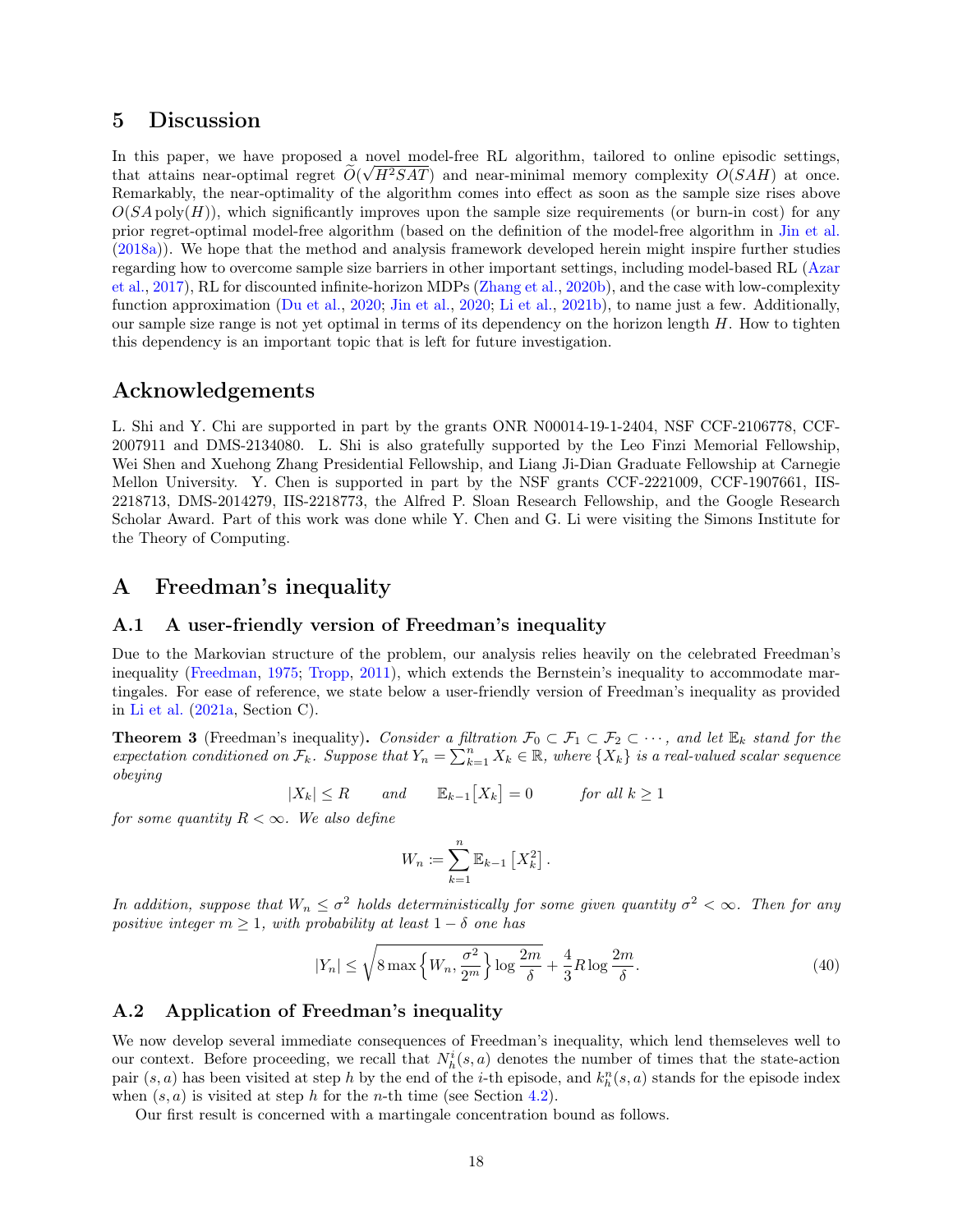## 5 Discussion

In this paper, we have proposed a novel model-free RL algorithm, tailored to online episodic settings, that attains near-optimal regret $\widetilde{O}(\sqrt{H^2SAT})$ and near-minimal memory complexity $O(SAH)$ at once. Remarkably, the near-optimality of the algorithm comes into effect as soon as the sample size rises above $O(SA\,\mathrm{poly}(H))$, which significantly improves upon the sample size requirements (or burn-in cost) for any prior regret-optimal model-free algorithm (based on the definition of the model-free algorithm in Jin et al. (2018a)). We hope that the method and analysis framework developed herein might inspire further studies regarding how to overcome sample size barriers in other important settings, including model-based RL (Azar et al., 2017), RL for discounted infinite-horizon MDPs (Zhang et al., 2020b), and the case with low-complexity function approximation (Du et al., 2020; Jin et al., 2020; Li et al., 2021b), to name just a few. Additionally, our sample size range is not yet optimal in terms of its dependency on the horizon length $H$. How to tighten this dependency is an important topic that is left for future investigation.

## Acknowledgements

L. Shi and Y. Chi are supported in part by the grants ONR N00014-19-1-2404, NSF CCF-2106778, CCF-2007911 and DMS-2134080. L. Shi is also gratefully supported by the Leo Finzi Memorial Fellowship, Wei Shen and Xuehong Zhang Presidential Fellowship, and Liang Ji-Dian Graduate Fellowship at Carnegie Mellon University. Y. Chen is supported in part by the NSF grants CCF-2221009, CCF-1907661, IIS-2218713, DMS-2014279, IIS-2218773, the Alfred P. Sloan Research Fellowship, and the Google Research Scholar Award. Part of this work was done while Y. Chen and G. Li were visiting the Simons Institute for the Theory of Computing.

## A Freedman's inequality

### A.1 A user-friendly version of Freedman's inequality

Due to the Markovian structure of the problem, our analysis relies heavily on the celebrated Freedman's inequality (Freedman, 1975; Tropp, 2011), which extends the Bernstein's inequality to accommodate martingales. For ease of reference, we state below a user-friendly version of Freedman's inequality as provided in Li et al. (2021a, Section C).

**Theorem 3** (Freedman's inequality). *Consider a filtration $\mathcal{F}_0 \subset \mathcal{F}_1 \subset \mathcal{F}_2 \subset \cdots$, and let $\mathbb{E}_k$ stand for the expectation conditioned on $\mathcal{F}_k$. Suppose that $Y_n = \sum_{k=1}^{n} X_k \in \mathbb{R}$, where $\{X_k\}$ is a real-valued scalar sequence obeying*

$$|X_k| \le R \qquad \text{and} \qquad \mathbb{E}_{k-1}\big[X_k\big] = 0 \qquad \text{for all } k \ge 1$$

*for some quantity $R < \infty$. We also define*

$$W_n := \sum_{k=1}^{n} \mathbb{E}_{k-1}\left[X_k^2\right].$$

*In addition, suppose that $W_n \le \sigma^2$ holds deterministically for some given quantity $\sigma^2 < \infty$. Then for any positive integer $m \ge 1$, with probability at least $1-\delta$ one has*

$$|Y_n| \le \sqrt{8 \max\Big\{W_n, \frac{\sigma^2}{2^m}\Big\} \log \frac{2m}{\delta}} + \frac{4}{3} R \log \frac{2m}{\delta}. \tag{40}$$

### A.2 Application of Freedman's inequality

We now develop several immediate consequences of Freedman's inequality, which lend themseleves well to our context. Before proceeding, we recall that $N_h^i(s,a)$ denotes the number of times that the state-action pair $(s,a)$ has been visited at step $h$ by the end of the $i$-th episode, and $k_h^n(s,a)$ stands for the episode index when $(s,a)$ is visited at step $h$ for the $n$-th time (see Section 4.2).

Our first result is concerned with a martingale concentration bound as follows.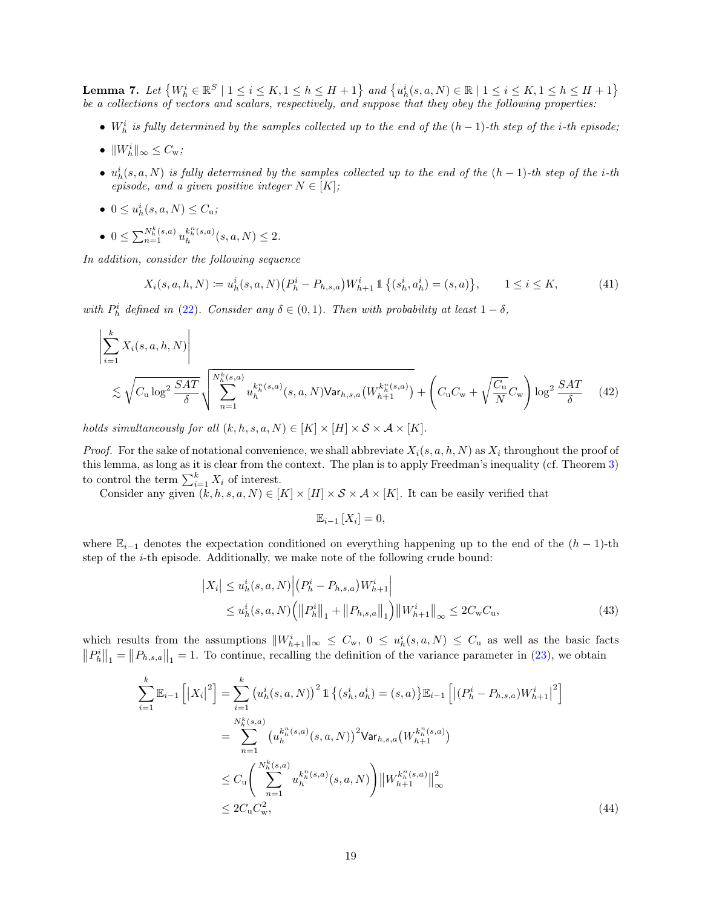**Lemma 7.** *Let* $\left\{W_h^i \in \mathbb{R}^S \mid 1 \le i \le K, 1 \le h \le H+1\right\}$ *and* $\left\{u_h^i(s,a,N) \in \mathbb{R} \mid 1 \le i \le K, 1 \le h \le H+1\right\}$ *be a collections of vectors and scalars, respectively, and suppose that they obey the following properties:*

- $W_h^i$ *is fully determined by the samples collected up to the end of the* $(h-1)$*-th step of the* $i$*-th episode;*
- $\|W_h^i\|_\infty \le C_{\mathrm{w}}$*;*
- $u_h^i(s,a,N)$ *is fully determined by the samples collected up to the end of the* $(h-1)$*-th step of the* $i$*-th episode, and a given positive integer* $N \in [K]$*;*
- $0 \le u_h^i(s,a,N) \le C_{\mathrm{u}}$*;*
- $0 \le \sum_{n=1}^{N_h^k(s,a)} u_h^{k_h^n(s,a)}(s,a,N) \le 2.$

*In addition, consider the following sequence*

$$
X_i(s,a,h,N) \coloneqq u_h^i(s,a,N)\big(P_h^i - P_{h,s,a}\big)W_{h+1}^i \mathbb{1}\left\{(s_h^i,a_h^i)=(s,a)\right\}, \qquad 1 \le i \le K, \tag{41}
$$

*with* $P_h^i$ *defined in (22). Consider any* $\delta \in (0,1)$*. Then with probability at least* $1-\delta$*,*

$$
\left|\sum_{i=1}^k X_i(s,a,h,N)\right| \lesssim \sqrt{C_{\mathrm{u}} \log^2 \frac{SAT}{\delta}} \sqrt{\sum_{n=1}^{N_h^k(s,a)} u_h^{k_h^n(s,a)}(s,a,N) \mathsf{Var}_{h,s,a}\big(W_{h+1}^{k_h^n(s,a)}\big)} + \left(C_{\mathrm{u}} C_{\mathrm{w}} + \sqrt{\frac{C_{\mathrm{u}}}{N}} C_{\mathrm{w}}\right) \log^2 \frac{SAT}{\delta} \tag{42}
$$

*holds simultaneously for all* $(k,h,s,a,N) \in [K] \times [H] \times \mathcal{S} \times \mathcal{A} \times [K]$*.*

*Proof.* For the sake of notational convenience, we shall abbreviate $X_i(s,a,h,N)$ as $X_i$ throughout the proof of this lemma, as long as it is clear from the context. The plan is to apply Freedman's inequality (cf. Theorem 3) to control the term $\sum_{i=1}^k X_i$ of interest.

Consider any given $(k,h,s,a,N) \in [K] \times [H] \times \mathcal{S} \times \mathcal{A} \times [K]$. It can be easily verified that

$$
\mathbb{E}_{i-1}\left[X_i\right] = 0,
$$

where $\mathbb{E}_{i-1}$ denotes the expectation conditioned on everything happening up to the end of the $(h-1)$-th step of the $i$-th episode. Additionally, we make note of the following crude bound:

$$
\begin{aligned}
\left|X_i\right| &\le u_h^i(s,a,N)\left|\big(P_h^i - P_{h,s,a}\big)W_{h+1}^i\right| \\
&\le u_h^i(s,a,N)\Big(\left\|P_h^i\right\|_1 + \left\|P_{h,s,a}\right\|_1\Big)\left\|W_{h+1}^i\right\|_\infty \le 2C_{\mathrm{w}}C_{\mathrm{u}},
\end{aligned} \tag{43}
$$

which results from the assumptions $\|W_{h+1}^i\|_\infty \le C_{\mathrm{w}}$, $0 \le u_h^i(s,a,N) \le C_{\mathrm{u}}$ as well as the basic facts $\left\|P_h^i\right\|_1 = \left\|P_{h,s,a}\right\|_1 = 1$. To continue, recalling the definition of the variance parameter in (23), we obtain

$$
\begin{aligned}
\sum_{i=1}^k \mathbb{E}_{i-1}\left[\left|X_i\right|^2\right] &= \sum_{i=1}^k \big(u_h^i(s,a,N)\big)^2 \mathbb{1}\left\{(s_h^i,a_h^i)=(s,a)\right\}\mathbb{E}_{i-1}\left[\left|(P_h^i - P_{h,s,a})W_{h+1}^i\right|^2\right] \\
&= \sum_{n=1}^{N_h^k(s,a)} \big(u_h^{k_h^n(s,a)}(s,a,N)\big)^2 \mathsf{Var}_{h,s,a}\big(W_{h+1}^{k_h^n(s,a)}\big) \\
&\le C_{\mathrm{u}}\left(\sum_{n=1}^{N_h^k(s,a)} u_h^{k_h^n(s,a)}(s,a,N)\right)\left\|W_{h+1}^{k_h^n(s,a)}\right\|_\infty^2 \\
&\le 2C_{\mathrm{u}}C_{\mathrm{w}}^2,
\end{aligned} \tag{44}
$$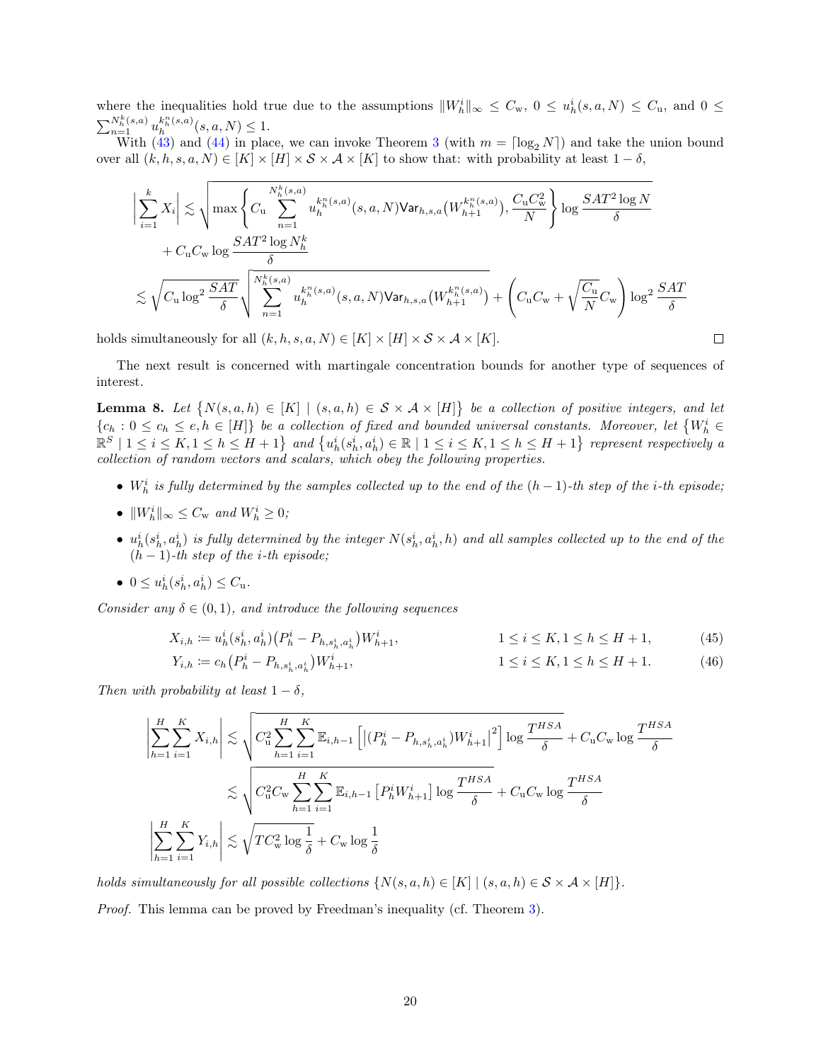where the inequalities hold true due to the assumptions $\|W_h^i\|_\infty \leq C_{\mathrm{w}}$, $0 \leq u_h^i(s,a,N) \leq C_{\mathrm{u}}$, and $0 \leq \sum_{n=1}^{N_h^k(s,a)} u_h^{k_h^n(s,a)}(s,a,N) \leq 1$.

With (43) and (44) in place, we can invoke Theorem 3 (with $m = \lceil \log_2 N \rceil$) and take the union bound over all $(k,h,s,a,N) \in [K] \times [H] \times \mathcal{S} \times \mathcal{A} \times [K]$ to show that: with probability at least $1-\delta$,

$$
\begin{aligned}
\Big| \sum_{i=1}^{k} X_i \Big| &\lesssim \sqrt{\max\left\{ C_{\mathrm{u}} \sum_{n=1}^{N_h^k(s,a)} u_h^{k_h^n(s,a)}(s,a,N) \mathsf{Var}_{h,s,a}\big(W_{h+1}^{k_h^n(s,a)}\big), \frac{C_{\mathrm{u}} C_{\mathrm{w}}^2}{N} \right\} \log \frac{SAT^2 \log N}{\delta}} \\
&\quad + C_{\mathrm{u}} C_{\mathrm{w}} \log \frac{SAT^2 \log N_h^k}{\delta} \\
&\lesssim \sqrt{C_{\mathrm{u}} \log^2 \frac{SAT}{\delta}} \sqrt{\sum_{n=1}^{N_h^k(s,a)} u_h^{k_h^n(s,a)}(s,a,N) \mathsf{Var}_{h,s,a}\big(W_{h+1}^{k_h^n(s,a)}\big)} + \left( C_{\mathrm{u}} C_{\mathrm{w}} + \sqrt{\frac{C_{\mathrm{u}}}{N}} C_{\mathrm{w}} \right) \log^2 \frac{SAT}{\delta}
\end{aligned}
$$

holds simultaneously for all $(k,h,s,a,N) \in [K] \times [H] \times \mathcal{S} \times \mathcal{A} \times [K]$. □

The next result is concerned with martingale concentration bounds for another type of sequences of interest.

**Lemma 8.** *Let $\big\{N(s,a,h) \in [K] \mid (s,a,h) \in \mathcal{S} \times \mathcal{A} \times [H]\big\}$ be a collection of positive integers, and let $\{c_h : 0 \leq c_h \leq e, h \in [H]\}$ be a collection of fixed and bounded universal constants. Moreover, let $\big\{W_h^i \in \mathbb{R}^S \mid 1 \leq i \leq K, 1 \leq h \leq H+1\big\}$ and $\big\{u_h^i(s_h^i, a_h^i) \in \mathbb{R} \mid 1 \leq i \leq K, 1 \leq h \leq H+1\big\}$ represent respectively a collection of random vectors and scalars, which obey the following properties.*

- *$W_h^i$ is fully determined by the samples collected up to the end of the $(h-1)$-th step of the $i$-th episode;*
- *$\|W_h^i\|_\infty \leq C_{\mathrm{w}}$ and $W_h^i \geq 0$;*
- *$u_h^i(s_h^i, a_h^i)$ is fully determined by the integer $N(s_h^i, a_h^i, h)$ and all samples collected up to the end of the $(h-1)$-th step of the $i$-th episode;*
- *$0 \leq u_h^i(s_h^i, a_h^i) \leq C_{\mathrm{u}}$.*

*Consider any $\delta \in (0,1)$, and introduce the following sequences*

$$
X_{i,h} \coloneqq u_h^i(s_h^i, a_h^i)\big(P_h^i - P_{h,s_h^i,a_h^i}\big)W_{h+1}^i, \qquad 1 \leq i \leq K, 1 \leq h \leq H+1, \tag{45}
$$

$$
Y_{i,h} \coloneqq c_h\big(P_h^i - P_{h,s_h^i,a_h^i}\big)W_{h+1}^i, \qquad 1 \leq i \leq K, 1 \leq h \leq H+1. \tag{46}
$$

*Then with probability at least $1-\delta$,*

$$
\begin{aligned}
\left| \sum_{h=1}^{H} \sum_{i=1}^{K} X_{i,h} \right| &\lesssim \sqrt{C_{\mathrm{u}}^2 \sum_{h=1}^{H} \sum_{i=1}^{K} \mathbb{E}_{i,h-1}\left[ \left| (P_h^i - P_{h,s_h^i,a_h^i}) W_{h+1}^i \right|^2 \right] \log \frac{T^{HSA}}{\delta}} + C_{\mathrm{u}} C_{\mathrm{w}} \log \frac{T^{HSA}}{\delta} \\
&\lesssim \sqrt{C_{\mathrm{u}}^2 C_{\mathrm{w}} \sum_{h=1}^{H} \sum_{i=1}^{K} \mathbb{E}_{i,h-1}\left[ P_h^i W_{h+1}^i \right] \log \frac{T^{HSA}}{\delta}} + C_{\mathrm{u}} C_{\mathrm{w}} \log \frac{T^{HSA}}{\delta} \\
\left| \sum_{h=1}^{H} \sum_{i=1}^{K} Y_{i,h} \right| &\lesssim \sqrt{T C_{\mathrm{w}}^2 \log \frac{1}{\delta}} + C_{\mathrm{w}} \log \frac{1}{\delta}
\end{aligned}
$$

*holds simultaneously for all possible collections $\{N(s,a,h) \in [K] \mid (s,a,h) \in \mathcal{S} \times \mathcal{A} \times [H]\}$.*

*Proof.* This lemma can be proved by Freedman's inequality (cf. Theorem 3).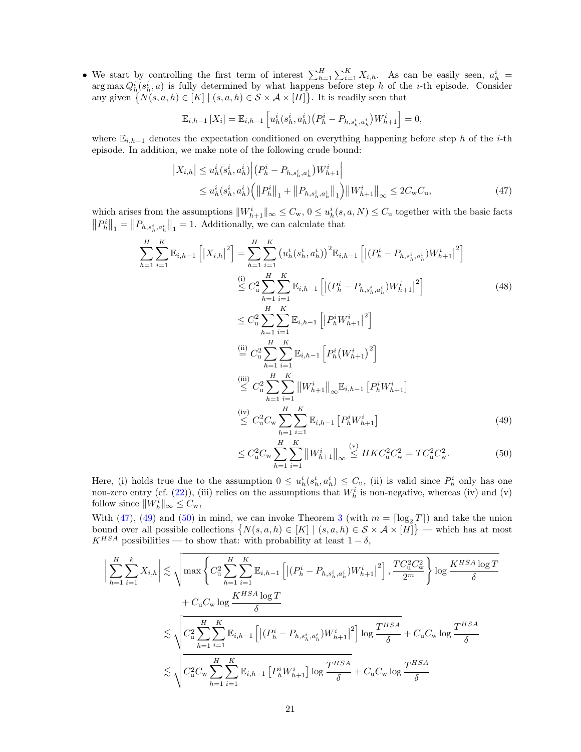- We start by controlling the first term of interest $\sum_{h=1}^{H}\sum_{i=1}^{K} X_{i,h}$. As can be easily seen, $a_h^i = \arg\max Q_h^i(s_h^i, a)$ is fully determined by what happens before step $h$ of the $i$-th episode. Consider any given $\{N(s,a,h) \in [K] \mid (s,a,h) \in \mathcal{S}\times\mathcal{A}\times[H]\}$. It is readily seen that

$$\mathbb{E}_{i,h-1}[X_i] = \mathbb{E}_{i,h-1}\Big[u_h^i(s_h^i, a_h^i)\big(P_h^i - P_{h,s_h^i,a_h^i}\big)W_{h+1}^i\Big] = 0,$$

where $\mathbb{E}_{i,h-1}$ denotes the expectation conditioned on everything happening before step $h$ of the $i$-th episode. In addition, we make note of the following crude bound:

$$\begin{aligned}
\big|X_{i,h}\big| &\le u_h^i(s_h^i, a_h^i)\Big|\big(P_h^i - P_{h,s_h^i,a_h^i}\big)W_{h+1}^i\Big| \\
&\le u_h^i(s_h^i, a_h^i)\Big(\big\|P_h^i\big\|_1 + \big\|P_{h,s_h^i,a_h^i}\big\|_1\Big)\big\|W_{h+1}^i\big\|_\infty \le 2C_{\mathrm{w}}C_{\mathrm{u}},
\end{aligned} \tag{47}$$

which arises from the assumptions $\|W_{h+1}^i\|_\infty \le C_{\mathrm{w}}$, $0 \le u_h^i(s,a,N) \le C_{\mathrm{u}}$ together with the basic facts $\big\|P_h^i\big\|_1 = \big\|P_{h,s_h^i,a_h^i}\big\|_1 = 1$. Additionally, we can calculate that

$$\begin{aligned}
\sum_{h=1}^{H}\sum_{i=1}^{K}\mathbb{E}_{i,h-1}\Big[\big|X_{i,h}\big|^2\Big] &= \sum_{h=1}^{H}\sum_{i=1}^{K}\big(u_h^i(s_h^i, a_h^i)\big)^2\mathbb{E}_{i,h-1}\Big[\big|(P_h^i - P_{h,s_h^i,a_h^i})W_{h+1}^i\big|^2\Big] \\
&\overset{\text{(i)}}{\le} C_{\mathrm{u}}^2\sum_{h=1}^{H}\sum_{i=1}^{K}\mathbb{E}_{i,h-1}\Big[\big|(P_h^i - P_{h,s_h^i,a_h^i})W_{h+1}^i\big|^2\Big] \qquad (48)\\
&\le C_{\mathrm{u}}^2\sum_{h=1}^{H}\sum_{i=1}^{K}\mathbb{E}_{i,h-1}\Big[\big|P_h^i W_{h+1}^i\big|^2\Big] \\
&\overset{\text{(ii)}}{=} C_{\mathrm{u}}^2\sum_{h=1}^{H}\sum_{i=1}^{K}\mathbb{E}_{i,h-1}\Big[P_h^i\big(W_{h+1}^i\big)^2\Big] \\
&\overset{\text{(iii)}}{\le} C_{\mathrm{u}}^2\sum_{h=1}^{H}\sum_{i=1}^{K}\big\|W_{h+1}^i\big\|_\infty\mathbb{E}_{i,h-1}\big[P_h^i W_{h+1}^i\big] \\
&\overset{\text{(iv)}}{\le} C_{\mathrm{u}}^2 C_{\mathrm{w}}\sum_{h=1}^{H}\sum_{i=1}^{K}\mathbb{E}_{i,h-1}\big[P_h^i W_{h+1}^i\big] \qquad (49)\\
&\le C_{\mathrm{u}}^2 C_{\mathrm{w}}\sum_{h=1}^{H}\sum_{i=1}^{K}\big\|W_{h+1}^i\big\|_\infty \overset{\text{(v)}}{\le} HKC_{\mathrm{u}}^2C_{\mathrm{w}}^2 = TC_{\mathrm{u}}^2C_{\mathrm{w}}^2. \qquad (50)
\end{aligned}$$

Here, (i) holds true due to the assumption $0 \le u_h^i(s_h^i, a_h^i) \le C_{\mathrm{u}}$, (ii) is valid since $P_h^i$ only has one non-zero entry (cf. (22)), (iii) relies on the assumptions that $W_h^i$ is non-negative, whereas (iv) and (v) follow since $\|W_h^i\|_\infty \le C_{\mathrm{w}}$,

With (47), (49) and (50) in mind, we can invoke Theorem 3 (with $m = \lceil \log_2 T\rceil$) and take the union bound over all possible collections $\{N(s,a,h) \in [K] \mid (s,a,h) \in \mathcal{S}\times\mathcal{A}\times[H]\}$ — which has at most $K^{HSA}$ possibilities — to show that: with probability at least $1-\delta$,

$$\begin{aligned}
\Big|\sum_{h=1}^{H}\sum_{i=1}^{k} X_{i,h}\Big| &\lesssim \sqrt{\max\Big\{C_{\mathrm{u}}^2\sum_{h=1}^{H}\sum_{i=1}^{K}\mathbb{E}_{i,h-1}\Big[\big|(P_h^i - P_{h,s_h^i,a_h^i})W_{h+1}^i\big|^2\Big], \frac{TC_{\mathrm{u}}^2C_{\mathrm{w}}^2}{2^m}\Big\}\log\frac{K^{HSA}\log T}{\delta}} \\
&\quad + C_{\mathrm{u}}C_{\mathrm{w}}\log\frac{K^{HSA}\log T}{\delta} \\
&\lesssim \sqrt{C_{\mathrm{u}}^2\sum_{h=1}^{H}\sum_{i=1}^{K}\mathbb{E}_{i,h-1}\Big[\big|(P_h^i - P_{h,s_h^i,a_h^i})W_{h+1}^i\big|^2\Big]\log\frac{T^{HSA}}{\delta}} + C_{\mathrm{u}}C_{\mathrm{w}}\log\frac{T^{HSA}}{\delta} \\
&\lesssim \sqrt{C_{\mathrm{u}}^2C_{\mathrm{w}}\sum_{h=1}^{H}\sum_{i=1}^{K}\mathbb{E}_{i,h-1}\big[P_h^iW_{h+1}^i\big]\log\frac{T^{HSA}}{\delta}} + C_{\mathrm{u}}C_{\mathrm{w}}\log\frac{T^{HSA}}{\delta}
\end{aligned}$$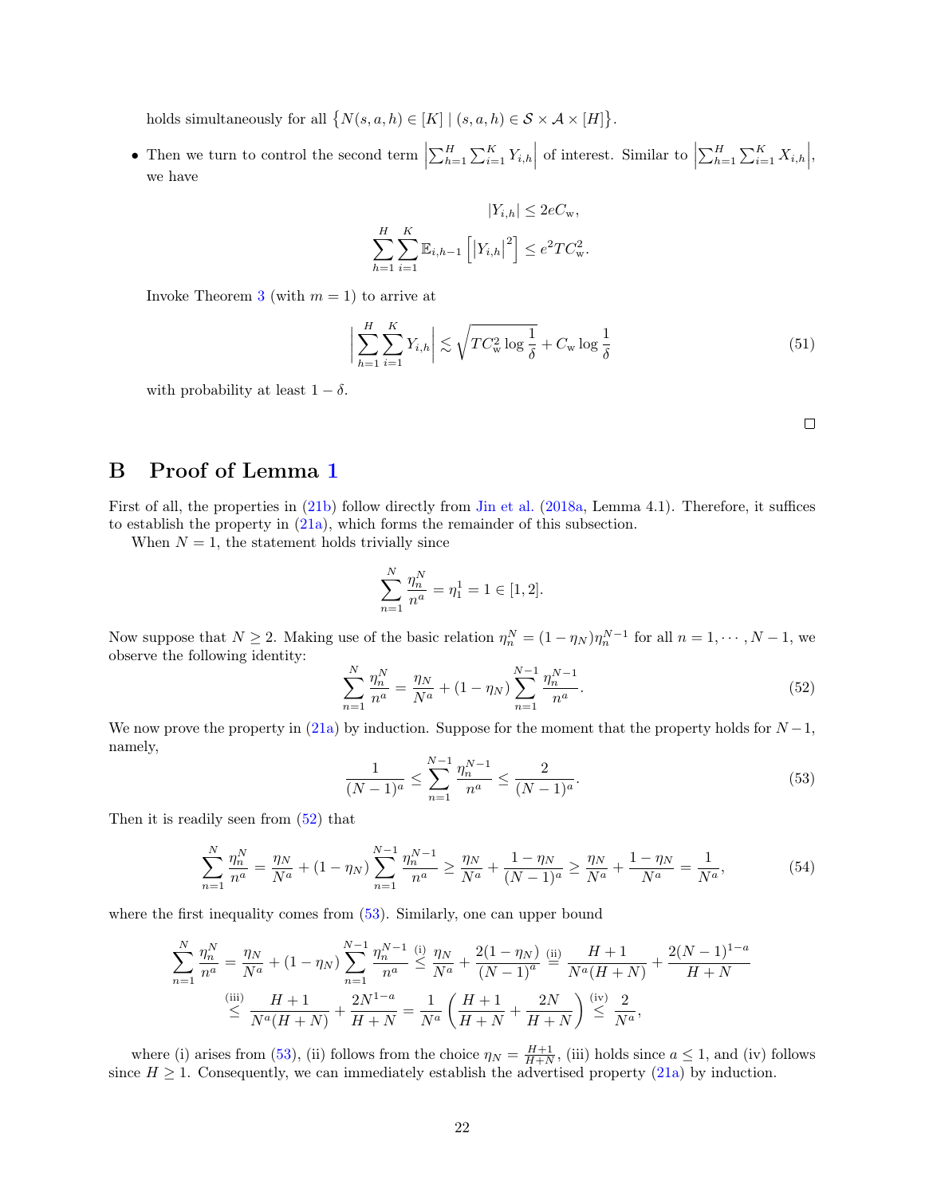holds simultaneously for all $\{N(s,a,h) \in [K] \mid (s,a,h) \in \mathcal{S} \times \mathcal{A} \times [H]\}$.

- Then we turn to control the second term $\left|\sum_{h=1}^{H}\sum_{i=1}^{K} Y_{i,h}\right|$ of interest. Similar to $\left|\sum_{h=1}^{H}\sum_{i=1}^{K} X_{i,h}\right|$, we have

$$|Y_{i,h}| \le 2eC_{\mathrm{w}},$$

$$\sum_{h=1}^{H}\sum_{i=1}^{K} \mathbb{E}_{i,h-1}\left[\left|Y_{i,h}\right|^2\right] \le e^2 T C_{\mathrm{w}}^2.$$

Invoke Theorem 3 (with $m=1$) to arrive at

$$\left|\sum_{h=1}^{H}\sum_{i=1}^{K} Y_{i,h}\right| \lesssim \sqrt{TC_{\mathrm{w}}^2 \log\frac{1}{\delta}} + C_{\mathrm{w}} \log\frac{1}{\delta} \tag{51}$$

with probability at least $1-\delta$.

□

# B Proof of Lemma 1

First of all, the properties in (21b) follow directly from Jin et al. (2018a, Lemma 4.1). Therefore, it suffices to establish the property in (21a), which forms the remainder of this subsection.

When $N=1$, the statement holds trivially since

$$\sum_{n=1}^{N} \frac{\eta_n^N}{n^a} = \eta_1^1 = 1 \in [1,2].$$

Now suppose that $N \ge 2$. Making use of the basic relation $\eta_n^N = (1-\eta_N)\eta_n^{N-1}$ for all $n = 1, \cdots, N-1$, we observe the following identity:

$$\sum_{n=1}^{N} \frac{\eta_n^N}{n^a} = \frac{\eta_N}{N^a} + (1-\eta_N)\sum_{n=1}^{N-1} \frac{\eta_n^{N-1}}{n^a}. \tag{52}$$

We now prove the property in (21a) by induction. Suppose for the moment that the property holds for $N-1$, namely,

$$\frac{1}{(N-1)^a} \le \sum_{n=1}^{N-1} \frac{\eta_n^{N-1}}{n^a} \le \frac{2}{(N-1)^a}. \tag{53}$$

Then it is readily seen from (52) that

$$\sum_{n=1}^{N} \frac{\eta_n^N}{n^a} = \frac{\eta_N}{N^a} + (1-\eta_N)\sum_{n=1}^{N-1} \frac{\eta_n^{N-1}}{n^a} \ge \frac{\eta_N}{N^a} + \frac{1-\eta_N}{(N-1)^a} \ge \frac{\eta_N}{N^a} + \frac{1-\eta_N}{N^a} = \frac{1}{N^a}, \tag{54}$$

where the first inequality comes from (53). Similarly, one can upper bound

$$\begin{aligned}
\sum_{n=1}^{N} \frac{\eta_n^N}{n^a} &= \frac{\eta_N}{N^a} + (1-\eta_N)\sum_{n=1}^{N-1} \frac{\eta_n^{N-1}}{n^a} \overset{\text{(i)}}{\le} \frac{\eta_N}{N^a} + \frac{2(1-\eta_N)}{(N-1)^a} \overset{\text{(ii)}}{=} \frac{H+1}{N^a(H+N)} + \frac{2(N-1)^{1-a}}{H+N} \\
&\overset{\text{(iii)}}{\le} \frac{H+1}{N^a(H+N)} + \frac{2N^{1-a}}{H+N} = \frac{1}{N^a}\left(\frac{H+1}{H+N} + \frac{2N}{H+N}\right) \overset{\text{(iv)}}{\le} \frac{2}{N^a},
\end{aligned}$$

where (i) arises from (53), (ii) follows from the choice $\eta_N = \frac{H+1}{H+N}$, (iii) holds since $a \le 1$, and (iv) follows since $H \ge 1$. Consequently, we can immediately establish the advertised property (21a) by induction.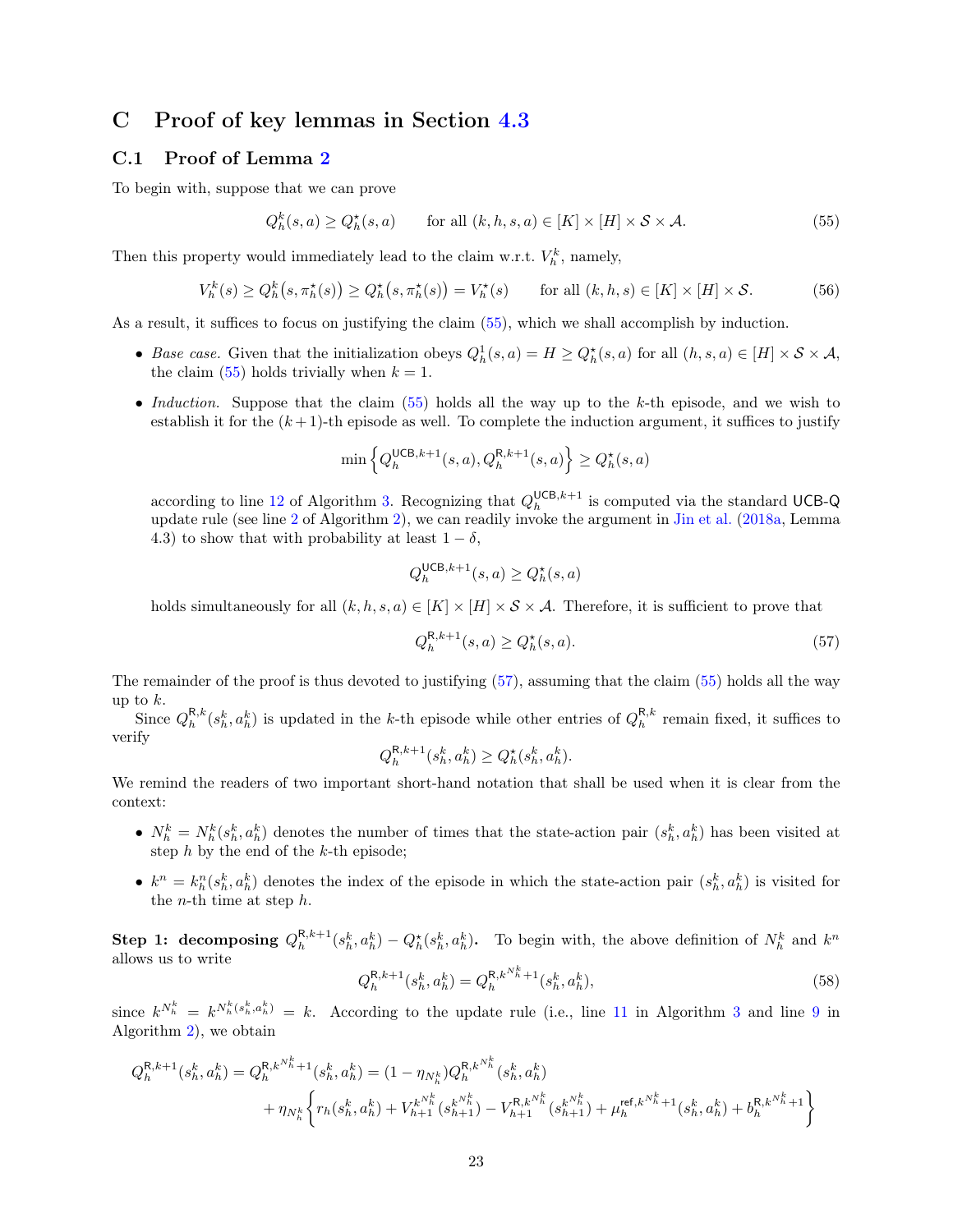# C Proof of key lemmas in Section 4.3

## C.1 Proof of Lemma 2

To begin with, suppose that we can prove

$$Q_h^k(s,a) \geq Q_h^\star(s,a) \qquad \text{for all } (k,h,s,a) \in [K] \times [H] \times \mathcal{S} \times \mathcal{A}. \tag{55}$$

Then this property would immediately lead to the claim w.r.t. $V_h^k$, namely,

$$V_h^k(s) \geq Q_h^k\big(s, \pi_h^\star(s)\big) \geq Q_h^\star\big(s, \pi_h^\star(s)\big) = V_h^\star(s) \qquad \text{for all } (k,h,s) \in [K] \times [H] \times \mathcal{S}. \tag{56}$$

As a result, it suffices to focus on justifying the claim (55), which we shall accomplish by induction.

- *Base case.* Given that the initialization obeys $Q_h^1(s,a) = H \geq Q_h^\star(s,a)$ for all $(h,s,a) \in [H] \times \mathcal{S} \times \mathcal{A}$, the claim (55) holds trivially when $k=1$.
- *Induction.* Suppose that the claim (55) holds all the way up to the $k$-th episode, and we wish to establish it for the $(k+1)$-th episode as well. To complete the induction argument, it suffices to justify

$$\min\Big\{Q_h^{\mathsf{UCB},k+1}(s,a), Q_h^{\mathsf{R},k+1}(s,a)\Big\} \geq Q_h^\star(s,a)$$

  according to line 12 of Algorithm 3. Recognizing that $Q_h^{\mathsf{UCB},k+1}$ is computed via the standard UCB-Q update rule (see line 2 of Algorithm 2), we can readily invoke the argument in Jin et al. (2018a, Lemma 4.3) to show that with probability at least $1-\delta$,

$$Q_h^{\mathsf{UCB},k+1}(s,a) \geq Q_h^\star(s,a)$$

  holds simultaneously for all $(k,h,s,a) \in [K] \times [H] \times \mathcal{S} \times \mathcal{A}$. Therefore, it is sufficient to prove that

$$Q_h^{\mathsf{R},k+1}(s,a) \geq Q_h^\star(s,a). \tag{57}$$

The remainder of the proof is thus devoted to justifying (57), assuming that the claim (55) holds all the way up to $k$.

Since $Q_h^{\mathsf{R},k}(s_h^k,a_h^k)$ is updated in the $k$-th episode while other entries of $Q_h^{\mathsf{R},k}$ remain fixed, it suffices to verify

$$Q_h^{\mathsf{R},k+1}(s_h^k,a_h^k) \geq Q_h^\star(s_h^k,a_h^k).$$

We remind the readers of two important short-hand notation that shall be used when it is clear from the context:

- $N_h^k = N_h^k(s_h^k,a_h^k)$ denotes the number of times that the state-action pair $(s_h^k,a_h^k)$ has been visited at step $h$ by the end of the $k$-th episode;
- $k^n = k_h^n(s_h^k,a_h^k)$ denotes the index of the episode in which the state-action pair $(s_h^k,a_h^k)$ is visited for the $n$-th time at step $h$.

**Step 1: decomposing $Q_h^{\mathsf{R},k+1}(s_h^k,a_h^k) - Q_h^\star(s_h^k,a_h^k)$.** To begin with, the above definition of $N_h^k$ and $k^n$ allows us to write

$$Q_h^{\mathsf{R},k+1}(s_h^k,a_h^k) = Q_h^{\mathsf{R},k^{N_h^k}+1}(s_h^k,a_h^k), \tag{58}$$

since $k^{N_h^k} = k^{N_h(s_h^k,a_h^k)} = k$. According to the update rule (i.e., line 11 in Algorithm 3 and line 9 in Algorithm 2), we obtain

$$\begin{aligned}
Q_h^{\mathsf{R},k+1}(s_h^k,a_h^k) = Q_h^{\mathsf{R},k^{N_h^k}+1}(s_h^k,a_h^k) &= (1-\eta_{N_h^k}) Q_h^{\mathsf{R},k^{N_h^k}}(s_h^k,a_h^k) \\
&\quad + \eta_{N_h^k}\bigg\{ r_h(s_h^k,a_h^k) + V_{h+1}^{k^{N_h^k}}(s_{h+1}^{k^{N_h^k}}) - V_{h+1}^{\mathsf{R},k^{N_h^k}}(s_{h+1}^{k^{N_h^k}}) + \mu_h^{\mathsf{ref},k^{N_h^k}+1}(s_h^k,a_h^k) + b_h^{\mathsf{R},k^{N_h^k}+1} \bigg\}
\end{aligned}$$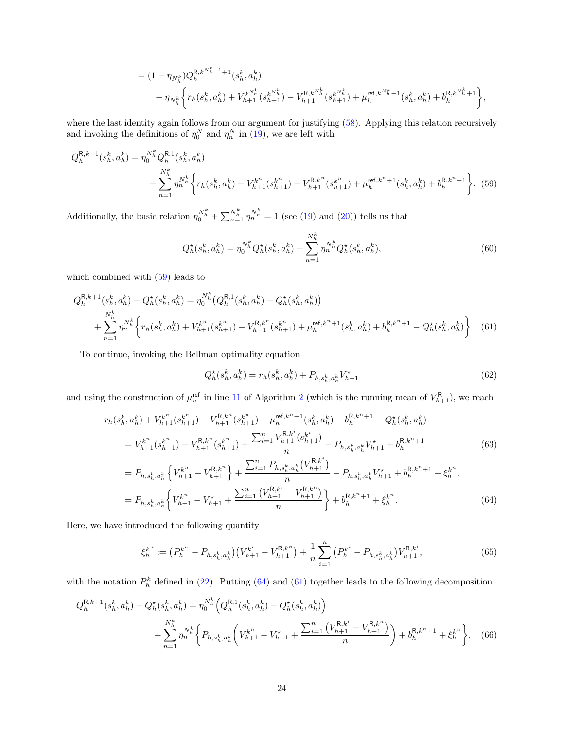$$
\begin{aligned}
&= (1-\eta_{N_h^k}) Q_h^{\mathsf{R},k^{N_h^k-1}+1}(s_h^k,a_h^k) \\
&\quad + \eta_{N_h^k}\Big\{ r_h(s_h^k,a_h^k) + V_{h+1}^{k^{N_h^k}}(s_{h+1}^{k^{N_h^k}}) - V_{h+1}^{\mathsf{R},k^{N_h^k}}(s_{h+1}^{k^{N_h^k}}) + \mu_h^{\mathsf{ref},k^{N_h^k}+1}(s_h^k,a_h^k) + b_h^{\mathsf{R},k^{N_h^k}+1}\Big\},
\end{aligned}
$$

where the last identity again follows from our argument for justifying (58). Applying this relation recursively and invoking the definitions of $\eta_0^N$ and $\eta_n^N$ in (19), we are left with

$$
\begin{aligned}
Q_h^{\mathsf{R},k+1}(s_h^k,a_h^k) &= \eta_0^{N_h^k} Q_h^{\mathsf{R},1}(s_h^k,a_h^k) \\
&\quad + \sum_{n=1}^{N_h^k} \eta_n^{N_h^k}\Big\{ r_h(s_h^k,a_h^k) + V_{h+1}^{k^n}(s_{h+1}^{k^n}) - V_{h+1}^{\mathsf{R},k^n}(s_{h+1}^{k^n}) + \mu_h^{\mathsf{ref},k^n+1}(s_h^k,a_h^k) + b_h^{\mathsf{R},k^n+1}\Big\}. \quad (59)
\end{aligned}
$$

Additionally, the basic relation $\eta_0^{N_h^k} + \sum_{n=1}^{N_h^k} \eta_n^{N_h^k} = 1$ (see (19) and (20)) tells us that

$$
Q_h^\star(s_h^k,a_h^k) = \eta_0^{N_h^k} Q_h^\star(s_h^k,a_h^k) + \sum_{n=1}^{N_h^k} \eta_n^{N_h^k} Q_h^\star(s_h^k,a_h^k), \tag{60}
$$

which combined with (59) leads to

$$
\begin{aligned}
Q_h^{\mathsf{R},k+1}(s_h^k,a_h^k) - Q_h^\star(s_h^k,a_h^k) &= \eta_0^{N_h^k}\big(Q_h^{\mathsf{R},1}(s_h^k,a_h^k) - Q_h^\star(s_h^k,a_h^k)\big) \\
&+ \sum_{n=1}^{N_h^k} \eta_n^{N_h^k}\Big\{ r_h(s_h^k,a_h^k) + V_{h+1}^{k^n}(s_{h+1}^{k^n}) - V_{h+1}^{\mathsf{R},k^n}(s_{h+1}^{k^n}) + \mu_h^{\mathsf{ref},k^n+1}(s_h^k,a_h^k) + b_h^{\mathsf{R},k^n+1} - Q_h^\star(s_h^k,a_h^k)\Big\}. \quad (61)
\end{aligned}
$$

To continue, invoking the Bellman optimality equation

$$
Q_h^\star(s_h^k,a_h^k) = r_h(s_h^k,a_h^k) + P_{h,s_h^k,a_h^k} V_{h+1}^\star \tag{62}
$$

and using the construction of $\mu_h^{\mathsf{ref}}$ in line 11 of Algorithm 2 (which is the running mean of $V_{h+1}^{\mathsf{R}}$), we reach

$$
\begin{aligned}
&r_h(s_h^k,a_h^k) + V_{h+1}^{k^n}(s_{h+1}^{k^n}) - V_{h+1}^{\mathsf{R},k^n}(s_{h+1}^{k^n}) + \mu_h^{\mathsf{ref},k^n+1}(s_h^k,a_h^k) + b_h^{\mathsf{R},k^n+1} - Q_h^\star(s_h^k,a_h^k) \\
&= V_{h+1}^{k^n}(s_{h+1}^{k^n}) - V_{h+1}^{\mathsf{R},k^n}(s_{h+1}^{k^n}) + \frac{\sum_{i=1}^n V_{h+1}^{\mathsf{R},k^i}(s_{h+1}^{k^i})}{n} - P_{h,s_h^k,a_h^k} V_{h+1}^\star + b_h^{\mathsf{R},k^n+1} \qquad (63) \\
&= P_{h,s_h^k,a_h^k}\Big\{V_{h+1}^{k^n} - V_{h+1}^{\mathsf{R},k^n}\Big\} + \frac{\sum_{i=1}^n P_{h,s_h^k,a_h^k}\big(V_{h+1}^{\mathsf{R},k^i}\big)}{n} - P_{h,s_h^k,a_h^k} V_{h+1}^\star + b_h^{\mathsf{R},k^n+1} + \xi_h^{k^n}, \\
&= P_{h,s_h^k,a_h^k}\Big\{V_{h+1}^{k^n} - V_{h+1}^\star + \frac{\sum_{i=1}^n \big(V_{h+1}^{\mathsf{R},k^i} - V_{h+1}^{\mathsf{R},k^n}\big)}{n}\Big\} + b_h^{\mathsf{R},k^n+1} + \xi_h^{k^n}. \qquad (64)
\end{aligned}
$$

Here, we have introduced the following quantity

$$
\xi_h^{k^n} := \big(P_h^{k^n} - P_{h,s_h^k,a_h^k}\big)\big(V_{h+1}^{k^n} - V_{h+1}^{\mathsf{R},k^n}\big) + \frac{1}{n}\sum_{i=1}^n \big(P_h^{k^i} - P_{h,s_h^k,a_h^k}\big) V_{h+1}^{\mathsf{R},k^i}, \tag{65}
$$

with the notation $P_h^k$ defined in (22). Putting (64) and (61) together leads to the following decomposition

$$
\begin{aligned}
Q_h^{\mathsf{R},k+1}(s_h^k,a_h^k) - Q_h^\star(s_h^k,a_h^k) &= \eta_0^{N_h^k}\Big(Q_h^{\mathsf{R},1}(s_h^k,a_h^k) - Q_h^\star(s_h^k,a_h^k)\Big) \\
&+ \sum_{n=1}^{N_h^k} \eta_n^{N_h^k}\Big\{P_{h,s_h^k,a_h^k}\Big(V_{h+1}^{k^n} - V_{h+1}^\star + \frac{\sum_{i=1}^n \big(V_{h+1}^{\mathsf{R},k^i} - V_{h+1}^{\mathsf{R},k^n}\big)}{n}\Big) + b_h^{\mathsf{R},k^n+1} + \xi_h^{k^n}\Big\}. \quad (66)
\end{aligned}
$$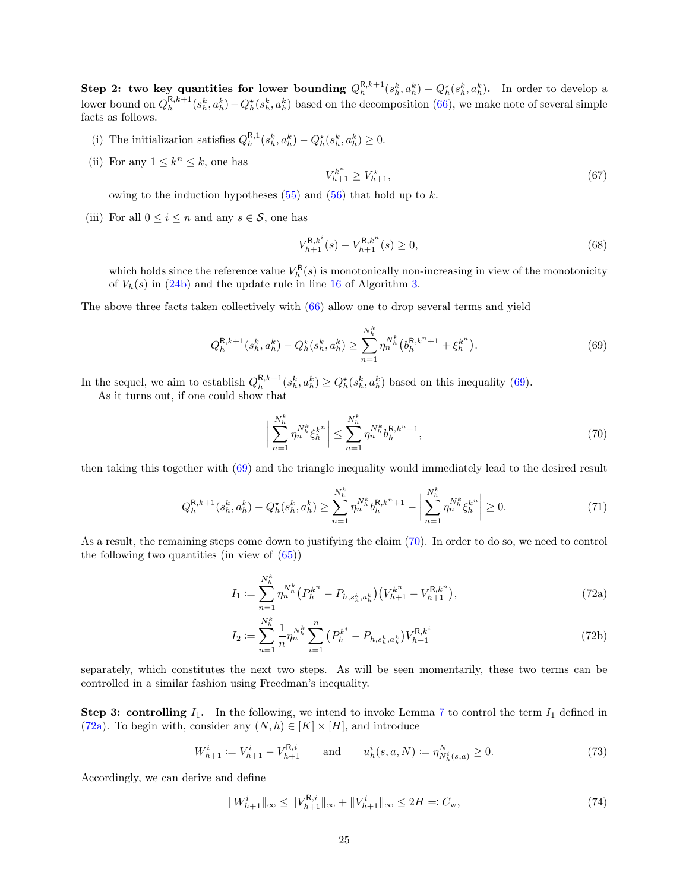**Step 2: two key quantities for lower bounding $Q_h^{\mathsf{R},k+1}(s_h^k,a_h^k) - Q_h^{\star}(s_h^k,a_h^k)$.** In order to develop a lower bound on $Q_h^{\mathsf{R},k+1}(s_h^k,a_h^k) - Q_h^{\star}(s_h^k,a_h^k)$ based on the decomposition (66), we make note of several simple facts as follows.

(i) The initialization satisfies $Q_h^{\mathsf{R},1}(s_h^k,a_h^k) - Q_h^{\star}(s_h^k,a_h^k) \geq 0$.

(ii) For any $1 \leq k^n \leq k$, one has

$$V_{h+1}^{k^n} \geq V_{h+1}^{\star}, \tag{67}$$

owing to the induction hypotheses (55) and (56) that hold up to $k$.

(iii) For all $0 \leq i \leq n$ and any $s \in \mathcal{S}$, one has

$$V_{h+1}^{\mathsf{R},k^i}(s) - V_{h+1}^{\mathsf{R},k^n}(s) \geq 0, \tag{68}$$

which holds since the reference value $V_h^{\mathsf{R}}(s)$ is monotonically non-increasing in view of the monotonicity of $V_h(s)$ in (24b) and the update rule in line 16 of Algorithm 3.

The above three facts taken collectively with (66) allow one to drop several terms and yield

$$Q_h^{\mathsf{R},k+1}(s_h^k,a_h^k) - Q_h^{\star}(s_h^k,a_h^k) \geq \sum_{n=1}^{N_h^k} \eta_n^{N_h^k}\big(b_h^{\mathsf{R},k^n+1} + \xi_h^{k^n}\big). \tag{69}$$

In the sequel, we aim to establish $Q_h^{\mathsf{R},k+1}(s_h^k,a_h^k) \geq Q_h^{\star}(s_h^k,a_h^k)$ based on this inequality (69).

As it turns out, if one could show that

$$\left|\sum_{n=1}^{N_h^k} \eta_n^{N_h^k}\xi_h^{k^n}\right| \leq \sum_{n=1}^{N_h^k} \eta_n^{N_h^k} b_h^{\mathsf{R},k^n+1}, \tag{70}$$

then taking this together with (69) and the triangle inequality would immediately lead to the desired result

$$Q_h^{\mathsf{R},k+1}(s_h^k,a_h^k) - Q_h^{\star}(s_h^k,a_h^k) \geq \sum_{n=1}^{N_h^k} \eta_n^{N_h^k} b_h^{\mathsf{R},k^n+1} - \left|\sum_{n=1}^{N_h^k} \eta_n^{N_h^k}\xi_h^{k^n}\right| \geq 0. \tag{71}$$

As a result, the remaining steps come down to justifying the claim (70). In order to do so, we need to control the following two quantities (in view of (65))

$$I_1 \coloneqq \sum_{n=1}^{N_h^k} \eta_n^{N_h^k}\big(P_h^{k^n} - P_{h,s_h^k,a_h^k}\big)\big(V_{h+1}^{k^n} - V_{h+1}^{\mathsf{R},k^n}\big), \tag{72a}$$

$$I_2 \coloneqq \sum_{n=1}^{N_h^k} \frac{1}{n}\eta_n^{N_h^k} \sum_{i=1}^{n}\big(P_h^{k^i} - P_{h,s_h^k,a_h^k}\big)V_{h+1}^{\mathsf{R},k^i} \tag{72b}$$

separately, which constitutes the next two steps. As will be seen momentarily, these two terms can be controlled in a similar fashion using Freedman's inequality.

**Step 3: controlling $I_1$.** In the following, we intend to invoke Lemma 7 to control the term $I_1$ defined in (72a). To begin with, consider any $(N,h) \in [K] \times [H]$, and introduce

$$W_{h+1}^i \coloneqq V_{h+1}^i - V_{h+1}^{\mathsf{R},i} \qquad \text{and} \qquad u_h^i(s,a,N) \coloneqq \eta_{N_h^i(s,a)}^N \geq 0. \tag{73}$$

Accordingly, we can derive and define

$$\|W_{h+1}^i\|_\infty \leq \|V_{h+1}^{\mathsf{R},i}\|_\infty + \|V_{h+1}^i\|_\infty \leq 2H =: C_{\mathrm{w}}, \tag{74}$$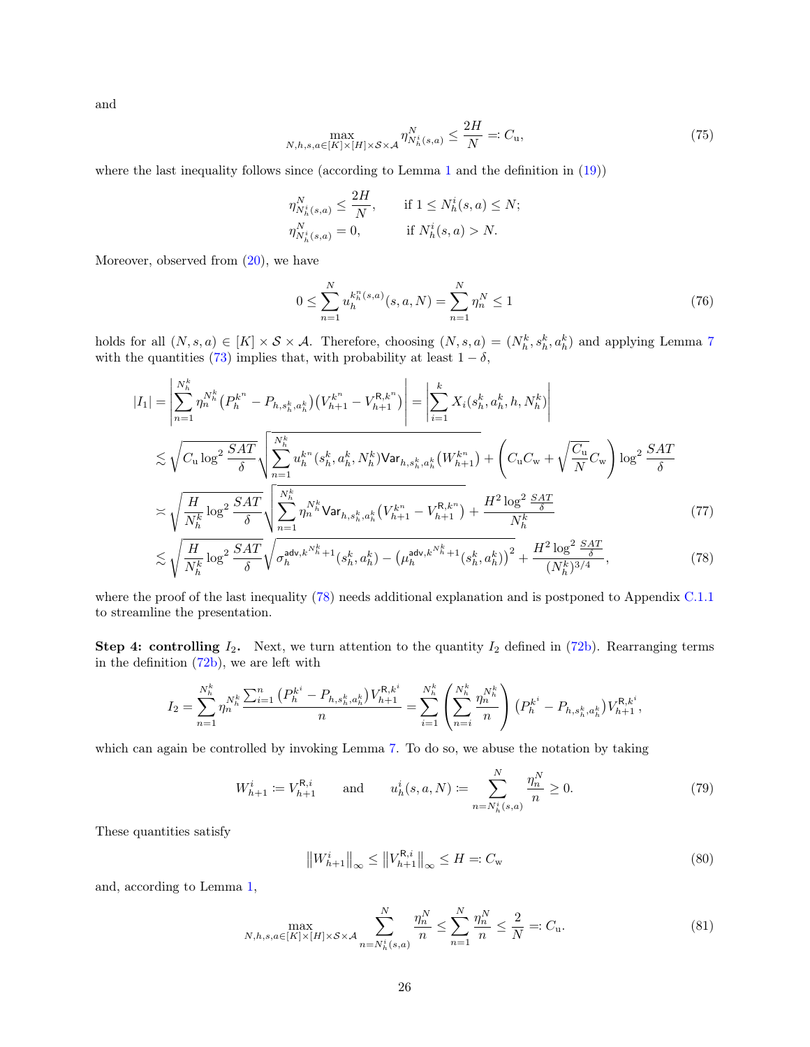and

$$\max_{N,h,s,a\in[K]\times[H]\times\mathcal{S}\times\mathcal{A}} \eta^N_{N^i_h(s,a)} \le \frac{2H}{N} =: C_{\mathrm{u}}, \tag{75}$$

where the last inequality follows since (according to Lemma 1 and the definition in (19))

$$\eta^N_{N^i_h(s,a)} \le \frac{2H}{N}, \qquad \text{if } 1 \le N^i_h(s,a) \le N;$$
$$\eta^N_{N^i_h(s,a)} = 0, \qquad \text{if } N^i_h(s,a) > N.$$

Moreover, observed from (20), we have

$$0 \le \sum_{n=1}^{N} u_h^{k_h^n(s,a)}(s,a,N) = \sum_{n=1}^{N} \eta_n^N \le 1 \tag{76}$$

holds for all $(N,s,a) \in [K]\times\mathcal{S}\times\mathcal{A}$. Therefore, choosing $(N,s,a) = (N_h^k, s_h^k, a_h^k)$ and applying Lemma 7 with the quantities (73) implies that, with probability at least $1-\delta$,

$$\begin{aligned}
|I_1| &= \left|\sum_{n=1}^{N_h^k} \eta_n^{N_h^k}\big(P_h^{k^n} - P_{h,s_h^k,a_h^k}\big)\big(V_{h+1}^{k^n} - V_{h+1}^{\mathsf{R},k^n}\big)\right| = \left|\sum_{i=1}^{k} X_i(s_h^k,a_h^k,h,N_h^k)\right| \\
&\lesssim \sqrt{C_{\mathrm{u}}\log^2\frac{SAT}{\delta}}\sqrt{\sum_{n=1}^{N_h^k} u_h^{k^n}(s_h^k,a_h^k,N_h^k)\mathsf{Var}_{h,s_h^k,a_h^k}\big(W_{h+1}^{k^n}\big)} + \left(C_{\mathrm{u}}C_{\mathrm{w}} + \sqrt{\frac{C_{\mathrm{u}}}{N}}C_{\mathrm{w}}\right)\log^2\frac{SAT}{\delta} \\
&\asymp \sqrt{\frac{H}{N_h^k}\log^2\frac{SAT}{\delta}}\sqrt{\sum_{n=1}^{N_h^k}\eta_n^{N_h^k}\mathsf{Var}_{h,s_h^k,a_h^k}\big(V_{h+1}^{k^n} - V_{h+1}^{\mathsf{R},k^n}\big)} + \frac{H^2\log^2\frac{SAT}{\delta}}{N_h^k} \qquad (77)\\
&\lesssim \sqrt{\frac{H}{N_h^k}\log^2\frac{SAT}{\delta}}\sqrt{\sigma_h^{\mathsf{adv},k^{N_h^k}+1}(s_h^k,a_h^k) - \big(\mu_h^{\mathsf{adv},k^{N_h^k}+1}(s_h^k,a_h^k)\big)^2} + \frac{H^2\log^2\frac{SAT}{\delta}}{(N_h^k)^{3/4}}, \qquad (78)
\end{aligned}$$

where the proof of the last inequality (78) needs additional explanation and is postponed to Appendix C.1.1 to streamline the presentation.

**Step 4: controlling $I_2$.** Next, we turn attention to the quantity $I_2$ defined in (72b). Rearranging terms in the definition (72b), we are left with

$$I_2 = \sum_{n=1}^{N_h^k}\eta_n^{N_h^k}\frac{\sum_{i=1}^{n}\big(P_h^{k^i} - P_{h,s_h^k,a_h^k}\big)V_{h+1}^{\mathsf{R},k^i}}{n} = \sum_{i=1}^{N_h^k}\left(\sum_{n=i}^{N_h^k}\frac{\eta_n^{N_h^k}}{n}\right)\big(P_h^{k^i} - P_{h,s_h^k,a_h^k}\big)V_{h+1}^{\mathsf{R},k^i},$$

which can again be controlled by invoking Lemma 7. To do so, we abuse the notation by taking

$$W_{h+1}^i \coloneqq V_{h+1}^{\mathsf{R},i} \qquad \text{and} \qquad u_h^i(s,a,N) \coloneqq \sum_{n=N_h^i(s,a)}^{N}\frac{\eta_n^N}{n} \ge 0. \tag{79}$$

These quantities satisfy

$$\big\|W_{h+1}^i\big\|_\infty \le \big\|V_{h+1}^{\mathsf{R},i}\big\|_\infty \le H =: C_{\mathrm{w}} \tag{80}$$

and, according to Lemma 1,

$$\max_{N,h,s,a\in[K]\times[H]\times\mathcal{S}\times\mathcal{A}}\sum_{n=N_h^i(s,a)}^{N}\frac{\eta_n^N}{n} \le \sum_{n=1}^{N}\frac{\eta_n^N}{n} \le \frac{2}{N} =: C_{\mathrm{u}}. \tag{81}$$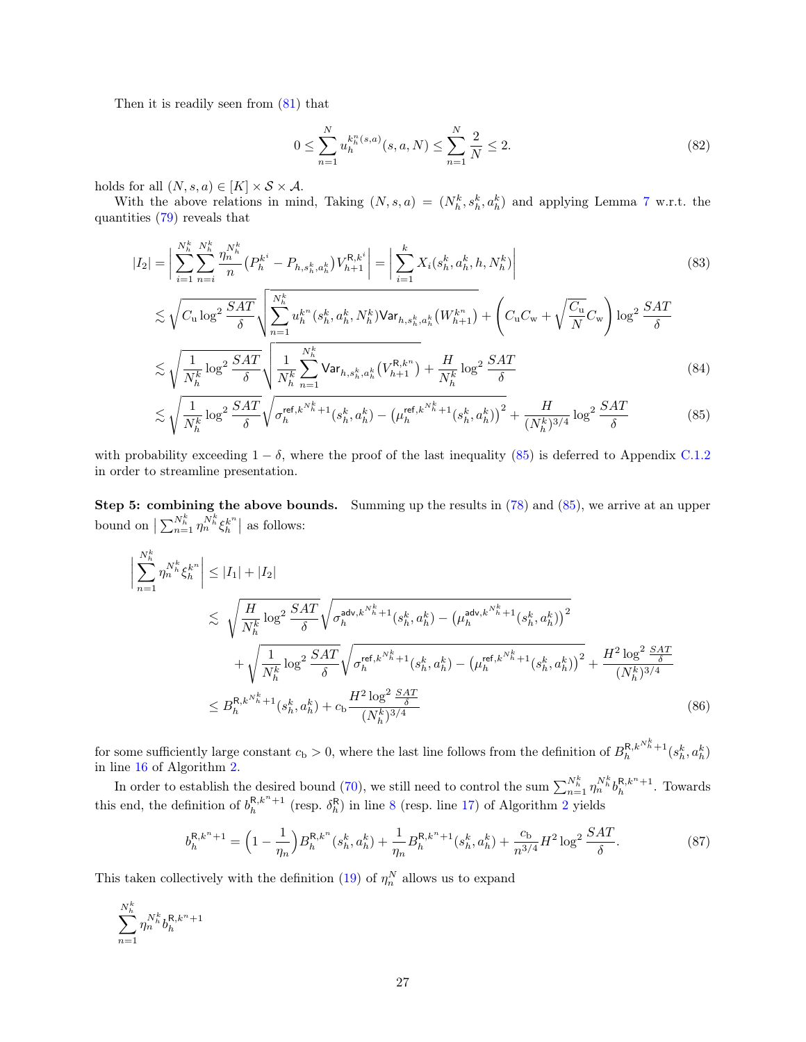Then it is readily seen from (81) that

$$0 \le \sum_{n=1}^{N} u_h^{k_h^n(s,a)}(s,a,N) \le \sum_{n=1}^{N} \frac{2}{N} \le 2. \tag{82}$$

holds for all $(N,s,a) \in [K] \times \mathcal{S} \times \mathcal{A}$.

With the above relations in mind, Taking $(N,s,a) = (N_h^k, s_h^k, a_h^k)$ and applying Lemma 7 w.r.t. the quantities (79) reveals that

$$
\begin{aligned}
|I_2| &= \bigg| \sum_{i=1}^{N_h^k} \sum_{n=i}^{N_h^k} \frac{\eta_n^{N_h^k}}{n} \big(P_h^{k^i} - P_{h,s_h^k,a_h^k}\big) V_{h+1}^{\mathsf{R},k^i} \bigg| = \bigg| \sum_{i=1}^{k} X_i(s_h^k, a_h^k, h, N_h^k) \bigg| &\quad (83)\\
&\lesssim \sqrt{C_{\mathrm{u}} \log^2 \frac{SAT}{\delta}} \sqrt{\sum_{n=1}^{N_h^k} u_h^{k^n}(s_h^k, a_h^k, N_h^k) \mathsf{Var}_{h,s_h^k,a_h^k}\big(W_{h+1}^{k^n}\big)} + \left(C_{\mathrm{u}} C_{\mathrm{w}} + \sqrt{\frac{C_{\mathrm{u}}}{N}} C_{\mathrm{w}}\right) \log^2 \frac{SAT}{\delta} \\
&\lesssim \sqrt{\frac{1}{N_h^k} \log^2 \frac{SAT}{\delta}} \sqrt{\frac{1}{N_h^k} \sum_{n=1}^{N_h^k} \mathsf{Var}_{h,s_h^k,a_h^k}\big(V_{h+1}^{\mathsf{R},k^n}\big)} + \frac{H}{N_h^k} \log^2 \frac{SAT}{\delta} &\quad (84)\\
&\lesssim \sqrt{\frac{1}{N_h^k} \log^2 \frac{SAT}{\delta}} \sqrt{\sigma_h^{\mathsf{ref},k^{N_h^k}+1}(s_h^k, a_h^k) - \big(\mu_h^{\mathsf{ref},k^{N_h^k}+1}(s_h^k, a_h^k)\big)^2} + \frac{H}{(N_h^k)^{3/4}} \log^2 \frac{SAT}{\delta} &\quad (85)
\end{aligned}
$$

with probability exceeding $1-\delta$, where the proof of the last inequality (85) is deferred to Appendix C.1.2 in order to streamline presentation.

**Step 5: combining the above bounds.** Summing up the results in (78) and (85), we arrive at an upper bound on $\big| \sum_{n=1}^{N_h^k} \eta_n^{N_h^k} \xi_h^{k^n} \big|$ as follows:

$$
\begin{aligned}
\bigg| \sum_{n=1}^{N_h^k} \eta_n^{N_h^k} \xi_h^{k^n} \bigg| &\le |I_1| + |I_2| \\
&\lesssim \sqrt{\frac{H}{N_h^k} \log^2 \frac{SAT}{\delta}} \sqrt{\sigma_h^{\mathsf{adv},k^{N_h^k}+1}(s_h^k, a_h^k) - \big(\mu_h^{\mathsf{adv},k^{N_h^k}+1}(s_h^k, a_h^k)\big)^2} \\
&\quad + \sqrt{\frac{1}{N_h^k} \log^2 \frac{SAT}{\delta}} \sqrt{\sigma_h^{\mathsf{ref},k^{N_h^k}+1}(s_h^k, a_h^k) - \big(\mu_h^{\mathsf{ref},k^{N_h^k}+1}(s_h^k, a_h^k)\big)^2} + \frac{H^2 \log^2 \frac{SAT}{\delta}}{(N_h^k)^{3/4}} \\
&\le B_h^{\mathsf{R},k^{N_h^k}+1}(s_h^k, a_h^k) + c_{\mathrm{b}} \frac{H^2 \log^2 \frac{SAT}{\delta}}{(N_h^k)^{3/4}} &\quad (86)
\end{aligned}
$$

for some sufficiently large constant $c_{\mathrm{b}} > 0$, where the last line follows from the definition of $B_h^{\mathsf{R},k^{N_h^k}+1}(s_h^k, a_h^k)$ in line 16 of Algorithm 2.

In order to establish the desired bound (70), we still need to control the sum $\sum_{n=1}^{N_h^k} \eta_n^{N_h^k} b_h^{\mathsf{R},k^n+1}$. Towards this end, the definition of $b_h^{\mathsf{R},k^n+1}$ (resp. $\delta_h^{\mathsf{R}}$) in line 8 (resp. line 17) of Algorithm 2 yields

$$b_h^{\mathsf{R},k^n+1} = \Big(1 - \frac{1}{\eta_n}\Big) B_h^{\mathsf{R},k^n}(s_h^k, a_h^k) + \frac{1}{\eta_n} B_h^{\mathsf{R},k^n+1}(s_h^k, a_h^k) + \frac{c_{\mathrm{b}}}{n^{3/4}} H^2 \log^2 \frac{SAT}{\delta}. \tag{87}$$

This taken collectively with the definition (19) of $\eta_n^N$ allows us to expand

$$\sum_{n=1}^{N_h^k} \eta_n^{N_h^k} b_h^{\mathsf{R},k^n+1}$$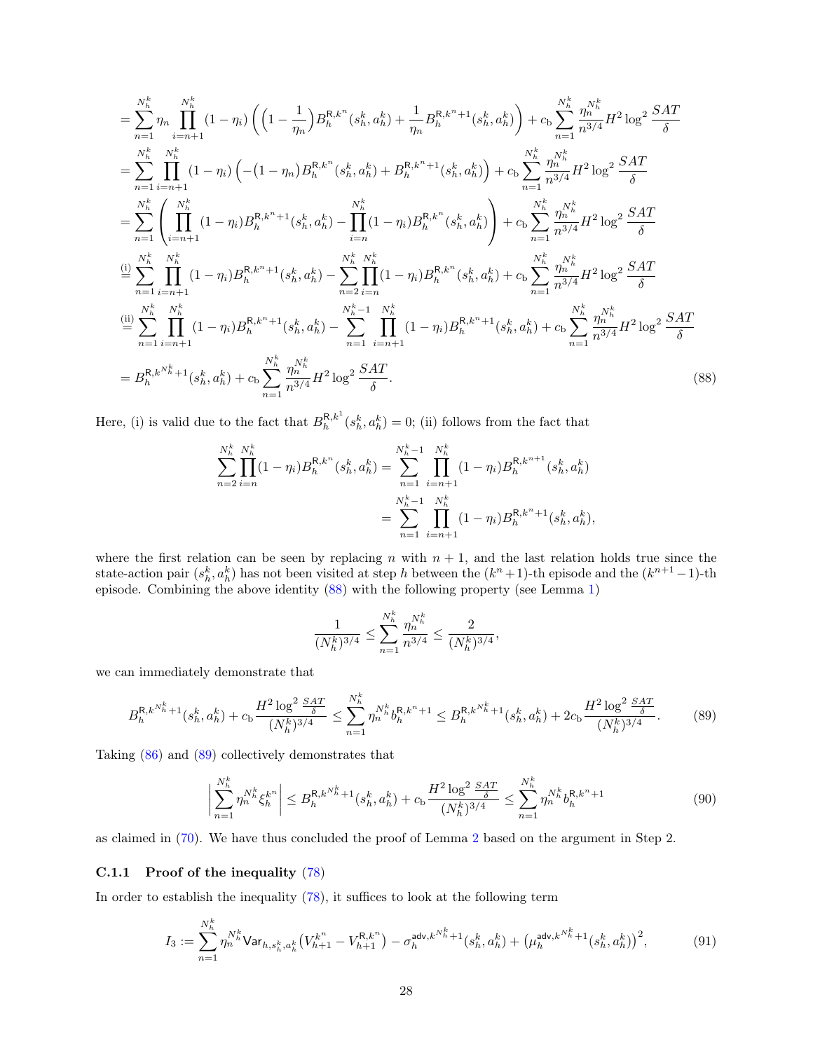$$
\begin{aligned}
&= \sum_{n=1}^{N_h^k} \eta_n \prod_{i=n+1}^{N_h^k} (1-\eta_i) \left( \Big(1 - \frac{1}{\eta_n}\Big) B_h^{\mathsf{R},k^n}(s_h^k,a_h^k) + \frac{1}{\eta_n} B_h^{\mathsf{R},k^n+1}(s_h^k,a_h^k) \right) + c_{\mathrm{b}} \sum_{n=1}^{N_h^k} \frac{\eta_n^{N_h^k}}{n^{3/4}} H^2 \log^2 \frac{SAT}{\delta} \\
&= \sum_{n=1}^{N_h^k} \prod_{i=n+1}^{N_h^k} (1-\eta_i) \left( -(1-\eta_n) B_h^{\mathsf{R},k^n}(s_h^k,a_h^k) + B_h^{\mathsf{R},k^n+1}(s_h^k,a_h^k) \right) + c_{\mathrm{b}} \sum_{n=1}^{N_h^k} \frac{\eta_n^{N_h^k}}{n^{3/4}} H^2 \log^2 \frac{SAT}{\delta} \\
&= \sum_{n=1}^{N_h^k} \left( \prod_{i=n+1}^{N_h^k} (1-\eta_i) B_h^{\mathsf{R},k^n+1}(s_h^k,a_h^k) - \prod_{i=n}^{N_h^k} (1-\eta_i) B_h^{\mathsf{R},k^n}(s_h^k,a_h^k) \right) + c_{\mathrm{b}} \sum_{n=1}^{N_h^k} \frac{\eta_n^{N_h^k}}{n^{3/4}} H^2 \log^2 \frac{SAT}{\delta} \\
&\overset{\text{(i)}}{=} \sum_{n=1}^{N_h^k} \prod_{i=n+1}^{N_h^k} (1-\eta_i) B_h^{\mathsf{R},k^n+1}(s_h^k,a_h^k) - \sum_{n=2}^{N_h^k} \prod_{i=n}^{N_h^k} (1-\eta_i) B_h^{\mathsf{R},k^n}(s_h^k,a_h^k) + c_{\mathrm{b}} \sum_{n=1}^{N_h^k} \frac{\eta_n^{N_h^k}}{n^{3/4}} H^2 \log^2 \frac{SAT}{\delta} \\
&\overset{\text{(ii)}}{=} \sum_{n=1}^{N_h^k} \prod_{i=n+1}^{N_h^k} (1-\eta_i) B_h^{\mathsf{R},k^n+1}(s_h^k,a_h^k) - \sum_{n=1}^{N_h^k-1} \prod_{i=n+1}^{N_h^k} (1-\eta_i) B_h^{\mathsf{R},k^n+1}(s_h^k,a_h^k) + c_{\mathrm{b}} \sum_{n=1}^{N_h^k} \frac{\eta_n^{N_h^k}}{n^{3/4}} H^2 \log^2 \frac{SAT}{\delta} \\
&= B_h^{\mathsf{R},k^{N_h^k}+1}(s_h^k,a_h^k) + c_{\mathrm{b}} \sum_{n=1}^{N_h^k} \frac{\eta_n^{N_h^k}}{n^{3/4}} H^2 \log^2 \frac{SAT}{\delta}.
\end{aligned}
\tag{88}
$$

Here, (i) is valid due to the fact that $B_h^{\mathsf{R},k^1}(s_h^k,a_h^k) = 0$; (ii) follows from the fact that

$$
\begin{aligned}
\sum_{n=2}^{N_h^k} \prod_{i=n}^{N_h^k} (1-\eta_i) B_h^{\mathsf{R},k^n}(s_h^k,a_h^k) &= \sum_{n=1}^{N_h^k-1} \prod_{i=n+1}^{N_h^k} (1-\eta_i) B_h^{\mathsf{R},k^{n+1}}(s_h^k,a_h^k) \\
&= \sum_{n=1}^{N_h^k-1} \prod_{i=n+1}^{N_h^k} (1-\eta_i) B_h^{\mathsf{R},k^n+1}(s_h^k,a_h^k),
\end{aligned}
$$

where the first relation can be seen by replacing $n$ with $n+1$, and the last relation holds true since the state-action pair $(s_h^k,a_h^k)$ has not been visited at step $h$ between the $(k^n+1)$-th episode and the $(k^{n+1}-1)$-th episode. Combining the above identity (88) with the following property (see Lemma 1)

$$
\frac{1}{(N_h^k)^{3/4}} \le \sum_{n=1}^{N_h^k} \frac{\eta_n^{N_h^k}}{n^{3/4}} \le \frac{2}{(N_h^k)^{3/4}},
$$

we can immediately demonstrate that

$$
B_h^{\mathsf{R},k^{N_h^k}+1}(s_h^k,a_h^k) + c_{\mathrm{b}} \frac{H^2 \log^2 \frac{SAT}{\delta}}{(N_h^k)^{3/4}} \le \sum_{n=1}^{N_h^k} \eta_n^{N_h^k} b_h^{\mathsf{R},k^n+1} \le B_h^{\mathsf{R},k^{N_h^k}+1}(s_h^k,a_h^k) + 2c_{\mathrm{b}} \frac{H^2 \log^2 \frac{SAT}{\delta}}{(N_h^k)^{3/4}}. \tag{89}
$$

Taking (86) and (89) collectively demonstrates that

$$
\Big| \sum_{n=1}^{N_h^k} \eta_n^{N_h^k} \xi_h^{k^n} \Big| \le B_h^{\mathsf{R},k^{N_h^k}+1}(s_h^k,a_h^k) + c_{\mathrm{b}} \frac{H^2 \log^2 \frac{SAT}{\delta}}{(N_h^k)^{3/4}} \le \sum_{n=1}^{N_h^k} \eta_n^{N_h^k} b_h^{\mathsf{R},k^n+1} \tag{90}
$$

as claimed in (70). We have thus concluded the proof of Lemma 2 based on the argument in Step 2.

### C.1.1 Proof of the inequality (78)

In order to establish the inequality (78), it suffices to look at the following term

$$
I_3 := \sum_{n=1}^{N_h^k} \eta_n^{N_h^k} \mathsf{Var}_{h,s_h^k,a_h^k}\big(V_{h+1}^{k^n} - V_{h+1}^{\mathsf{R},k^n}\big) - \sigma_h^{\mathsf{adv},k^{N_h^k}+1}(s_h^k,a_h^k) + \big(\mu_h^{\mathsf{adv},k^{N_h^k}+1}(s_h^k,a_h^k)\big)^2, \tag{91}
$$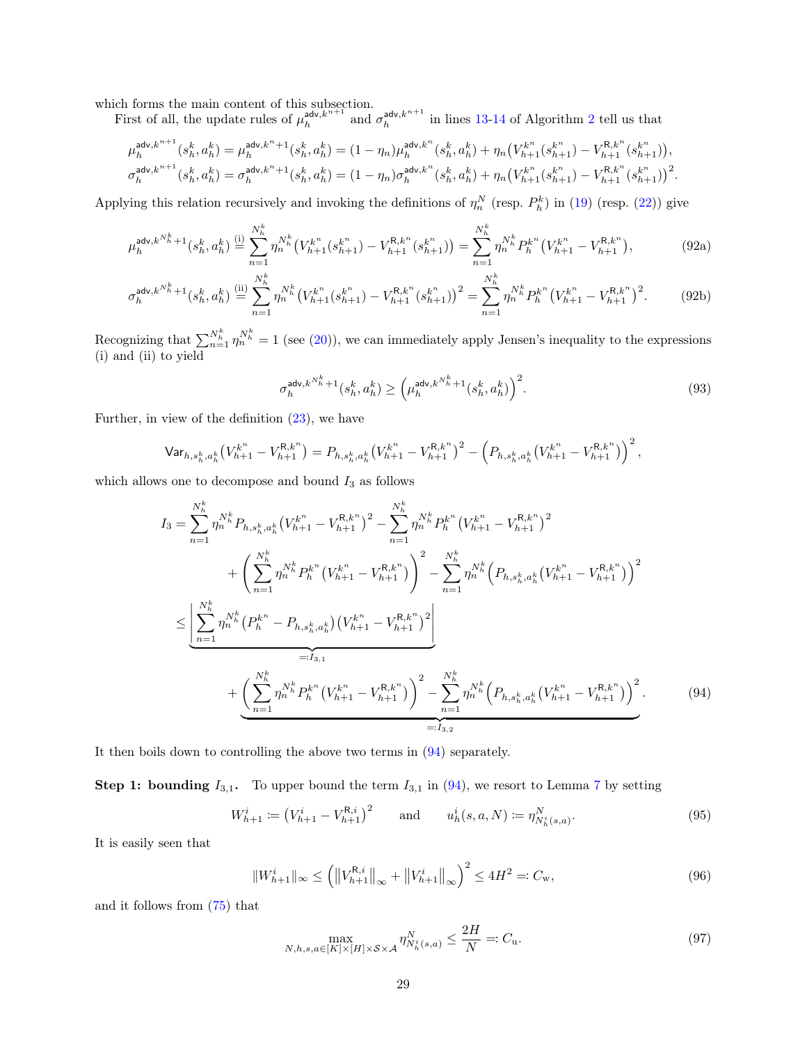which forms the main content of this subsection.

First of all, the update rules of $\mu_h^{\mathsf{adv},k^{n+1}}$ and $\sigma_h^{\mathsf{adv},k^{n+1}}$ in lines 13-14 of Algorithm 2 tell us that

$$
\begin{aligned}
\mu_h^{\mathsf{adv},k^{n+1}}(s_h^k,a_h^k) &= \mu_h^{\mathsf{adv},k^n+1}(s_h^k,a_h^k) = (1-\eta_n)\mu_h^{\mathsf{adv},k^n}(s_h^k,a_h^k) + \eta_n\big(V_{h+1}^{k^n}(s_{h+1}^{k^n}) - V_{h+1}^{\mathsf{R},k^n}(s_{h+1}^{k^n})\big),\\
\sigma_h^{\mathsf{adv},k^{n+1}}(s_h^k,a_h^k) &= \sigma_h^{\mathsf{adv},k^n+1}(s_h^k,a_h^k) = (1-\eta_n)\sigma_h^{\mathsf{adv},k^n}(s_h^k,a_h^k) + \eta_n\big(V_{h+1}^{k^n}(s_{h+1}^{k^n}) - V_{h+1}^{\mathsf{R},k^n}(s_{h+1}^{k^n})\big)^2.
\end{aligned}
$$

Applying this relation recursively and invoking the definitions of $\eta_n^N$ (resp. $P_h^k$) in (19) (resp. (22)) give

$$
\mu_h^{\mathsf{adv},k^{N_h^k}+1}(s_h^k,a_h^k) \overset{\text{(i)}}{=} \sum_{n=1}^{N_h^k}\eta_n^{N_h^k}\big(V_{h+1}^{k^n}(s_{h+1}^{k^n}) - V_{h+1}^{\mathsf{R},k^n}(s_{h+1}^{k^n})\big) = \sum_{n=1}^{N_h^k}\eta_n^{N_h^k}P_h^{k^n}\big(V_{h+1}^{k^n} - V_{h+1}^{\mathsf{R},k^n}\big), \tag{92a}
$$

$$
\sigma_h^{\mathsf{adv},k^{N_h^k}+1}(s_h^k,a_h^k) \overset{\text{(ii)}}{=} \sum_{n=1}^{N_h^k}\eta_n^{N_h^k}\big(V_{h+1}^{k^n}(s_{h+1}^{k^n}) - V_{h+1}^{\mathsf{R},k^n}(s_{h+1}^{k^n})\big)^2 = \sum_{n=1}^{N_h^k}\eta_n^{N_h^k}P_h^{k^n}\big(V_{h+1}^{k^n} - V_{h+1}^{\mathsf{R},k^n}\big)^2. \tag{92b}
$$

Recognizing that $\sum_{n=1}^{N_h^k}\eta_n^{N_h^k} = 1$ (see (20)), we can immediately apply Jensen's inequality to the expressions (i) and (ii) to yield

$$
\sigma_h^{\mathsf{adv},k^{N_h^k}+1}(s_h^k,a_h^k) \geq \Big(\mu_h^{\mathsf{adv},k^{N_h^k}+1}(s_h^k,a_h^k)\Big)^2. \tag{93}
$$

Further, in view of the definition (23), we have

$$
\mathsf{Var}_{h,s_h^k,a_h^k}\big(V_{h+1}^{k^n} - V_{h+1}^{\mathsf{R},k^n}\big) = P_{h,s_h^k,a_h^k}\big(V_{h+1}^{k^n} - V_{h+1}^{\mathsf{R},k^n}\big)^2 - \Big(P_{h,s_h^k,a_h^k}\big(V_{h+1}^{k^n} - V_{h+1}^{\mathsf{R},k^n}\big)\Big)^2,
$$

which allows one to decompose and bound $I_3$ as follows

$$
\begin{aligned}
I_3 &= \sum_{n=1}^{N_h^k}\eta_n^{N_h^k}P_{h,s_h^k,a_h^k}\big(V_{h+1}^{k^n} - V_{h+1}^{\mathsf{R},k^n}\big)^2 - \sum_{n=1}^{N_h^k}\eta_n^{N_h^k}P_h^{k^n}\big(V_{h+1}^{k^n} - V_{h+1}^{\mathsf{R},k^n}\big)^2\\
&\qquad + \bigg(\sum_{n=1}^{N_h^k}\eta_n^{N_h^k}P_h^{k^n}\big(V_{h+1}^{k^n} - V_{h+1}^{\mathsf{R},k^n}\big)\bigg)^2 - \sum_{n=1}^{N_h^k}\eta_n^{N_h^k}\Big(P_{h,s_h^k,a_h^k}\big(V_{h+1}^{k^n} - V_{h+1}^{\mathsf{R},k^n}\big)\Big)^2\\
&\leq \underbrace{\bigg|\sum_{n=1}^{N_h^k}\eta_n^{N_h^k}\big(P_h^{k^n} - P_{h,s_h^k,a_h^k}\big)\big(V_{h+1}^{k^n} - V_{h+1}^{\mathsf{R},k^n}\big)^2\bigg|}_{=:I_{3,1}}\\
&\qquad + \underbrace{\bigg(\sum_{n=1}^{N_h^k}\eta_n^{N_h^k}P_h^{k^n}\big(V_{h+1}^{k^n} - V_{h+1}^{\mathsf{R},k^n}\big)\bigg)^2 - \sum_{n=1}^{N_h^k}\eta_n^{N_h^k}\Big(P_{h,s_h^k,a_h^k}\big(V_{h+1}^{k^n} - V_{h+1}^{\mathsf{R},k^n}\big)\Big)^2}_{=:I_{3,2}}.
\end{aligned} \tag{94}
$$

It then boils down to controlling the above two terms in (94) separately.

**Step 1: bounding $I_{3,1}$.** To upper bound the term $I_{3,1}$ in (94), we resort to Lemma 7 by setting

$$
W_{h+1}^i \coloneqq \big(V_{h+1}^i - V_{h+1}^{\mathsf{R},i}\big)^2 \qquad \text{and} \qquad u_h^i(s,a,N) \coloneqq \eta_{N_h^i(s,a)}^N. \tag{95}
$$

It is easily seen that

$$
\|W_{h+1}^i\|_\infty \leq \Big(\big\|V_{h+1}^{\mathsf{R},i}\big\|_\infty + \big\|V_{h+1}^i\big\|_\infty\Big)^2 \leq 4H^2 =: C_{\mathrm{w}}, \tag{96}
$$

and it follows from (75) that

$$
\max_{N,h,s,a\in[K]\times[H]\times\mathcal{S}\times\mathcal{A}}\eta_{N_h^i(s,a)}^N \leq \frac{2H}{N} =: C_{\mathrm{u}}. \tag{97}
$$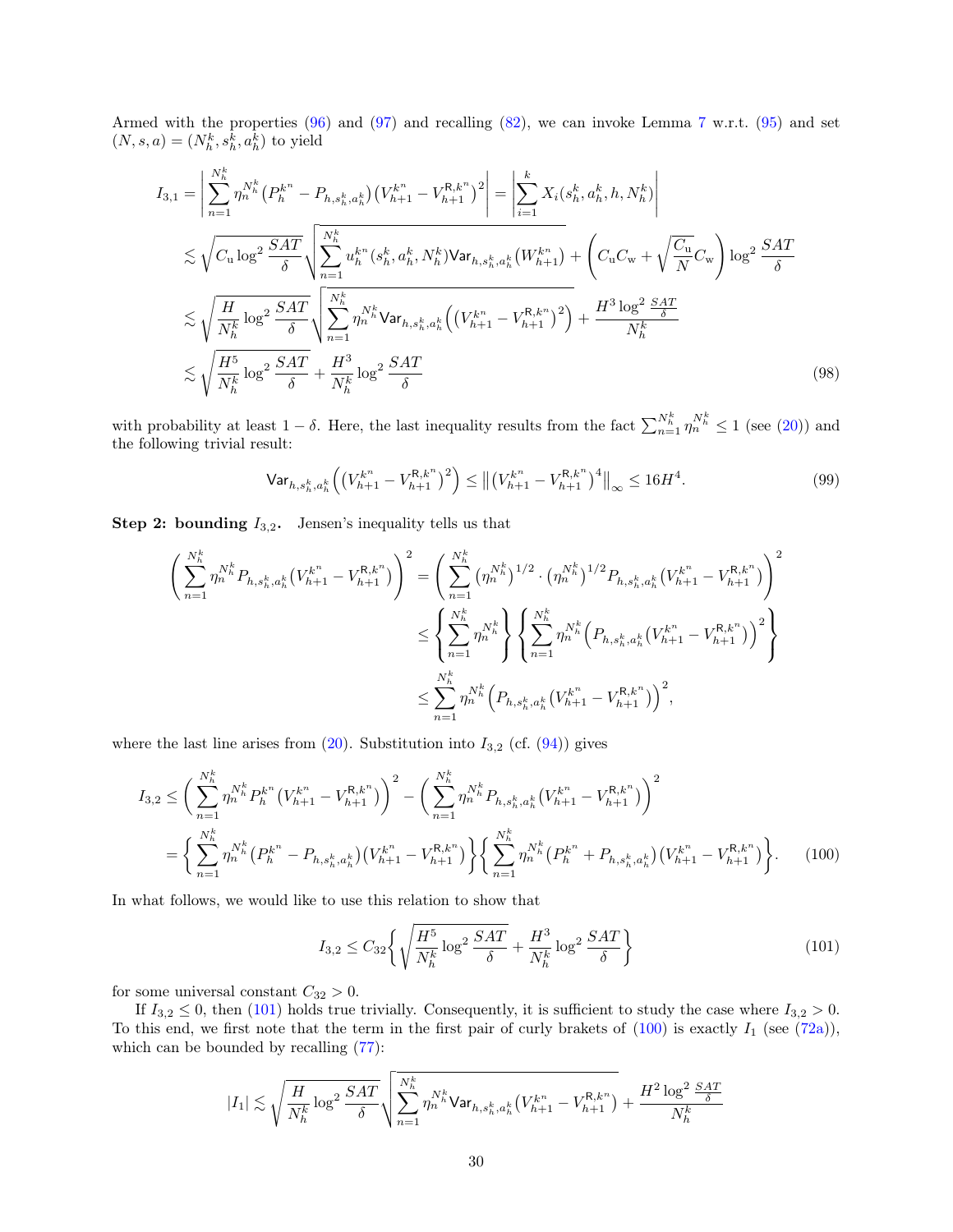Armed with the properties (96) and (97) and recalling (82), we can invoke Lemma 7 w.r.t. (95) and set $(N, s, a) = (N_h^k, s_h^k, a_h^k)$ to yield

$$
\begin{aligned}
I_{3,1} &= \left| \sum_{n=1}^{N_h^k} \eta_n^{N_h^k} \big(P_h^{k^n} - P_{h,s_h^k,a_h^k}\big)\big(V_{h+1}^{k^n} - V_{h+1}^{\mathsf{R},k^n}\big)^2 \right| = \left| \sum_{i=1}^{k} X_i(s_h^k, a_h^k, h, N_h^k) \right| \\
&\lesssim \sqrt{C_{\mathrm{u}} \log^2 \frac{SAT}{\delta}} \sqrt{\sum_{n=1}^{N_h^k} u_h^{k^n}(s_h^k, a_h^k, N_h^k) \mathsf{Var}_{h,s_h^k,a_h^k}\big(W_{h+1}^{k^n}\big)} + \left( C_{\mathrm{u}} C_{\mathrm{w}} + \sqrt{\frac{C_{\mathrm{u}}}{N}} C_{\mathrm{w}} \right) \log^2 \frac{SAT}{\delta} \\
&\lesssim \sqrt{\frac{H}{N_h^k} \log^2 \frac{SAT}{\delta}} \sqrt{\sum_{n=1}^{N_h^k} \eta_n^{N_h^k} \mathsf{Var}_{h,s_h^k,a_h^k}\Big(\big(V_{h+1}^{k^n} - V_{h+1}^{\mathsf{R},k^n}\big)^2\Big)} + \frac{H^3 \log^2 \frac{SAT}{\delta}}{N_h^k} \\
&\lesssim \sqrt{\frac{H^5}{N_h^k} \log^2 \frac{SAT}{\delta}} + \frac{H^3}{N_h^k} \log^2 \frac{SAT}{\delta}
\end{aligned} \tag{98}
$$

with probability at least $1-\delta$. Here, the last inequality results from the fact $\sum_{n=1}^{N_h^k} \eta_n^{N_h^k} \le 1$ (see (20)) and the following trivial result:

$$
\mathsf{Var}_{h,s_h^k,a_h^k}\Big(\big(V_{h+1}^{k^n} - V_{h+1}^{\mathsf{R},k^n}\big)^2\Big) \le \big\| \big(V_{h+1}^{k^n} - V_{h+1}^{\mathsf{R},k^n}\big)^4 \big\|_\infty \le 16H^4. \tag{99}
$$

**Step 2: bounding $I_{3,2}$.** Jensen's inequality tells us that

$$
\begin{aligned}
\left( \sum_{n=1}^{N_h^k} \eta_n^{N_h^k} P_{h,s_h^k,a_h^k}\big(V_{h+1}^{k^n} - V_{h+1}^{\mathsf{R},k^n}\big) \right)^2 &= \left( \sum_{n=1}^{N_h^k} \big(\eta_n^{N_h^k}\big)^{1/2} \cdot \big(\eta_n^{N_h^k}\big)^{1/2} P_{h,s_h^k,a_h^k}\big(V_{h+1}^{k^n} - V_{h+1}^{\mathsf{R},k^n}\big) \right)^2 \\
&\le \left\{ \sum_{n=1}^{N_h^k} \eta_n^{N_h^k} \right\} \left\{ \sum_{n=1}^{N_h^k} \eta_n^{N_h^k} \Big( P_{h,s_h^k,a_h^k}\big(V_{h+1}^{k^n} - V_{h+1}^{\mathsf{R},k^n}\big)\Big)^2 \right\} \\
&\le \sum_{n=1}^{N_h^k} \eta_n^{N_h^k} \Big( P_{h,s_h^k,a_h^k}\big(V_{h+1}^{k^n} - V_{h+1}^{\mathsf{R},k^n}\big)\Big)^2,
\end{aligned}
$$

where the last line arises from (20). Substitution into $I_{3,2}$ (cf. (94)) gives

$$
\begin{aligned}
I_{3,2} &\le \left( \sum_{n=1}^{N_h^k} \eta_n^{N_h^k} P_h^{k^n}\big(V_{h+1}^{k^n} - V_{h+1}^{\mathsf{R},k^n}\big) \right)^2 - \left( \sum_{n=1}^{N_h^k} \eta_n^{N_h^k} P_{h,s_h^k,a_h^k}\big(V_{h+1}^{k^n} - V_{h+1}^{\mathsf{R},k^n}\big) \right)^2 \\
&= \left\{ \sum_{n=1}^{N_h^k} \eta_n^{N_h^k} \big(P_h^{k^n} - P_{h,s_h^k,a_h^k}\big)\big(V_{h+1}^{k^n} - V_{h+1}^{\mathsf{R},k^n}\big) \right\} \left\{ \sum_{n=1}^{N_h^k} \eta_n^{N_h^k} \big(P_h^{k^n} + P_{h,s_h^k,a_h^k}\big)\big(V_{h+1}^{k^n} - V_{h+1}^{\mathsf{R},k^n}\big) \right\}.
\end{aligned} \tag{100}
$$

In what follows, we would like to use this relation to show that

$$
I_{3,2} \le C_{32} \left\{ \sqrt{\frac{H^5}{N_h^k} \log^2 \frac{SAT}{\delta}} + \frac{H^3}{N_h^k} \log^2 \frac{SAT}{\delta} \right\} \tag{101}
$$

for some universal constant $C_{32} > 0$.

If $I_{3,2} \le 0$, then (101) holds true trivially. Consequently, it is sufficient to study the case where $I_{3,2} > 0$. To this end, we first note that the term in the first pair of curly brakets of (100) is exactly $I_1$ (see (72a)), which can be bounded by recalling (77):

$$
|I_1| \lesssim \sqrt{\frac{H}{N_h^k} \log^2 \frac{SAT}{\delta}} \sqrt{\sum_{n=1}^{N_h^k} \eta_n^{N_h^k} \mathsf{Var}_{h,s_h^k,a_h^k}\big(V_{h+1}^{k^n} - V_{h+1}^{\mathsf{R},k^n}\big)} + \frac{H^2 \log^2 \frac{SAT}{\delta}}{N_h^k}
$$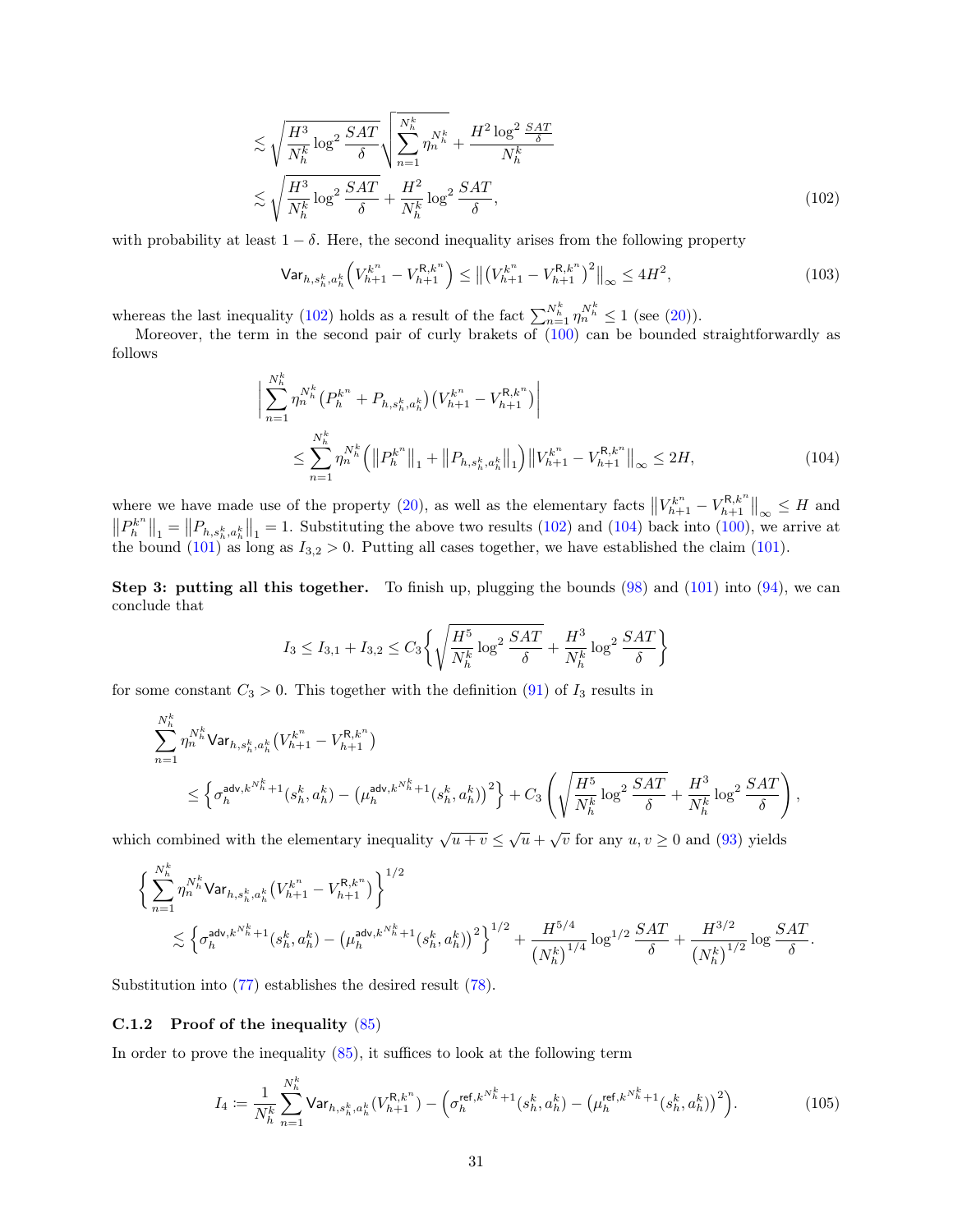$$
\begin{aligned}
&\lesssim \sqrt{\frac{H^3}{N_h^k}\log^2\frac{SAT}{\delta}}\sqrt{\sum_{n=1}^{N_h^k}\eta_n^{N_h^k}} + \frac{H^2\log^2\frac{SAT}{\delta}}{N_h^k} \\
&\lesssim \sqrt{\frac{H^3}{N_h^k}\log^2\frac{SAT}{\delta}} + \frac{H^2}{N_h^k}\log^2\frac{SAT}{\delta},
\end{aligned} \tag{102}
$$

with probability at least $1-\delta$. Here, the second inequality arises from the following property

$$
\mathsf{Var}_{h,s_h^k,a_h^k}\Big(V_{h+1}^{k^n} - V_{h+1}^{\mathsf{R},k^n}\Big) \leq \big\|\big(V_{h+1}^{k^n} - V_{h+1}^{\mathsf{R},k^n}\big)^2\big\|_\infty \leq 4H^2, \tag{103}
$$

whereas the last inequality (102) holds as a result of the fact $\sum_{n=1}^{N_h^k}\eta_n^{N_h^k} \leq 1$ (see (20)).

Moreover, the term in the second pair of curly brakets of (100) can be bounded straightforwardly as follows

$$
\begin{aligned}
&\left|\sum_{n=1}^{N_h^k}\eta_n^{N_h^k}\big(P_h^{k^n} + P_{h,s_h^k,a_h^k}\big)\big(V_{h+1}^{k^n} - V_{h+1}^{\mathsf{R},k^n}\big)\right| \\
&\qquad \leq \sum_{n=1}^{N_h^k}\eta_n^{N_h^k}\Big(\big\|P_h^{k^n}\big\|_1 + \big\|P_{h,s_h^k,a_h^k}\big\|_1\Big)\big\|V_{h+1}^{k^n} - V_{h+1}^{\mathsf{R},k^n}\big\|_\infty \leq 2H,
\end{aligned} \tag{104}
$$

where we have made use of the property (20), as well as the elementary facts $\big\|V_{h+1}^{k^n} - V_{h+1}^{\mathsf{R},k^n}\big\|_\infty \leq H$ and $\big\|P_h^{k^n}\big\|_1 = \big\|P_{h,s_h^k,a_h^k}\big\|_1 = 1$. Substituting the above two results (102) and (104) back into (100), we arrive at the bound (101) as long as $I_{3,2} > 0$. Putting all cases together, we have established the claim (101).

**Step 3: putting all this together.** To finish up, plugging the bounds (98) and (101) into (94), we can conclude that

$$
I_3 \leq I_{3,1} + I_{3,2} \leq C_3\left\{\sqrt{\frac{H^5}{N_h^k}\log^2\frac{SAT}{\delta}} + \frac{H^3}{N_h^k}\log^2\frac{SAT}{\delta}\right\}
$$

for some constant $C_3 > 0$. This together with the definition (91) of $I_3$ results in

$$
\begin{aligned}
&\sum_{n=1}^{N_h^k}\eta_n^{N_h^k}\mathsf{Var}_{h,s_h^k,a_h^k}\big(V_{h+1}^{k^n} - V_{h+1}^{\mathsf{R},k^n}\big) \\
&\qquad \leq \Big\{\sigma_h^{\mathsf{adv},k^{N_h^k}+1}(s_h^k,a_h^k) - \big(\mu_h^{\mathsf{adv},k^{N_h^k}+1}(s_h^k,a_h^k)\big)^2\Big\} + C_3\left(\sqrt{\frac{H^5}{N_h^k}\log^2\frac{SAT}{\delta}} + \frac{H^3}{N_h^k}\log^2\frac{SAT}{\delta}\right),
\end{aligned}
$$

which combined with the elementary inequality $\sqrt{u+v} \leq \sqrt{u} + \sqrt{v}$ for any $u, v \geq 0$ and (93) yields

$$
\begin{aligned}
&\left\{\sum_{n=1}^{N_h^k}\eta_n^{N_h^k}\mathsf{Var}_{h,s_h^k,a_h^k}\big(V_{h+1}^{k^n} - V_{h+1}^{\mathsf{R},k^n}\big)\right\}^{1/2} \\
&\qquad \lesssim \Big\{\sigma_h^{\mathsf{adv},k^{N_h^k}+1}(s_h^k,a_h^k) - \big(\mu_h^{\mathsf{adv},k^{N_h^k}+1}(s_h^k,a_h^k)\big)^2\Big\}^{1/2} + \frac{H^{5/4}}{\big(N_h^k\big)^{1/4}}\log^{1/2}\frac{SAT}{\delta} + \frac{H^{3/2}}{\big(N_h^k\big)^{1/2}}\log\frac{SAT}{\delta}.
\end{aligned}
$$

Substitution into (77) establishes the desired result (78).

### C.1.2 Proof of the inequality (85)

In order to prove the inequality (85), it suffices to look at the following term

$$
I_4 := \frac{1}{N_h^k}\sum_{n=1}^{N_h^k}\mathsf{Var}_{h,s_h^k,a_h^k}\big(V_{h+1}^{\mathsf{R},k^n}\big) - \Big(\sigma_h^{\mathsf{ref},k^{N_h^k}+1}(s_h^k,a_h^k) - \big(\mu_h^{\mathsf{ref},k^{N_h^k}+1}(s_h^k,a_h^k)\big)^2\Big). \tag{105}
$$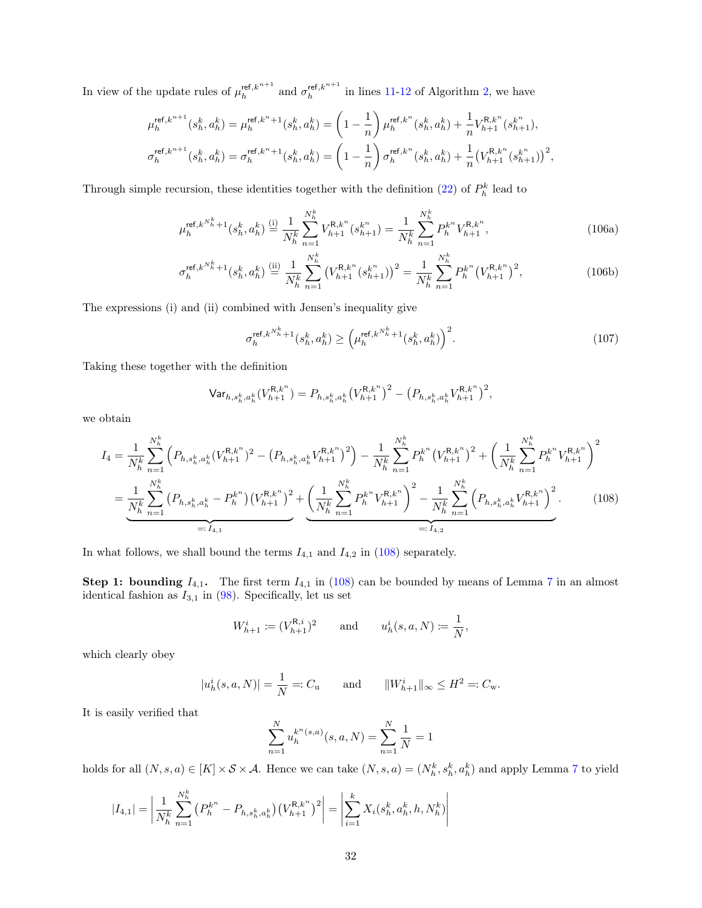In view of the update rules of $\mu_h^{\mathsf{ref},k^{n+1}}$ and $\sigma_h^{\mathsf{ref},k^{n+1}}$ in lines 11-12 of Algorithm 2, we have

$$\mu_h^{\mathsf{ref},k^{n+1}}(s_h^k,a_h^k) = \mu_h^{\mathsf{ref},k^n+1}(s_h^k,a_h^k) = \left(1-\frac{1}{n}\right)\mu_h^{\mathsf{ref},k^n}(s_h^k,a_h^k) + \frac{1}{n}V_{h+1}^{\mathsf{R},k^n}(s_{h+1}^{k^n}),$$

$$\sigma_h^{\mathsf{ref},k^{n+1}}(s_h^k,a_h^k) = \sigma_h^{\mathsf{ref},k^n+1}(s_h^k,a_h^k) = \left(1-\frac{1}{n}\right)\sigma_h^{\mathsf{ref},k^n}(s_h^k,a_h^k) + \frac{1}{n}\big(V_{h+1}^{\mathsf{R},k^n}(s_{h+1}^{k^n})\big)^2,$$

Through simple recursion, these identities together with the definition (22) of $P_h^k$ lead to

$$\mu_h^{\mathsf{ref},k^{N_h^k}+1}(s_h^k,a_h^k) \overset{\text{(i)}}{=} \frac{1}{N_h^k}\sum_{n=1}^{N_h^k} V_{h+1}^{\mathsf{R},k^n}(s_{h+1}^{k^n}) = \frac{1}{N_h^k}\sum_{n=1}^{N_h^k} P_h^{k^n}V_{h+1}^{\mathsf{R},k^n}, \tag{106a}$$

$$\sigma_h^{\mathsf{ref},k^{N_h^k}+1}(s_h^k,a_h^k) \overset{\text{(ii)}}{=} \frac{1}{N_h^k}\sum_{n=1}^{N_h^k} \big(V_{h+1}^{\mathsf{R},k^n}(s_{h+1}^{k^n})\big)^2 = \frac{1}{N_h^k}\sum_{n=1}^{N_h^k} P_h^{k^n}\big(V_{h+1}^{\mathsf{R},k^n}\big)^2, \tag{106b}$$

The expressions (i) and (ii) combined with Jensen's inequality give

$$\sigma_h^{\mathsf{ref},k^{N_h^k}+1}(s_h^k,a_h^k) \geq \Big(\mu_h^{\mathsf{ref},k^{N_h^k}+1}(s_h^k,a_h^k)\Big)^2. \tag{107}$$

Taking these together with the definition

$$\mathsf{Var}_{h,s_h^k,a_h^k}(V_{h+1}^{\mathsf{R},k^n}) = P_{h,s_h^k,a_h^k}\big(V_{h+1}^{\mathsf{R},k^n}\big)^2 - \big(P_{h,s_h^k,a_h^k}V_{h+1}^{\mathsf{R},k^n}\big)^2,$$

we obtain

$$\begin{aligned}
I_4 &= \frac{1}{N_h^k}\sum_{n=1}^{N_h^k}\Big(P_{h,s_h^k,a_h^k}(V_{h+1}^{\mathsf{R},k^n})^2 - \big(P_{h,s_h^k,a_h^k}V_{h+1}^{\mathsf{R},k^n}\big)^2\Big) - \frac{1}{N_h^k}\sum_{n=1}^{N_h^k}P_h^{k^n}\big(V_{h+1}^{\mathsf{R},k^n}\big)^2 + \bigg(\frac{1}{N_h^k}\sum_{n=1}^{N_h^k}P_h^{k^n}V_{h+1}^{\mathsf{R},k^n}\bigg)^2 \\
&= \underbrace{\frac{1}{N_h^k}\sum_{n=1}^{N_h^k}\big(P_{h,s_h^k,a_h^k} - P_h^{k^n}\big)\big(V_{h+1}^{\mathsf{R},k^n}\big)^2}_{=:I_{4,1}} + \underbrace{\bigg(\frac{1}{N_h^k}\sum_{n=1}^{N_h^k}P_h^{k^n}V_{h+1}^{\mathsf{R},k^n}\bigg)^2 - \frac{1}{N_h^k}\sum_{n=1}^{N_h^k}\Big(P_{h,s_h^k,a_h^k}V_{h+1}^{\mathsf{R},k^n}\Big)^2}_{=:I_{4,2}}.
\end{aligned} \tag{108}$$

In what follows, we shall bound the terms $I_{4,1}$ and $I_{4,2}$ in (108) separately.

**Step 1: bounding $I_{4,1}$.** The first term $I_{4,1}$ in (108) can be bounded by means of Lemma 7 in an almost identical fashion as $I_{3,1}$ in (98). Specifically, let us set

$$W_{h+1}^i := (V_{h+1}^{\mathsf{R},i})^2 \qquad \text{and} \qquad u_h^i(s,a,N) := \frac{1}{N},$$

which clearly obey

$$|u_h^i(s,a,N)| = \frac{1}{N} =: C_{\mathrm{u}} \qquad \text{and} \qquad \|W_{h+1}^i\|_\infty \leq H^2 =: C_{\mathrm{w}}.$$

It is easily verified that

$$\sum_{n=1}^{N} u_h^{k^n(s,a)}(s,a,N) = \sum_{n=1}^{N}\frac{1}{N} = 1$$

holds for all $(N,s,a) \in [K]\times\mathcal{S}\times\mathcal{A}$. Hence we can take $(N,s,a) = (N_h^k, s_h^k, a_h^k)$ and apply Lemma 7 to yield

$$|I_{4,1}| = \left|\frac{1}{N_h^k}\sum_{n=1}^{N_h^k}\big(P_h^{k^n} - P_{h,s_h^k,a_h^k}\big)\big(V_{h+1}^{\mathsf{R},k^n}\big)^2\right| = \left|\sum_{i=1}^{k} X_i(s_h^k,a_h^k,h,N_h^k)\right|$$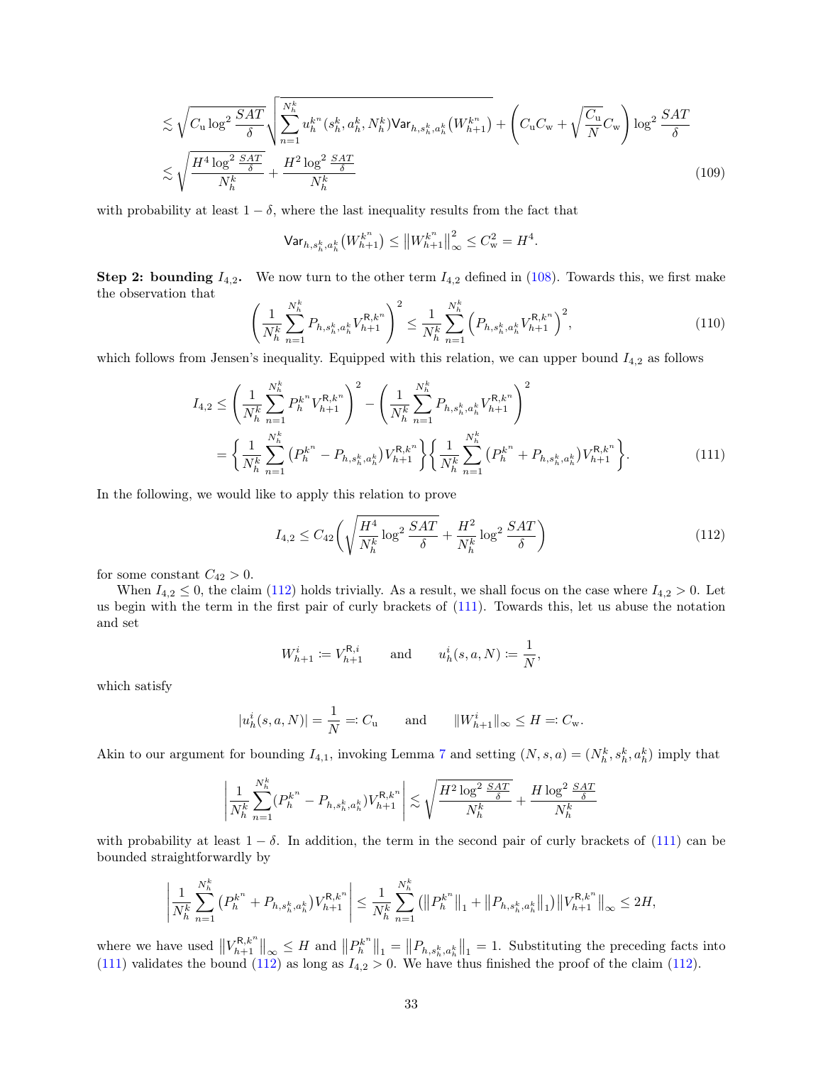$$
\begin{aligned}
&\lesssim \sqrt{C_{\mathrm{u}} \log^2 \frac{SAT}{\delta}} \sqrt{\sum_{n=1}^{N_h^k} u_h^{k^n}(s_h^k, a_h^k, N_h^k) \mathsf{Var}_{h, s_h^k, a_h^k}\big(W_{h+1}^{k^n}\big)} + \left(C_{\mathrm{u}} C_{\mathrm{w}} + \sqrt{\frac{C_{\mathrm{u}}}{N}} C_{\mathrm{w}}\right) \log^2 \frac{SAT}{\delta} \\
&\lesssim \sqrt{\frac{H^4 \log^2 \frac{SAT}{\delta}}{N_h^k}} + \frac{H^2 \log^2 \frac{SAT}{\delta}}{N_h^k} \qquad (109)
\end{aligned}
$$

with probability at least $1-\delta$, where the last inequality results from the fact that

$$
\mathsf{Var}_{h, s_h^k, a_h^k}\big(W_{h+1}^{k^n}\big) \le \big\|W_{h+1}^{k^n}\big\|_\infty^2 \le C_{\mathrm{w}}^2 = H^4.
$$

**Step 2: bounding $I_{4,2}$.** We now turn to the other term $I_{4,2}$ defined in (108). Towards this, we first make the observation that

$$
\left(\frac{1}{N_h^k} \sum_{n=1}^{N_h^k} P_{h, s_h^k, a_h^k} V_{h+1}^{\mathsf{R}, k^n}\right)^2 \le \frac{1}{N_h^k} \sum_{n=1}^{N_h^k} \left(P_{h, s_h^k, a_h^k} V_{h+1}^{\mathsf{R}, k^n}\right)^2, \qquad (110)
$$

which follows from Jensen's inequality. Equipped with this relation, we can upper bound $I_{4,2}$ as follows

$$
\begin{aligned}
I_{4,2} &\le \left(\frac{1}{N_h^k} \sum_{n=1}^{N_h^k} P_h^{k^n} V_{h+1}^{\mathsf{R}, k^n}\right)^2 - \left(\frac{1}{N_h^k} \sum_{n=1}^{N_h^k} P_{h, s_h^k, a_h^k} V_{h+1}^{\mathsf{R}, k^n}\right)^2 \\
&= \left\{\frac{1}{N_h^k} \sum_{n=1}^{N_h^k} \big(P_h^{k^n} - P_{h, s_h^k, a_h^k}\big) V_{h+1}^{\mathsf{R}, k^n}\right\} \left\{\frac{1}{N_h^k} \sum_{n=1}^{N_h^k} \big(P_h^{k^n} + P_{h, s_h^k, a_h^k}\big) V_{h+1}^{\mathsf{R}, k^n}\right\}. \qquad (111)
\end{aligned}
$$

In the following, we would like to apply this relation to prove

$$
I_{4,2} \le C_{42}\left(\sqrt{\frac{H^4}{N_h^k} \log^2 \frac{SAT}{\delta}} + \frac{H^2}{N_h^k} \log^2 \frac{SAT}{\delta}\right) \qquad (112)
$$

for some constant $C_{42} > 0$.

When $I_{4,2} \le 0$, the claim (112) holds trivially. As a result, we shall focus on the case where $I_{4,2} > 0$. Let us begin with the term in the first pair of curly brackets of (111). Towards this, let us abuse the notation and set

$$
W_{h+1}^i \coloneqq V_{h+1}^{\mathsf{R}, i} \qquad \text{and} \qquad u_h^i(s, a, N) \coloneqq \frac{1}{N},
$$

which satisfy

$$
|u_h^i(s, a, N)| = \frac{1}{N} \eqqcolon C_{\mathrm{u}} \qquad \text{and} \qquad \|W_{h+1}^i\|_\infty \le H \eqqcolon C_{\mathrm{w}}.
$$

Akin to our argument for bounding $I_{4,1}$, invoking Lemma 7 and setting $(N, s, a) = (N_h^k, s_h^k, a_h^k)$ imply that

$$
\left|\frac{1}{N_h^k} \sum_{n=1}^{N_h^k} (P_h^{k^n} - P_{h, s_h^k, a_h^k}) V_{h+1}^{\mathsf{R}, k^n}\right| \lesssim \sqrt{\frac{H^2 \log^2 \frac{SAT}{\delta}}{N_h^k}} + \frac{H \log^2 \frac{SAT}{\delta}}{N_h^k}
$$

with probability at least $1-\delta$. In addition, the term in the second pair of curly brackets of (111) can be bounded straightforwardly by

$$
\left|\frac{1}{N_h^k} \sum_{n=1}^{N_h^k} \big(P_h^{k^n} + P_{h, s_h^k, a_h^k}\big) V_{h+1}^{\mathsf{R}, k^n}\right| \le \frac{1}{N_h^k} \sum_{n=1}^{N_h^k} \big(\big\|P_h^{k^n}\big\|_1 + \big\|P_{h, s_h^k, a_h^k}\big\|_1\big) \big\|V_{h+1}^{\mathsf{R}, k^n}\big\|_\infty \le 2H,
$$

where we have used $\big\|V_{h+1}^{\mathsf{R}, k^n}\big\|_\infty \le H$ and $\big\|P_h^{k^n}\big\|_1 = \big\|P_{h, s_h^k, a_h^k}\big\|_1 = 1$. Substituting the preceding facts into (111) validates the bound (112) as long as $I_{4,2} > 0$. We have thus finished the proof of the claim (112).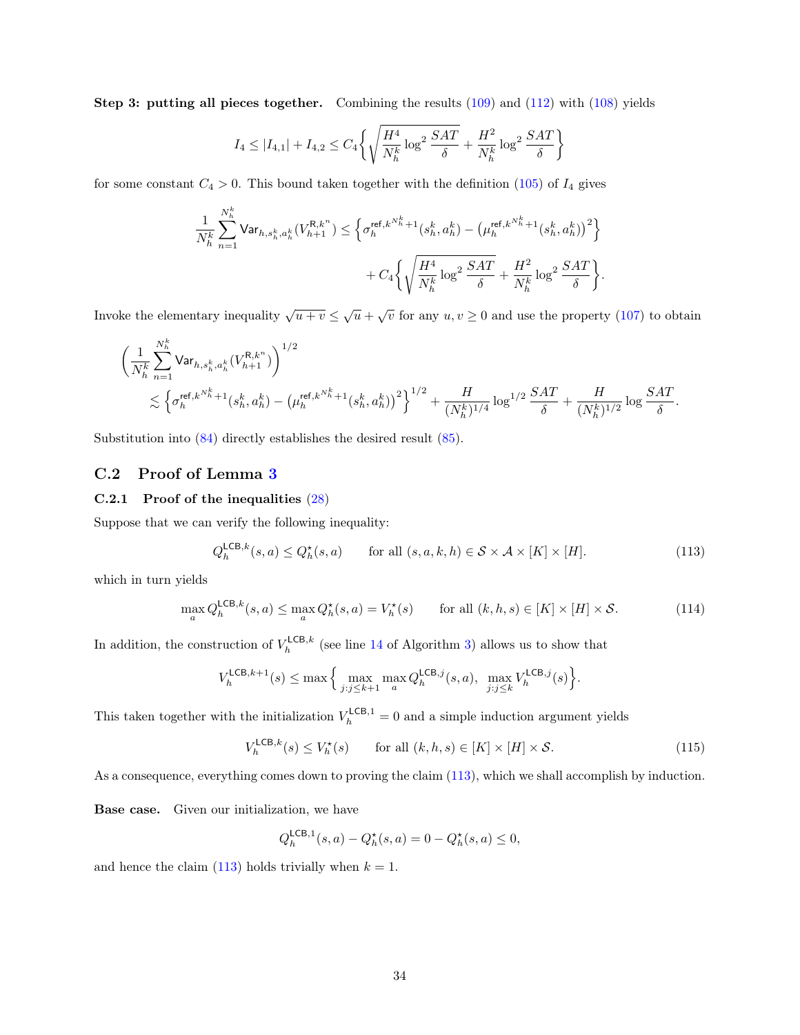**Step 3: putting all pieces together.** Combining the results (109) and (112) with (108) yields

$$I_4 \le |I_{4,1}| + I_{4,2} \le C_4 \bigg\{ \sqrt{\frac{H^4}{N_h^k} \log^2 \frac{SAT}{\delta}} + \frac{H^2}{N_h^k} \log^2 \frac{SAT}{\delta} \bigg\}$$

for some constant $C_4 > 0$. This bound taken together with the definition (105) of $I_4$ gives

$$\frac{1}{N_h^k} \sum_{n=1}^{N_h^k} \mathsf{Var}_{h, s_h^k, a_h^k}(V_{h+1}^{\mathsf{R}, k^n}) \le \Big\{ \sigma_h^{\mathsf{ref}, k^{N_h^k}+1}(s_h^k, a_h^k) - \big( \mu_h^{\mathsf{ref}, k^{N_h^k}+1}(s_h^k, a_h^k) \big)^2 \Big\} + C_4 \bigg\{ \sqrt{\frac{H^4}{N_h^k} \log^2 \frac{SAT}{\delta}} + \frac{H^2}{N_h^k} \log^2 \frac{SAT}{\delta} \bigg\}.$$

Invoke the elementary inequality $\sqrt{u+v} \le \sqrt{u} + \sqrt{v}$ for any $u, v \ge 0$ and use the property (107) to obtain

$$\bigg( \frac{1}{N_h^k} \sum_{n=1}^{N_h^k} \mathsf{Var}_{h, s_h^k, a_h^k}(V_{h+1}^{\mathsf{R}, k^n}) \bigg)^{1/2} \lesssim \Big\{ \sigma_h^{\mathsf{ref}, k^{N_h^k}+1}(s_h^k, a_h^k) - \big( \mu_h^{\mathsf{ref}, k^{N_h^k}+1}(s_h^k, a_h^k) \big)^2 \Big\}^{1/2} + \frac{H}{(N_h^k)^{1/4}} \log^{1/2} \frac{SAT}{\delta} + \frac{H}{(N_h^k)^{1/2}} \log \frac{SAT}{\delta}.$$

Substitution into (84) directly establishes the desired result (85).

## C.2 Proof of Lemma 3

### C.2.1 Proof of the inequalities (28)

Suppose that we can verify the following inequality:

$$Q_h^{\mathsf{LCB}, k}(s, a) \le Q_h^\star(s, a) \qquad \text{for all } (s, a, k, h) \in \mathcal{S} \times \mathcal{A} \times [K] \times [H]. \tag{113}$$

which in turn yields

$$\max_a Q_h^{\mathsf{LCB}, k}(s, a) \le \max_a Q_h^\star(s, a) = V_h^\star(s) \qquad \text{for all } (k, h, s) \in [K] \times [H] \times \mathcal{S}. \tag{114}$$

In addition, the construction of $V_h^{\mathsf{LCB}, k}$ (see line 14 of Algorithm 3) allows us to show that

$$V_h^{\mathsf{LCB}, k+1}(s) \le \max \Big\{ \max_{j: j \le k+1} \max_a Q_h^{\mathsf{LCB}, j}(s, a), \ \max_{j: j \le k} V_h^{\mathsf{LCB}, j}(s) \Big\}.$$

This taken together with the initialization $V_h^{\mathsf{LCB}, 1} = 0$ and a simple induction argument yields

$$V_h^{\mathsf{LCB}, k}(s) \le V_h^\star(s) \qquad \text{for all } (k, h, s) \in [K] \times [H] \times \mathcal{S}. \tag{115}$$

As a consequence, everything comes down to proving the claim (113), which we shall accomplish by induction.

**Base case.** Given our initialization, we have

$$Q_h^{\mathsf{LCB}, 1}(s, a) - Q_h^\star(s, a) = 0 - Q_h^\star(s, a) \le 0,$$

and hence the claim (113) holds trivially when $k = 1$.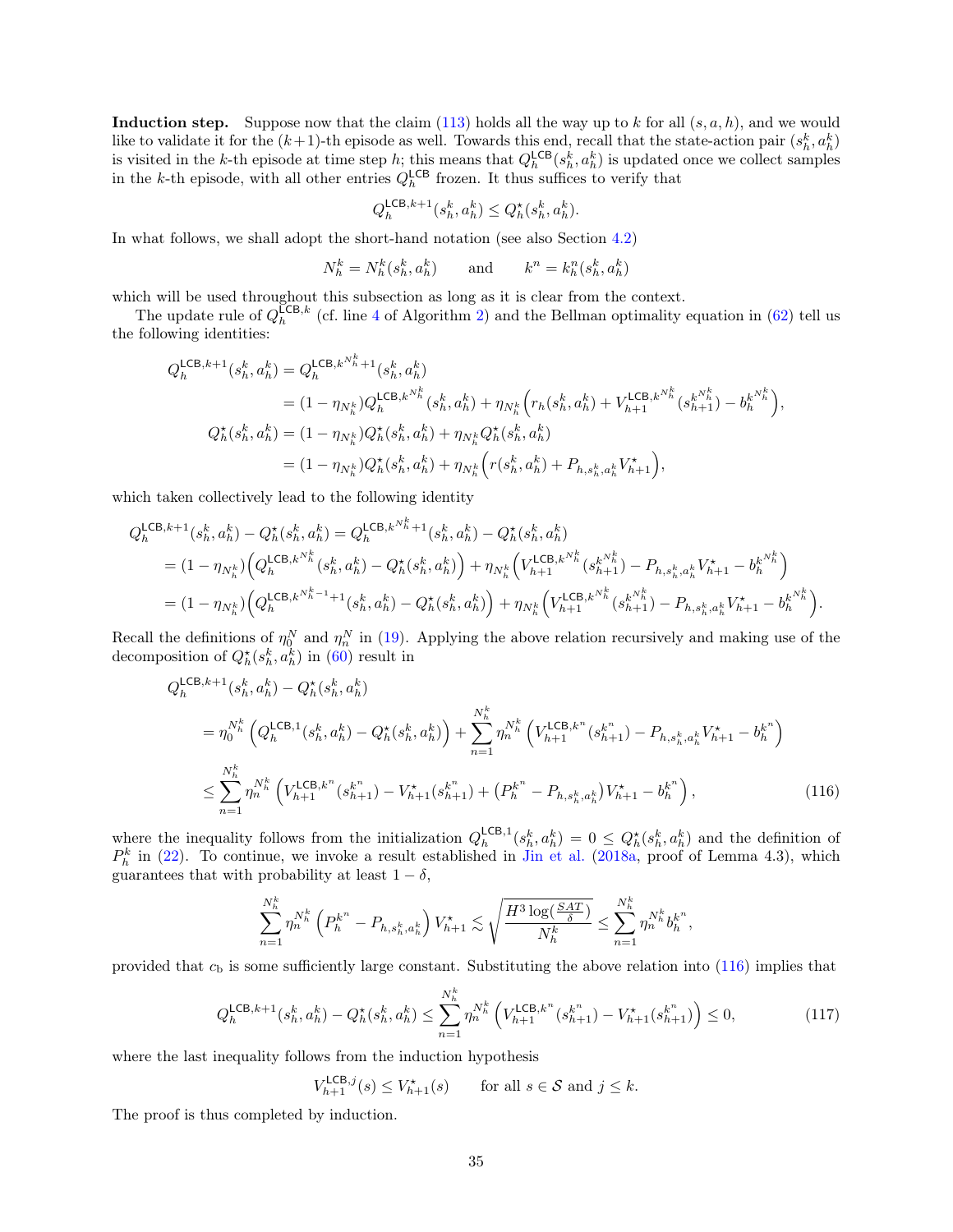**Induction step.** Suppose now that the claim (113) holds all the way up to $k$ for all $(s, a, h)$, and we would like to validate it for the $(k+1)$-th episode as well. Towards this end, recall that the state-action pair $(s_h^k, a_h^k)$ is visited in the $k$-th episode at time step $h$; this means that $Q_h^{\mathsf{LCB}}(s_h^k, a_h^k)$ is updated once we collect samples in the $k$-th episode, with all other entries $Q_h^{\mathsf{LCB}}$ frozen. It thus suffices to verify that

$$Q_h^{\mathsf{LCB},k+1}(s_h^k, a_h^k) \le Q_h^\star(s_h^k, a_h^k).$$

In what follows, we shall adopt the short-hand notation (see also Section 4.2)

$$N_h^k = N_h^k(s_h^k, a_h^k) \qquad \text{and} \qquad k^n = k_h^n(s_h^k, a_h^k)$$

which will be used throughout this subsection as long as it is clear from the context.

The update rule of $Q_h^{\mathsf{LCB},k}$ (cf. line 4 of Algorithm 2) and the Bellman optimality equation in (62) tell us the following identities:

$$\begin{aligned}
Q_h^{\mathsf{LCB},k+1}(s_h^k, a_h^k) &= Q_h^{\mathsf{LCB},k^{N_h^k}+1}(s_h^k, a_h^k) \\
&= (1-\eta_{N_h^k}) Q_h^{\mathsf{LCB},k^{N_h^k}}(s_h^k, a_h^k) + \eta_{N_h^k}\Big(r_h(s_h^k, a_h^k) + V_{h+1}^{\mathsf{LCB},k^{N_h^k}}(s_{h+1}^{k^{N_h^k}}) - b_h^{k^{N_h^k}}\Big), \\
Q_h^\star(s_h^k, a_h^k) &= (1-\eta_{N_h^k}) Q_h^\star(s_h^k, a_h^k) + \eta_{N_h^k} Q_h^\star(s_h^k, a_h^k) \\
&= (1-\eta_{N_h^k}) Q_h^\star(s_h^k, a_h^k) + \eta_{N_h^k}\Big(r(s_h^k, a_h^k) + P_{h,s_h^k,a_h^k} V_{h+1}^\star\Big),
\end{aligned}$$

which taken collectively lead to the following identity

$$\begin{aligned}
Q_h^{\mathsf{LCB},k+1}(s_h^k, a_h^k) - Q_h^\star(s_h^k, a_h^k) &= Q_h^{\mathsf{LCB},k^{N_h^k}+1}(s_h^k, a_h^k) - Q_h^\star(s_h^k, a_h^k) \\
&= (1-\eta_{N_h^k})\Big(Q_h^{\mathsf{LCB},k^{N_h^k}}(s_h^k, a_h^k) - Q_h^\star(s_h^k, a_h^k)\Big) + \eta_{N_h^k}\Big(V_{h+1}^{\mathsf{LCB},k^{N_h^k}}(s_{h+1}^{k^{N_h^k}}) - P_{h,s_h^k,a_h^k} V_{h+1}^\star - b_h^{k^{N_h^k}}\Big) \\
&= (1-\eta_{N_h^k})\Big(Q_h^{\mathsf{LCB},k^{N_h^k-1}+1}(s_h^k, a_h^k) - Q_h^\star(s_h^k, a_h^k)\Big) + \eta_{N_h^k}\Big(V_{h+1}^{\mathsf{LCB},k^{N_h^k}}(s_{h+1}^{k^{N_h^k}}) - P_{h,s_h^k,a_h^k} V_{h+1}^\star - b_h^{k^{N_h^k}}\Big).
\end{aligned}$$

Recall the definitions of $\eta_0^N$ and $\eta_n^N$ in (19). Applying the above relation recursively and making use of the decomposition of $Q_h^\star(s_h^k, a_h^k)$ in (60) result in

$$\begin{aligned}
&Q_h^{\mathsf{LCB},k+1}(s_h^k, a_h^k) - Q_h^\star(s_h^k, a_h^k) \\
&\quad = \eta_0^{N_h^k}\Big(Q_h^{\mathsf{LCB},1}(s_h^k, a_h^k) - Q_h^\star(s_h^k, a_h^k)\Big) + \sum_{n=1}^{N_h^k} \eta_n^{N_h^k}\Big(V_{h+1}^{\mathsf{LCB},k^n}(s_{h+1}^{k^n}) - P_{h,s_h^k,a_h^k} V_{h+1}^\star - b_h^{k^n}\Big) \\
&\quad \le \sum_{n=1}^{N_h^k} \eta_n^{N_h^k}\Big(V_{h+1}^{\mathsf{LCB},k^n}(s_{h+1}^{k^n}) - V_{h+1}^\star(s_{h+1}^{k^n}) + \big(P_h^{k^n} - P_{h,s_h^k,a_h^k}\big)V_{h+1}^\star - b_h^{k^n}\Big),
\end{aligned} \tag{116}$$

where the inequality follows from the initialization $Q_h^{\mathsf{LCB},1}(s_h^k, a_h^k) = 0 \le Q_h^\star(s_h^k, a_h^k)$ and the definition of $P_h^k$ in (22). To continue, we invoke a result established in Jin et al. (2018a, proof of Lemma 4.3), which guarantees that with probability at least $1-\delta$,

$$\sum_{n=1}^{N_h^k} \eta_n^{N_h^k}\Big(P_h^{k^n} - P_{h,s_h^k,a_h^k}\Big) V_{h+1}^\star \lesssim \sqrt{\frac{H^3 \log(\frac{SAT}{\delta})}{N_h^k}} \le \sum_{n=1}^{N_h^k} \eta_n^{N_h^k} b_h^{k^n},$$

provided that $c_{\mathrm{b}}$ is some sufficiently large constant. Substituting the above relation into (116) implies that

$$Q_h^{\mathsf{LCB},k+1}(s_h^k, a_h^k) - Q_h^\star(s_h^k, a_h^k) \le \sum_{n=1}^{N_h^k} \eta_n^{N_h^k}\Big(V_{h+1}^{\mathsf{LCB},k^n}(s_{h+1}^{k^n}) - V_{h+1}^\star(s_{h+1}^{k^n})\Big) \le 0, \tag{117}$$

where the last inequality follows from the induction hypothesis

$$V_{h+1}^{\mathsf{LCB},j}(s) \le V_{h+1}^\star(s) \qquad \text{for all } s \in \mathcal{S} \text{ and } j \le k.$$

The proof is thus completed by induction.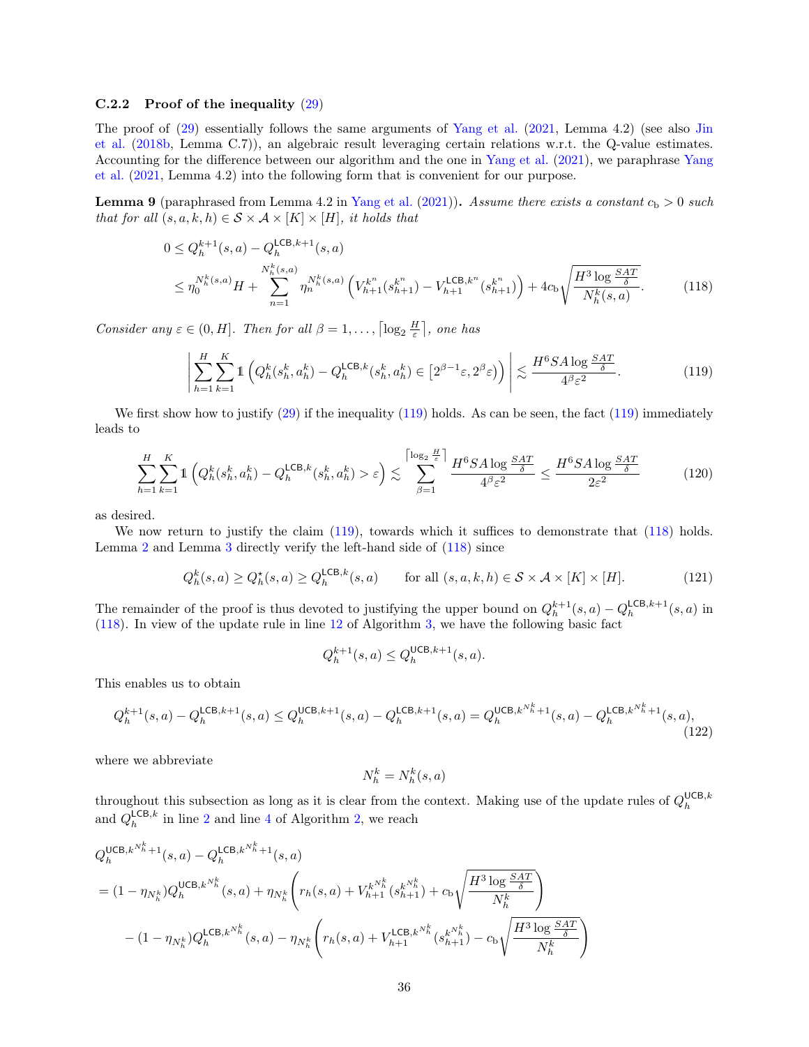### C.2.2 Proof of the inequality (29)

The proof of (29) essentially follows the same arguments of Yang et al. (2021, Lemma 4.2) (see also Jin et al. (2018b, Lemma C.7)), an algebraic result leveraging certain relations w.r.t. the Q-value estimates. Accounting for the difference between our algorithm and the one in Yang et al. (2021), we paraphrase Yang et al. (2021, Lemma 4.2) into the following form that is convenient for our purpose.

**Lemma 9** (paraphrased from Lemma 4.2 in Yang et al. (2021))**.** *Assume there exists a constant $c_{\mathrm{b}} > 0$ such that for all $(s,a,k,h) \in \mathcal{S} \times \mathcal{A} \times [K] \times [H]$, it holds that*

$$
\begin{aligned}
0 &\leq Q_h^{k+1}(s,a) - Q_h^{\mathsf{LCB},k+1}(s,a) \\
&\leq \eta_0^{N_h^k(s,a)} H + \sum_{n=1}^{N_h^k(s,a)} \eta_n^{N_h^k(s,a)} \left( V_{h+1}^{k^n}(s_{h+1}^{k^n}) - V_{h+1}^{\mathsf{LCB},k^n}(s_{h+1}^{k^n}) \right) + 4c_{\mathrm{b}} \sqrt{\frac{H^3 \log \frac{SAT}{\delta}}{N_h^k(s,a)}}.
\end{aligned} \tag{118}
$$

*Consider any $\varepsilon \in (0, H]$. Then for all $\beta = 1, \ldots, \lceil \log_2 \frac{H}{\varepsilon} \rceil$, one has*

$$
\left| \sum_{h=1}^H \sum_{k=1}^K \mathbb{1}\left( Q_h^k(s_h^k, a_h^k) - Q_h^{\mathsf{LCB},k}(s_h^k, a_h^k) \in \left[ 2^{\beta-1}\varepsilon, 2^\beta \varepsilon \right) \right) \right| \lesssim \frac{H^6 SA \log \frac{SAT}{\delta}}{4^\beta \varepsilon^2}. \tag{119}
$$

We first show how to justify (29) if the inequality (119) holds. As can be seen, the fact (119) immediately leads to

$$
\sum_{h=1}^H \sum_{k=1}^K \mathbb{1}\left( Q_h^k(s_h^k, a_h^k) - Q_h^{\mathsf{LCB},k}(s_h^k, a_h^k) > \varepsilon \right) \lesssim \sum_{\beta=1}^{\lceil \log_2 \frac{H}{\varepsilon} \rceil} \frac{H^6 SA \log \frac{SAT}{\delta}}{4^\beta \varepsilon^2} \leq \frac{H^6 SA \log \frac{SAT}{\delta}}{2\varepsilon^2} \tag{120}
$$

as desired.

We now return to justify the claim (119), towards which it suffices to demonstrate that (118) holds. Lemma 2 and Lemma 3 directly verify the left-hand side of (118) since

$$
Q_h^k(s,a) \geq Q_h^\star(s,a) \geq Q_h^{\mathsf{LCB},k}(s,a) \qquad \text{for all } (s,a,k,h) \in \mathcal{S} \times \mathcal{A} \times [K] \times [H]. \tag{121}
$$

The remainder of the proof is thus devoted to justifying the upper bound on $Q_h^{k+1}(s,a) - Q_h^{\mathsf{LCB},k+1}(s,a)$ in (118). In view of the update rule in line 12 of Algorithm 3, we have the following basic fact

$$
Q_h^{k+1}(s,a) \leq Q_h^{\mathsf{UCB},k+1}(s,a).
$$

This enables us to obtain

$$
Q_h^{k+1}(s,a) - Q_h^{\mathsf{LCB},k+1}(s,a) \leq Q_h^{\mathsf{UCB},k+1}(s,a) - Q_h^{\mathsf{LCB},k+1}(s,a) = Q_h^{\mathsf{UCB},k^{N_h^k}+1}(s,a) - Q_h^{\mathsf{LCB},k^{N_h^k}+1}(s,a), \tag{122}
$$

where we abbreviate

$$
N_h^k = N_h^k(s,a)
$$

throughout this subsection as long as it is clear from the context. Making use of the update rules of $Q_h^{\mathsf{UCB},k}$ and $Q_h^{\mathsf{LCB},k}$ in line 2 and line 4 of Algorithm 2, we reach

$$
\begin{aligned}
&Q_h^{\mathsf{UCB},k^{N_h^k}+1}(s,a) - Q_h^{\mathsf{LCB},k^{N_h^k}+1}(s,a) \\
&= (1-\eta_{N_h^k}) Q_h^{\mathsf{UCB},k^{N_h^k}}(s,a) + \eta_{N_h^k} \left( r_h(s,a) + V_{h+1}^{k^{N_h^k}}(s_{h+1}^{k^{N_h^k}}) + c_{\mathrm{b}} \sqrt{\frac{H^3 \log \frac{SAT}{\delta}}{N_h^k}} \right) \\
&\quad - (1-\eta_{N_h^k}) Q_h^{\mathsf{LCB},k^{N_h^k}}(s,a) - \eta_{N_h^k} \left( r_h(s,a) + V_{h+1}^{\mathsf{LCB},k^{N_h^k}}(s_{h+1}^{k^{N_h^k}}) - c_{\mathrm{b}} \sqrt{\frac{H^3 \log \frac{SAT}{\delta}}{N_h^k}} \right)
\end{aligned}
$$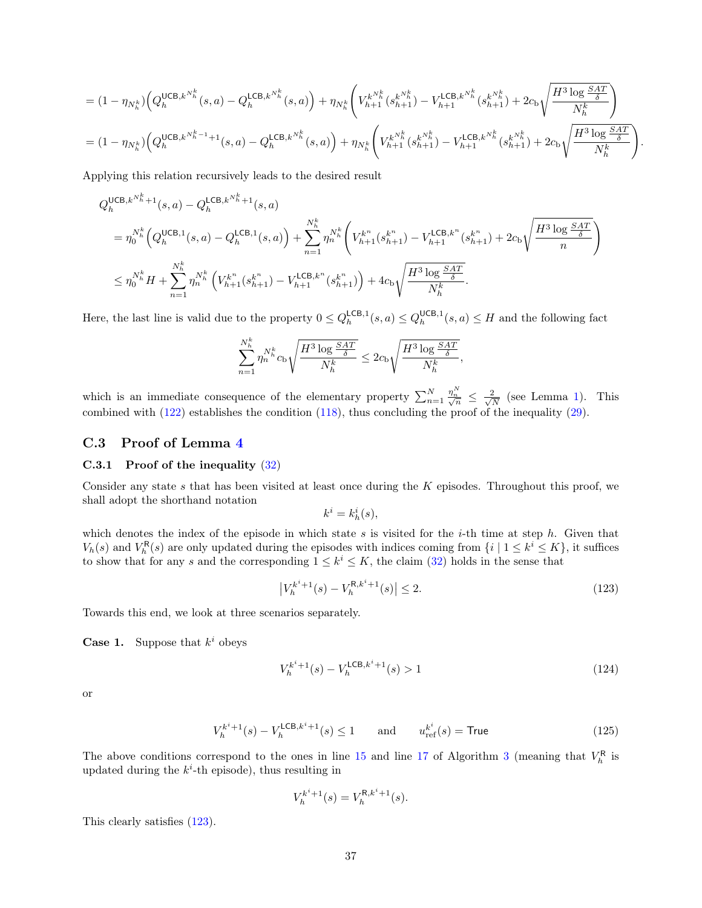$$
= (1-\eta_{N_h^k})\Big(Q_h^{\mathsf{UCB},k^{N_h^k}}(s,a) - Q_h^{\mathsf{LCB},k^{N_h^k}}(s,a)\Big) + \eta_{N_h^k}\left(V_{h+1}^{k^{N_h^k}}(s_{h+1}^{k^{N_h^k}}) - V_{h+1}^{\mathsf{LCB},k^{N_h^k}}(s_{h+1}^{k^{N_h^k}}) + 2c_{\mathrm{b}}\sqrt{\frac{H^3\log\frac{SAT}{\delta}}{N_h^k}}\right)
$$

$$
= (1-\eta_{N_h^k})\Big(Q_h^{\mathsf{UCB},k^{N_h^k-1}+1}(s,a) - Q_h^{\mathsf{LCB},k^{N_h^k}}(s,a)\Big) + \eta_{N_h^k}\left(V_{h+1}^{k^{N_h^k}}(s_{h+1}^{k^{N_h^k}}) - V_{h+1}^{\mathsf{LCB},k^{N_h^k}}(s_{h+1}^{k^{N_h^k}}) + 2c_{\mathrm{b}}\sqrt{\frac{H^3\log\frac{SAT}{\delta}}{N_h^k}}\right).
$$

Applying this relation recursively leads to the desired result

$$
\begin{aligned}
&Q_h^{\mathsf{UCB},k^{N_h^k}+1}(s,a) - Q_h^{\mathsf{LCB},k^{N_h^k}+1}(s,a) \\
&= \eta_0^{N_h^k}\Big(Q_h^{\mathsf{UCB},1}(s,a) - Q_h^{\mathsf{LCB},1}(s,a)\Big) + \sum_{n=1}^{N_h^k}\eta_n^{N_h^k}\left(V_{h+1}^{k^n}(s_{h+1}^{k^n}) - V_{h+1}^{\mathsf{LCB},k^n}(s_{h+1}^{k^n}) + 2c_{\mathrm{b}}\sqrt{\frac{H^3\log\frac{SAT}{\delta}}{n}}\right) \\
&\le \eta_0^{N_h^k}H + \sum_{n=1}^{N_h^k}\eta_n^{N_h^k}\Big(V_{h+1}^{k^n}(s_{h+1}^{k^n}) - V_{h+1}^{\mathsf{LCB},k^n}(s_{h+1}^{k^n})\Big) + 4c_{\mathrm{b}}\sqrt{\frac{H^3\log\frac{SAT}{\delta}}{N_h^k}}.
\end{aligned}
$$

Here, the last line is valid due to the property $0 \le Q_h^{\mathsf{LCB},1}(s,a) \le Q_h^{\mathsf{UCB},1}(s,a) \le H$ and the following fact

$$
\sum_{n=1}^{N_h^k}\eta_n^{N_h^k}c_{\mathrm{b}}\sqrt{\frac{H^3\log\frac{SAT}{\delta}}{N_h^k}} \le 2c_{\mathrm{b}}\sqrt{\frac{H^3\log\frac{SAT}{\delta}}{N_h^k}},
$$

which is an immediate consequence of the elementary property $\sum_{n=1}^{N}\frac{\eta_n^N}{\sqrt{n}} \le \frac{2}{\sqrt{N}}$ (see Lemma 1). This combined with (122) establishes the condition (118), thus concluding the proof of the inequality (29).

## C.3 Proof of Lemma 4

### C.3.1 Proof of the inequality (32)

Consider any state $s$ that has been visited at least once during the $K$ episodes. Throughout this proof, we shall adopt the shorthand notation

$$
k^i = k_h^i(s),
$$

which denotes the index of the episode in which state $s$ is visited for the $i$-th time at step $h$. Given that $V_h(s)$ and $V_h^{\mathsf{R}}(s)$ are only updated during the episodes with indices coming from $\{i \mid 1 \le k^i \le K\}$, it suffices to show that for any $s$ and the corresponding $1 \le k^i \le K$, the claim (32) holds in the sense that

$$
\big|V_h^{k^i+1}(s) - V_h^{\mathsf{R},k^i+1}(s)\big| \le 2. \tag{123}
$$

Towards this end, we look at three scenarios separately.

**Case 1.** Suppose that $k^i$ obeys

$$
V_h^{k^i+1}(s) - V_h^{\mathsf{LCB},k^i+1}(s) > 1 \tag{124}
$$

or

$$
V_h^{k^i+1}(s) - V_h^{\mathsf{LCB},k^i+1}(s) \le 1 \qquad \text{and} \qquad u_{\mathrm{ref}}^{k^i}(s) = \mathsf{True} \tag{125}
$$

The above conditions correspond to the ones in line 15 and line 17 of Algorithm 3 (meaning that $V_h^{\mathsf{R}}$ is updated during the $k^i$-th episode), thus resulting in

$$
V_h^{k^i+1}(s) = V_h^{\mathsf{R},k^i+1}(s).
$$

This clearly satisfies (123).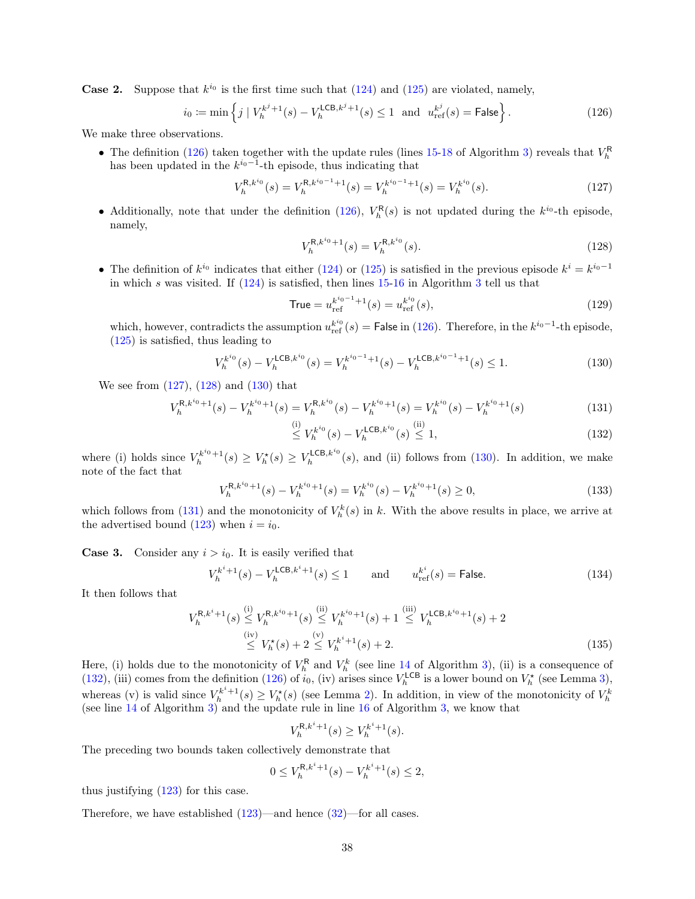**Case 2.** Suppose that $k^{i_0}$ is the first time such that (124) and (125) are violated, namely,

$$i_0 := \min\left\{ j \mid V_h^{k^j+1}(s) - V_h^{\mathsf{LCB},k^j+1}(s) \leq 1 \text{ and } u_{\mathrm{ref}}^{k^j}(s) = \mathsf{False} \right\}. \tag{126}$$

We make three observations.

- The definition (126) taken together with the update rules (lines 15-18 of Algorithm 3) reveals that $V_h^{\mathsf{R}}$ has been updated in the $k^{i_0-1}$-th episode, thus indicating that

$$V_h^{\mathsf{R},k^{i_0}}(s) = V_h^{\mathsf{R},k^{i_0-1}+1}(s) = V_h^{k^{i_0-1}+1}(s) = V_h^{k^{i_0}}(s). \tag{127}$$

- Additionally, note that under the definition (126), $V_h^{\mathsf{R}}(s)$ is not updated during the $k^{i_0}$-th episode, namely,

$$V_h^{\mathsf{R},k^{i_0}+1}(s) = V_h^{\mathsf{R},k^{i_0}}(s). \tag{128}$$

- The definition of $k^{i_0}$ indicates that either (124) or (125) is satisfied in the previous episode $k^i = k^{i_0-1}$ in which $s$ was visited. If (124) is satisfied, then lines 15-16 in Algorithm 3 tell us that

$$\mathsf{True} = u_{\mathrm{ref}}^{k^{i_0-1}+1}(s) = u_{\mathrm{ref}}^{k^{i_0}}(s), \tag{129}$$

which, however, contradicts the assumption $u_{\mathrm{ref}}^{k^{i_0}}(s) = \mathsf{False}$ in (126). Therefore, in the $k^{i_0-1}$-th episode, (125) is satisfied, thus leading to

$$V_h^{k^{i_0}}(s) - V_h^{\mathsf{LCB},k^{i_0}}(s) = V_h^{k^{i_0-1}+1}(s) - V_h^{\mathsf{LCB},k^{i_0-1}+1}(s) \leq 1. \tag{130}$$

We see from (127), (128) and (130) that

$$V_h^{\mathsf{R},k^{i_0}+1}(s) - V_h^{k^{i_0}+1}(s) = V_h^{\mathsf{R},k^{i_0}}(s) - V_h^{k^{i_0}+1}(s) = V_h^{k^{i_0}}(s) - V_h^{k^{i_0}+1}(s) \tag{131}$$

$$\overset{\text{(i)}}{\leq} V_h^{k^{i_0}}(s) - V_h^{\mathsf{LCB},k^{i_0}}(s) \overset{\text{(ii)}}{\leq} 1, \tag{132}$$

where (i) holds since $V_h^{k^{i_0}+1}(s) \geq V_h^\star(s) \geq V_h^{\mathsf{LCB},k^{i_0}}(s)$, and (ii) follows from (130). In addition, we make note of the fact that

$$V_h^{\mathsf{R},k^{i_0}+1}(s) - V_h^{k^{i_0}+1}(s) = V_h^{k^{i_0}}(s) - V_h^{k^{i_0}+1}(s) \geq 0, \tag{133}$$

which follows from (131) and the monotonicity of $V_h^k(s)$ in $k$. With the above results in place, we arrive at the advertised bound (123) when $i = i_0$.

**Case 3.** Consider any $i > i_0$. It is easily verified that

$$V_h^{k^i+1}(s) - V_h^{\mathsf{LCB},k^i+1}(s) \leq 1 \qquad \text{and} \qquad u_{\mathrm{ref}}^{k^i}(s) = \mathsf{False}. \tag{134}$$

It then follows that

$$\begin{aligned} V_h^{\mathsf{R},k^i+1}(s) &\overset{\text{(i)}}{\leq} V_h^{\mathsf{R},k^{i_0}+1}(s) \overset{\text{(ii)}}{\leq} V_h^{k^{i_0}+1}(s) + 1 \overset{\text{(iii)}}{\leq} V_h^{\mathsf{LCB},k^{i_0}+1}(s) + 2 \\ &\overset{\text{(iv)}}{\leq} V_h^\star(s) + 2 \overset{\text{(v)}}{\leq} V_h^{k^i+1}(s) + 2. \end{aligned} \tag{135}$$

Here, (i) holds due to the monotonicity of $V_h^{\mathsf{R}}$ and $V_h^k$ (see line 14 of Algorithm 3), (ii) is a consequence of (132), (iii) comes from the definition (126) of $i_0$, (iv) arises since $V_h^{\mathsf{LCB}}$ is a lower bound on $V_h^\star$ (see Lemma 3), whereas (v) is valid since $V_h^{k^i+1}(s) \geq V_h^\star(s)$ (see Lemma 2). In addition, in view of the monotonicity of $V_h^k$ (see line 14 of Algorithm 3) and the update rule in line 16 of Algorithm 3, we know that

$$V_h^{\mathsf{R},k^i+1}(s) \geq V_h^{k^i+1}(s).$$

The preceding two bounds taken collectively demonstrate that

$$0 \leq V_h^{\mathsf{R},k^i+1}(s) - V_h^{k^i+1}(s) \leq 2,$$

thus justifying (123) for this case.

Therefore, we have established (123)—and hence (32)—for all cases.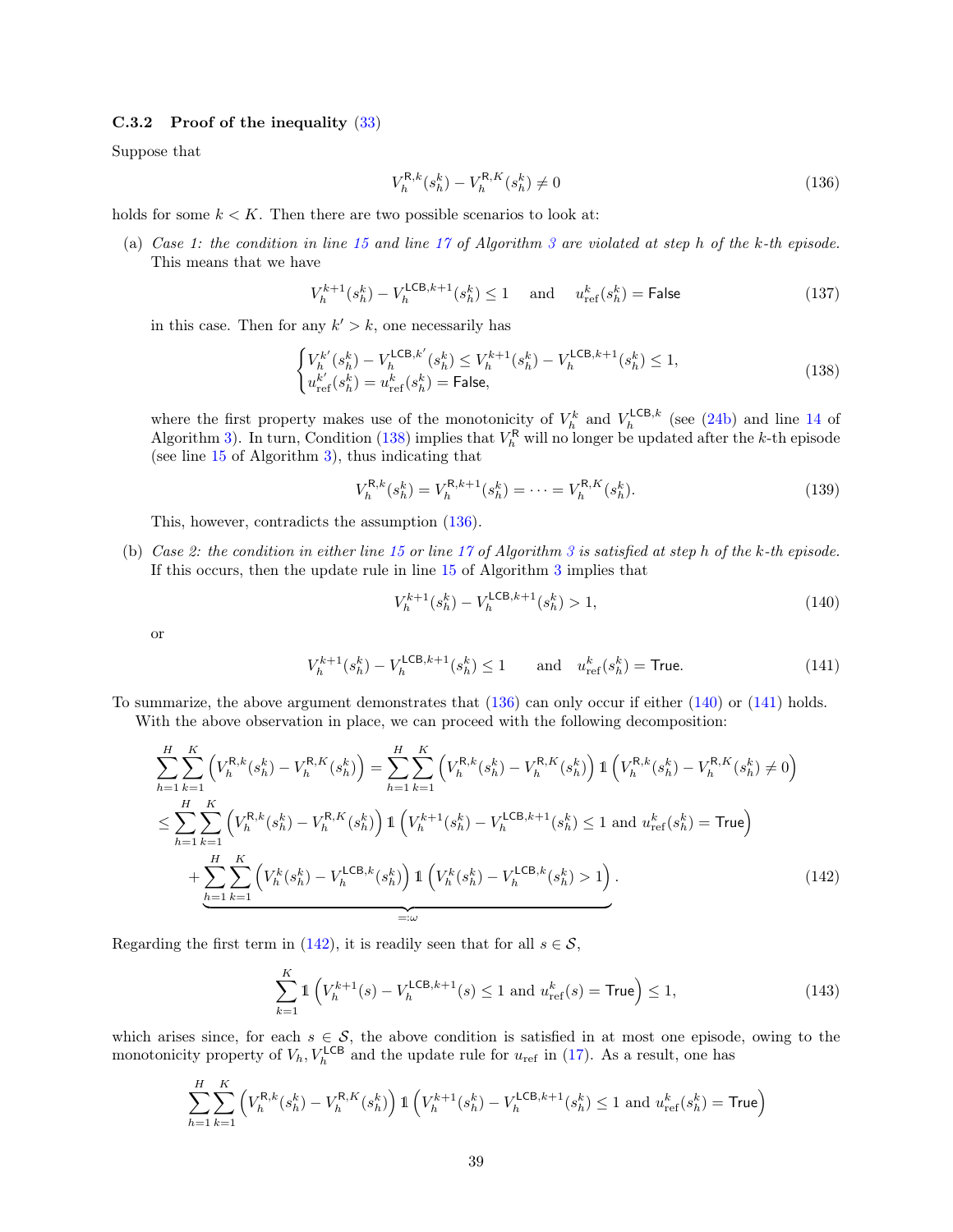### C.3.2 Proof of the inequality (33)

Suppose that

$$V_h^{\mathsf{R},k}(s_h^k) - V_h^{\mathsf{R},K}(s_h^k) \neq 0 \tag{136}$$

holds for some $k < K$. Then there are two possible scenarios to look at:

(a) *Case 1: the condition in line 15 and line 17 of Algorithm 3 are violated at step $h$ of the $k$-th episode.* This means that we have

$$V_h^{k+1}(s_h^k) - V_h^{\mathsf{LCB},k+1}(s_h^k) \leq 1 \quad \text{ and } \quad u_{\mathrm{ref}}^k(s_h^k) = \mathsf{False} \tag{137}$$

in this case. Then for any $k' > k$, one necessarily has

$$\begin{cases} V_h^{k'}(s_h^k) - V_h^{\mathsf{LCB},k'}(s_h^k) \leq V_h^{k+1}(s_h^k) - V_h^{\mathsf{LCB},k+1}(s_h^k) \leq 1, \\ u_{\mathrm{ref}}^{k'}(s_h^k) = u_{\mathrm{ref}}^k(s_h^k) = \mathsf{False}, \end{cases} \tag{138}$$

where the first property makes use of the monotonicity of $V_h^k$ and $V_h^{\mathsf{LCB},k}$ (see (24b) and line 14 of Algorithm 3). In turn, Condition (138) implies that $V_h^{\mathsf{R}}$ will no longer be updated after the $k$-th episode (see line 15 of Algorithm 3), thus indicating that

$$V_h^{\mathsf{R},k}(s_h^k) = V_h^{\mathsf{R},k+1}(s_h^k) = \cdots = V_h^{\mathsf{R},K}(s_h^k). \tag{139}$$

This, however, contradicts the assumption (136).

(b) *Case 2: the condition in either line 15 or line 17 of Algorithm 3 is satisfied at step $h$ of the $k$-th episode.* If this occurs, then the update rule in line 15 of Algorithm 3 implies that

$$V_h^{k+1}(s_h^k) - V_h^{\mathsf{LCB},k+1}(s_h^k) > 1, \tag{140}$$

or

$$V_h^{k+1}(s_h^k) - V_h^{\mathsf{LCB},k+1}(s_h^k) \leq 1 \qquad \text{and} \quad u_{\mathrm{ref}}^k(s_h^k) = \mathsf{True}. \tag{141}$$

To summarize, the above argument demonstrates that (136) can only occur if either (140) or (141) holds.

With the above observation in place, we can proceed with the following decomposition:

$$\begin{aligned}
\sum_{h=1}^{H}\sum_{k=1}^{K}\Big(V_h^{\mathsf{R},k}(s_h^k) - V_h^{\mathsf{R},K}(s_h^k)\Big) &= \sum_{h=1}^{H}\sum_{k=1}^{K}\Big(V_h^{\mathsf{R},k}(s_h^k) - V_h^{\mathsf{R},K}(s_h^k)\Big)\mathbb{1}\Big(V_h^{\mathsf{R},k}(s_h^k) - V_h^{\mathsf{R},K}(s_h^k) \neq 0\Big) \\
&\leq \sum_{h=1}^{H}\sum_{k=1}^{K}\Big(V_h^{\mathsf{R},k}(s_h^k) - V_h^{\mathsf{R},K}(s_h^k)\Big)\mathbb{1}\Big(V_h^{k+1}(s_h^k) - V_h^{\mathsf{LCB},k+1}(s_h^k) \leq 1 \text{ and } u_{\mathrm{ref}}^k(s_h^k) = \mathsf{True}\Big) \\
&\quad + \underbrace{\sum_{h=1}^{H}\sum_{k=1}^{K}\Big(V_h^{k}(s_h^k) - V_h^{\mathsf{LCB},k}(s_h^k)\Big)\mathbb{1}\Big(V_h^{k}(s_h^k) - V_h^{\mathsf{LCB},k}(s_h^k) > 1\Big)}_{=:\omega}.
\end{aligned} \tag{142}$$

Regarding the first term in (142), it is readily seen that for all $s \in \mathcal{S}$,

$$\sum_{k=1}^{K}\mathbb{1}\Big(V_h^{k+1}(s) - V_h^{\mathsf{LCB},k+1}(s) \leq 1 \text{ and } u_{\mathrm{ref}}^k(s) = \mathsf{True}\Big) \leq 1, \tag{143}$$

which arises since, for each $s \in \mathcal{S}$, the above condition is satisfied in at most one episode, owing to the monotonicity property of $V_h, V_h^{\mathsf{LCB}}$ and the update rule for $u_{\mathrm{ref}}$ in (17). As a result, one has

$$\sum_{h=1}^{H}\sum_{k=1}^{K}\Big(V_h^{\mathsf{R},k}(s_h^k) - V_h^{\mathsf{R},K}(s_h^k)\Big)\mathbb{1}\Big(V_h^{k+1}(s_h^k) - V_h^{\mathsf{LCB},k+1}(s_h^k) \leq 1 \text{ and } u_{\mathrm{ref}}^k(s_h^k) = \mathsf{True}\Big)$$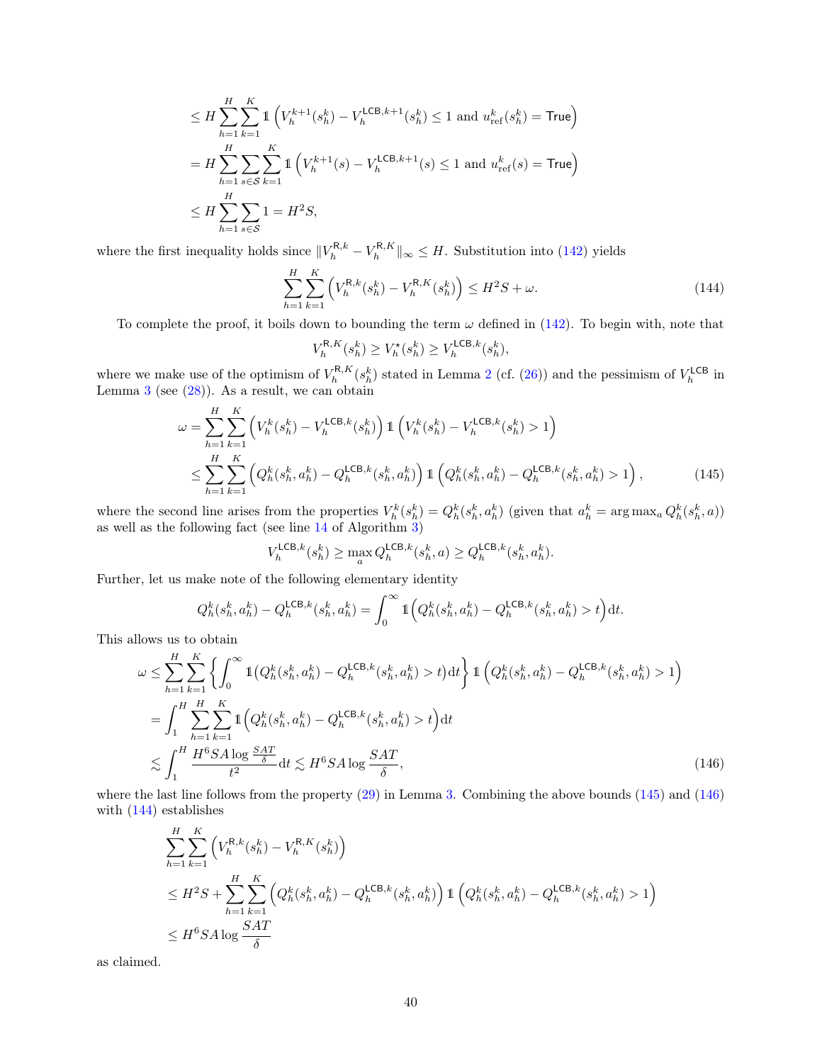$$
\begin{aligned}
&\leq H \sum_{h=1}^{H} \sum_{k=1}^{K} \mathbb{1}\left(V_h^{k+1}(s_h^k) - V_h^{\mathsf{LCB},k+1}(s_h^k) \leq 1 \text{ and } u_{\mathrm{ref}}^k(s_h^k) = \mathsf{True}\right) \\
&= H \sum_{h=1}^{H} \sum_{s \in \mathcal{S}} \sum_{k=1}^{K} \mathbb{1}\left(V_h^{k+1}(s) - V_h^{\mathsf{LCB},k+1}(s) \leq 1 \text{ and } u_{\mathrm{ref}}^k(s) = \mathsf{True}\right) \\
&\leq H \sum_{h=1}^{H} \sum_{s \in \mathcal{S}} 1 = H^2 S,
\end{aligned}
$$

where the first inequality holds since $\|V_h^{\mathsf{R},k} - V_h^{\mathsf{R},K}\|_\infty \leq H$. Substitution into (142) yields

$$
\sum_{h=1}^{H} \sum_{k=1}^{K} \left(V_h^{\mathsf{R},k}(s_h^k) - V_h^{\mathsf{R},K}(s_h^k)\right) \leq H^2 S + \omega. \tag{144}
$$

To complete the proof, it boils down to bounding the term $\omega$ defined in (142). To begin with, note that

$$
V_h^{\mathsf{R},K}(s_h^k) \geq V_h^\star(s_h^k) \geq V_h^{\mathsf{LCB},k}(s_h^k),
$$

where we make use of the optimism of $V_h^{\mathsf{R},K}(s_h^k)$ stated in Lemma 2 (cf. (26)) and the pessimism of $V_h^{\mathsf{LCB}}$ in Lemma 3 (see (28)). As a result, we can obtain

$$
\begin{aligned}
\omega &= \sum_{h=1}^{H} \sum_{k=1}^{K} \left(V_h^k(s_h^k) - V_h^{\mathsf{LCB},k}(s_h^k)\right) \mathbb{1}\left(V_h^k(s_h^k) - V_h^{\mathsf{LCB},k}(s_h^k) > 1\right) \\
&\leq \sum_{h=1}^{H} \sum_{k=1}^{K} \left(Q_h^k(s_h^k, a_h^k) - Q_h^{\mathsf{LCB},k}(s_h^k, a_h^k)\right) \mathbb{1}\left(Q_h^k(s_h^k, a_h^k) - Q_h^{\mathsf{LCB},k}(s_h^k, a_h^k) > 1\right),
\end{aligned} \tag{145}
$$

where the second line arises from the properties $V_h^k(s_h^k) = Q_h^k(s_h^k, a_h^k)$ (given that $a_h^k = \arg\max_a Q_h^k(s_h^k, a)$) as well as the following fact (see line 14 of Algorithm 3)

$$
V_h^{\mathsf{LCB},k}(s_h^k) \geq \max_a Q_h^{\mathsf{LCB},k}(s_h^k, a) \geq Q_h^{\mathsf{LCB},k}(s_h^k, a_h^k).
$$

Further, let us make note of the following elementary identity

$$
Q_h^k(s_h^k, a_h^k) - Q_h^{\mathsf{LCB},k}(s_h^k, a_h^k) = \int_0^\infty \mathbb{1}\Big(Q_h^k(s_h^k, a_h^k) - Q_h^{\mathsf{LCB},k}(s_h^k, a_h^k) > t\Big)\mathrm{d}t.
$$

This allows us to obtain

$$
\begin{aligned}
\omega &\leq \sum_{h=1}^{H} \sum_{k=1}^{K} \left\{\int_0^\infty \mathbb{1}\big(Q_h^k(s_h^k, a_h^k) - Q_h^{\mathsf{LCB},k}(s_h^k, a_h^k) > t\big)\mathrm{d}t\right\} \mathbb{1}\left(Q_h^k(s_h^k, a_h^k) - Q_h^{\mathsf{LCB},k}(s_h^k, a_h^k) > 1\right) \\
&= \int_1^H \sum_{h=1}^{H} \sum_{k=1}^{K} \mathbb{1}\Big(Q_h^k(s_h^k, a_h^k) - Q_h^{\mathsf{LCB},k}(s_h^k, a_h^k) > t\Big)\mathrm{d}t \\
&\lesssim \int_1^H \frac{H^6 SA \log \frac{SAT}{\delta}}{t^2} \mathrm{d}t \lesssim H^6 SA \log \frac{SAT}{\delta},
\end{aligned} \tag{146}
$$

where the last line follows from the property (29) in Lemma 3. Combining the above bounds (145) and (146) with (144) establishes

$$
\begin{aligned}
&\sum_{h=1}^{H} \sum_{k=1}^{K} \left(V_h^{\mathsf{R},k}(s_h^k) - V_h^{\mathsf{R},K}(s_h^k)\right) \\
&\leq H^2 S + \sum_{h=1}^{H} \sum_{k=1}^{K} \left(Q_h^k(s_h^k, a_h^k) - Q_h^{\mathsf{LCB},k}(s_h^k, a_h^k)\right) \mathbb{1}\left(Q_h^k(s_h^k, a_h^k) - Q_h^{\mathsf{LCB},k}(s_h^k, a_h^k) > 1\right) \\
&\leq H^6 SA \log \frac{SAT}{\delta}
\end{aligned}
$$

as claimed.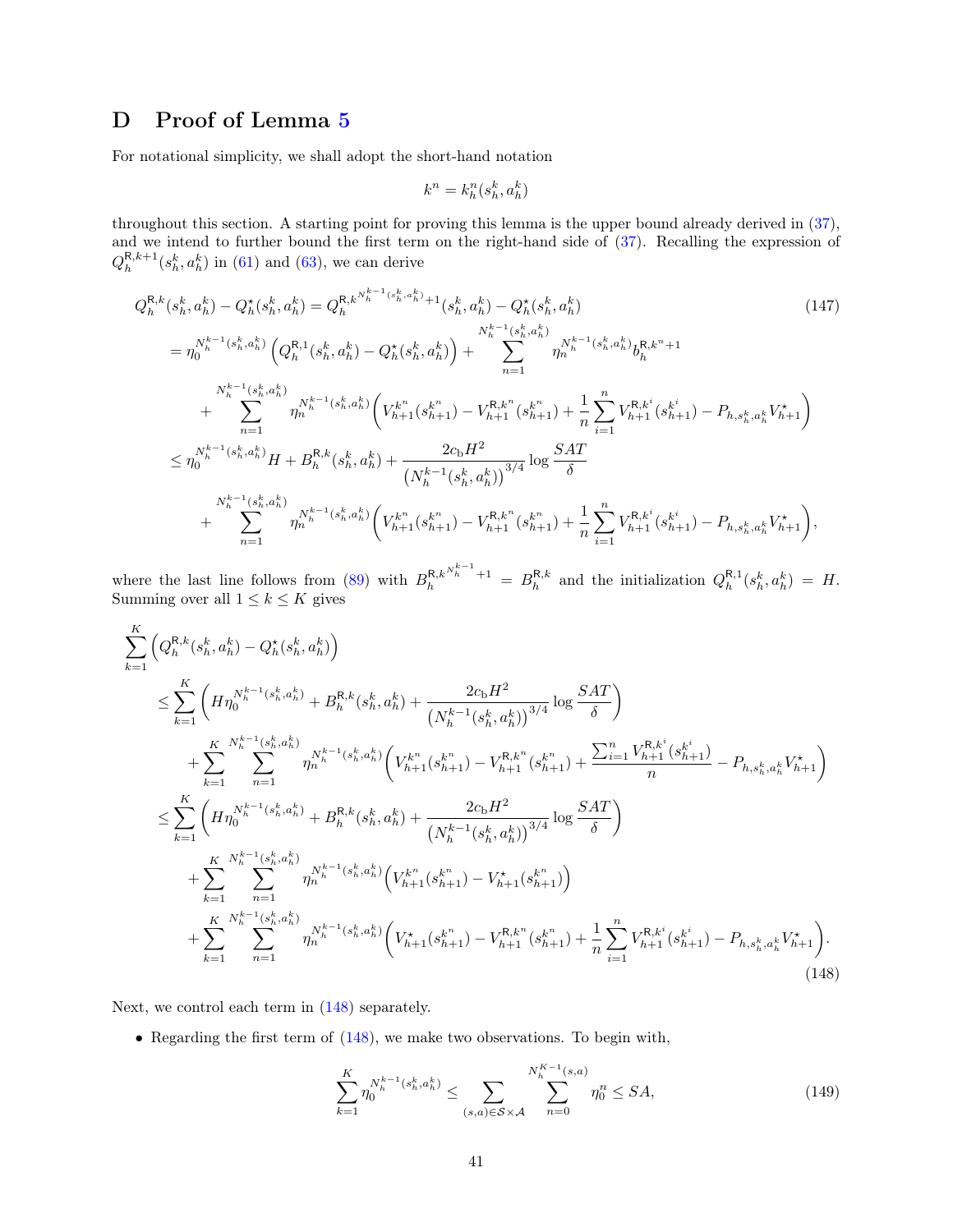# D Proof of Lemma 5

For notational simplicity, we shall adopt the short-hand notation

$$k^n = k_h^n(s_h^k, a_h^k)$$

throughout this section. A starting point for proving this lemma is the upper bound already derived in (37), and we intend to further bound the first term on the right-hand side of (37). Recalling the expression of $Q_h^{\mathsf{R},k+1}(s_h^k, a_h^k)$ in (61) and (63), we can derive

$$
\begin{aligned}
Q_h^{\mathsf{R},k}(s_h^k, a_h^k) - Q_h^\star(s_h^k, a_h^k) &= Q_h^{\mathsf{R},k^{N_h^{k-1}(s_h^k,a_h^k)}+1}(s_h^k, a_h^k) - Q_h^\star(s_h^k, a_h^k) \\
&= \eta_0^{N_h^{k-1}(s_h^k,a_h^k)}\Big(Q_h^{\mathsf{R},1}(s_h^k, a_h^k) - Q_h^\star(s_h^k, a_h^k)\Big) + \sum_{n=1}^{N_h^{k-1}(s_h^k,a_h^k)} \eta_n^{N_h^{k-1}(s_h^k,a_h^k)} b_h^{\mathsf{R},k^n+1} \\
&\quad + \sum_{n=1}^{N_h^{k-1}(s_h^k,a_h^k)} \eta_n^{N_h^{k-1}(s_h^k,a_h^k)}\Big(V_{h+1}^{k^n}(s_{h+1}^{k^n}) - V_{h+1}^{\mathsf{R},k^n}(s_{h+1}^{k^n}) + \frac{1}{n}\sum_{i=1}^n V_{h+1}^{\mathsf{R},k^i}(s_{h+1}^{k^i}) - P_{h,s_h^k,a_h^k}V_{h+1}^\star\Big) \\
&\le \eta_0^{N_h^{k-1}(s_h^k,a_h^k)} H + B_h^{\mathsf{R},k}(s_h^k, a_h^k) + \frac{2c_{\mathrm{b}}H^2}{\big(N_h^{k-1}(s_h^k,a_h^k)\big)^{3/4}}\log\frac{SAT}{\delta} \\
&\quad + \sum_{n=1}^{N_h^{k-1}(s_h^k,a_h^k)} \eta_n^{N_h^{k-1}(s_h^k,a_h^k)}\Big(V_{h+1}^{k^n}(s_{h+1}^{k^n}) - V_{h+1}^{\mathsf{R},k^n}(s_{h+1}^{k^n}) + \frac{1}{n}\sum_{i=1}^n V_{h+1}^{\mathsf{R},k^i}(s_{h+1}^{k^i}) - P_{h,s_h^k,a_h^k}V_{h+1}^\star\Big),
\end{aligned}
\tag{147}
$$

where the last line follows from (89) with $B_h^{\mathsf{R},k^{N_h^{k-1}}+1} = B_h^{\mathsf{R},k}$ and the initialization $Q_h^{\mathsf{R},1}(s_h^k, a_h^k) = H$. Summing over all $1 \le k \le K$ gives

$$
\begin{aligned}
&\sum_{k=1}^K \Big(Q_h^{\mathsf{R},k}(s_h^k, a_h^k) - Q_h^\star(s_h^k, a_h^k)\Big) \\
&\le \sum_{k=1}^K \bigg(H\eta_0^{N_h^{k-1}(s_h^k,a_h^k)} + B_h^{\mathsf{R},k}(s_h^k, a_h^k) + \frac{2c_{\mathrm{b}}H^2}{\big(N_h^{k-1}(s_h^k,a_h^k)\big)^{3/4}}\log\frac{SAT}{\delta}\bigg) \\
&\quad + \sum_{k=1}^K \sum_{n=1}^{N_h^{k-1}(s_h^k,a_h^k)} \eta_n^{N_h^{k-1}(s_h^k,a_h^k)}\bigg(V_{h+1}^{k^n}(s_{h+1}^{k^n}) - V_{h+1}^{\mathsf{R},k^n}(s_{h+1}^{k^n}) + \frac{\sum_{i=1}^n V_{h+1}^{\mathsf{R},k^i}(s_{h+1}^{k^i})}{n} - P_{h,s_h^k,a_h^k}V_{h+1}^\star\bigg) \\
&\le \sum_{k=1}^K \bigg(H\eta_0^{N_h^{k-1}(s_h^k,a_h^k)} + B_h^{\mathsf{R},k}(s_h^k, a_h^k) + \frac{2c_{\mathrm{b}}H^2}{\big(N_h^{k-1}(s_h^k,a_h^k)\big)^{3/4}}\log\frac{SAT}{\delta}\bigg) \\
&\quad + \sum_{k=1}^K \sum_{n=1}^{N_h^{k-1}(s_h^k,a_h^k)} \eta_n^{N_h^{k-1}(s_h^k,a_h^k)}\Big(V_{h+1}^{k^n}(s_{h+1}^{k^n}) - V_{h+1}^\star(s_{h+1}^{k^n})\Big) \\
&\quad + \sum_{k=1}^K \sum_{n=1}^{N_h^{k-1}(s_h^k,a_h^k)} \eta_n^{N_h^{k-1}(s_h^k,a_h^k)}\Big(V_{h+1}^\star(s_{h+1}^{k^n}) - V_{h+1}^{\mathsf{R},k^n}(s_{h+1}^{k^n}) + \frac{1}{n}\sum_{i=1}^n V_{h+1}^{\mathsf{R},k^i}(s_{h+1}^{k^i}) - P_{h,s_h^k,a_h^k}V_{h+1}^\star\Big).
\end{aligned}
\tag{148}
$$

Next, we control each term in (148) separately.

- Regarding the first term of (148), we make two observations. To begin with,

$$\sum_{k=1}^K \eta_0^{N_h^{k-1}(s_h^k,a_h^k)} \le \sum_{(s,a)\in\mathcal{S}\times\mathcal{A}} \sum_{n=0}^{N_h^{K-1}(s,a)} \eta_0^n \le SA, \tag{149}$$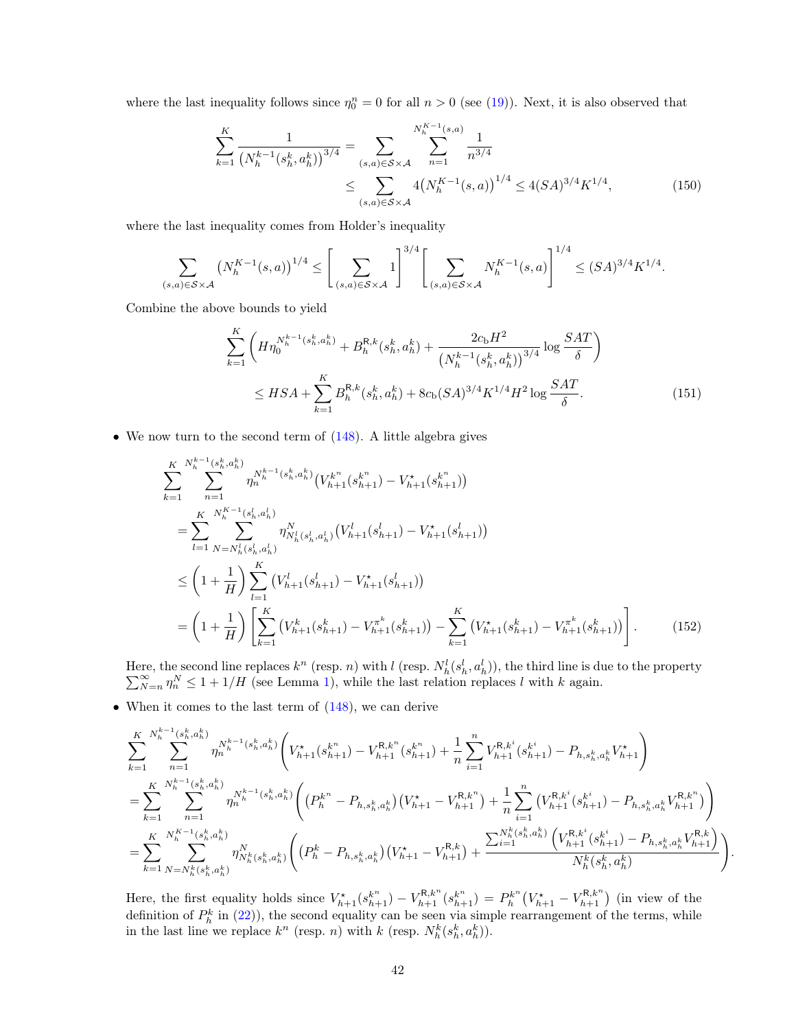where the last inequality follows since $\eta_0^n = 0$ for all $n > 0$ (see (19)). Next, it is also observed that

$$
\begin{aligned}
\sum_{k=1}^{K} \frac{1}{\big(N_h^{k-1}(s_h^k, a_h^k)\big)^{3/4}} &= \sum_{(s,a)\in\mathcal{S}\times\mathcal{A}} \sum_{n=1}^{N_h^{K-1}(s,a)} \frac{1}{n^{3/4}} \\
&\leq \sum_{(s,a)\in\mathcal{S}\times\mathcal{A}} 4\big(N_h^{K-1}(s,a)\big)^{1/4} \leq 4(SA)^{3/4}K^{1/4}, \qquad (150)
\end{aligned}
$$

where the last inequality comes from Holder's inequality

$$
\sum_{(s,a)\in\mathcal{S}\times\mathcal{A}} \big(N_h^{K-1}(s,a)\big)^{1/4} \leq \left[\sum_{(s,a)\in\mathcal{S}\times\mathcal{A}} 1\right]^{3/4} \left[\sum_{(s,a)\in\mathcal{S}\times\mathcal{A}} N_h^{K-1}(s,a)\right]^{1/4} \leq (SA)^{3/4}K^{1/4}.
$$

Combine the above bounds to yield

$$
\begin{aligned}
&\sum_{k=1}^{K} \left( H\eta_0^{N_h^{k-1}(s_h^k,a_h^k)} + B_h^{\mathsf{R},k}(s_h^k, a_h^k) + \frac{2c_{\mathrm{b}}H^2}{\big(N_h^{k-1}(s_h^k, a_h^k)\big)^{3/4}} \log\frac{SAT}{\delta} \right) \\
&\qquad \leq HSA + \sum_{k=1}^{K} B_h^{\mathsf{R},k}(s_h^k, a_h^k) + 8c_{\mathrm{b}}(SA)^{3/4}K^{1/4}H^2 \log\frac{SAT}{\delta}. \qquad (151)
\end{aligned}
$$

- We now turn to the second term of (148). A little algebra gives

$$
\begin{aligned}
&\sum_{k=1}^{K} \sum_{n=1}^{N_h^{k-1}(s_h^k,a_h^k)} \eta_n^{N_h^{k-1}(s_h^k,a_h^k)} \big(V_{h+1}^{k^n}(s_{h+1}^{k^n}) - V_{h+1}^{\star}(s_{h+1}^{k^n})\big) \\
&= \sum_{l=1}^{K} \sum_{N=N_h^l(s_h^l,a_h^l)}^{N_h^{K-1}(s_h^l,a_h^l)} \eta_{N_h^l(s_h^l,a_h^l)}^{N} \big(V_{h+1}^{l}(s_{h+1}^{l}) - V_{h+1}^{\star}(s_{h+1}^{l})\big) \\
&\leq \left(1+\frac{1}{H}\right) \sum_{l=1}^{K} \big(V_{h+1}^{l}(s_{h+1}^{l}) - V_{h+1}^{\star}(s_{h+1}^{l})\big) \\
&= \left(1+\frac{1}{H}\right) \left[ \sum_{k=1}^{K} \big(V_{h+1}^{k}(s_{h+1}^{k}) - V_{h+1}^{\pi^k}(s_{h+1}^{k})\big) - \sum_{k=1}^{K} \big(V_{h+1}^{\star}(s_{h+1}^{k}) - V_{h+1}^{\pi^k}(s_{h+1}^{k})\big) \right]. \qquad (152)
\end{aligned}
$$

Here, the second line replaces $k^n$ (resp. $n$) with $l$ (resp. $N_h^l(s_h^l, a_h^l)$), the third line is due to the property $\sum_{N=n}^{\infty} \eta_n^N \leq 1 + 1/H$ (see Lemma 1), while the last relation replaces $l$ with $k$ again.

- When it comes to the last term of (148), we can derive

$$
\begin{aligned}
&\sum_{k=1}^{K} \sum_{n=1}^{N_h^{k-1}(s_h^k,a_h^k)} \eta_n^{N_h^{k-1}(s_h^k,a_h^k)} \left( V_{h+1}^{\star}(s_{h+1}^{k^n}) - V_{h+1}^{\mathsf{R},k^n}(s_{h+1}^{k^n}) + \frac{1}{n}\sum_{i=1}^{n} V_{h+1}^{\mathsf{R},k^i}(s_{h+1}^{k^i}) - P_{h,s_h^k,a_h^k}V_{h+1}^{\star} \right) \\
&= \sum_{k=1}^{K} \sum_{n=1}^{N_h^{k-1}(s_h^k,a_h^k)} \eta_n^{N_h^{k-1}(s_h^k,a_h^k)} \left( \big(P_h^{k^n} - P_{h,s_h^k,a_h^k}\big)\big(V_{h+1}^{\star} - V_{h+1}^{\mathsf{R},k^n}\big) + \frac{1}{n}\sum_{i=1}^{n} \big(V_{h+1}^{\mathsf{R},k^i}(s_{h+1}^{k^i}) - P_{h,s_h^k,a_h^k}V_{h+1}^{\mathsf{R},k^n}\big) \right) \\
&= \sum_{k=1}^{K} \sum_{N=N_h^k(s_h^k,a_h^k)}^{N_h^{K-1}(s_h^k,a_h^k)} \eta_{N_h^k(s_h^k,a_h^k)}^{N} \left( \big(P_h^{k} - P_{h,s_h^k,a_h^k}\big)\big(V_{h+1}^{\star} - V_{h+1}^{\mathsf{R},k}\big) + \frac{\sum_{i=1}^{N_h^k(s_h^k,a_h^k)} \big(V_{h+1}^{\mathsf{R},k^i}(s_{h+1}^{k^i}) - P_{h,s_h^k,a_h^k}V_{h+1}^{\mathsf{R},k}\big)}{N_h^k(s_h^k,a_h^k)} \right).
\end{aligned}
$$

Here, the first equality holds since $V_{h+1}^{\star}(s_{h+1}^{k^n}) - V_{h+1}^{\mathsf{R},k^n}(s_{h+1}^{k^n}) = P_h^{k^n}\big(V_{h+1}^{\star} - V_{h+1}^{\mathsf{R},k^n}\big)$ (in view of the definition of $P_h^k$ in (22)), the second equality can be seen via simple rearrangement of the terms, while in the last line we replace $k^n$ (resp. $n$) with $k$ (resp. $N_h^k(s_h^k, a_h^k)$).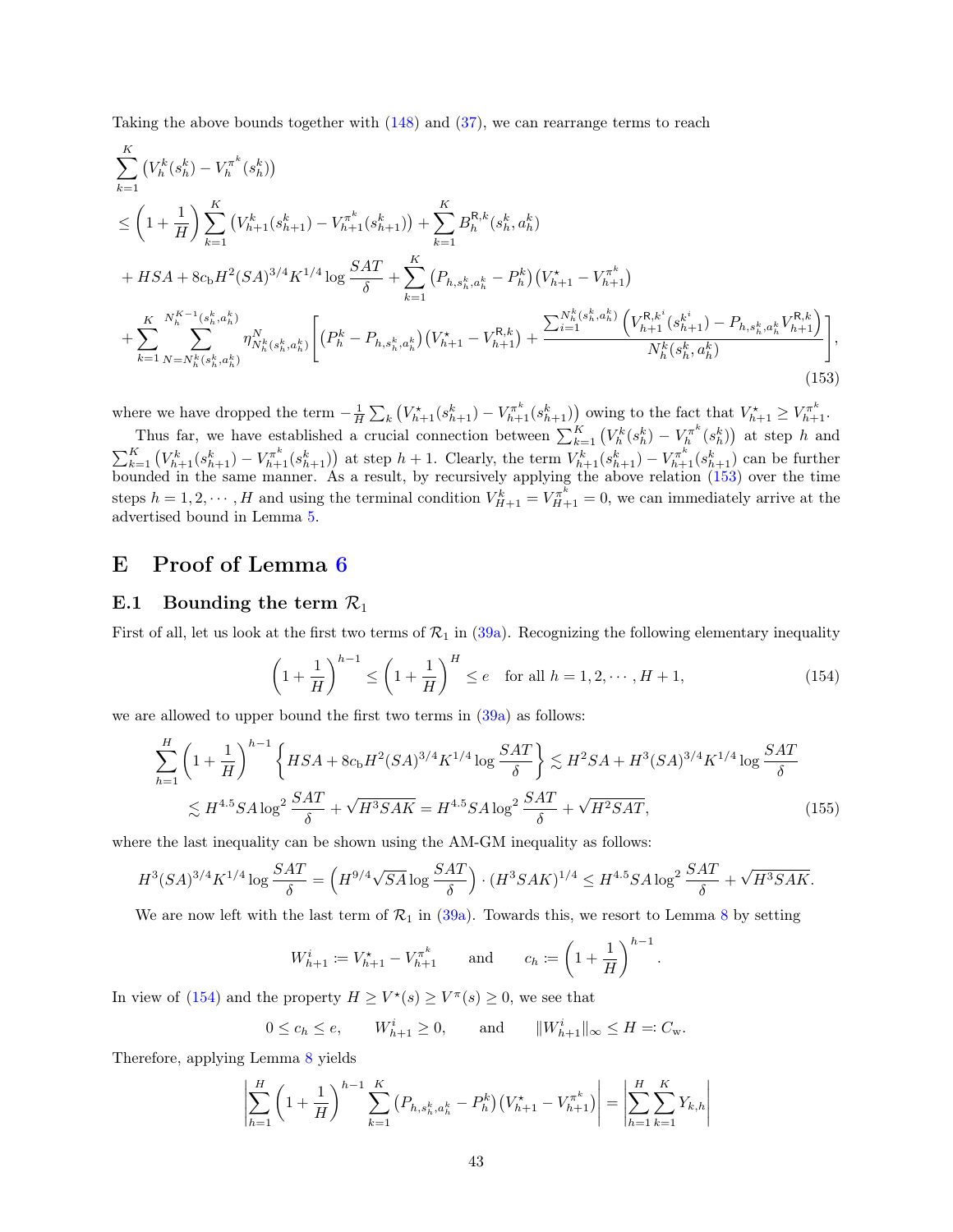Taking the above bounds together with (148) and (37), we can rearrange terms to reach

$$
\begin{aligned}
&\sum_{k=1}^{K}\left(V_h^k(s_h^k)-V_h^{\pi^k}(s_h^k)\right)\\
&\leq\left(1+\frac{1}{H}\right)\sum_{k=1}^{K}\left(V_{h+1}^k(s_{h+1}^k)-V_{h+1}^{\pi^k}(s_{h+1}^k)\right)+\sum_{k=1}^{K}B_h^{\mathsf{R},k}(s_h^k,a_h^k)\\
&+HSA+8c_{\mathrm{b}}H^2(SA)^{3/4}K^{1/4}\log\frac{SAT}{\delta}+\sum_{k=1}^{K}\left(P_{h,s_h^k,a_h^k}-P_h^k\right)\left(V_{h+1}^{\star}-V_{h+1}^{\pi^k}\right)\\
&+\sum_{k=1}^{K}\sum_{N=N_h^k(s_h^k,a_h^k)}^{N_h^{K-1}(s_h^k,a_h^k)}\eta_{N_h^k(s_h^k,a_h^k)}^{N}\left[\left(P_h^k-P_{h,s_h^k,a_h^k}\right)\left(V_{h+1}^{\star}-V_{h+1}^{\mathsf{R},k}\right)+\frac{\sum_{i=1}^{N_h^k(s_h^k,a_h^k)}\left(V_{h+1}^{\mathsf{R},k^i}(s_{h+1}^{k^i})-P_{h,s_h^k,a_h^k}V_{h+1}^{\mathsf{R},k}\right)}{N_h^k(s_h^k,a_h^k)}\right],
\end{aligned}
\tag{153}
$$

where we have dropped the term $-\frac{1}{H}\sum_k\left(V_{h+1}^{\star}(s_{h+1}^k)-V_{h+1}^{\pi^k}(s_{h+1}^k)\right)$ owing to the fact that $V_{h+1}^{\star}\geq V_{h+1}^{\pi^k}$.

Thus far, we have established a crucial connection between $\sum_{k=1}^{K}\left(V_h^k(s_h^k)-V_h^{\pi^k}(s_h^k)\right)$ at step $h$ and $\sum_{k=1}^{K}\left(V_{h+1}^k(s_{h+1}^k)-V_{h+1}^{\pi^k}(s_{h+1}^k)\right)$ at step $h+1$. Clearly, the term $V_{h+1}^k(s_{h+1}^k)-V_{h+1}^{\pi^k}(s_{h+1}^k)$ can be further bounded in the same manner. As a result, by recursively applying the above relation (153) over the time steps $h=1,2,\cdots,H$ and using the terminal condition $V_{H+1}^k=V_{H+1}^{\pi^k}=0$, we can immediately arrive at the advertised bound in Lemma 5.

# E Proof of Lemma 6

## E.1 Bounding the term $\mathcal{R}_1$

First of all, let us look at the first two terms of $\mathcal{R}_1$ in (39a). Recognizing the following elementary inequality

$$
\left(1+\frac{1}{H}\right)^{h-1}\leq\left(1+\frac{1}{H}\right)^{H}\leq e\quad\text{for all } h=1,2,\cdots,H+1,
\tag{154}
$$

we are allowed to upper bound the first two terms in (39a) as follows:

$$
\begin{aligned}
\sum_{h=1}^{H}\left(1+\frac{1}{H}\right)^{h-1}\left\{HSA+8c_{\mathrm{b}}H^2(SA)^{3/4}K^{1/4}\log\frac{SAT}{\delta}\right\}&\lesssim H^2SA+H^3(SA)^{3/4}K^{1/4}\log\frac{SAT}{\delta}\\
&\lesssim H^{4.5}SA\log^2\frac{SAT}{\delta}+\sqrt{H^3SAK}=H^{4.5}SA\log^2\frac{SAT}{\delta}+\sqrt{H^2SAT},
\end{aligned}
\tag{155}
$$

where the last inequality can be shown using the AM-GM inequality as follows:

$$
H^3(SA)^{3/4}K^{1/4}\log\frac{SAT}{\delta}=\left(H^{9/4}\sqrt{SA}\log\frac{SAT}{\delta}\right)\cdot\left(H^3SAK\right)^{1/4}\leq H^{4.5}SA\log^2\frac{SAT}{\delta}+\sqrt{H^3SAK}.
$$

We are now left with the last term of $\mathcal{R}_1$ in (39a). Towards this, we resort to Lemma 8 by setting

$$
W_{h+1}^i:=V_{h+1}^{\star}-V_{h+1}^{\pi^k}\qquad\text{and}\qquad c_h:=\left(1+\frac{1}{H}\right)^{h-1}.
$$

In view of (154) and the property $H\geq V^{\star}(s)\geq V^{\pi}(s)\geq 0$, we see that

$$
0\leq c_h\leq e,\qquad W_{h+1}^i\geq 0,\qquad\text{and}\qquad \|W_{h+1}^i\|_\infty\leq H=:C_{\mathrm{w}}.
$$

Therefore, applying Lemma 8 yields

$$
\left|\sum_{h=1}^{H}\left(1+\frac{1}{H}\right)^{h-1}\sum_{k=1}^{K}\left(P_{h,s_h^k,a_h^k}-P_h^k\right)\left(V_{h+1}^{\star}-V_{h+1}^{\pi^k}\right)\right|=\left|\sum_{h=1}^{H}\sum_{k=1}^{K}Y_{k,h}\right|
$$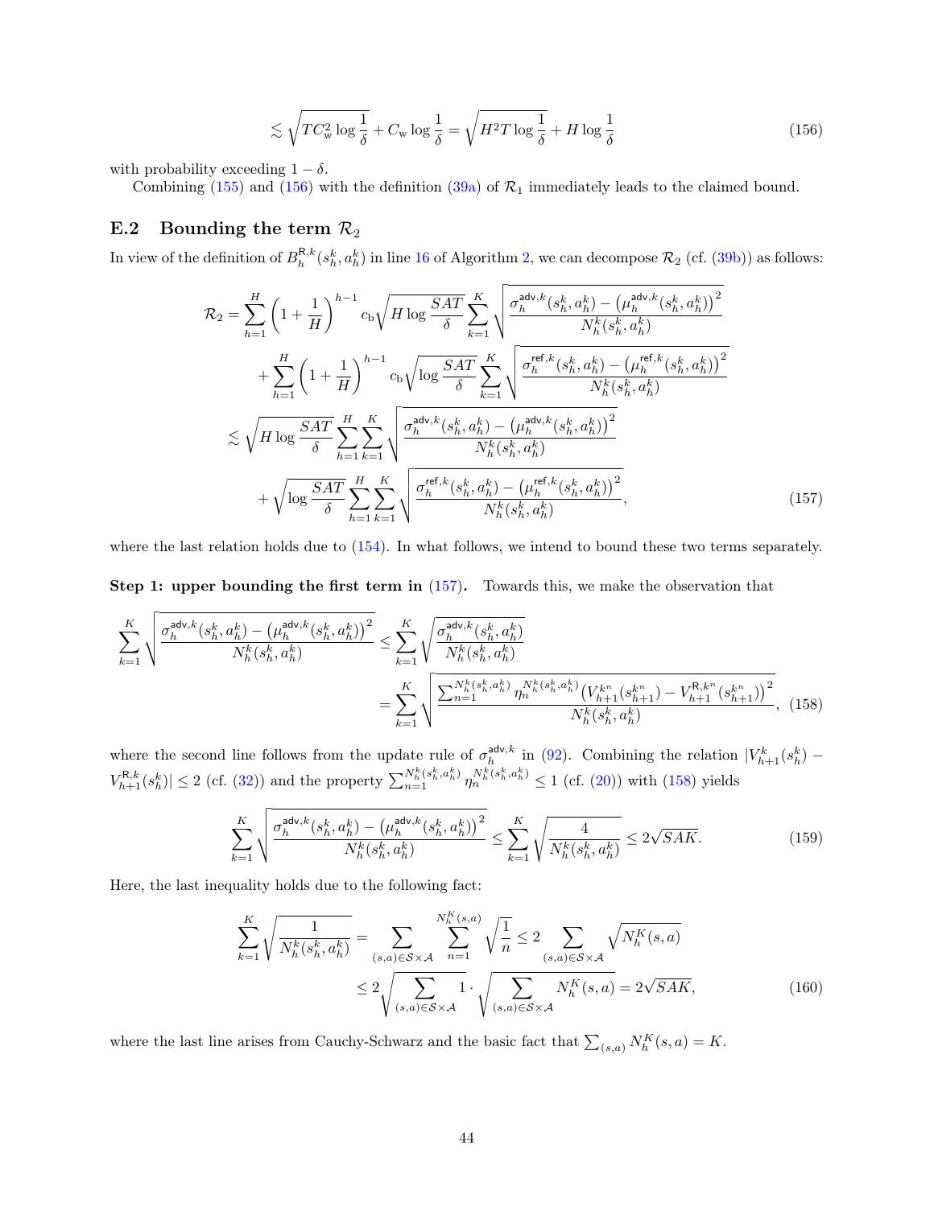$$\lesssim \sqrt{TC_{\mathrm{w}}^2 \log\frac{1}{\delta}} + C_{\mathrm{w}} \log\frac{1}{\delta} = \sqrt{H^2 T \log\frac{1}{\delta}} + H\log\frac{1}{\delta} \tag{156}$$

with probability exceeding $1-\delta$.

Combining (155) and (156) with the definition (39a) of $\mathcal{R}_1$ immediately leads to the claimed bound.

## E.2 Bounding the term $\mathcal{R}_2$

In view of the definition of $B_h^{\mathsf{R},k}(s_h^k, a_h^k)$ in line 16 of Algorithm 2, we can decompose $\mathcal{R}_2$ (cf. (39b)) as follows:

$$\begin{aligned}
\mathcal{R}_2 &= \sum_{h=1}^{H}\left(1+\frac{1}{H}\right)^{h-1} c_{\mathrm{b}}\sqrt{H\log\frac{SAT}{\delta}} \sum_{k=1}^{K}\sqrt{\frac{\sigma_h^{\mathsf{adv},k}(s_h^k,a_h^k) - \left(\mu_h^{\mathsf{adv},k}(s_h^k,a_h^k)\right)^2}{N_h^k(s_h^k,a_h^k)}} \\
&\quad + \sum_{h=1}^{H}\left(1+\frac{1}{H}\right)^{h-1} c_{\mathrm{b}}\sqrt{\log\frac{SAT}{\delta}} \sum_{k=1}^{K}\sqrt{\frac{\sigma_h^{\mathsf{ref},k}(s_h^k,a_h^k) - \left(\mu_h^{\mathsf{ref},k}(s_h^k,a_h^k)\right)^2}{N_h^k(s_h^k,a_h^k)}} \\
&\lesssim \sqrt{H\log\frac{SAT}{\delta}} \sum_{h=1}^{H}\sum_{k=1}^{K}\sqrt{\frac{\sigma_h^{\mathsf{adv},k}(s_h^k,a_h^k) - \left(\mu_h^{\mathsf{adv},k}(s_h^k,a_h^k)\right)^2}{N_h^k(s_h^k,a_h^k)}} \\
&\quad + \sqrt{\log\frac{SAT}{\delta}} \sum_{h=1}^{H}\sum_{k=1}^{K}\sqrt{\frac{\sigma_h^{\mathsf{ref},k}(s_h^k,a_h^k) - \left(\mu_h^{\mathsf{ref},k}(s_h^k,a_h^k)\right)^2}{N_h^k(s_h^k,a_h^k)}},
\end{aligned} \tag{157}$$

where the last relation holds due to (154). In what follows, we intend to bound these two terms separately.

**Step 1: upper bounding the first term in (157).** Towards this, we make the observation that

$$\begin{aligned}
\sum_{k=1}^{K}\sqrt{\frac{\sigma_h^{\mathsf{adv},k}(s_h^k,a_h^k) - \left(\mu_h^{\mathsf{adv},k}(s_h^k,a_h^k)\right)^2}{N_h^k(s_h^k,a_h^k)}} &\le \sum_{k=1}^{K}\sqrt{\frac{\sigma_h^{\mathsf{adv},k}(s_h^k,a_h^k)}{N_h^k(s_h^k,a_h^k)}} \\
&= \sum_{k=1}^{K}\sqrt{\frac{\sum_{n=1}^{N_h^k(s_h^k,a_h^k)}\eta_n^{N_h^k(s_h^k,a_h^k)}\left(V_{h+1}^{k^n}(s_{h+1}^{k^n}) - V_{h+1}^{\mathsf{R},k^n}(s_{h+1}^{k^n})\right)^2}{N_h^k(s_h^k,a_h^k)}},
\end{aligned} \tag{158}$$

where the second line follows from the update rule of $\sigma_h^{\mathsf{adv},k}$ in (92). Combining the relation $|V_{h+1}^k(s_h^k) - V_{h+1}^{\mathsf{R},k}(s_h^k)| \le 2$ (cf. (32)) and the property $\sum_{n=1}^{N_h^k(s_h^k,a_h^k)}\eta_n^{N_h^k(s_h^k,a_h^k)} \le 1$ (cf. (20)) with (158) yields

$$\sum_{k=1}^{K}\sqrt{\frac{\sigma_h^{\mathsf{adv},k}(s_h^k,a_h^k) - \left(\mu_h^{\mathsf{adv},k}(s_h^k,a_h^k)\right)^2}{N_h^k(s_h^k,a_h^k)}} \le \sum_{k=1}^{K}\sqrt{\frac{4}{N_h^k(s_h^k,a_h^k)}} \le 2\sqrt{SAK}. \tag{159}$$

Here, the last inequality holds due to the following fact:

$$\begin{aligned}
\sum_{k=1}^{K}\sqrt{\frac{1}{N_h^k(s_h^k,a_h^k)}} &= \sum_{(s,a)\in\mathcal{S}\times\mathcal{A}}\sum_{n=1}^{N_h^K(s,a)}\sqrt{\frac{1}{n}} \le 2\sum_{(s,a)\in\mathcal{S}\times\mathcal{A}}\sqrt{N_h^K(s,a)} \\
&\le 2\sqrt{\sum_{(s,a)\in\mathcal{S}\times\mathcal{A}}1}\cdot\sqrt{\sum_{(s,a)\in\mathcal{S}\times\mathcal{A}}N_h^K(s,a)} = 2\sqrt{SAK},
\end{aligned} \tag{160}$$

where the last line arises from Cauchy-Schwarz and the basic fact that $\sum_{(s,a)}N_h^K(s,a) = K$.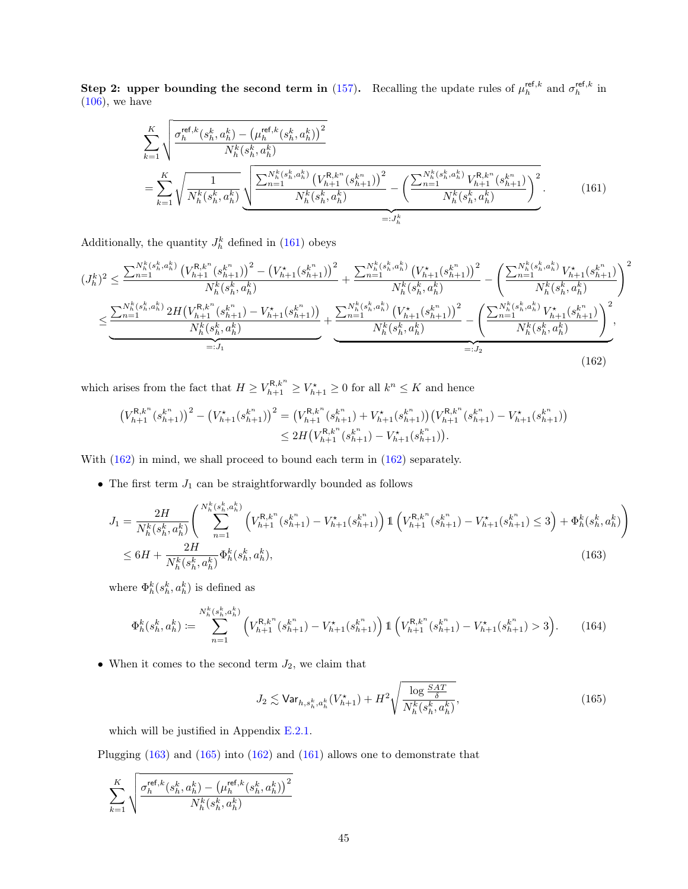**Step 2: upper bounding the second term in (157).** Recalling the update rules of $\mu_h^{\mathsf{ref},k}$ and $\sigma_h^{\mathsf{ref},k}$ in (106), we have

$$
\sum_{k=1}^{K} \sqrt{\frac{\sigma_h^{\mathsf{ref},k}(s_h^k,a_h^k) - \big(\mu_h^{\mathsf{ref},k}(s_h^k,a_h^k)\big)^2}{N_h^k(s_h^k,a_h^k)}}
$$

$$
= \sum_{k=1}^{K} \sqrt{\frac{1}{N_h^k(s_h^k,a_h^k)}} \underbrace{\sqrt{\frac{\sum_{n=1}^{N_h^k(s_h^k,a_h^k)} \big(V_{h+1}^{\mathsf{R},k^n}(s_{h+1}^{k^n})\big)^2}{N_h^k(s_h^k,a_h^k)} - \left(\frac{\sum_{n=1}^{N_h^k(s_h^k,a_h^k)} V_{h+1}^{\mathsf{R},k^n}(s_{h+1}^{k^n})}{N_h^k(s_h^k,a_h^k)}\right)^2}}_{=:J_h^k}. \tag{161}
$$

Additionally, the quantity $J_h^k$ defined in (161) obeys

$$
\begin{aligned}
(J_h^k)^2 &\le \frac{\sum_{n=1}^{N_h^k(s_h^k,a_h^k)} \big(V_{h+1}^{\mathsf{R},k^n}(s_{h+1}^{k^n})\big)^2 - \big(V_{h+1}^{\star}(s_{h+1}^{k^n})\big)^2}{N_h^k(s_h^k,a_h^k)} + \frac{\sum_{n=1}^{N_h^k(s_h^k,a_h^k)} \big(V_{h+1}^{\star}(s_{h+1}^{k^n})\big)^2}{N_h^k(s_h^k,a_h^k)} - \left(\frac{\sum_{n=1}^{N_h^k(s_h^k,a_h^k)} V_{h+1}^{\star}(s_{h+1}^{k^n})}{N_h^k(s_h^k,a_h^k)}\right)^2 \\
&\le \underbrace{\frac{\sum_{n=1}^{N_h^k(s_h^k,a_h^k)} 2H\big(V_{h+1}^{\mathsf{R},k^n}(s_{h+1}^{k^n}) - V_{h+1}^{\star}(s_{h+1}^{k^n})\big)}{N_h^k(s_h^k,a_h^k)}}_{=:J_1} + \underbrace{\frac{\sum_{n=1}^{N_h^k(s_h^k,a_h^k)} \big(V_{h+1}^{\star}(s_{h+1}^{k^n})\big)^2}{N_h^k(s_h^k,a_h^k)} - \left(\frac{\sum_{n=1}^{N_h^k(s_h^k,a_h^k)} V_{h+1}^{\star}(s_{h+1}^{k^n})}{N_h^k(s_h^k,a_h^k)}\right)^2}_{=:J_2},
\end{aligned} \tag{162}
$$

which arises from the fact that $H \ge V_{h+1}^{\mathsf{R},k^n} \ge V_{h+1}^{\star} \ge 0$ for all $k^n \le K$ and hence

$$
\begin{aligned}
\big(V_{h+1}^{\mathsf{R},k^n}(s_{h+1}^{k^n})\big)^2 - \big(V_{h+1}^{\star}(s_{h+1}^{k^n})\big)^2 &= \big(V_{h+1}^{\mathsf{R},k^n}(s_{h+1}^{k^n}) + V_{h+1}^{\star}(s_{h+1}^{k^n})\big)\big(V_{h+1}^{\mathsf{R},k^n}(s_{h+1}^{k^n}) - V_{h+1}^{\star}(s_{h+1}^{k^n})\big) \\
&\le 2H\big(V_{h+1}^{\mathsf{R},k^n}(s_{h+1}^{k^n}) - V_{h+1}^{\star}(s_{h+1}^{k^n})\big).
\end{aligned}
$$

With (162) in mind, we shall proceed to bound each term in (162) separately.

- The first term $J_1$ can be straightforwardly bounded as follows

$$
\begin{aligned}
J_1 &= \frac{2H}{N_h^k(s_h^k,a_h^k)} \left( \sum_{n=1}^{N_h^k(s_h^k,a_h^k)} \Big(V_{h+1}^{\mathsf{R},k^n}(s_{h+1}^{k^n}) - V_{h+1}^{\star}(s_{h+1}^{k^n})\Big) \mathbb{1}\Big(V_{h+1}^{\mathsf{R},k^n}(s_{h+1}^{k^n}) - V_{h+1}^{\star}(s_{h+1}^{k^n}) \le 3\Big) + \Phi_h^k(s_h^k,a_h^k) \right) \\
&\le 6H + \frac{2H}{N_h^k(s_h^k,a_h^k)} \Phi_h^k(s_h^k,a_h^k),
\end{aligned} \tag{163}
$$

  where $\Phi_h^k(s_h^k,a_h^k)$ is defined as

$$
\Phi_h^k(s_h^k,a_h^k) := \sum_{n=1}^{N_h^k(s_h^k,a_h^k)} \Big(V_{h+1}^{\mathsf{R},k^n}(s_{h+1}^{k^n}) - V_{h+1}^{\star}(s_{h+1}^{k^n})\Big) \mathbb{1}\Big(V_{h+1}^{\mathsf{R},k^n}(s_{h+1}^{k^n}) - V_{h+1}^{\star}(s_{h+1}^{k^n}) > 3\Big). \tag{164}
$$

- When it comes to the second term $J_2$, we claim that

$$
J_2 \lesssim \mathsf{Var}_{h,s_h^k,a_h^k}(V_{h+1}^{\star}) + H^2\sqrt{\frac{\log\frac{SAT}{\delta}}{N_h^k(s_h^k,a_h^k)}}, \tag{165}
$$

  which will be justified in Appendix E.2.1.

Plugging (163) and (165) into (162) and (161) allows one to demonstrate that

$$
\sum_{k=1}^{K} \sqrt{\frac{\sigma_h^{\mathsf{ref},k}(s_h^k,a_h^k) - \big(\mu_h^{\mathsf{ref},k}(s_h^k,a_h^k)\big)^2}{N_h^k(s_h^k,a_h^k)}}
$$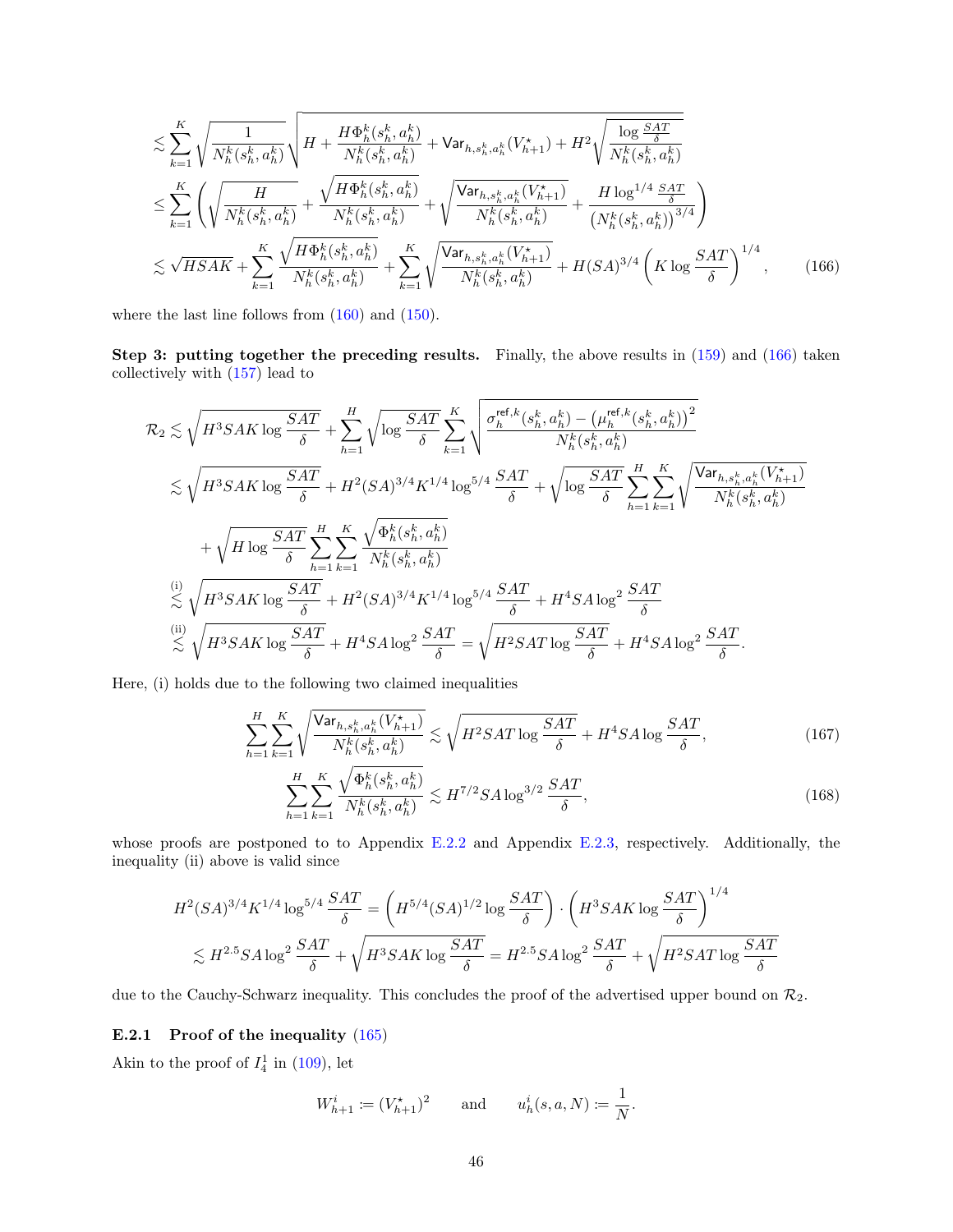$$
\begin{aligned}
&\lesssim \sum_{k=1}^{K} \sqrt{\frac{1}{N_h^k(s_h^k,a_h^k)}} \sqrt{H + \frac{H\Phi_h^k(s_h^k,a_h^k)}{N_h^k(s_h^k,a_h^k)} + \mathsf{Var}_{h,s_h^k,a_h^k}(V_{h+1}^\star) + H^2\sqrt{\frac{\log\frac{SAT}{\delta}}{N_h^k(s_h^k,a_h^k)}}} \\
&\leq \sum_{k=1}^{K} \left( \sqrt{\frac{H}{N_h^k(s_h^k,a_h^k)}} + \frac{\sqrt{H\Phi_h^k(s_h^k,a_h^k)}}{N_h^k(s_h^k,a_h^k)} + \sqrt{\frac{\mathsf{Var}_{h,s_h^k,a_h^k}(V_{h+1}^\star)}{N_h^k(s_h^k,a_h^k)}} + \frac{H\log^{1/4}\frac{SAT}{\delta}}{\big(N_h^k(s_h^k,a_h^k)\big)^{3/4}} \right) \\
&\lesssim \sqrt{HSAK} + \sum_{k=1}^{K} \frac{\sqrt{H\Phi_h^k(s_h^k,a_h^k)}}{N_h^k(s_h^k,a_h^k)} + \sum_{k=1}^{K} \sqrt{\frac{\mathsf{Var}_{h,s_h^k,a_h^k}(V_{h+1}^\star)}{N_h^k(s_h^k,a_h^k)}} + H(SA)^{3/4}\left(K\log\frac{SAT}{\delta}\right)^{1/4}, \qquad (166)
\end{aligned}
$$

where the last line follows from (160) and (150).

**Step 3: putting together the preceding results.** Finally, the above results in (159) and (166) taken collectively with (157) lead to

$$
\begin{aligned}
\mathcal{R}_2 &\lesssim \sqrt{H^3SAK\log\frac{SAT}{\delta}} + \sum_{h=1}^{H}\sqrt{\log\frac{SAT}{\delta}}\sum_{k=1}^{K}\sqrt{\frac{\sigma_h^{\mathsf{ref},k}(s_h^k,a_h^k) - \big(\mu_h^{\mathsf{ref},k}(s_h^k,a_h^k)\big)^2}{N_h^k(s_h^k,a_h^k)}} \\
&\lesssim \sqrt{H^3SAK\log\frac{SAT}{\delta}} + H^2(SA)^{3/4}K^{1/4}\log^{5/4}\frac{SAT}{\delta} + \sqrt{\log\frac{SAT}{\delta}}\sum_{h=1}^{H}\sum_{k=1}^{K}\sqrt{\frac{\mathsf{Var}_{h,s_h^k,a_h^k}(V_{h+1}^\star)}{N_h^k(s_h^k,a_h^k)}} \\
&\quad + \sqrt{H\log\frac{SAT}{\delta}}\sum_{h=1}^{H}\sum_{k=1}^{K}\frac{\sqrt{\Phi_h^k(s_h^k,a_h^k)}}{N_h^k(s_h^k,a_h^k)} \\
&\overset{\text{(i)}}{\lesssim} \sqrt{H^3SAK\log\frac{SAT}{\delta}} + H^2(SA)^{3/4}K^{1/4}\log^{5/4}\frac{SAT}{\delta} + H^4SA\log^2\frac{SAT}{\delta} \\
&\overset{\text{(ii)}}{\lesssim} \sqrt{H^3SAK\log\frac{SAT}{\delta}} + H^4SA\log^2\frac{SAT}{\delta} = \sqrt{H^2SAT\log\frac{SAT}{\delta}} + H^4SA\log^2\frac{SAT}{\delta}.
\end{aligned}
$$

Here, (i) holds due to the following two claimed inequalities

$$
\sum_{h=1}^{H}\sum_{k=1}^{K}\sqrt{\frac{\mathsf{Var}_{h,s_h^k,a_h^k}(V_{h+1}^\star)}{N_h^k(s_h^k,a_h^k)}} \lesssim \sqrt{H^2SAT\log\frac{SAT}{\delta}} + H^4SA\log\frac{SAT}{\delta}, \qquad (167)
$$

$$
\sum_{h=1}^{H}\sum_{k=1}^{K}\frac{\sqrt{\Phi_h^k(s_h^k,a_h^k)}}{N_h^k(s_h^k,a_h^k)} \lesssim H^{7/2}SA\log^{3/2}\frac{SAT}{\delta}, \qquad (168)
$$

whose proofs are postponed to to Appendix E.2.2 and Appendix E.2.3, respectively. Additionally, the inequality (ii) above is valid since

$$
\begin{aligned}
H^2(SA)^{3/4}K^{1/4}\log^{5/4}\frac{SAT}{\delta} &= \left(H^{5/4}(SA)^{1/2}\log\frac{SAT}{\delta}\right)\cdot\left(H^3SAK\log\frac{SAT}{\delta}\right)^{1/4} \\
&\lesssim H^{2.5}SA\log^2\frac{SAT}{\delta} + \sqrt{H^3SAK\log\frac{SAT}{\delta}} = H^{2.5}SA\log^2\frac{SAT}{\delta} + \sqrt{H^2SAT\log\frac{SAT}{\delta}}
\end{aligned}
$$

due to the Cauchy-Schwarz inequality. This concludes the proof of the advertised upper bound on $\mathcal{R}_2$.

### E.2.1 Proof of the inequality (165)

Akin to the proof of $I_4^1$ in (109), let

$$
W_{h+1}^i := (V_{h+1}^\star)^2 \qquad \text{and} \qquad u_h^i(s,a,N) := \frac{1}{N}.
$$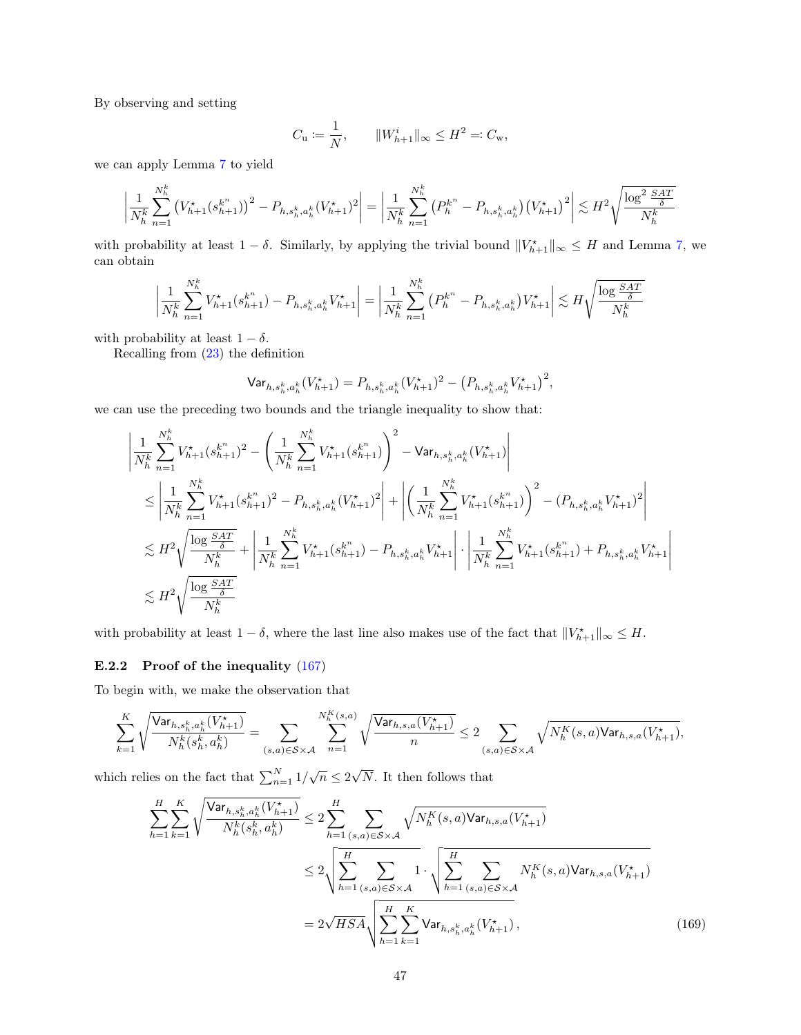By observing and setting

$$C_{\mathrm{u}} \coloneqq \frac{1}{N}, \qquad \|W_{h+1}^{i}\|_{\infty} \leq H^2 =: C_{\mathrm{w}},$$

we can apply Lemma 7 to yield

$$\left|\frac{1}{N_h^k}\sum_{n=1}^{N_h^k}\big(V_{h+1}^{\star}(s_{h+1}^{k^n})\big)^2 - P_{h,s_h^k,a_h^k}(V_{h+1}^{\star})^2\right| = \left|\frac{1}{N_h^k}\sum_{n=1}^{N_h^k}\big(P_h^{k^n} - P_{h,s_h^k,a_h^k}\big)\big(V_{h+1}^{\star}\big)^2\right| \lesssim H^2\sqrt{\frac{\log^2\frac{SAT}{\delta}}{N_h^k}}$$

with probability at least $1-\delta$. Similarly, by applying the trivial bound $\|V_{h+1}^{\star}\|_{\infty} \leq H$ and Lemma 7, we can obtain

$$\left|\frac{1}{N_h^k}\sum_{n=1}^{N_h^k}V_{h+1}^{\star}(s_{h+1}^{k^n}) - P_{h,s_h^k,a_h^k}V_{h+1}^{\star}\right| = \left|\frac{1}{N_h^k}\sum_{n=1}^{N_h^k}\big(P_h^{k^n} - P_{h,s_h^k,a_h^k}\big)V_{h+1}^{\star}\right| \lesssim H\sqrt{\frac{\log\frac{SAT}{\delta}}{N_h^k}}$$

with probability at least $1-\delta$.

Recalling from (23) the definition

$$\mathsf{Var}_{h,s_h^k,a_h^k}(V_{h+1}^{\star}) = P_{h,s_h^k,a_h^k}(V_{h+1}^{\star})^2 - \big(P_{h,s_h^k,a_h^k}V_{h+1}^{\star}\big)^2,$$

we can use the preceding two bounds and the triangle inequality to show that:

$$\begin{aligned}
&\left|\frac{1}{N_h^k}\sum_{n=1}^{N_h^k}V_{h+1}^{\star}(s_{h+1}^{k^n})^2 - \left(\frac{1}{N_h^k}\sum_{n=1}^{N_h^k}V_{h+1}^{\star}(s_{h+1}^{k^n})\right)^2 - \mathsf{Var}_{h,s_h^k,a_h^k}(V_{h+1}^{\star})\right| \\
&\quad\leq \left|\frac{1}{N_h^k}\sum_{n=1}^{N_h^k}V_{h+1}^{\star}(s_{h+1}^{k^n})^2 - P_{h,s_h^k,a_h^k}(V_{h+1}^{\star})^2\right| + \left|\left(\frac{1}{N_h^k}\sum_{n=1}^{N_h^k}V_{h+1}^{\star}(s_{h+1}^{k^n})\right)^2 - (P_{h,s_h^k,a_h^k}V_{h+1}^{\star})^2\right| \\
&\quad\lesssim H^2\sqrt{\frac{\log\frac{SAT}{\delta}}{N_h^k}} + \left|\frac{1}{N_h^k}\sum_{n=1}^{N_h^k}V_{h+1}^{\star}(s_{h+1}^{k^n}) - P_{h,s_h^k,a_h^k}V_{h+1}^{\star}\right| \cdot \left|\frac{1}{N_h^k}\sum_{n=1}^{N_h^k}V_{h+1}^{\star}(s_{h+1}^{k^n}) + P_{h,s_h^k,a_h^k}V_{h+1}^{\star}\right| \\
&\quad\lesssim H^2\sqrt{\frac{\log\frac{SAT}{\delta}}{N_h^k}}
\end{aligned}$$

with probability at least $1-\delta$, where the last line also makes use of the fact that $\|V_{h+1}^{\star}\|_{\infty} \leq H$.

### E.2.2 Proof of the inequality (167)

To begin with, we make the observation that

$$\sum_{k=1}^{K}\sqrt{\frac{\mathsf{Var}_{h,s_h^k,a_h^k}(V_{h+1}^{\star})}{N_h^k(s_h^k,a_h^k)}} = \sum_{(s,a)\in\mathcal{S}\times\mathcal{A}}\sum_{n=1}^{N_h^K(s,a)}\sqrt{\frac{\mathsf{Var}_{h,s,a}(V_{h+1}^{\star})}{n}} \leq 2\sum_{(s,a)\in\mathcal{S}\times\mathcal{A}}\sqrt{N_h^K(s,a)\mathsf{Var}_{h,s,a}(V_{h+1}^{\star})},$$

which relies on the fact that $\sum_{n=1}^{N}1/\sqrt{n} \leq 2\sqrt{N}$. It then follows that

$$\begin{aligned}
\sum_{h=1}^{H}\sum_{k=1}^{K}\sqrt{\frac{\mathsf{Var}_{h,s_h^k,a_h^k}(V_{h+1}^{\star})}{N_h^k(s_h^k,a_h^k)}} &\leq 2\sum_{h=1}^{H}\sum_{(s,a)\in\mathcal{S}\times\mathcal{A}}\sqrt{N_h^K(s,a)\mathsf{Var}_{h,s,a}(V_{h+1}^{\star})} \\
&\leq 2\sqrt{\sum_{h=1}^{H}\sum_{(s,a)\in\mathcal{S}\times\mathcal{A}}1}\cdot\sqrt{\sum_{h=1}^{H}\sum_{(s,a)\in\mathcal{S}\times\mathcal{A}}N_h^K(s,a)\mathsf{Var}_{h,s,a}(V_{h+1}^{\star})} \\
&= 2\sqrt{HSA}\sqrt{\sum_{h=1}^{H}\sum_{k=1}^{K}\mathsf{Var}_{h,s_h^k,a_h^k}(V_{h+1}^{\star})},
\end{aligned} \tag{169}$$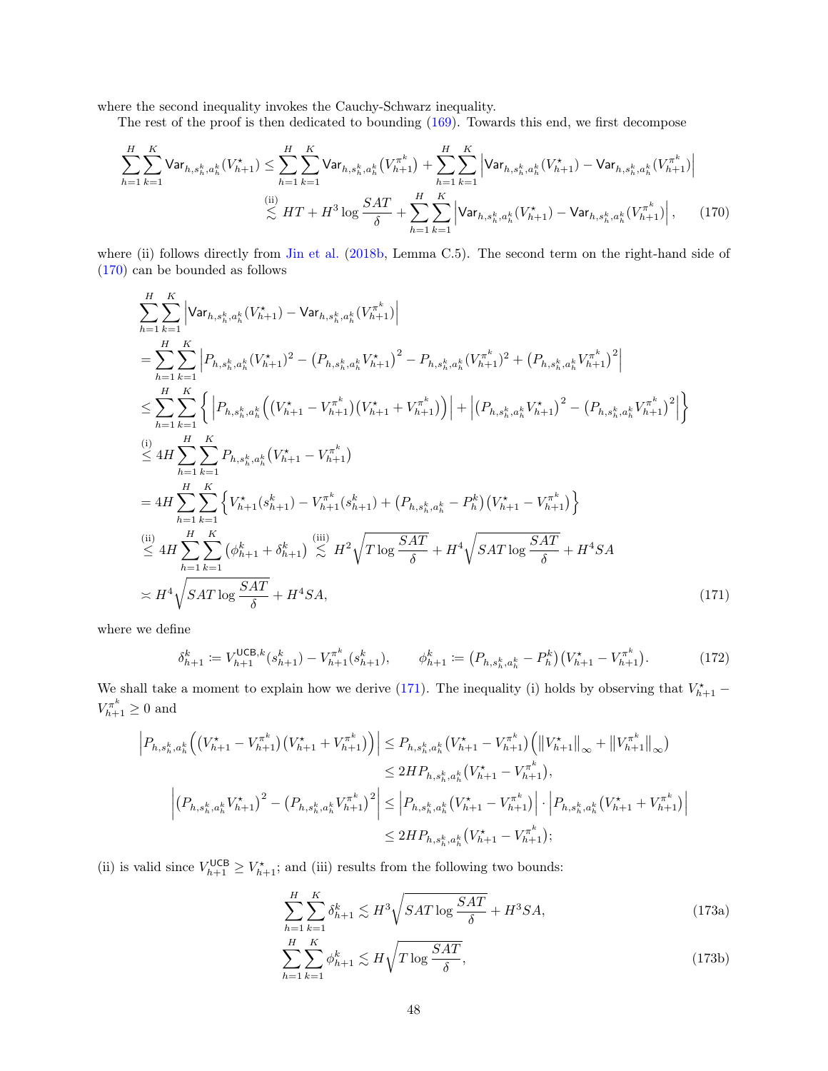where the second inequality invokes the Cauchy-Schwarz inequality.

The rest of the proof is then dedicated to bounding (169). Towards this end, we first decompose

$$
\begin{aligned}
\sum_{h=1}^{H}\sum_{k=1}^{K}\mathsf{Var}_{h,s_h^k,a_h^k}(V_{h+1}^\star) &\le \sum_{h=1}^{H}\sum_{k=1}^{K}\mathsf{Var}_{h,s_h^k,a_h^k}\big(V_{h+1}^{\pi^k}\big) + \sum_{h=1}^{H}\sum_{k=1}^{K}\Big|\mathsf{Var}_{h,s_h^k,a_h^k}(V_{h+1}^\star) - \mathsf{Var}_{h,s_h^k,a_h^k}(V_{h+1}^{\pi^k})\Big| \\
&\overset{\text{(ii)}}{\lesssim} HT + H^3\log\frac{SAT}{\delta} + \sum_{h=1}^{H}\sum_{k=1}^{K}\Big|\mathsf{Var}_{h,s_h^k,a_h^k}(V_{h+1}^\star) - \mathsf{Var}_{h,s_h^k,a_h^k}(V_{h+1}^{\pi^k})\Big|, \qquad (170)
\end{aligned}
$$

where (ii) follows directly from Jin et al. (2018b, Lemma C.5). The second term on the right-hand side of (170) can be bounded as follows

$$
\begin{aligned}
&\sum_{h=1}^{H}\sum_{k=1}^{K}\Big|\mathsf{Var}_{h,s_h^k,a_h^k}(V_{h+1}^\star) - \mathsf{Var}_{h,s_h^k,a_h^k}(V_{h+1}^{\pi^k})\Big| \\
&= \sum_{h=1}^{H}\sum_{k=1}^{K}\Big|P_{h,s_h^k,a_h^k}(V_{h+1}^\star)^2 - \big(P_{h,s_h^k,a_h^k}V_{h+1}^\star\big)^2 - P_{h,s_h^k,a_h^k}(V_{h+1}^{\pi^k})^2 + \big(P_{h,s_h^k,a_h^k}V_{h+1}^{\pi^k}\big)^2\Big| \\
&\le \sum_{h=1}^{H}\sum_{k=1}^{K}\Big\{\Big|P_{h,s_h^k,a_h^k}\Big(\big(V_{h+1}^\star - V_{h+1}^{\pi^k}\big)\big(V_{h+1}^\star + V_{h+1}^{\pi^k}\big)\Big)\Big| + \Big|\big(P_{h,s_h^k,a_h^k}V_{h+1}^\star\big)^2 - \big(P_{h,s_h^k,a_h^k}V_{h+1}^{\pi^k}\big)^2\Big|\Big\} \\
&\overset{\text{(i)}}{\le} 4H\sum_{h=1}^{H}\sum_{k=1}^{K}P_{h,s_h^k,a_h^k}\big(V_{h+1}^\star - V_{h+1}^{\pi^k}\big) \\
&= 4H\sum_{h=1}^{H}\sum_{k=1}^{K}\Big\{V_{h+1}^\star(s_{h+1}^k) - V_{h+1}^{\pi^k}(s_{h+1}^k) + \big(P_{h,s_h^k,a_h^k} - P_h^k\big)\big(V_{h+1}^\star - V_{h+1}^{\pi^k}\big)\Big\} \\
&\overset{\text{(ii)}}{\le} 4H\sum_{h=1}^{H}\sum_{k=1}^{K}\big(\phi_{h+1}^k + \delta_{h+1}^k\big) \overset{\text{(iii)}}{\lesssim} H^2\sqrt{T\log\frac{SAT}{\delta}} + H^4\sqrt{SAT\log\frac{SAT}{\delta}} + H^4SA \\
&\asymp H^4\sqrt{SAT\log\frac{SAT}{\delta}} + H^4SA, \qquad (171)
\end{aligned}
$$

where we define

$$
\delta_{h+1}^k \coloneqq V_{h+1}^{\mathsf{UCB},k}(s_{h+1}^k) - V_{h+1}^{\pi^k}(s_{h+1}^k), \qquad \phi_{h+1}^k \coloneqq \big(P_{h,s_h^k,a_h^k} - P_h^k\big)\big(V_{h+1}^\star - V_{h+1}^{\pi^k}\big). \qquad (172)
$$

We shall take a moment to explain how we derive (171). The inequality (i) holds by observing that $V_{h+1}^\star - V_{h+1}^{\pi^k} \ge 0$ and

$$
\begin{aligned}
\Big|P_{h,s_h^k,a_h^k}\Big(\big(V_{h+1}^\star - V_{h+1}^{\pi^k}\big)\big(V_{h+1}^\star + V_{h+1}^{\pi^k}\big)\Big)\Big| &\le P_{h,s_h^k,a_h^k}\big(V_{h+1}^\star - V_{h+1}^{\pi^k}\big)\Big(\big\|V_{h+1}^\star\big\|_\infty + \big\|V_{h+1}^{\pi^k}\big\|_\infty\Big) \\
&\le 2HP_{h,s_h^k,a_h^k}\big(V_{h+1}^\star - V_{h+1}^{\pi^k}\big), \\
\Big|\big(P_{h,s_h^k,a_h^k}V_{h+1}^\star\big)^2 - \big(P_{h,s_h^k,a_h^k}V_{h+1}^{\pi^k}\big)^2\Big| &\le \Big|P_{h,s_h^k,a_h^k}\big(V_{h+1}^\star - V_{h+1}^{\pi^k}\big)\Big| \cdot \Big|P_{h,s_h^k,a_h^k}\big(V_{h+1}^\star + V_{h+1}^{\pi^k}\big)\Big| \\
&\le 2HP_{h,s_h^k,a_h^k}\big(V_{h+1}^\star - V_{h+1}^{\pi^k}\big);
\end{aligned}
$$

(ii) is valid since $V_{h+1}^{\mathsf{UCB}} \ge V_{h+1}^\star$; and (iii) results from the following two bounds:

$$
\sum_{h=1}^{H}\sum_{k=1}^{K}\delta_{h+1}^k \lesssim H^3\sqrt{SAT\log\frac{SAT}{\delta}} + H^3SA, \qquad (173a)
$$

$$
\sum_{h=1}^{H}\sum_{k=1}^{K}\phi_{h+1}^k \lesssim H\sqrt{T\log\frac{SAT}{\delta}}, \qquad (173b)
$$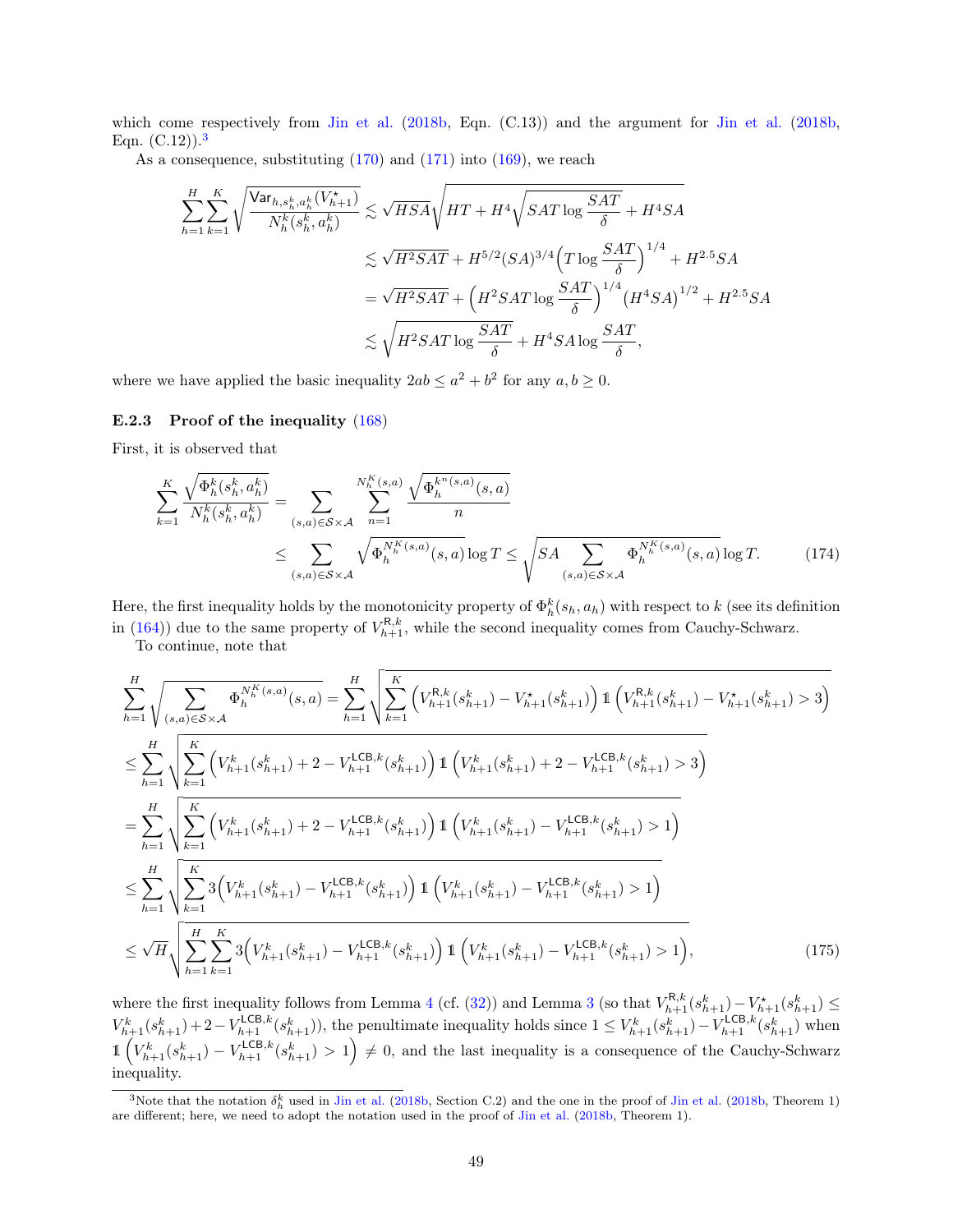which come respectively from Jin et al. (2018b, Eqn. (C.13)) and the argument for Jin et al. (2018b, Eqn. (C.12)).[3]

As a consequence, substituting (170) and (171) into (169), we reach

$$
\begin{aligned}
\sum_{h=1}^{H}\sum_{k=1}^{K}\sqrt{\frac{\mathsf{Var}_{h,s_h^k,a_h^k}(V_{h+1}^{\star})}{N_h^k(s_h^k,a_h^k)}} &\lesssim \sqrt{HSA}\sqrt{HT + H^4\sqrt{SAT\log\frac{SAT}{\delta}} + H^4SA} \\
&\lesssim \sqrt{H^2SAT} + H^{5/2}(SA)^{3/4}\Big(T\log\frac{SAT}{\delta}\Big)^{1/4} + H^{2.5}SA \\
&= \sqrt{H^2SAT} + \Big(H^2SAT\log\frac{SAT}{\delta}\Big)^{1/4}\big(H^4SA\big)^{1/2} + H^{2.5}SA \\
&\lesssim \sqrt{H^2SAT\log\frac{SAT}{\delta}} + H^4SA\log\frac{SAT}{\delta},
\end{aligned}
$$

where we have applied the basic inequality $2ab \le a^2 + b^2$ for any $a, b \ge 0$.

### E.2.3 Proof of the inequality (168)

First, it is observed that

$$
\begin{aligned}
\sum_{k=1}^{K}\frac{\sqrt{\Phi_h^k(s_h^k,a_h^k)}}{N_h^k(s_h^k,a_h^k)} &= \sum_{(s,a)\in\mathcal{S}\times\mathcal{A}}\sum_{n=1}^{N_h^K(s,a)}\frac{\sqrt{\Phi_h^{k^n(s,a)}(s,a)}}{n} \\
&\le \sum_{(s,a)\in\mathcal{S}\times\mathcal{A}}\sqrt{\Phi_h^{N_h^K(s,a)}(s,a)}\log T \le \sqrt{SA\sum_{(s,a)\in\mathcal{S}\times\mathcal{A}}\Phi_h^{N_h^K(s,a)}(s,a)}\log T. \qquad (174)
\end{aligned}
$$

Here, the first inequality holds by the monotonicity property of $\Phi_h^k(s_h,a_h)$ with respect to $k$ (see its definition in (164)) due to the same property of $V_{h+1}^{\mathsf{R},k}$, while the second inequality comes from Cauchy-Schwarz.

To continue, note that

$$
\begin{aligned}
&\sum_{h=1}^{H}\sqrt{\sum_{(s,a)\in\mathcal{S}\times\mathcal{A}}\Phi_h^{N_h^K(s,a)}(s,a)} = \sum_{h=1}^{H}\sqrt{\sum_{k=1}^{K}\Big(V_{h+1}^{\mathsf{R},k}(s_{h+1}^k) - V_{h+1}^{\star}(s_{h+1}^k)\Big)\mathbb{1}\Big(V_{h+1}^{\mathsf{R},k}(s_{h+1}^k) - V_{h+1}^{\star}(s_{h+1}^k) > 3\Big)} \\
&\le \sum_{h=1}^{H}\sqrt{\sum_{k=1}^{K}\Big(V_{h+1}^{k}(s_{h+1}^k) + 2 - V_{h+1}^{\mathsf{LCB},k}(s_{h+1}^k)\Big)\mathbb{1}\Big(V_{h+1}^{k}(s_{h+1}^k) + 2 - V_{h+1}^{\mathsf{LCB},k}(s_{h+1}^k) > 3\Big)} \\
&= \sum_{h=1}^{H}\sqrt{\sum_{k=1}^{K}\Big(V_{h+1}^{k}(s_{h+1}^k) + 2 - V_{h+1}^{\mathsf{LCB},k}(s_{h+1}^k)\Big)\mathbb{1}\Big(V_{h+1}^{k}(s_{h+1}^k) - V_{h+1}^{\mathsf{LCB},k}(s_{h+1}^k) > 1\Big)} \\
&\le \sum_{h=1}^{H}\sqrt{\sum_{k=1}^{K}3\Big(V_{h+1}^{k}(s_{h+1}^k) - V_{h+1}^{\mathsf{LCB},k}(s_{h+1}^k)\Big)\mathbb{1}\Big(V_{h+1}^{k}(s_{h+1}^k) - V_{h+1}^{\mathsf{LCB},k}(s_{h+1}^k) > 1\Big)} \\
&\le \sqrt{H}\sqrt{\sum_{h=1}^{H}\sum_{k=1}^{K}3\Big(V_{h+1}^{k}(s_{h+1}^k) - V_{h+1}^{\mathsf{LCB},k}(s_{h+1}^k)\Big)\mathbb{1}\Big(V_{h+1}^{k}(s_{h+1}^k) - V_{h+1}^{\mathsf{LCB},k}(s_{h+1}^k) > 1\Big)}, \qquad (175)
\end{aligned}
$$

where the first inequality follows from Lemma 4 (cf. (32)) and Lemma 3 (so that $V_{h+1}^{\mathsf{R},k}(s_{h+1}^k) - V_{h+1}^{\star}(s_{h+1}^k) \le V_{h+1}^{k}(s_{h+1}^k) + 2 - V_{h+1}^{\mathsf{LCB},k}(s_{h+1}^k)$), the penultimate inequality holds since $1 \le V_{h+1}^{k}(s_{h+1}^k) - V_{h+1}^{\mathsf{LCB},k}(s_{h+1}^k)$ when $\mathbb{1}\Big(V_{h+1}^{k}(s_{h+1}^k) - V_{h+1}^{\mathsf{LCB},k}(s_{h+1}^k) > 1\Big) \ne 0$, and the last inequality is a consequence of the Cauchy-Schwarz inequality.

[3] Note that the notation $\delta_h^k$ used in Jin et al. (2018b, Section C.2) and the one in the proof of Jin et al. (2018b, Theorem 1) are different; here, we need to adopt the notation used in the proof of Jin et al. (2018b, Theorem 1).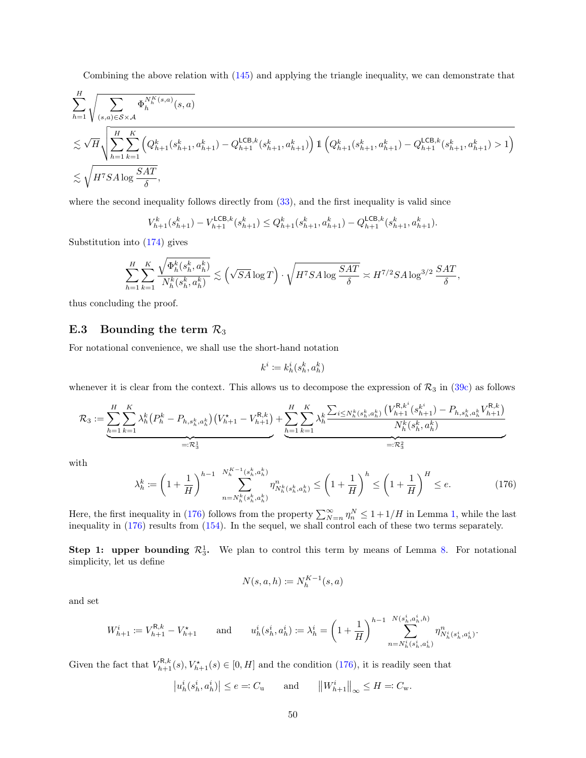Combining the above relation with (145) and applying the triangle inequality, we can demonstrate that

$$
\begin{aligned}
&\sum_{h=1}^{H} \sqrt{\sum_{(s,a)\in\mathcal{S}\times\mathcal{A}} \Phi_h^{N_h^K(s,a)}(s,a)} \\
&\lesssim \sqrt{H} \sqrt{\sum_{h=1}^{H}\sum_{k=1}^{K} \Big(Q_{h+1}^k(s_{h+1}^k,a_{h+1}^k) - Q_{h+1}^{\mathsf{LCB},k}(s_{h+1}^k,a_{h+1}^k)\Big) \mathbb{1}\Big(Q_{h+1}^k(s_{h+1}^k,a_{h+1}^k) - Q_{h+1}^{\mathsf{LCB},k}(s_{h+1}^k,a_{h+1}^k) > 1\Big)} \\
&\lesssim \sqrt{H^7 SA \log \frac{SAT}{\delta}},
\end{aligned}
$$

where the second inequality follows directly from (33), and the first inequality is valid since

$$
V_{h+1}^k(s_{h+1}^k) - V_{h+1}^{\mathsf{LCB},k}(s_{h+1}^k) \le Q_{h+1}^k(s_{h+1}^k,a_{h+1}^k) - Q_{h+1}^{\mathsf{LCB},k}(s_{h+1}^k,a_{h+1}^k).
$$

Substitution into (174) gives

$$
\sum_{h=1}^{H}\sum_{k=1}^{K} \frac{\sqrt{\Phi_h^k(s_h^k,a_h^k)}}{N_h^k(s_h^k,a_h^k)} \lesssim \Big(\sqrt{SA}\log T\Big)\cdot \sqrt{H^7 SA \log\frac{SAT}{\delta}} \asymp H^{7/2} SA \log^{3/2}\frac{SAT}{\delta},
$$

thus concluding the proof.

### E.3 Bounding the term $\mathcal{R}_3$

For notational convenience, we shall use the short-hand notation

$$
k^i := k_h^i(s_h^k,a_h^k)
$$

whenever it is clear from the context. This allows us to decompose the expression of $\mathcal{R}_3$ in (39c) as follows

$$
\mathcal{R}_3 := \underbrace{\sum_{h=1}^{H}\sum_{k=1}^{K} \lambda_h^k \big(P_h^k - P_{h,s_h^k,a_h^k}\big)\big(V_{h+1}^\star - V_{h+1}^{\mathsf{R},k}\big)}_{=:\mathcal{R}_3^1} + \underbrace{\sum_{h=1}^{H}\sum_{k=1}^{K} \lambda_h^k \frac{\sum_{i\le N_h^k(s_h^k,a_h^k)} \big(V_{h+1}^{\mathsf{R},k^i}(s_{h+1}^{k^i}) - P_{h,s_h^k,a_h^k} V_{h+1}^{\mathsf{R},k}\big)}{N_h^k(s_h^k,a_h^k)}}_{=:\mathcal{R}_3^2}
$$

with

$$
\lambda_h^k := \Big(1+\frac{1}{H}\Big)^{h-1} \sum_{n=N_h^k(s_h^k,a_h^k)}^{N_h^{K-1}(s_h^k,a_h^k)} \eta^n_{N_h^k(s_h^k,a_h^k)} \le \Big(1+\frac{1}{H}\Big)^{h} \le \Big(1+\frac{1}{H}\Big)^{H} \le e. \tag{176}
$$

Here, the first inequality in (176) follows from the property $\sum_{N=n}^{\infty}\eta_n^N \le 1+1/H$ in Lemma 1, while the last inequality in (176) results from (154). In the sequel, we shall control each of these two terms separately.

**Step 1: upper bounding $\mathcal{R}_3^1$.** We plan to control this term by means of Lemma 8. For notational simplicity, let us define

$$
N(s,a,h) := N_h^{K-1}(s,a)
$$

and set

$$
W_{h+1}^i := V_{h+1}^{\mathsf{R},k} - V_{h+1}^\star \qquad \text{and} \qquad u_h^i(s_h^i,a_h^i) := \lambda_h^i = \Big(1+\frac{1}{H}\Big)^{h-1} \sum_{n=N_h^i(s_h^i,a_h^i)}^{N(s_h^i,a_h^i,h)} \eta^n_{N_h^i(s_h^i,a_h^i)}.
$$

Given the fact that $V_{h+1}^{\mathsf{R},k}(s), V_{h+1}^\star(s) \in [0,H]$ and the condition (176), it is readily seen that

$$
\big|u_h^i(s_h^i,a_h^i)\big| \le e =: C_{\mathrm{u}} \qquad \text{and} \qquad \big\|W_{h+1}^i\big\|_\infty \le H =: C_{\mathrm{w}}.
$$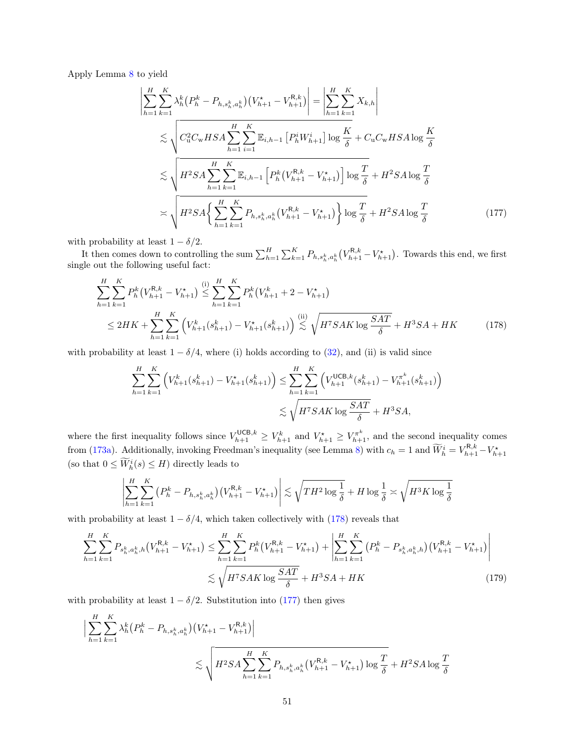Apply Lemma 8 to yield

$$
\begin{aligned}
\left|\sum_{h=1}^{H}\sum_{k=1}^{K}\lambda_h^k\big(P_h^k - P_{h,s_h^k,a_h^k}\big)\big(V_{h+1}^{\star} - V_{h+1}^{\mathsf{R},k}\big)\right| &= \left|\sum_{h=1}^{H}\sum_{k=1}^{K} X_{k,h}\right| \\
&\lesssim \sqrt{C_{\mathrm{u}}^2 C_{\mathrm{w}} HSA \sum_{h=1}^{H}\sum_{i=1}^{K}\mathbb{E}_{i,h-1}\left[P_h^i W_{h+1}^i\right]\log\frac{K}{\delta}} + C_{\mathrm{u}} C_{\mathrm{w}} HSA \log\frac{K}{\delta} \\
&\lesssim \sqrt{H^2 SA \sum_{h=1}^{H}\sum_{k=1}^{K}\mathbb{E}_{i,h-1}\left[P_h^k\big(V_{h+1}^{\mathsf{R},k} - V_{h+1}^{\star}\big)\right]\log\frac{T}{\delta}} + H^2 SA\log\frac{T}{\delta} \\
&\asymp \sqrt{H^2 SA \left\{\sum_{h=1}^{H}\sum_{k=1}^{K}P_{h,s_h^k,a_h^k}\big(V_{h+1}^{\mathsf{R},k} - V_{h+1}^{\star}\big)\right\}\log\frac{T}{\delta}} + H^2 SA\log\frac{T}{\delta} \qquad (177)
\end{aligned}
$$

with probability at least $1-\delta/2$.

It then comes down to controlling the sum $\sum_{h=1}^{H}\sum_{k=1}^{K}P_{h,s_h^k,a_h^k}\big(V_{h+1}^{\mathsf{R},k} - V_{h+1}^{\star}\big)$. Towards this end, we first single out the following useful fact:

$$
\begin{aligned}
\sum_{h=1}^{H}\sum_{k=1}^{K}P_h^k\big(V_{h+1}^{\mathsf{R},k} - V_{h+1}^{\star}\big) &\overset{\text{(i)}}{\leq} \sum_{h=1}^{H}\sum_{k=1}^{K}P_h^k\big(V_{h+1}^{k} + 2 - V_{h+1}^{\star}\big) \\
&\leq 2HK + \sum_{h=1}^{H}\sum_{k=1}^{K}\Big(V_{h+1}^{k}(s_{h+1}^k) - V_{h+1}^{\star}(s_{h+1}^k)\Big) \overset{\text{(ii)}}{\lesssim} \sqrt{H^7 SAK\log\frac{SAT}{\delta}} + H^3 SA + HK \qquad (178)
\end{aligned}
$$

with probability at least $1-\delta/4$, where (i) holds according to (32), and (ii) is valid since

$$
\begin{aligned}
\sum_{h=1}^{H}\sum_{k=1}^{K}\Big(V_{h+1}^{k}(s_{h+1}^k) - V_{h+1}^{\star}(s_{h+1}^k)\Big) &\leq \sum_{h=1}^{H}\sum_{k=1}^{K}\Big(V_{h+1}^{\mathsf{UCB},k}(s_{h+1}^k) - V_{h+1}^{\pi^k}(s_{h+1}^k)\Big) \\
&\lesssim \sqrt{H^7 SAK\log\frac{SAT}{\delta}} + H^3 SA,
\end{aligned}
$$

where the first inequality follows since $V_{h+1}^{\mathsf{UCB},k} \geq V_{h+1}^{k}$ and $V_{h+1}^{\star} \geq V_{h+1}^{\pi^k}$, and the second inequality comes from (173a). Additionally, invoking Freedman's inequality (see Lemma 8) with $c_h = 1$ and $\widetilde{W}_h^i = V_{h+1}^{\mathsf{R},k} - V_{h+1}^{\star}$ (so that $0 \leq \widetilde{W}_h^i(s) \leq H$) directly leads to

$$
\left|\sum_{h=1}^{H}\sum_{k=1}^{K}\big(P_h^k - P_{h,s_h^k,a_h^k}\big)\big(V_{h+1}^{\mathsf{R},k} - V_{h+1}^{\star}\big)\right| \lesssim \sqrt{TH^2\log\frac{1}{\delta}} + H\log\frac{1}{\delta} \asymp \sqrt{H^3 K\log\frac{1}{\delta}}
$$

with probability at least $1-\delta/4$, which taken collectively with (178) reveals that

$$
\begin{aligned}
\sum_{h=1}^{H}\sum_{k=1}^{K}P_{s_h^k,a_h^k,h}\big(V_{h+1}^{\mathsf{R},k} - V_{h+1}^{\star}\big) &\leq \sum_{h=1}^{H}\sum_{k=1}^{K}P_h^k\big(V_{h+1}^{\mathsf{R},k} - V_{h+1}^{\star}\big) + \left|\sum_{h=1}^{H}\sum_{k=1}^{K}\big(P_h^k - P_{s_h^k,a_h^k,h}\big)\big(V_{h+1}^{\mathsf{R},k} - V_{h+1}^{\star}\big)\right| \\
&\lesssim \sqrt{H^7 SAK\log\frac{SAT}{\delta}} + H^3 SA + HK \qquad (179)
\end{aligned}
$$

with probability at least $1-\delta/2$. Substitution into (177) then gives

$$
\begin{aligned}
&\left|\sum_{h=1}^{H}\sum_{k=1}^{K}\lambda_h^k\big(P_h^k - P_{h,s_h^k,a_h^k}\big)\big(V_{h+1}^{\star} - V_{h+1}^{\mathsf{R},k}\big)\right| \\
&\qquad\lesssim \sqrt{H^2 SA\sum_{h=1}^{H}\sum_{k=1}^{K}P_{h,s_h^k,a_h^k}\big(V_{h+1}^{\mathsf{R},k} - V_{h+1}^{\star}\big)\log\frac{T}{\delta}} + H^2 SA\log\frac{T}{\delta}
\end{aligned}
$$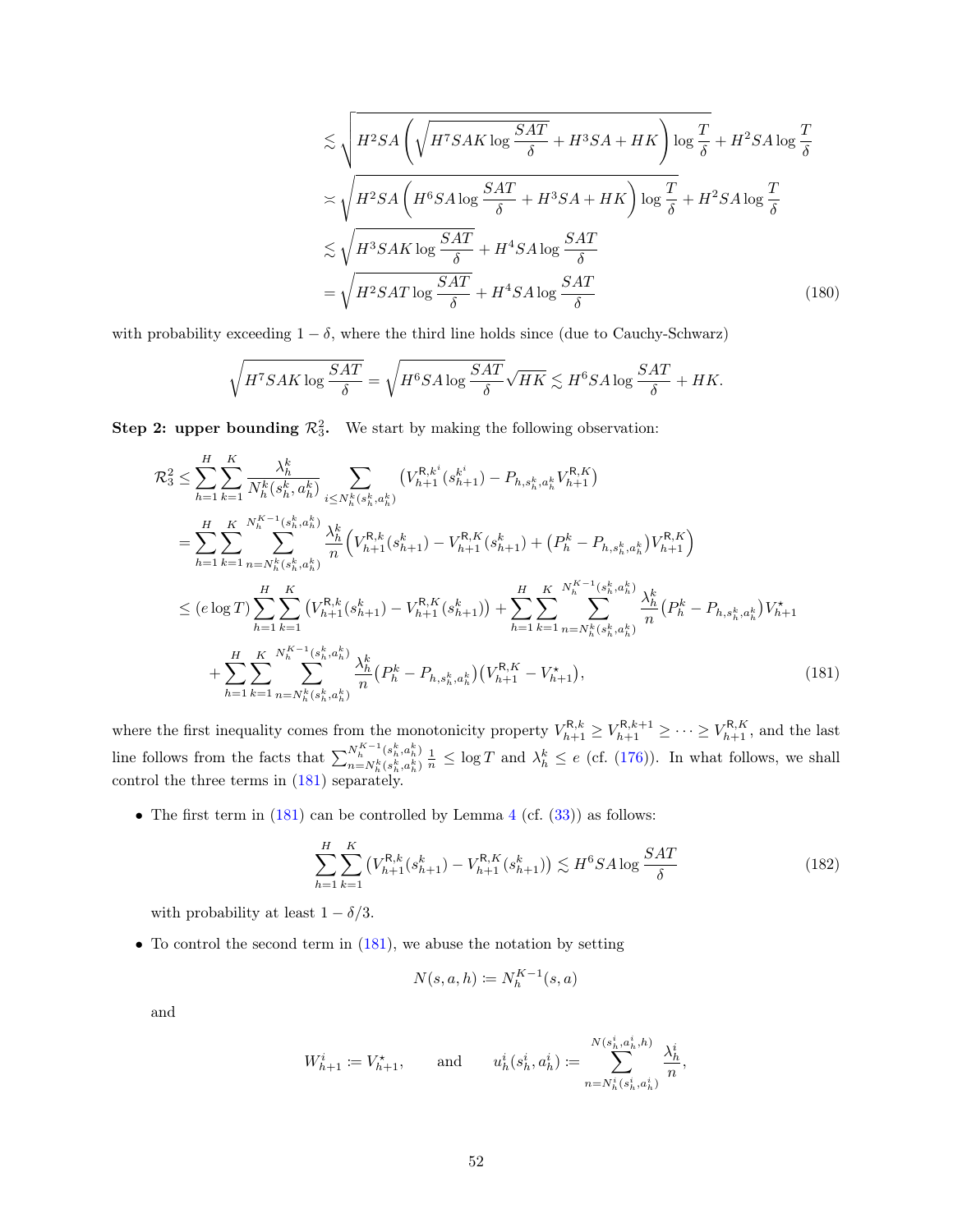$$
\begin{aligned}
&\lesssim \sqrt{H^2SA\left(\sqrt{H^7SAK\log\frac{SAT}{\delta}}+H^3SA+HK\right)\log\frac{T}{\delta}}+H^2SA\log\frac{T}{\delta} \\
&\asymp \sqrt{H^2SA\left(H^6SA\log\frac{SAT}{\delta}+H^3SA+HK\right)\log\frac{T}{\delta}}+H^2SA\log\frac{T}{\delta} \\
&\lesssim \sqrt{H^3SAK\log\frac{SAT}{\delta}}+H^4SA\log\frac{SAT}{\delta} \\
&= \sqrt{H^2SAT\log\frac{SAT}{\delta}}+H^4SA\log\frac{SAT}{\delta} \qquad (180)
\end{aligned}
$$

with probability exceeding $1-\delta$, where the third line holds since (due to Cauchy-Schwarz)

$$
\sqrt{H^7SAK\log\frac{SAT}{\delta}}=\sqrt{H^6SA\log\frac{SAT}{\delta}}\sqrt{HK}\lesssim H^6SA\log\frac{SAT}{\delta}+HK.
$$

**Step 2: upper bounding $\mathcal{R}_3^2$.** We start by making the following observation:

$$
\begin{aligned}
\mathcal{R}_3^2 &\le \sum_{h=1}^{H}\sum_{k=1}^{K}\frac{\lambda_h^k}{N_h^k(s_h^k,a_h^k)}\sum_{i\le N_h^k(s_h^k,a_h^k)}\left(V_{h+1}^{\mathsf{R},k^i}(s_{h+1}^{k^i})-P_{h,s_h^k,a_h^k}V_{h+1}^{\mathsf{R},K}\right) \\
&= \sum_{h=1}^{H}\sum_{k=1}^{K}\sum_{n=N_h^k(s_h^k,a_h^k)}^{N_h^{K-1}(s_h^k,a_h^k)}\frac{\lambda_h^k}{n}\Big(V_{h+1}^{\mathsf{R},k}(s_{h+1}^k)-V_{h+1}^{\mathsf{R},K}(s_{h+1}^k)+\big(P_h^k-P_{h,s_h^k,a_h^k}\big)V_{h+1}^{\mathsf{R},K}\Big) \\
&\le (e\log T)\sum_{h=1}^{H}\sum_{k=1}^{K}\big(V_{h+1}^{\mathsf{R},k}(s_{h+1}^k)-V_{h+1}^{\mathsf{R},K}(s_{h+1}^k)\big)+\sum_{h=1}^{H}\sum_{k=1}^{K}\sum_{n=N_h^k(s_h^k,a_h^k)}^{N_h^{K-1}(s_h^k,a_h^k)}\frac{\lambda_h^k}{n}\big(P_h^k-P_{h,s_h^k,a_h^k}\big)V_{h+1}^{\star} \\
&\quad +\sum_{h=1}^{H}\sum_{k=1}^{K}\sum_{n=N_h^k(s_h^k,a_h^k)}^{N_h^{K-1}(s_h^k,a_h^k)}\frac{\lambda_h^k}{n}\big(P_h^k-P_{h,s_h^k,a_h^k}\big)\big(V_{h+1}^{\mathsf{R},K}-V_{h+1}^{\star}\big), \qquad (181)
\end{aligned}
$$

where the first inequality comes from the monotonicity property $V_{h+1}^{\mathsf{R},k}\ge V_{h+1}^{\mathsf{R},k+1}\ge\cdots\ge V_{h+1}^{\mathsf{R},K}$, and the last line follows from the facts that $\sum_{n=N_h^k(s_h^k,a_h^k)}^{N_h^{K-1}(s_h^k,a_h^k)}\frac{1}{n}\le\log T$ and $\lambda_h^k\le e$ (cf. (176)). In what follows, we shall control the three terms in (181) separately.

- The first term in (181) can be controlled by Lemma 4 (cf. (33)) as follows:

$$
\sum_{h=1}^{H}\sum_{k=1}^{K}\big(V_{h+1}^{\mathsf{R},k}(s_{h+1}^k)-V_{h+1}^{\mathsf{R},K}(s_{h+1}^k)\big)\lesssim H^6SA\log\frac{SAT}{\delta} \qquad (182)
$$

  with probability at least $1-\delta/3$.

- To control the second term in (181), we abuse the notation by setting

$$
N(s,a,h):=N_h^{K-1}(s,a)
$$

  and

$$
W_{h+1}^i:=V_{h+1}^{\star}, \qquad \text{and} \qquad u_h^i(s_h^i,a_h^i):=\sum_{n=N_h^i(s_h^i,a_h^i)}^{N(s_h^i,a_h^i,h)}\frac{\lambda_h^i}{n},
$$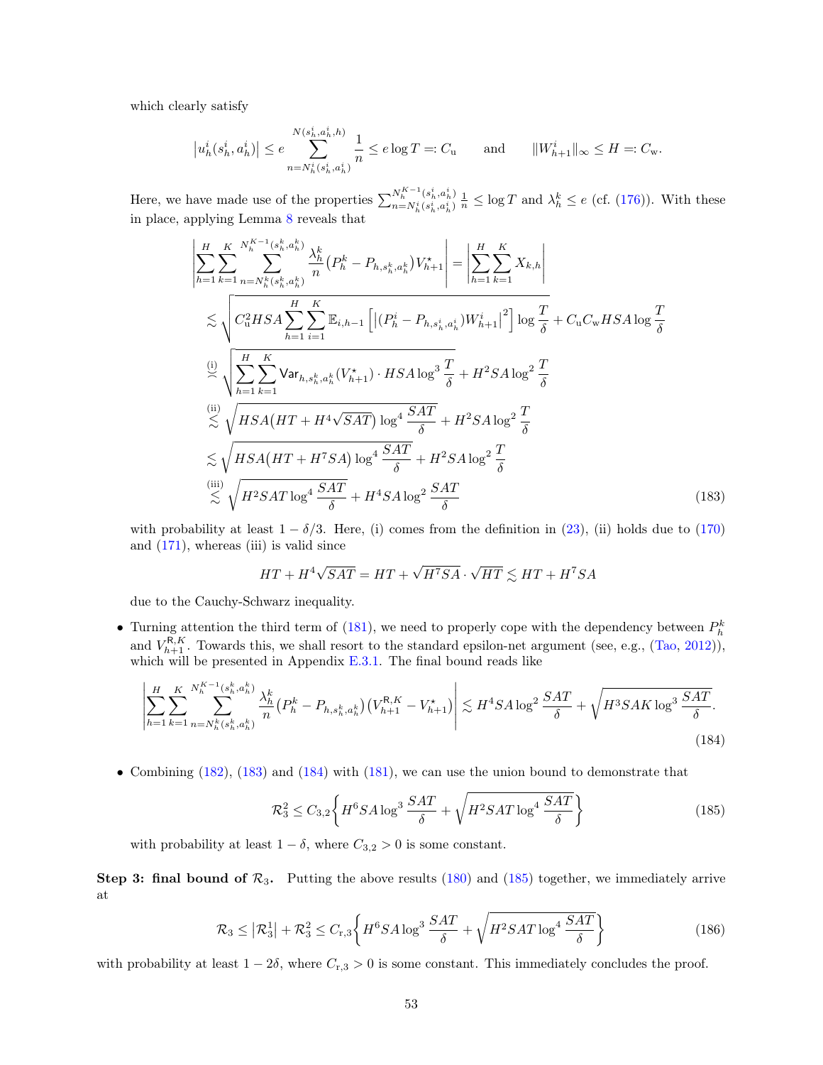which clearly satisfy

$$
\big|u_h^i(s_h^i,a_h^i)\big| \le e \sum_{n=N_h^i(s_h^i,a_h^i)}^{N(s_h^i,a_h^i,h)} \frac{1}{n} \le e\log T =: C_{\mathrm{u}} \qquad \text{and} \qquad \|W_{h+1}^i\|_\infty \le H =: C_{\mathrm{w}}.
$$

Here, we have made use of the properties $\sum_{n=N_h^i(s_h^i,a_h^i)}^{N_h^{K-1}(s_h^i,a_h^i)} \frac{1}{n} \le \log T$ and $\lambda_h^k \le e$ (cf. (176)). With these in place, applying Lemma 8 reveals that

$$
\begin{aligned}
\Bigg|\sum_{h=1}^H \sum_{k=1}^K \sum_{n=N_h^k(s_h^k,a_h^k)}^{N_h^{K-1}(s_h^k,a_h^k)} \frac{\lambda_h^k}{n}\big(P_h^k - P_{h,s_h^k,a_h^k}\big)V_{h+1}^\star\Bigg| &= \Bigg|\sum_{h=1}^H\sum_{k=1}^K X_{k,h}\Bigg| \\
&\lesssim \sqrt{C_{\mathrm{u}}^2 HSA \sum_{h=1}^H\sum_{i=1}^K \mathbb{E}_{i,h-1}\Big[\big|(P_h^i - P_{h,s_h^i,a_h^i})W_{h+1}^i\big|^2\Big]\log\frac{T}{\delta}} + C_{\mathrm{u}}C_{\mathrm{w}}HSA\log\frac{T}{\delta} \\
&\overset{\text{(i)}}{\asymp} \sqrt{\sum_{h=1}^H\sum_{k=1}^K \mathsf{Var}_{h,s_h^k,a_h^k}(V_{h+1}^\star)\cdot HSA\log^3\frac{T}{\delta}} + H^2SA\log^2\frac{T}{\delta} \\
&\overset{\text{(ii)}}{\lesssim} \sqrt{HSA\big(HT + H^4\sqrt{SAT}\big)\log^4\frac{SAT}{\delta}} + H^2SA\log^2\frac{T}{\delta} \\
&\lesssim \sqrt{HSA\big(HT + H^7SA\big)\log^4\frac{SAT}{\delta}} + H^2SA\log^2\frac{T}{\delta} \\
&\overset{\text{(iii)}}{\lesssim} \sqrt{H^2SAT\log^4\frac{SAT}{\delta}} + H^4SA\log^2\frac{SAT}{\delta}
\end{aligned} \tag{183}
$$

with probability at least $1-\delta/3$. Here, (i) comes from the definition in (23), (ii) holds due to (170) and (171), whereas (iii) is valid since

$$
HT + H^4\sqrt{SAT} = HT + \sqrt{H^7SA}\cdot\sqrt{HT} \lesssim HT + H^7SA
$$

due to the Cauchy-Schwarz inequality.

- Turning attention the third term of (181), we need to properly cope with the dependency between $P_h^k$ and $V_{h+1}^{\mathsf{R},K}$. Towards this, we shall resort to the standard epsilon-net argument (see, e.g., (Tao, 2012)), which will be presented in Appendix E.3.1. The final bound reads like

$$
\Bigg|\sum_{h=1}^H\sum_{k=1}^K \sum_{n=N_h^k(s_h^k,a_h^k)}^{N_h^{K-1}(s_h^k,a_h^k)} \frac{\lambda_h^k}{n}\big(P_h^k - P_{h,s_h^k,a_h^k}\big)\big(V_{h+1}^{\mathsf{R},K} - V_{h+1}^\star\big)\Bigg| \lesssim H^4SA\log^2\frac{SAT}{\delta} + \sqrt{H^3SAK\log^3\frac{SAT}{\delta}}. \tag{184}
$$

- Combining (182), (183) and (184) with (181), we can use the union bound to demonstrate that

$$
\mathcal{R}_3^2 \le C_{3,2}\Bigg\{H^6SA\log^3\frac{SAT}{\delta} + \sqrt{H^2SAT\log^4\frac{SAT}{\delta}}\Bigg\} \tag{185}
$$

with probability at least $1-\delta$, where $C_{3,2} > 0$ is some constant.

**Step 3: final bound of $\mathcal{R}_3$.** Putting the above results (180) and (185) together, we immediately arrive at

$$
\mathcal{R}_3 \le \big|\mathcal{R}_3^1\big| + \mathcal{R}_3^2 \le C_{\mathrm{r},3}\Bigg\{H^6SA\log^3\frac{SAT}{\delta} + \sqrt{H^2SAT\log^4\frac{SAT}{\delta}}\Bigg\} \tag{186}
$$

with probability at least $1-2\delta$, where $C_{\mathrm{r},3} > 0$ is some constant. This immediately concludes the proof.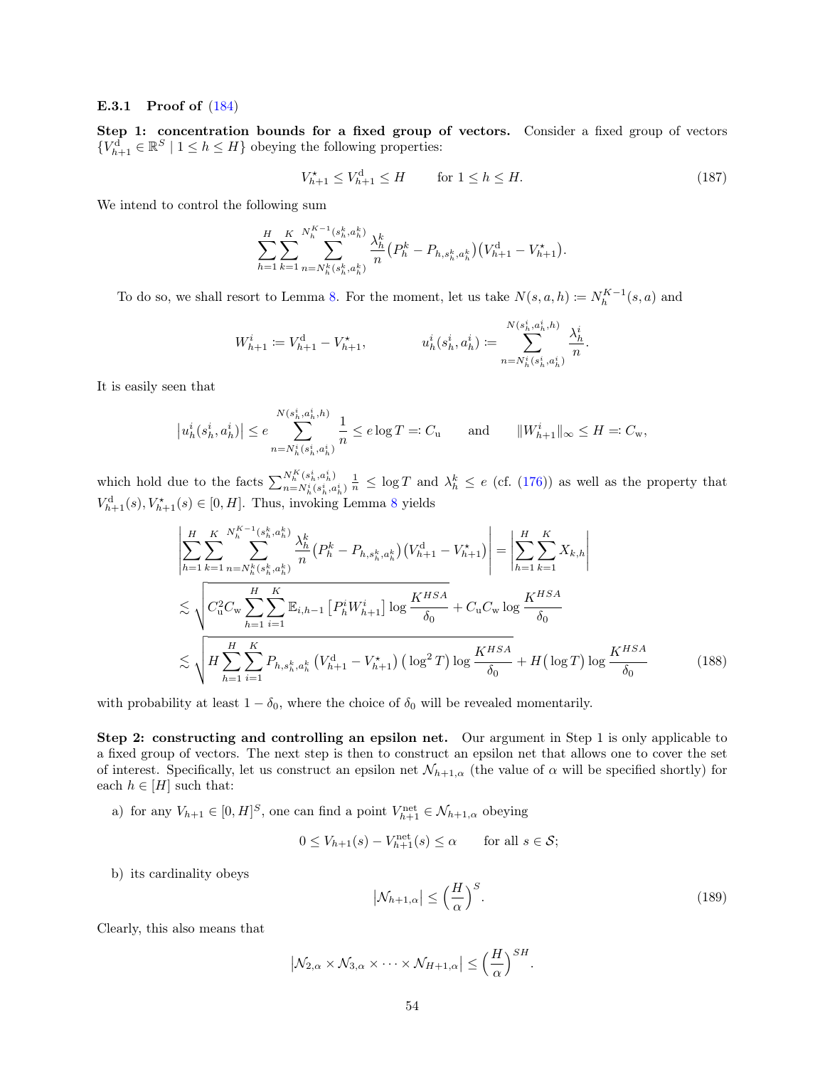### E.3.1 Proof of (184)

**Step 1: concentration bounds for a fixed group of vectors.** Consider a fixed group of vectors $\{V_{h+1}^{\mathrm{d}} \in \mathbb{R}^S \mid 1 \le h \le H\}$ obeying the following properties:

$$V_{h+1}^{\star} \le V_{h+1}^{\mathrm{d}} \le H \qquad \text{for } 1 \le h \le H. \tag{187}$$

We intend to control the following sum

$$\sum_{h=1}^{H}\sum_{k=1}^{K}\sum_{n=N_h^k(s_h^k,a_h^k)}^{N_h^{K-1}(s_h^k,a_h^k)} \frac{\lambda_h^k}{n}\big(P_h^k - P_{h,s_h^k,a_h^k}\big)\big(V_{h+1}^{\mathrm{d}} - V_{h+1}^{\star}\big).$$

To do so, we shall resort to Lemma 8. For the moment, let us take $N(s,a,h) \coloneqq N_h^{K-1}(s,a)$ and

$$W_{h+1}^i \coloneqq V_{h+1}^{\mathrm{d}} - V_{h+1}^{\star}, \qquad\qquad u_h^i(s_h^i,a_h^i) \coloneqq \sum_{n=N_h^i(s_h^i,a_h^i)}^{N(s_h^i,a_h^i,h)} \frac{\lambda_h^i}{n}.$$

It is easily seen that

$$\big|u_h^i(s_h^i,a_h^i)\big| \le e \sum_{n=N_h^i(s_h^i,a_h^i)}^{N(s_h^i,a_h^i,h)} \frac{1}{n} \le e\log T =: C_{\mathrm{u}} \qquad \text{and} \qquad \|W_{h+1}^i\|_\infty \le H =: C_{\mathrm{w}},$$

which hold due to the facts $\sum_{n=N_h^i(s_h^i,a_h^i)}^{N_h^K(s_h^i,a_h^i)} \frac{1}{n} \le \log T$ and $\lambda_h^k \le e$ (cf. (176)) as well as the property that $V_{h+1}^{\mathrm{d}}(s), V_{h+1}^{\star}(s) \in [0,H]$. Thus, invoking Lemma 8 yields

$$\begin{aligned}
&\left|\sum_{h=1}^{H}\sum_{k=1}^{K}\sum_{n=N_h^k(s_h^k,a_h^k)}^{N_h^{K-1}(s_h^k,a_h^k)} \frac{\lambda_h^k}{n}\big(P_h^k - P_{h,s_h^k,a_h^k}\big)\big(V_{h+1}^{\mathrm{d}} - V_{h+1}^{\star}\big)\right| = \left|\sum_{h=1}^{H}\sum_{k=1}^{K} X_{k,h}\right| \\
&\lesssim \sqrt{C_{\mathrm{u}}^2 C_{\mathrm{w}} \sum_{h=1}^{H}\sum_{i=1}^{K} \mathbb{E}_{i,h-1}\big[P_h^i W_{h+1}^i\big]\log\frac{K^{HSA}}{\delta_0}} + C_{\mathrm{u}}C_{\mathrm{w}}\log\frac{K^{HSA}}{\delta_0} \\
&\lesssim \sqrt{H\sum_{h=1}^{H}\sum_{i=1}^{K} P_{h,s_h^k,a_h^k}\big(V_{h+1}^{\mathrm{d}} - V_{h+1}^{\star}\big)\big(\log^2 T\big)\log\frac{K^{HSA}}{\delta_0}} + H\big(\log T\big)\log\frac{K^{HSA}}{\delta_0}
\end{aligned} \tag{188}$$

with probability at least $1-\delta_0$, where the choice of $\delta_0$ will be revealed momentarily.

**Step 2: constructing and controlling an epsilon net.** Our argument in Step 1 is only applicable to a fixed group of vectors. The next step is then to construct an epsilon net that allows one to cover the set of interest. Specifically, let us construct an epsilon net $\mathcal{N}_{h+1,\alpha}$ (the value of $\alpha$ will be specified shortly) for each $h \in [H]$ such that:

a) for any $V_{h+1} \in [0,H]^S$, one can find a point $V_{h+1}^{\mathrm{net}} \in \mathcal{N}_{h+1,\alpha}$ obeying

$$0 \le V_{h+1}(s) - V_{h+1}^{\mathrm{net}}(s) \le \alpha \qquad \text{for all } s \in \mathcal{S};$$

b) its cardinality obeys

$$\big|\mathcal{N}_{h+1,\alpha}\big| \le \Big(\frac{H}{\alpha}\Big)^S. \tag{189}$$

Clearly, this also means that

$$\big|\mathcal{N}_{2,\alpha}\times\mathcal{N}_{3,\alpha}\times\cdots\times\mathcal{N}_{H+1,\alpha}\big| \le \Big(\frac{H}{\alpha}\Big)^{SH}.$$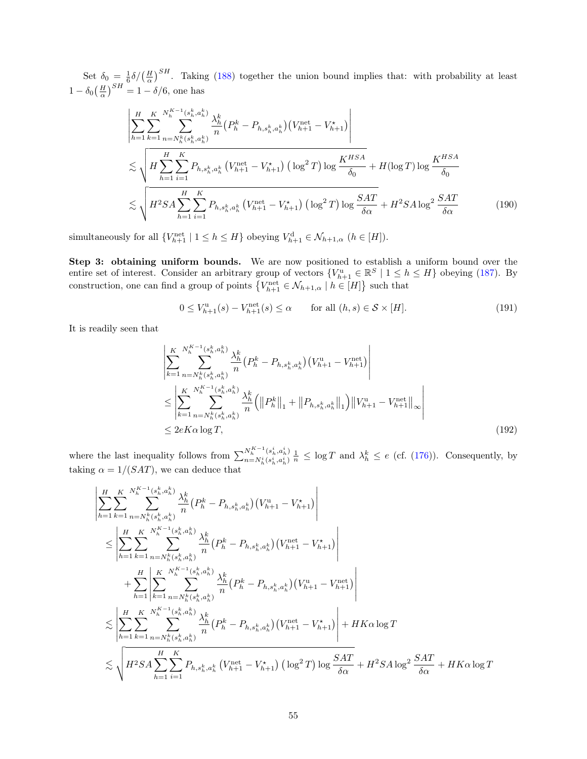Set $\delta_0 = \frac{1}{6}\delta/\big(\frac{H}{\alpha}\big)^{SH}$. Taking (188) together the union bound implies that: with probability at least $1-\delta_0\big(\frac{H}{\alpha}\big)^{SH} = 1-\delta/6$, one has

$$
\begin{aligned}
&\left|\sum_{h=1}^{H}\sum_{k=1}^{K}\sum_{n=N_h^k(s_h^k,a_h^k)}^{N_h^{K-1}(s_h^k,a_h^k)} \frac{\lambda_h^k}{n}\big(P_h^k - P_{h,s_h^k,a_h^k}\big)\big(V_{h+1}^{\mathrm{net}} - V_{h+1}^{\star}\big)\right| \\
&\lesssim \sqrt{H\sum_{h=1}^{H}\sum_{i=1}^{K} P_{h,s_h^k,a_h^k}\left(V_{h+1}^{\mathrm{net}} - V_{h+1}^{\star}\right)\left(\log^2 T\right)\log\frac{K^{HSA}}{\delta_0}} + H(\log T)\log\frac{K^{HSA}}{\delta_0} \\
&\lesssim \sqrt{H^2SA\sum_{h=1}^{H}\sum_{i=1}^{K} P_{h,s_h^k,a_h^k}\left(V_{h+1}^{\mathrm{net}} - V_{h+1}^{\star}\right)\left(\log^2 T\right)\log\frac{SAT}{\delta\alpha}} + H^2SA\log^2\frac{SAT}{\delta\alpha}
\end{aligned}
\tag{190}
$$

simultaneously for all $\{V_{h+1}^{\mathrm{net}} \mid 1\le h\le H\}$ obeying $V_{h+1}^{\mathrm{d}} \in \mathcal{N}_{h+1,\alpha}$ ($h\in[H]$).

**Step 3: obtaining uniform bounds.** We are now positioned to establish a uniform bound over the entire set of interest. Consider an arbitrary group of vectors $\{V_{h+1}^{\mathrm{u}}\in\mathbb{R}^S \mid 1\le h\le H\}$ obeying (187). By construction, one can find a group of points $\{V_{h+1}^{\mathrm{net}}\in\mathcal{N}_{h+1,\alpha} \mid h\in[H]\}$ such that

$$
0 \le V_{h+1}^{\mathrm{u}}(s) - V_{h+1}^{\mathrm{net}}(s) \le \alpha \qquad \text{for all } (h,s)\in\mathcal{S}\times[H]. \tag{191}
$$

It is readily seen that

$$
\begin{aligned}
&\left|\sum_{k=1}^{K}\sum_{n=N_h^k(s_h^k,a_h^k)}^{N_h^{K-1}(s_h^k,a_h^k)} \frac{\lambda_h^k}{n}\big(P_h^k - P_{h,s_h^k,a_h^k}\big)\big(V_{h+1}^{\mathrm{u}} - V_{h+1}^{\mathrm{net}}\big)\right| \\
&\le \left|\sum_{k=1}^{K}\sum_{n=N_h^k(s_h^k,a_h^k)}^{N_h^{K-1}(s_h^k,a_h^k)} \frac{\lambda_h^k}{n}\Big(\big\|P_h^k\big\|_1 + \big\|P_{h,s_h^k,a_h^k}\big\|_1\Big)\big\|V_{h+1}^{\mathrm{u}} - V_{h+1}^{\mathrm{net}}\big\|_\infty\right| \\
&\le 2eK\alpha\log T,
\end{aligned}
\tag{192}
$$

where the last inequality follows from $\sum_{n=N_h^i(s_h^i,a_h^i)}^{N_h^{K-1}(s_h^i,a_h^i)}\frac{1}{n}\le\log T$ and $\lambda_h^k\le e$ (cf. (176)). Consequently, by taking $\alpha = 1/(SAT)$, we can deduce that

$$
\begin{aligned}
&\left|\sum_{h=1}^{H}\sum_{k=1}^{K}\sum_{n=N_h^k(s_h^k,a_h^k)}^{N_h^{K-1}(s_h^k,a_h^k)} \frac{\lambda_h^k}{n}\big(P_h^k - P_{h,s_h^k,a_h^k}\big)\big(V_{h+1}^{\mathrm{u}} - V_{h+1}^{\star}\big)\right| \\
&\le \left|\sum_{h=1}^{H}\sum_{k=1}^{K}\sum_{n=N_h^k(s_h^k,a_h^k)}^{N_h^{K-1}(s_h^k,a_h^k)} \frac{\lambda_h^k}{n}\big(P_h^k - P_{h,s_h^k,a_h^k}\big)\big(V_{h+1}^{\mathrm{net}} - V_{h+1}^{\star}\big)\right| \\
&\quad + \sum_{h=1}^{H}\left|\sum_{k=1}^{K}\sum_{n=N_h^k(s_h^k,a_h^k)}^{N_h^{K-1}(s_h^k,a_h^k)} \frac{\lambda_h^k}{n}\big(P_h^k - P_{h,s_h^k,a_h^k}\big)\big(V_{h+1}^{\mathrm{u}} - V_{h+1}^{\mathrm{net}}\big)\right| \\
&\lesssim \left|\sum_{h=1}^{H}\sum_{k=1}^{K}\sum_{n=N_h^k(s_h^k,a_h^k)}^{N_h^{K-1}(s_h^k,a_h^k)} \frac{\lambda_h^k}{n}\big(P_h^k - P_{h,s_h^k,a_h^k}\big)\big(V_{h+1}^{\mathrm{net}} - V_{h+1}^{\star}\big)\right| + HK\alpha\log T \\
&\lesssim \sqrt{H^2SA\sum_{h=1}^{H}\sum_{i=1}^{K} P_{h,s_h^k,a_h^k}\left(V_{h+1}^{\mathrm{net}} - V_{h+1}^{\star}\right)\left(\log^2 T\right)\log\frac{SAT}{\delta\alpha}} + H^2SA\log^2\frac{SAT}{\delta\alpha} + HK\alpha\log T
\end{aligned}
$$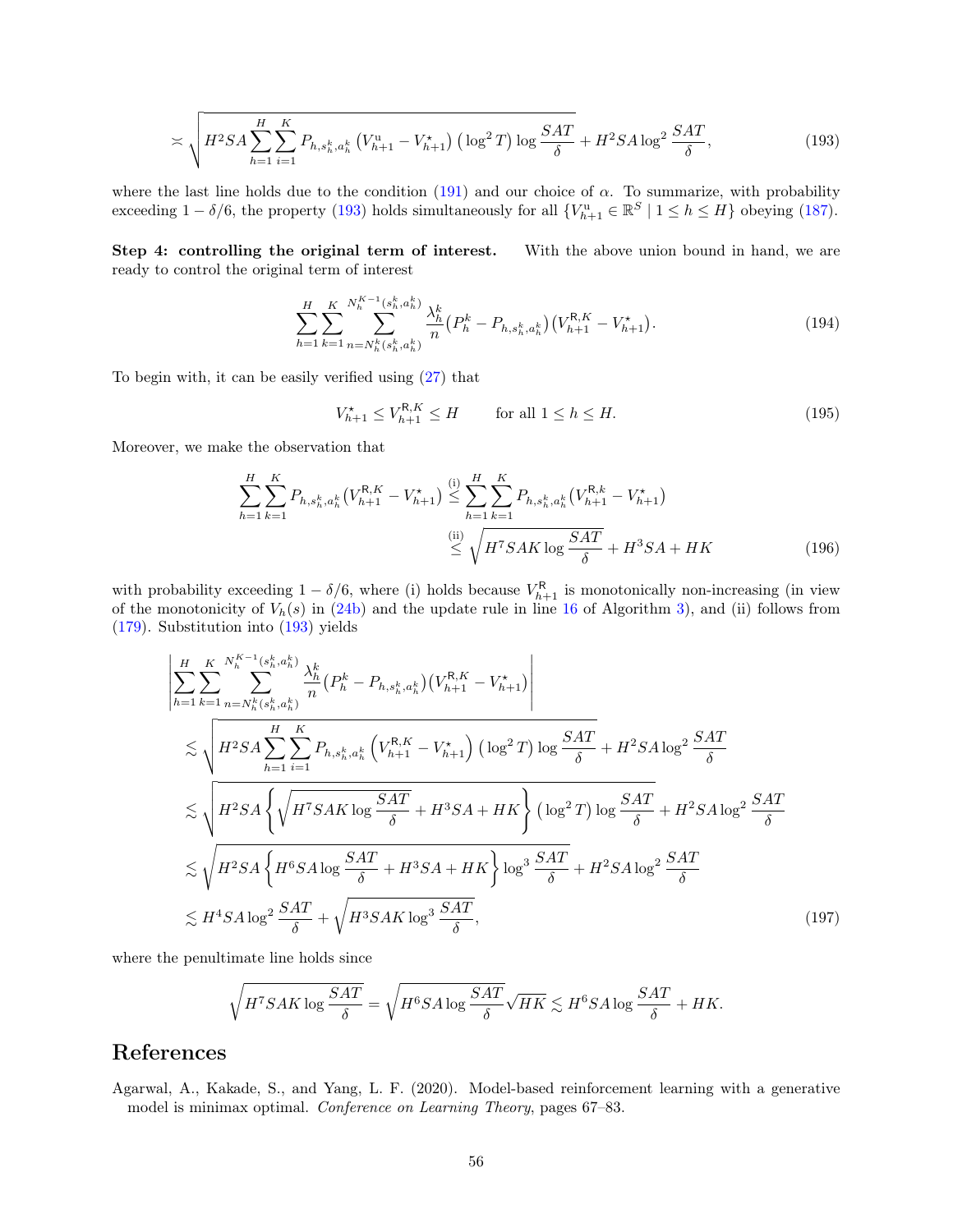$$\asymp \sqrt{H^2SA\sum_{h=1}^{H}\sum_{i=1}^{K}P_{h,s_h^k,a_h^k}\left(V_{h+1}^{\mathrm{u}}-V_{h+1}^{\star}\right)\left(\log^2 T\right)\log\frac{SAT}{\delta}}+H^2SA\log^2\frac{SAT}{\delta}, \tag{193}$$

where the last line holds due to the condition (191) and our choice of $\alpha$. To summarize, with probability exceeding $1-\delta/6$, the property (193) holds simultaneously for all $\{V_{h+1}^{\mathrm{u}}\in\mathbb{R}^S \mid 1\le h\le H\}$ obeying (187).

**Step 4: controlling the original term of interest.** With the above union bound in hand, we are ready to control the original term of interest

$$\sum_{h=1}^{H}\sum_{k=1}^{K}\sum_{n=N_h^k(s_h^k,a_h^k)}^{N_h^{K-1}(s_h^k,a_h^k)}\frac{\lambda_h^k}{n}\big(P_h^k-P_{h,s_h^k,a_h^k}\big)\big(V_{h+1}^{\mathsf{R},K}-V_{h+1}^{\star}\big). \tag{194}$$

To begin with, it can be easily verified using (27) that

$$V_{h+1}^{\star}\le V_{h+1}^{\mathsf{R},K}\le H \qquad \text{for all } 1\le h\le H. \tag{195}$$

Moreover, we make the observation that

$$\begin{aligned}\sum_{h=1}^{H}\sum_{k=1}^{K}P_{h,s_h^k,a_h^k}\big(V_{h+1}^{\mathsf{R},K}-V_{h+1}^{\star}\big) &\overset{\text{(i)}}{\le}\sum_{h=1}^{H}\sum_{k=1}^{K}P_{h,s_h^k,a_h^k}\big(V_{h+1}^{\mathsf{R},k}-V_{h+1}^{\star}\big)\\ &\overset{\text{(ii)}}{\le}\sqrt{H^7SAK\log\frac{SAT}{\delta}}+H^3SA+HK \end{aligned}\tag{196}$$

with probability exceeding $1-\delta/6$, where (i) holds because $V_{h+1}^{\mathsf{R}}$ is monotonically non-increasing (in view of the monotonicity of $V_h(s)$ in (24b) and the update rule in line 16 of Algorithm 3), and (ii) follows from (179). Substitution into (193) yields

$$\begin{aligned}&\left|\sum_{h=1}^{H}\sum_{k=1}^{K}\sum_{n=N_h^k(s_h^k,a_h^k)}^{N_h^{K-1}(s_h^k,a_h^k)}\frac{\lambda_h^k}{n}\big(P_h^k-P_{h,s_h^k,a_h^k}\big)\big(V_{h+1}^{\mathsf{R},K}-V_{h+1}^{\star}\big)\right|\\
&\lesssim\sqrt{H^2SA\sum_{h=1}^{H}\sum_{i=1}^{K}P_{h,s_h^k,a_h^k}\left(V_{h+1}^{\mathsf{R},K}-V_{h+1}^{\star}\right)\left(\log^2T\right)\log\frac{SAT}{\delta}}+H^2SA\log^2\frac{SAT}{\delta}\\
&\lesssim\sqrt{H^2SA\left\{\sqrt{H^7SAK\log\frac{SAT}{\delta}}+H^3SA+HK\right\}\left(\log^2T\right)\log\frac{SAT}{\delta}}+H^2SA\log^2\frac{SAT}{\delta}\\
&\lesssim\sqrt{H^2SA\left\{H^6SA\log\frac{SAT}{\delta}+H^3SA+HK\right\}\log^3\frac{SAT}{\delta}}+H^2SA\log^2\frac{SAT}{\delta}\\
&\lesssim H^4SA\log^2\frac{SAT}{\delta}+\sqrt{H^3SAK\log^3\frac{SAT}{\delta}},\end{aligned}\tag{197}$$

where the penultimate line holds since

$$\sqrt{H^7SAK\log\frac{SAT}{\delta}}=\sqrt{H^6SA\log\frac{SAT}{\delta}}\sqrt{HK}\lesssim H^6SA\log\frac{SAT}{\delta}+HK.$$

# References

Agarwal, A., Kakade, S., and Yang, L. F. (2020). Model-based reinforcement learning with a generative model is minimax optimal. *Conference on Learning Theory*, pages 67–83.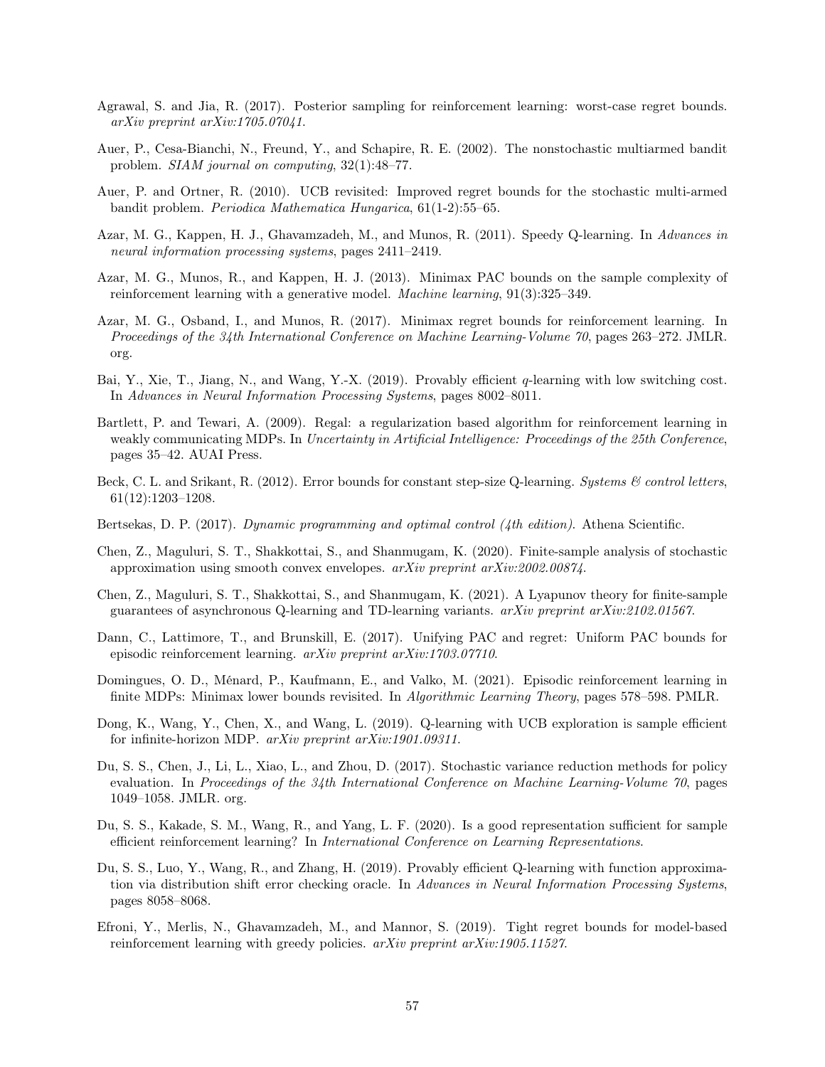Agrawal, S. and Jia, R. (2017). Posterior sampling for reinforcement learning: worst-case regret bounds. *arXiv preprint arXiv:1705.07041*.

Auer, P., Cesa-Bianchi, N., Freund, Y., and Schapire, R. E. (2002). The nonstochastic multiarmed bandit problem. *SIAM journal on computing*, 32(1):48–77.

Auer, P. and Ortner, R. (2010). UCB revisited: Improved regret bounds for the stochastic multi-armed bandit problem. *Periodica Mathematica Hungarica*, 61(1-2):55–65.

Azar, M. G., Kappen, H. J., Ghavamzadeh, M., and Munos, R. (2011). Speedy Q-learning. In *Advances in neural information processing systems*, pages 2411–2419.

Azar, M. G., Munos, R., and Kappen, H. J. (2013). Minimax PAC bounds on the sample complexity of reinforcement learning with a generative model. *Machine learning*, 91(3):325–349.

Azar, M. G., Osband, I., and Munos, R. (2017). Minimax regret bounds for reinforcement learning. In *Proceedings of the 34th International Conference on Machine Learning-Volume 70*, pages 263–272. JMLR. org.

Bai, Y., Xie, T., Jiang, N., and Wang, Y.-X. (2019). Provably efficient $q$-learning with low switching cost. In *Advances in Neural Information Processing Systems*, pages 8002–8011.

Bartlett, P. and Tewari, A. (2009). Regal: a regularization based algorithm for reinforcement learning in weakly communicating MDPs. In *Uncertainty in Artificial Intelligence: Proceedings of the 25th Conference*, pages 35–42. AUAI Press.

Beck, C. L. and Srikant, R. (2012). Error bounds for constant step-size Q-learning. *Systems & control letters*, 61(12):1203–1208.

Bertsekas, D. P. (2017). *Dynamic programming and optimal control (4th edition)*. Athena Scientific.

Chen, Z., Maguluri, S. T., Shakkottai, S., and Shanmugam, K. (2020). Finite-sample analysis of stochastic approximation using smooth convex envelopes. *arXiv preprint arXiv:2002.00874*.

Chen, Z., Maguluri, S. T., Shakkottai, S., and Shanmugam, K. (2021). A Lyapunov theory for finite-sample guarantees of asynchronous Q-learning and TD-learning variants. *arXiv preprint arXiv:2102.01567*.

Dann, C., Lattimore, T., and Brunskill, E. (2017). Unifying PAC and regret: Uniform PAC bounds for episodic reinforcement learning. *arXiv preprint arXiv:1703.07710*.

Domingues, O. D., Ménard, P., Kaufmann, E., and Valko, M. (2021). Episodic reinforcement learning in finite MDPs: Minimax lower bounds revisited. In *Algorithmic Learning Theory*, pages 578–598. PMLR.

Dong, K., Wang, Y., Chen, X., and Wang, L. (2019). Q-learning with UCB exploration is sample efficient for infinite-horizon MDP. *arXiv preprint arXiv:1901.09311*.

Du, S. S., Chen, J., Li, L., Xiao, L., and Zhou, D. (2017). Stochastic variance reduction methods for policy evaluation. In *Proceedings of the 34th International Conference on Machine Learning-Volume 70*, pages 1049–1058. JMLR. org.

Du, S. S., Kakade, S. M., Wang, R., and Yang, L. F. (2020). Is a good representation sufficient for sample efficient reinforcement learning? In *International Conference on Learning Representations*.

Du, S. S., Luo, Y., Wang, R., and Zhang, H. (2019). Provably efficient Q-learning with function approximation via distribution shift error checking oracle. In *Advances in Neural Information Processing Systems*, pages 8058–8068.

Efroni, Y., Merlis, N., Ghavamzadeh, M., and Mannor, S. (2019). Tight regret bounds for model-based reinforcement learning with greedy policies. *arXiv preprint arXiv:1905.11527*.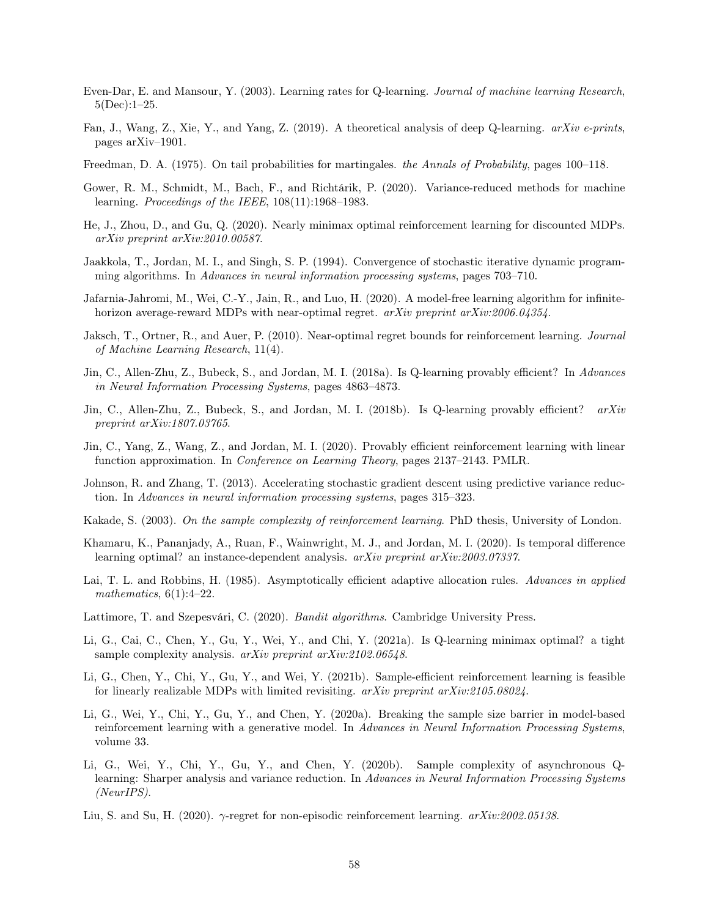Even-Dar, E. and Mansour, Y. (2003). Learning rates for Q-learning. *Journal of machine learning Research*, 5(Dec):1–25.

Fan, J., Wang, Z., Xie, Y., and Yang, Z. (2019). A theoretical analysis of deep Q-learning. *arXiv e-prints*, pages arXiv–1901.

Freedman, D. A. (1975). On tail probabilities for martingales. *the Annals of Probability*, pages 100–118.

Gower, R. M., Schmidt, M., Bach, F., and Richtárik, P. (2020). Variance-reduced methods for machine learning. *Proceedings of the IEEE*, 108(11):1968–1983.

He, J., Zhou, D., and Gu, Q. (2020). Nearly minimax optimal reinforcement learning for discounted MDPs. *arXiv preprint arXiv:2010.00587*.

Jaakkola, T., Jordan, M. I., and Singh, S. P. (1994). Convergence of stochastic iterative dynamic programming algorithms. In *Advances in neural information processing systems*, pages 703–710.

Jafarnia-Jahromi, M., Wei, C.-Y., Jain, R., and Luo, H. (2020). A model-free learning algorithm for infinite-horizon average-reward MDPs with near-optimal regret. *arXiv preprint arXiv:2006.04354*.

Jaksch, T., Ortner, R., and Auer, P. (2010). Near-optimal regret bounds for reinforcement learning. *Journal of Machine Learning Research*, 11(4).

Jin, C., Allen-Zhu, Z., Bubeck, S., and Jordan, M. I. (2018a). Is Q-learning provably efficient? In *Advances in Neural Information Processing Systems*, pages 4863–4873.

Jin, C., Allen-Zhu, Z., Bubeck, S., and Jordan, M. I. (2018b). Is Q-learning provably efficient? *arXiv preprint arXiv:1807.03765*.

Jin, C., Yang, Z., Wang, Z., and Jordan, M. I. (2020). Provably efficient reinforcement learning with linear function approximation. In *Conference on Learning Theory*, pages 2137–2143. PMLR.

Johnson, R. and Zhang, T. (2013). Accelerating stochastic gradient descent using predictive variance reduction. In *Advances in neural information processing systems*, pages 315–323.

Kakade, S. (2003). *On the sample complexity of reinforcement learning*. PhD thesis, University of London.

Khamaru, K., Pananjady, A., Ruan, F., Wainwright, M. J., and Jordan, M. I. (2020). Is temporal difference learning optimal? an instance-dependent analysis. *arXiv preprint arXiv:2003.07337*.

Lai, T. L. and Robbins, H. (1985). Asymptotically efficient adaptive allocation rules. *Advances in applied mathematics*, 6(1):4–22.

Lattimore, T. and Szepesvári, C. (2020). *Bandit algorithms*. Cambridge University Press.

Li, G., Cai, C., Chen, Y., Gu, Y., Wei, Y., and Chi, Y. (2021a). Is Q-learning minimax optimal? a tight sample complexity analysis. *arXiv preprint arXiv:2102.06548*.

Li, G., Chen, Y., Chi, Y., Gu, Y., and Wei, Y. (2021b). Sample-efficient reinforcement learning is feasible for linearly realizable MDPs with limited revisiting. *arXiv preprint arXiv:2105.08024*.

Li, G., Wei, Y., Chi, Y., Gu, Y., and Chen, Y. (2020a). Breaking the sample size barrier in model-based reinforcement learning with a generative model. In *Advances in Neural Information Processing Systems*, volume 33.

Li, G., Wei, Y., Chi, Y., Gu, Y., and Chen, Y. (2020b). Sample complexity of asynchronous Q-learning: Sharper analysis and variance reduction. In *Advances in Neural Information Processing Systems (NeurIPS)*.

Liu, S. and Su, H. (2020). $\gamma$-regret for non-episodic reinforcement learning. *arXiv:2002.05138*.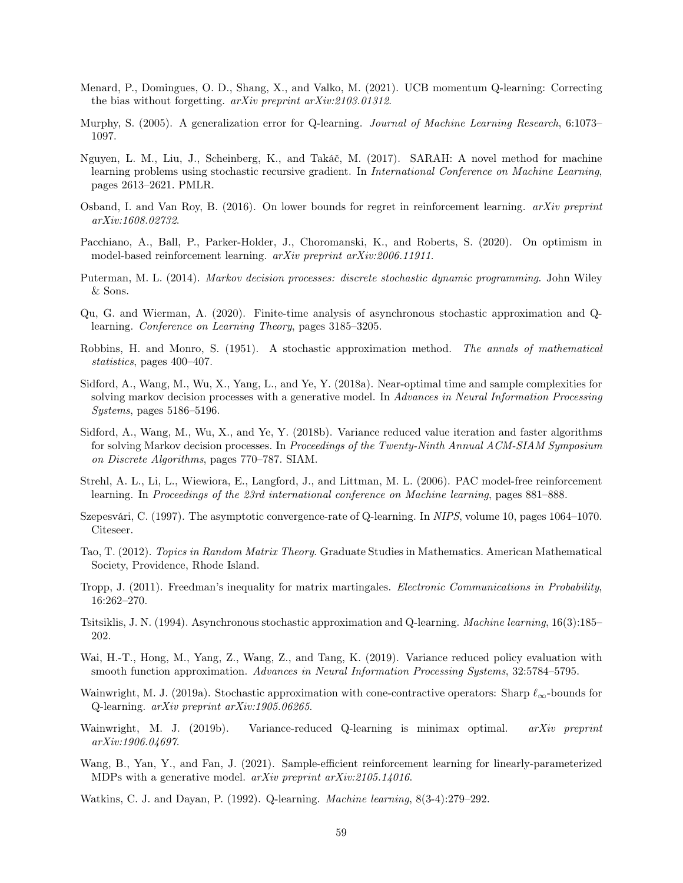Menard, P., Domingues, O. D., Shang, X., and Valko, M. (2021). UCB momentum Q-learning: Correcting the bias without forgetting. *arXiv preprint arXiv:2103.01312*.

Murphy, S. (2005). A generalization error for Q-learning. *Journal of Machine Learning Research*, 6:1073–1097.

Nguyen, L. M., Liu, J., Scheinberg, K., and Takáč, M. (2017). SARAH: A novel method for machine learning problems using stochastic recursive gradient. In *International Conference on Machine Learning*, pages 2613–2621. PMLR.

Osband, I. and Van Roy, B. (2016). On lower bounds for regret in reinforcement learning. *arXiv preprint arXiv:1608.02732*.

Pacchiano, A., Ball, P., Parker-Holder, J., Choromanski, K., and Roberts, S. (2020). On optimism in model-based reinforcement learning. *arXiv preprint arXiv:2006.11911*.

Puterman, M. L. (2014). *Markov decision processes: discrete stochastic dynamic programming*. John Wiley & Sons.

Qu, G. and Wierman, A. (2020). Finite-time analysis of asynchronous stochastic approximation and Q-learning. *Conference on Learning Theory*, pages 3185–3205.

Robbins, H. and Monro, S. (1951). A stochastic approximation method. *The annals of mathematical statistics*, pages 400–407.

Sidford, A., Wang, M., Wu, X., Yang, L., and Ye, Y. (2018a). Near-optimal time and sample complexities for solving markov decision processes with a generative model. In *Advances in Neural Information Processing Systems*, pages 5186–5196.

Sidford, A., Wang, M., Wu, X., and Ye, Y. (2018b). Variance reduced value iteration and faster algorithms for solving Markov decision processes. In *Proceedings of the Twenty-Ninth Annual ACM-SIAM Symposium on Discrete Algorithms*, pages 770–787. SIAM.

Strehl, A. L., Li, L., Wiewiora, E., Langford, J., and Littman, M. L. (2006). PAC model-free reinforcement learning. In *Proceedings of the 23rd international conference on Machine learning*, pages 881–888.

Szepesvári, C. (1997). The asymptotic convergence-rate of Q-learning. In *NIPS*, volume 10, pages 1064–1070. Citeseer.

Tao, T. (2012). *Topics in Random Matrix Theory*. Graduate Studies in Mathematics. American Mathematical Society, Providence, Rhode Island.

Tropp, J. (2011). Freedman's inequality for matrix martingales. *Electronic Communications in Probability*, 16:262–270.

Tsitsiklis, J. N. (1994). Asynchronous stochastic approximation and Q-learning. *Machine learning*, 16(3):185–202.

Wai, H.-T., Hong, M., Yang, Z., Wang, Z., and Tang, K. (2019). Variance reduced policy evaluation with smooth function approximation. *Advances in Neural Information Processing Systems*, 32:5784–5795.

Wainwright, M. J. (2019a). Stochastic approximation with cone-contractive operators: Sharp $\ell_\infty$-bounds for Q-learning. *arXiv preprint arXiv:1905.06265*.

Wainwright, M. J. (2019b). Variance-reduced Q-learning is minimax optimal. *arXiv preprint arXiv:1906.04697*.

Wang, B., Yan, Y., and Fan, J. (2021). Sample-efficient reinforcement learning for linearly-parameterized MDPs with a generative model. *arXiv preprint arXiv:2105.14016*.

Watkins, C. J. and Dayan, P. (1992). Q-learning. *Machine learning*, 8(3-4):279–292.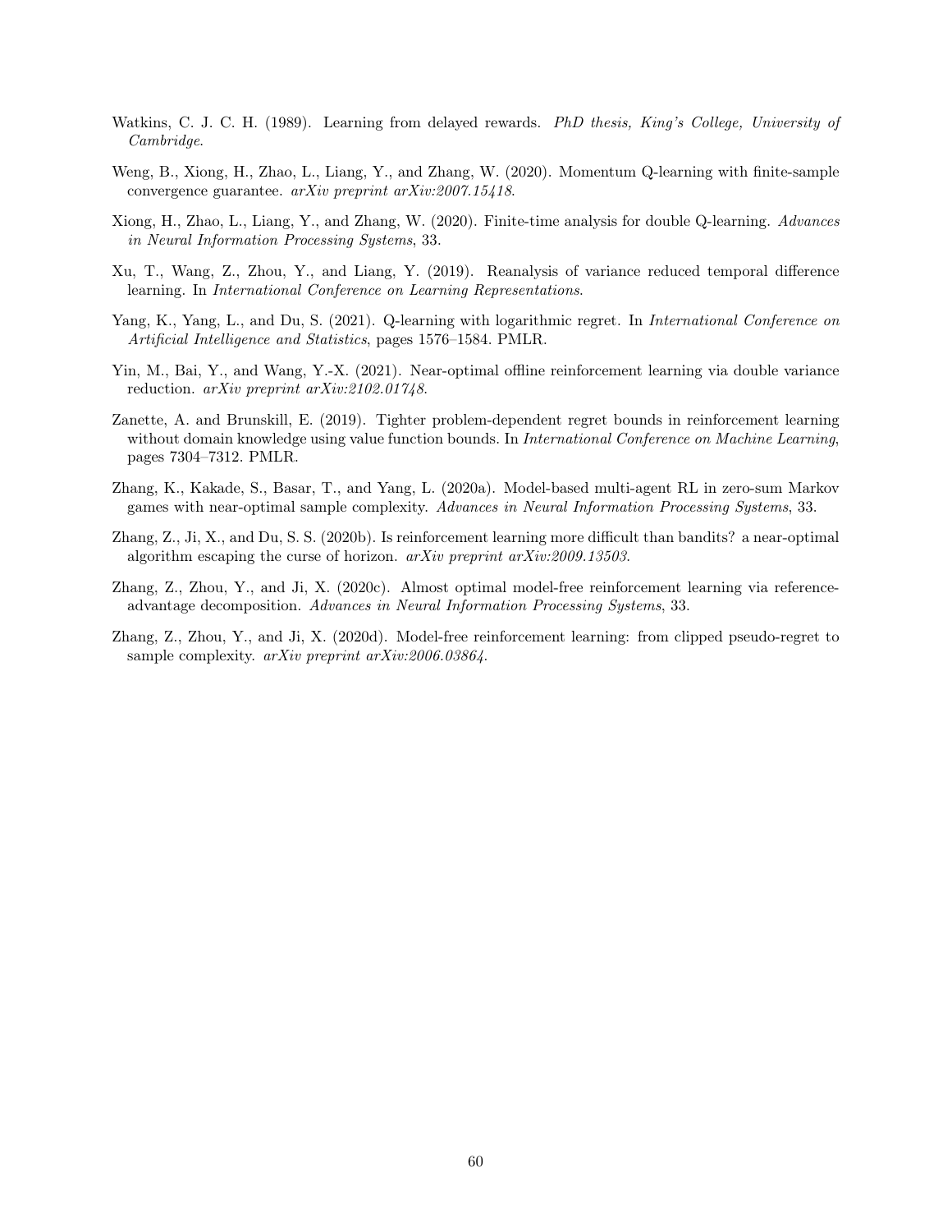Watkins, C. J. C. H. (1989). Learning from delayed rewards. *PhD thesis, King's College, University of Cambridge*.

Weng, B., Xiong, H., Zhao, L., Liang, Y., and Zhang, W. (2020). Momentum Q-learning with finite-sample convergence guarantee. *arXiv preprint arXiv:2007.15418*.

Xiong, H., Zhao, L., Liang, Y., and Zhang, W. (2020). Finite-time analysis for double Q-learning. *Advances in Neural Information Processing Systems*, 33.

Xu, T., Wang, Z., Zhou, Y., and Liang, Y. (2019). Reanalysis of variance reduced temporal difference learning. In *International Conference on Learning Representations*.

Yang, K., Yang, L., and Du, S. (2021). Q-learning with logarithmic regret. In *International Conference on Artificial Intelligence and Statistics*, pages 1576–1584. PMLR.

Yin, M., Bai, Y., and Wang, Y.-X. (2021). Near-optimal offline reinforcement learning via double variance reduction. *arXiv preprint arXiv:2102.01748*.

Zanette, A. and Brunskill, E. (2019). Tighter problem-dependent regret bounds in reinforcement learning without domain knowledge using value function bounds. In *International Conference on Machine Learning*, pages 7304–7312. PMLR.

Zhang, K., Kakade, S., Basar, T., and Yang, L. (2020a). Model-based multi-agent RL in zero-sum Markov games with near-optimal sample complexity. *Advances in Neural Information Processing Systems*, 33.

Zhang, Z., Ji, X., and Du, S. S. (2020b). Is reinforcement learning more difficult than bandits? a near-optimal algorithm escaping the curse of horizon. *arXiv preprint arXiv:2009.13503*.

Zhang, Z., Zhou, Y., and Ji, X. (2020c). Almost optimal model-free reinforcement learning via reference-advantage decomposition. *Advances in Neural Information Processing Systems*, 33.

Zhang, Z., Zhou, Y., and Ji, X. (2020d). Model-free reinforcement learning: from clipped pseudo-regret to sample complexity. *arXiv preprint arXiv:2006.03864*.